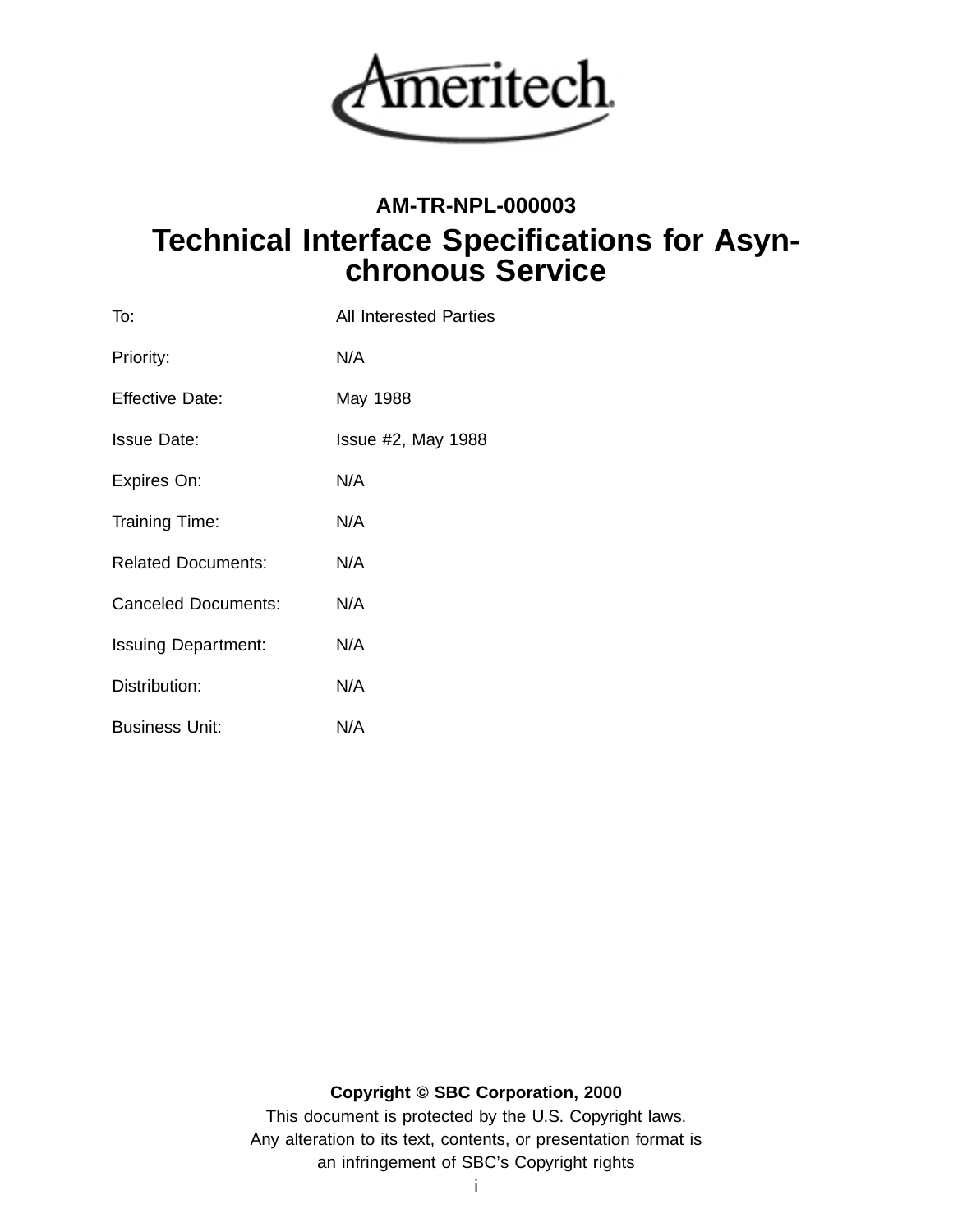Ameritech

**AM-TR-NPL-000003**

# Technical Interface Specifications for Asynchronous Service

| | |
|---|---|
| To: | All Interested Parties |
| Priority: | N/A |
| Effective Date: | May 1988 |
| Issue Date: | Issue #2, May 1988 |
| Expires On: | N/A |
| Training Time: | N/A |
| Related Documents: | N/A |
| Canceled Documents: | N/A |
| Issuing Department: | N/A |
| Distribution: | N/A |
| Business Unit: | N/A |

**Copyright © SBC Corporation, 2000**

This document is protected by the U.S. Copyright laws.
Any alteration to its text, contents, or presentation format is
an infringement of SBC's Copyright rights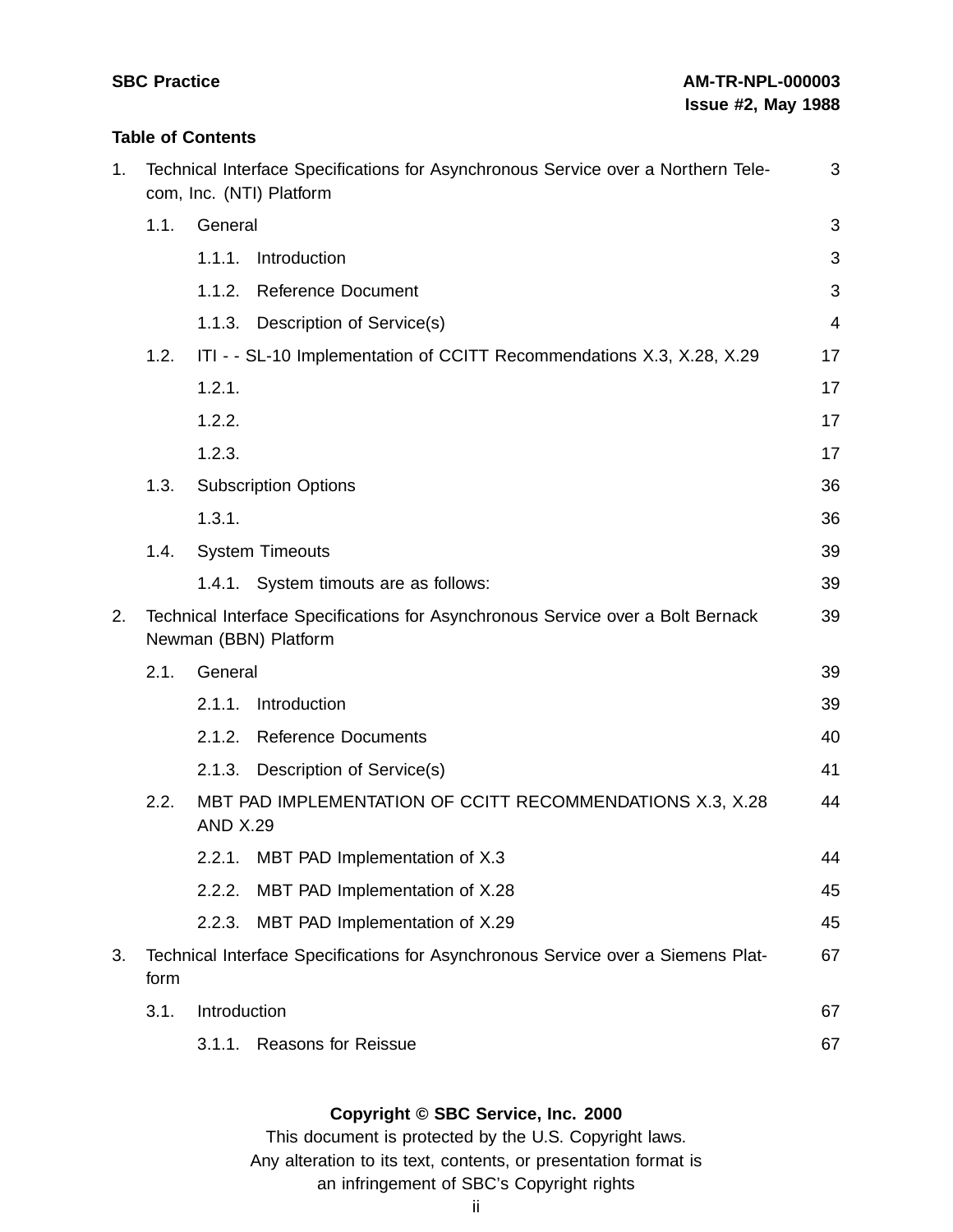**Table of Contents**

1. Technical Interface Specifications for Asynchronous Service over a Northern Telecom, Inc. (NTI) Platform ... 3
   - 1.1. General ... 3
     - 1.1.1. Introduction ... 3
     - 1.1.2. Reference Document ... 3
     - 1.1.3. Description of Service(s) ... 4
   - 1.2. ITI - - SL-10 Implementation of CCITT Recommendations X.3, X.28, X.29 ... 17
     - 1.2.1. ... 17
     - 1.2.2. ... 17
     - 1.2.3. ... 17
   - 1.3. Subscription Options ... 36
     - 1.3.1. ... 36
   - 1.4. System Timeouts ... 39
     - 1.4.1. System timouts are as follows: ... 39
2. Technical Interface Specifications for Asynchronous Service over a Bolt Bernack Newman (BBN) Platform ... 39
   - 2.1. General ... 39
     - 2.1.1. Introduction ... 39
     - 2.1.2. Reference Documents ... 40
     - 2.1.3. Description of Service(s) ... 41
   - 2.2. MBT PAD IMPLEMENTATION OF CCITT RECOMMENDATIONS X.3, X.28 AND X.29 ... 44
     - 2.2.1. MBT PAD Implementation of X.3 ... 44
     - 2.2.2. MBT PAD Implementation of X.28 ... 45
     - 2.2.3. MBT PAD Implementation of X.29 ... 45
3. Technical Interface Specifications for Asynchronous Service over a Siemens Platform ... 67
   - 3.1. Introduction ... 67
     - 3.1.1. Reasons for Reissue ... 67

**Copyright © SBC Service, Inc. 2000**

This document is protected by the U.S. Copyright laws.
Any alteration to its text, contents, or presentation format is an infringement of SBC's Copyright rights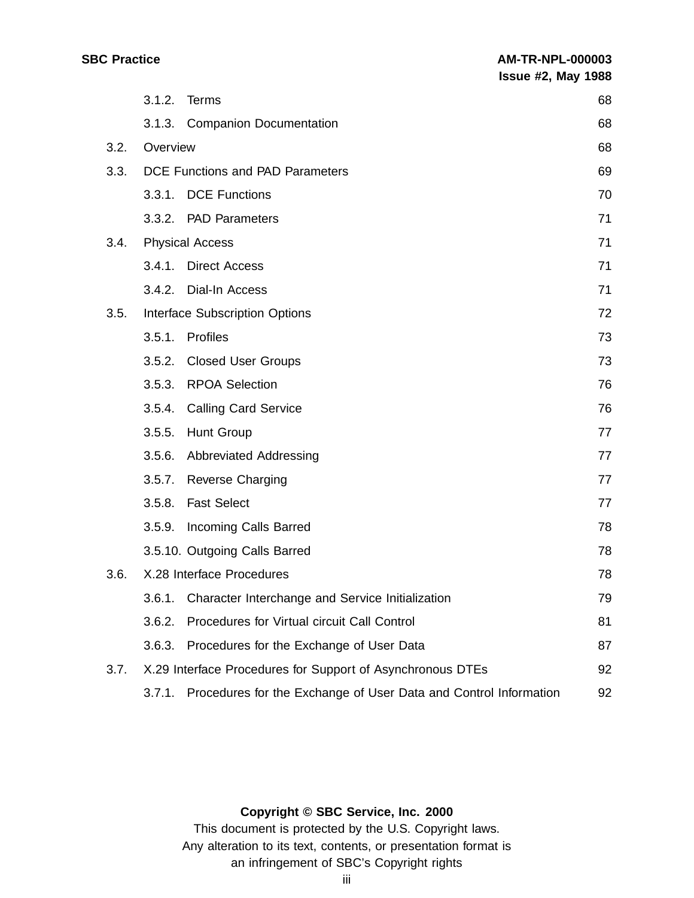| | | |
|---|---|---|
| 3.1.2. | Terms | 68 |
| 3.1.3. | Companion Documentation | 68 |
| 3.2. | Overview | 68 |
| 3.3. | DCE Functions and PAD Parameters | 69 |
| 3.3.1. | DCE Functions | 70 |
| 3.3.2. | PAD Parameters | 71 |
| 3.4. | Physical Access | 71 |
| 3.4.1. | Direct Access | 71 |
| 3.4.2. | Dial-In Access | 71 |
| 3.5. | Interface Subscription Options | 72 |
| 3.5.1. | Profiles | 73 |
| 3.5.2. | Closed User Groups | 73 |
| 3.5.3. | RPOA Selection | 76 |
| 3.5.4. | Calling Card Service | 76 |
| 3.5.5. | Hunt Group | 77 |
| 3.5.6. | Abbreviated Addressing | 77 |
| 3.5.7. | Reverse Charging | 77 |
| 3.5.8. | Fast Select | 77 |
| 3.5.9. | Incoming Calls Barred | 78 |
| 3.5.10. | Outgoing Calls Barred | 78 |
| 3.6. | X.28 Interface Procedures | 78 |
| 3.6.1. | Character Interchange and Service Initialization | 79 |
| 3.6.2. | Procedures for Virtual circuit Call Control | 81 |
| 3.6.3. | Procedures for the Exchange of User Data | 87 |
| 3.7. | X.29 Interface Procedures for Support of Asynchronous DTEs | 92 |
| 3.7.1. | Procedures for the Exchange of User Data and Control Information | 92 |

**Copyright © SBC Service, Inc. 2000**

This document is protected by the U.S. Copyright laws.
Any alteration to its text, contents, or presentation format is
an infringement of SBC's Copyright rights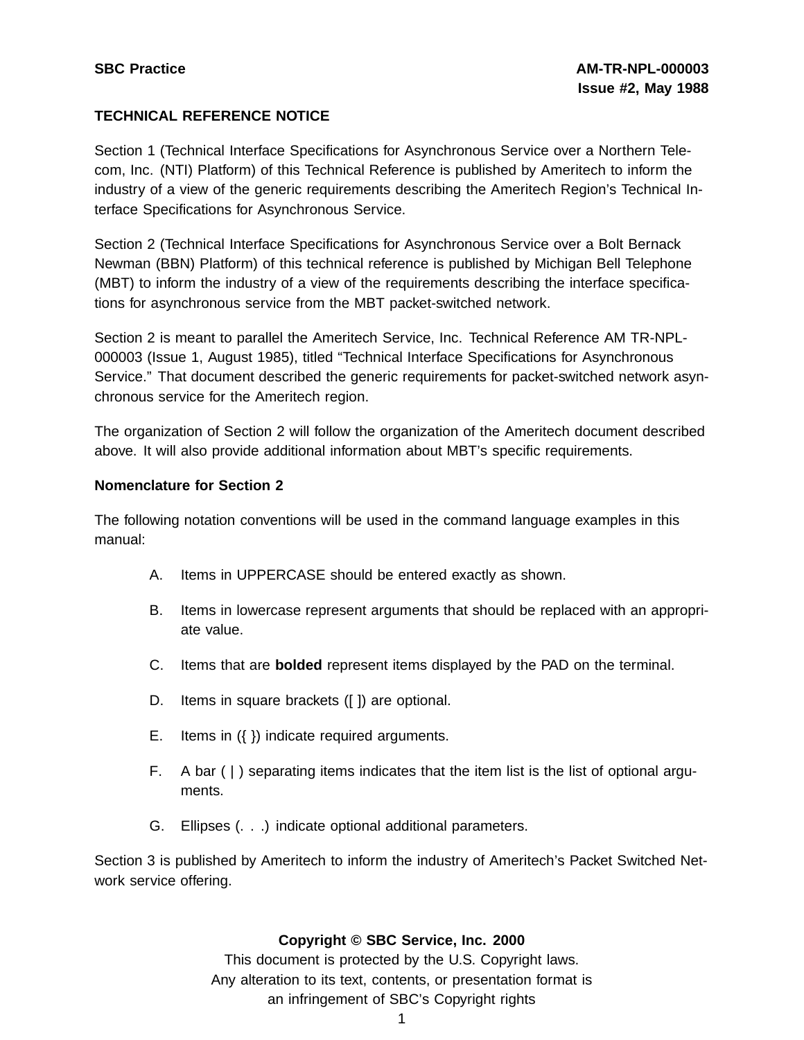**TECHNICAL REFERENCE NOTICE**

Section 1 (Technical Interface Specifications for Asynchronous Service over a Northern Telecom, Inc. (NTI) Platform) of this Technical Reference is published by Ameritech to inform the industry of a view of the generic requirements describing the Ameritech Region's Technical Interface Specifications for Asynchronous Service.

Section 2 (Technical Interface Specifications for Asynchronous Service over a Bolt Bernack Newman (BBN) Platform) of this technical reference is published by Michigan Bell Telephone (MBT) to inform the industry of a view of the requirements describing the interface specifications for asynchronous service from the MBT packet-switched network.

Section 2 is meant to parallel the Ameritech Service, Inc. Technical Reference AM TR-NPL-000003 (Issue 1, August 1985), titled "Technical Interface Specifications for Asynchronous Service." That document described the generic requirements for packet-switched network asynchronous service for the Ameritech region.

The organization of Section 2 will follow the organization of the Ameritech document described above. It will also provide additional information about MBT's specific requirements.

**Nomenclature for Section 2**

The following notation conventions will be used in the command language examples in this manual:

A. Items in UPPERCASE should be entered exactly as shown.

B. Items in lowercase represent arguments that should be replaced with an appropriate value.

C. Items that are **bolded** represent items displayed by the PAD on the terminal.

D. Items in square brackets ([ ]) are optional.

E. Items in ({ }) indicate required arguments.

F. A bar ( | ) separating items indicates that the item list is the list of optional arguments.

G. Ellipses (. . .) indicate optional additional parameters.

Section 3 is published by Ameritech to inform the industry of Ameritech's Packet Switched Network service offering.

**Copyright © SBC Service, Inc. 2000**

This document is protected by the U.S. Copyright laws.
Any alteration to its text, contents, or presentation format is
an infringement of SBC's Copyright rights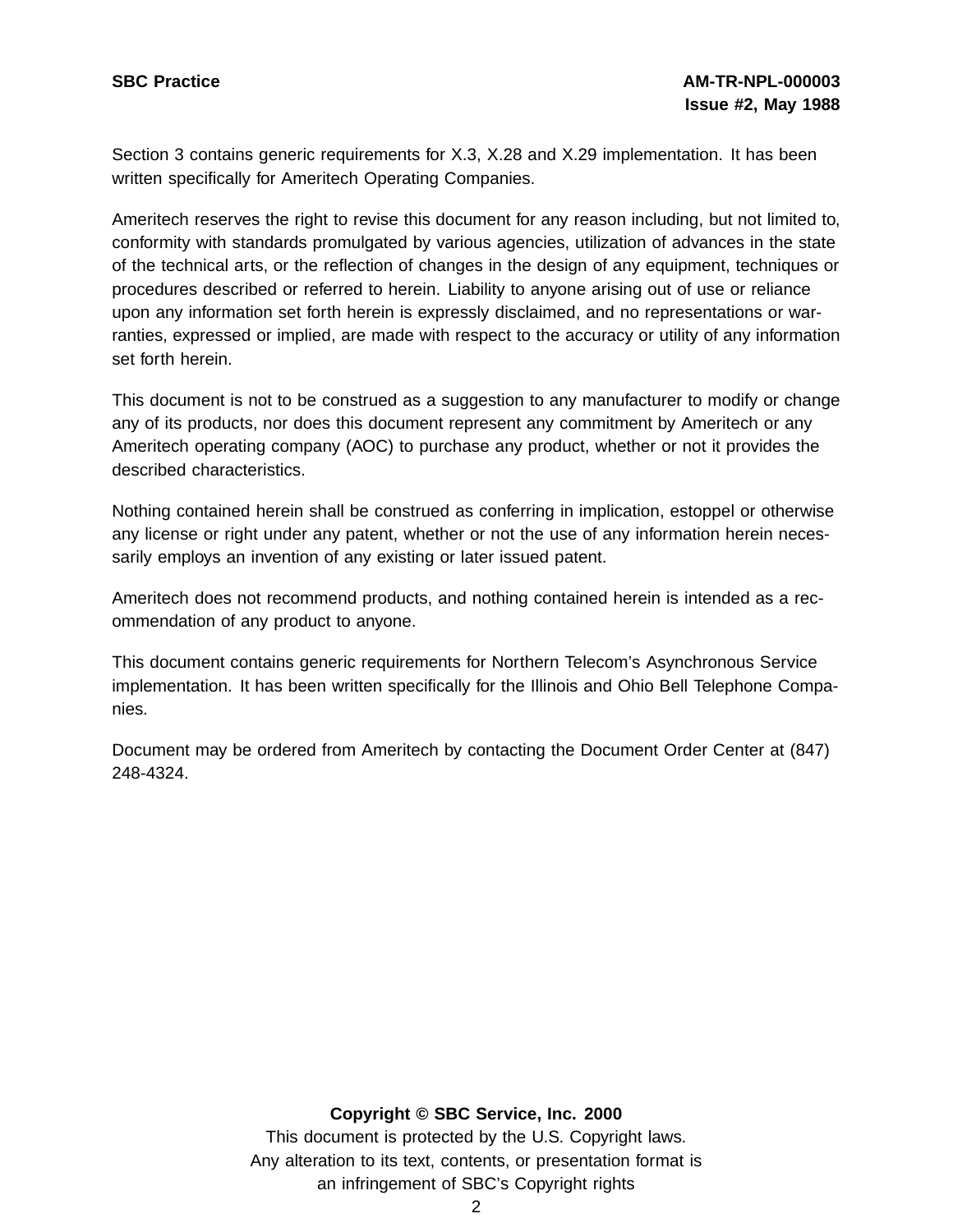Section 3 contains generic requirements for X.3, X.28 and X.29 implementation. It has been written specifically for Ameritech Operating Companies.

Ameritech reserves the right to revise this document for any reason including, but not limited to, conformity with standards promulgated by various agencies, utilization of advances in the state of the technical arts, or the reflection of changes in the design of any equipment, techniques or procedures described or referred to herein. Liability to anyone arising out of use or reliance upon any information set forth herein is expressly disclaimed, and no representations or warranties, expressed or implied, are made with respect to the accuracy or utility of any information set forth herein.

This document is not to be construed as a suggestion to any manufacturer to modify or change any of its products, nor does this document represent any commitment by Ameritech or any Ameritech operating company (AOC) to purchase any product, whether or not it provides the described characteristics.

Nothing contained herein shall be construed as conferring in implication, estoppel or otherwise any license or right under any patent, whether or not the use of any information herein necessarily employs an invention of any existing or later issued patent.

Ameritech does not recommend products, and nothing contained herein is intended as a recommendation of any product to anyone.

This document contains generic requirements for Northern Telecom's Asynchronous Service implementation. It has been written specifically for the Illinois and Ohio Bell Telephone Companies.

Document may be ordered from Ameritech by contacting the Document Order Center at (847) 248-4324.

**Copyright © SBC Service, Inc. 2000**

This document is protected by the U.S. Copyright laws.
Any alteration to its text, contents, or presentation format is an infringement of SBC's Copyright rights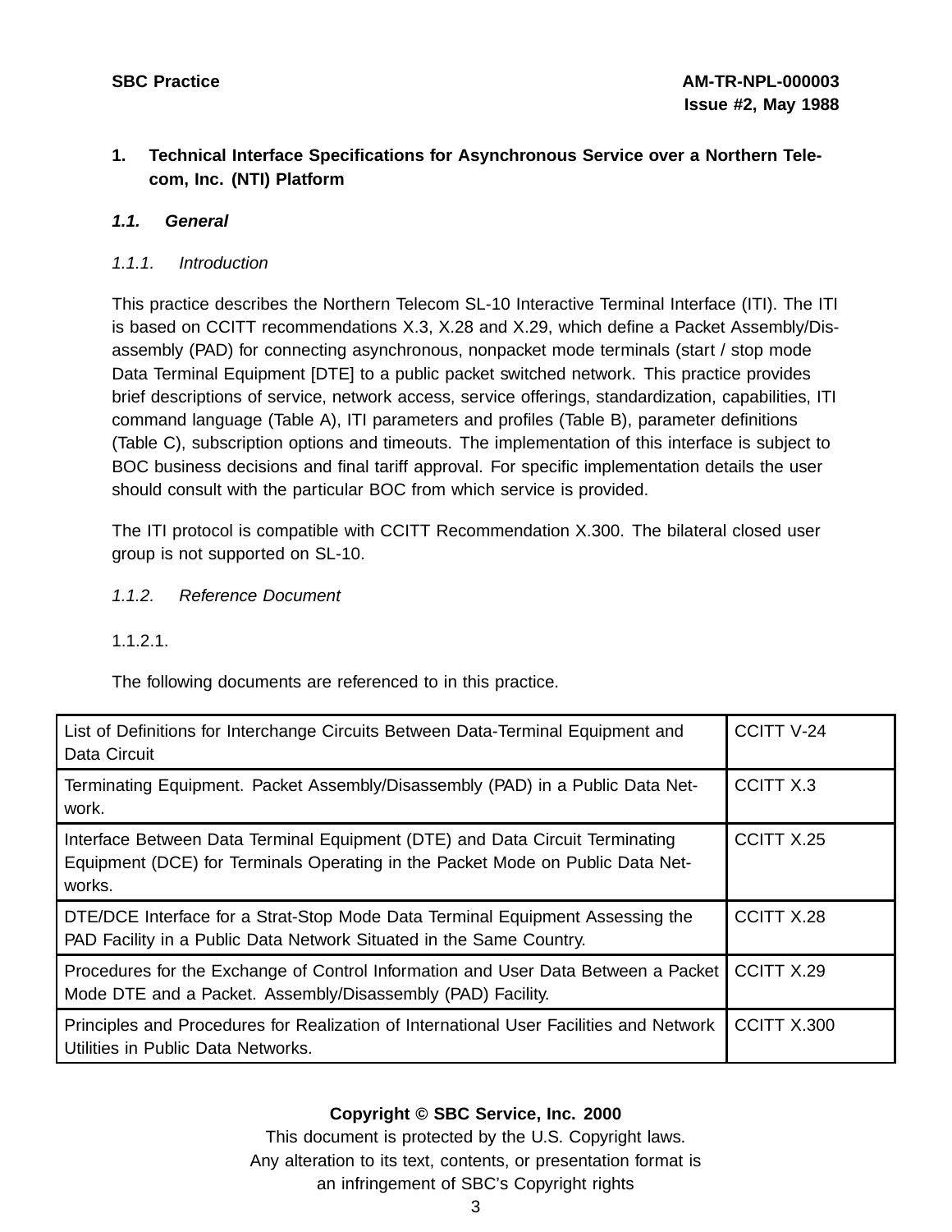# 1. Technical Interface Specifications for Asynchronous Service over a Northern Telecom, Inc. (NTI) Platform

## *1.1. General*

### *1.1.1. Introduction*

This practice describes the Northern Telecom SL-10 Interactive Terminal Interface (ITI). The ITI is based on CCITT recommendations X.3, X.28 and X.29, which define a Packet Assembly/Disassembly (PAD) for connecting asynchronous, nonpacket mode terminals (start / stop mode Data Terminal Equipment [DTE] to a public packet switched network. This practice provides brief descriptions of service, network access, service offerings, standardization, capabilities, ITI command language (Table A), ITI parameters and profiles (Table B), parameter definitions (Table C), subscription options and timeouts. The implementation of this interface is subject to BOC business decisions and final tariff approval. For specific implementation details the user should consult with the particular BOC from which service is provided.

The ITI protocol is compatible with CCITT Recommendation X.300. The bilateral closed user group is not supported on SL-10.

### *1.1.2. Reference Document*

1.1.2.1.

The following documents are referenced to in this practice.

| | |
|---|---|
| List of Definitions for Interchange Circuits Between Data-Terminal Equipment and Data Circuit | CCITT V-24 |
| Terminating Equipment. Packet Assembly/Disassembly (PAD) in a Public Data Network. | CCITT X.3 |
| Interface Between Data Terminal Equipment (DTE) and Data Circuit Terminating Equipment (DCE) for Terminals Operating in the Packet Mode on Public Data Networks. | CCITT X.25 |
| DTE/DCE Interface for a Strat-Stop Mode Data Terminal Equipment Assessing the PAD Facility in a Public Data Network Situated in the Same Country. | CCITT X.28 |
| Procedures for the Exchange of Control Information and User Data Between a Packet Mode DTE and a Packet. Assembly/Disassembly (PAD) Facility. | CCITT X.29 |
| Principles and Procedures for Realization of International User Facilities and Network Utilities in Public Data Networks. | CCITT X.300 |

**Copyright © SBC Service, Inc. 2000**

This document is protected by the U.S. Copyright laws.
Any alteration to its text, contents, or presentation format is an infringement of SBC's Copyright rights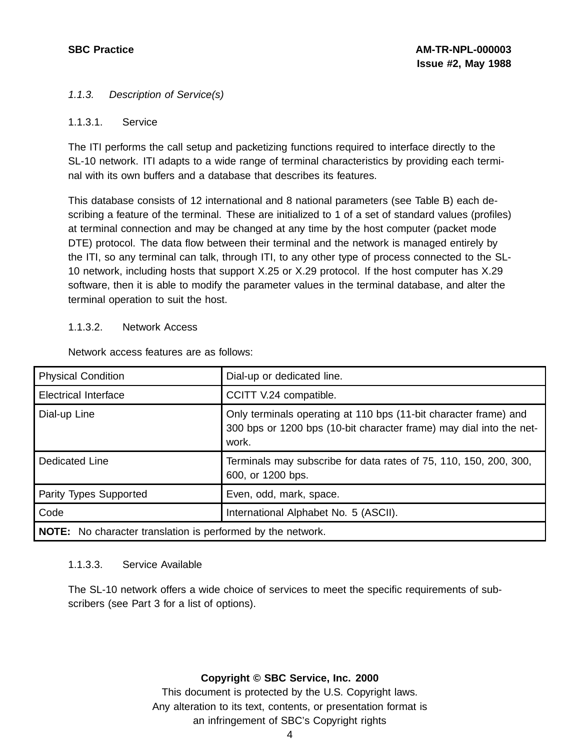*1.1.3. Description of Service(s)*

1.1.3.1. Service

The ITI performs the call setup and packetizing functions required to interface directly to the SL-10 network. ITI adapts to a wide range of terminal characteristics by providing each terminal with its own buffers and a database that describes its features.

This database consists of 12 international and 8 national parameters (see Table B) each describing a feature of the terminal. These are initialized to 1 of a set of standard values (profiles) at terminal connection and may be changed at any time by the host computer (packet mode DTE) protocol. The data flow between their terminal and the network is managed entirely by the ITI, so any terminal can talk, through ITI, to any other type of process connected to the SL-10 network, including hosts that support X.25 or X.29 protocol. If the host computer has X.29 software, then it is able to modify the parameter values in the terminal database, and alter the terminal operation to suit the host.

1.1.3.2. Network Access

Network access features are as follows:

| | |
|---|---|
| Physical Condition | Dial-up or dedicated line. |
| Electrical Interface | CCITT V.24 compatible. |
| Dial-up Line | Only terminals operating at 110 bps (11-bit character frame) and 300 bps or 1200 bps (10-bit character frame) may dial into the network. |
| Dedicated Line | Terminals may subscribe for data rates of 75, 110, 150, 200, 300, 600, or 1200 bps. |
| Parity Types Supported | Even, odd, mark, space. |
| Code | International Alphabet No. 5 (ASCII). |
| **NOTE:** No character translation is performed by the network. | |

1.1.3.3. Service Available

The SL-10 network offers a wide choice of services to meet the specific requirements of subscribers (see Part 3 for a list of options).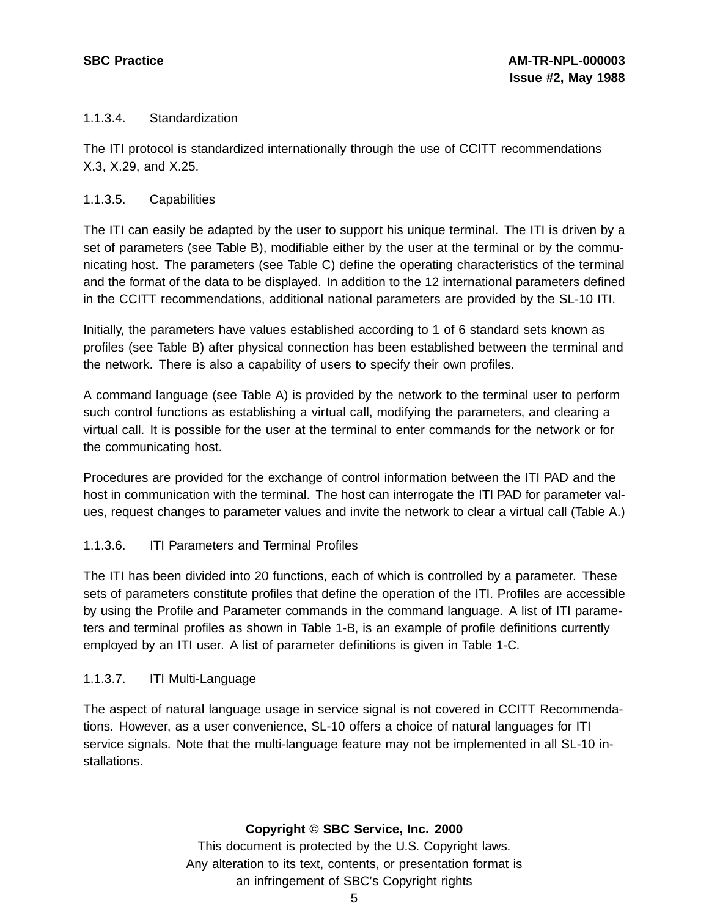1.1.3.4. Standardization

The ITI protocol is standardized internationally through the use of CCITT recommendations X.3, X.29, and X.25.

1.1.3.5. Capabilities

The ITI can easily be adapted by the user to support his unique terminal. The ITI is driven by a set of parameters (see Table B), modifiable either by the user at the terminal or by the communicating host. The parameters (see Table C) define the operating characteristics of the terminal and the format of the data to be displayed. In addition to the 12 international parameters defined in the CCITT recommendations, additional national parameters are provided by the SL-10 ITI.

Initially, the parameters have values established according to 1 of 6 standard sets known as profiles (see Table B) after physical connection has been established between the terminal and the network. There is also a capability of users to specify their own profiles.

A command language (see Table A) is provided by the network to the terminal user to perform such control functions as establishing a virtual call, modifying the parameters, and clearing a virtual call. It is possible for the user at the terminal to enter commands for the network or for the communicating host.

Procedures are provided for the exchange of control information between the ITI PAD and the host in communication with the terminal. The host can interrogate the ITI PAD for parameter values, request changes to parameter values and invite the network to clear a virtual call (Table A.)

1.1.3.6. ITI Parameters and Terminal Profiles

The ITI has been divided into 20 functions, each of which is controlled by a parameter. These sets of parameters constitute profiles that define the operation of the ITI. Profiles are accessible by using the Profile and Parameter commands in the command language. A list of ITI parameters and terminal profiles as shown in Table 1-B, is an example of profile definitions currently employed by an ITI user. A list of parameter definitions is given in Table 1-C.

1.1.3.7. ITI Multi-Language

The aspect of natural language usage in service signal is not covered in CCITT Recommendations. However, as a user convenience, SL-10 offers a choice of natural languages for ITI service signals. Note that the multi-language feature may not be implemented in all SL-10 installations.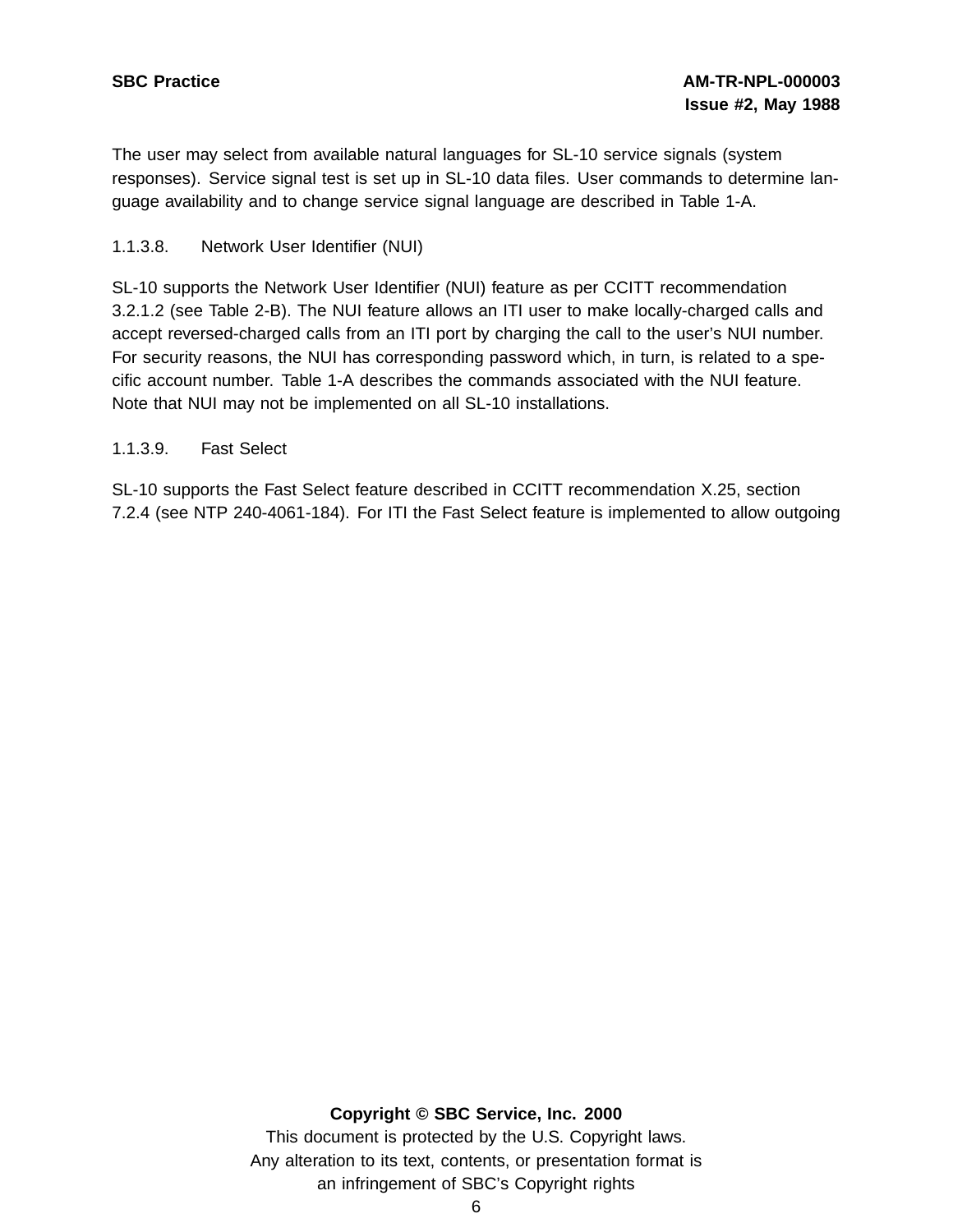The user may select from available natural languages for SL-10 service signals (system responses). Service signal test is set up in SL-10 data files. User commands to determine language availability and to change service signal language are described in Table 1-A.

#### 1.1.3.8. Network User Identifier (NUI)

SL-10 supports the Network User Identifier (NUI) feature as per CCITT recommendation 3.2.1.2 (see Table 2-B). The NUI feature allows an ITI user to make locally-charged calls and accept reversed-charged calls from an ITI port by charging the call to the user's NUI number. For security reasons, the NUI has corresponding password which, in turn, is related to a specific account number. Table 1-A describes the commands associated with the NUI feature. Note that NUI may not be implemented on all SL-10 installations.

#### 1.1.3.9. Fast Select

SL-10 supports the Fast Select feature described in CCITT recommendation X.25, section 7.2.4 (see NTP 240-4061-184). For ITI the Fast Select feature is implemented to allow outgoing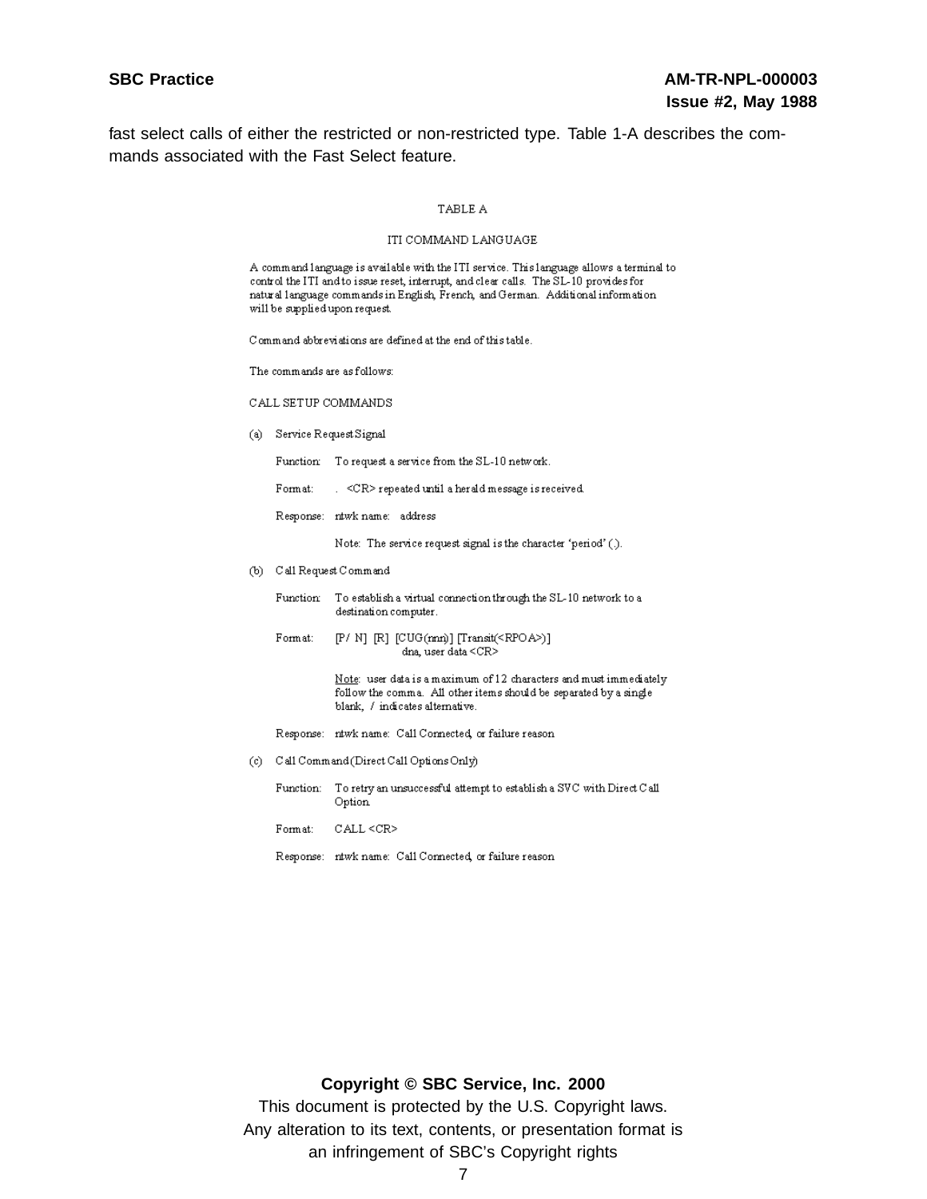fast select calls of either the restricted or non-restricted type. Table 1-A describes the commands associated with the Fast Select feature.

TABLE A

ITI COMMAND LANGUAGE

A command language is available with the ITI service. This language allows a terminal to control the ITI and to issue reset, interrupt, and clear calls. The SL-10 provides for natural language commands in English, French, and German. Additional information will be supplied upon request.

Command abbreviations are defined at the end of this table.

The commands are as follows:

CALL SETUP COMMANDS

(a) Service Request Signal

Function: To request a service from the SL-10 network.

Format: . <CR> repeated until a herald message is received.

Response: ntwk name: address

Note: The service request signal is the character 'period' (.).

(b) Call Request Command

Function: To establish a virtual connection through the SL-10 network to a destination computer.

Format: [P/ N] [R] [CUG(nnn)] [Transit(<RPOA>)] dna, user data <CR>

Note: user data is a maximum of 12 characters and must immediately follow the comma. All other items should be separated by a single blank, / indicates alternative.

Response: ntwk name: Call Connected, or failure reason

(c) Call Command (Direct Call Options Only)

Function: To retry an unsuccessful attempt to establish a SVC with Direct Call Option.

Format: CALL <CR>

Response: ntwk name: Call Connected, or failure reason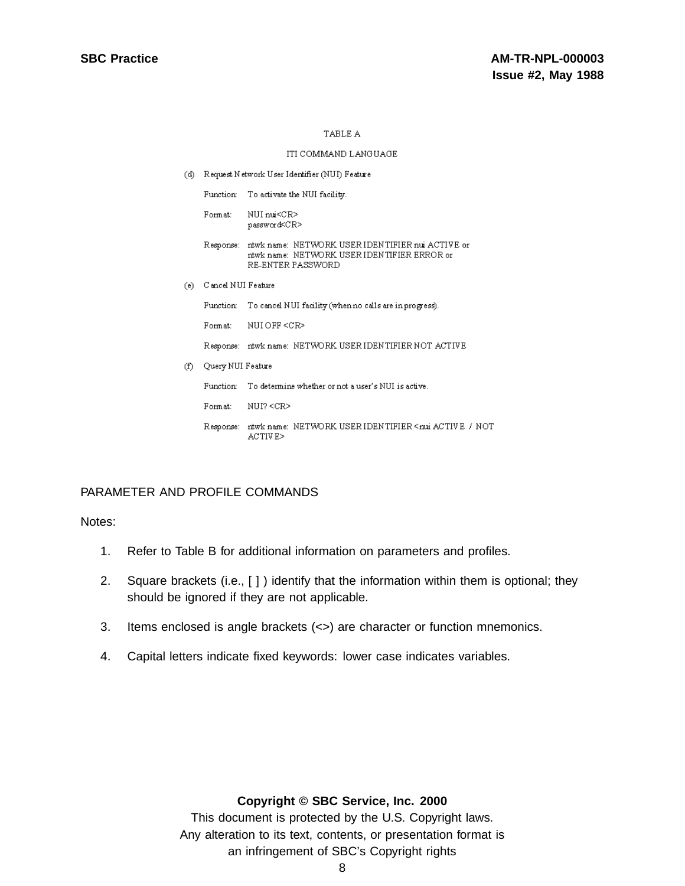TABLE A

ITI COMMAND LANGUAGE

(d) Request Network User Identifier (NUI) Feature

Function: To activate the NUI facility.

Format: NUI nui<CR>
password<CR>

Response: ntwk name: NETWORK USER IDENTIFIER nui ACTIVE or
ntwk name: NETWORK USER IDENTIFIER ERROR or
RE-ENTER PASSWORD

(e) Cancel NUI Feature

Function: To cancel NUI facility (when no calls are in progress).

Format: NUI OFF <CR>

Response: ntwk name: NETWORK USER IDENTIFIER NOT ACTIVE

(f) Query NUI Feature

Function: To determine whether or not a user's NUI is active.

Format: NUI? <CR>

Response: ntwk name: NETWORK USER IDENTIFIER <nui ACTIVE / NOT ACTIVE>

PARAMETER AND PROFILE COMMANDS

Notes:

1. Refer to Table B for additional information on parameters and profiles.
2. Square brackets (i.e., [ ] ) identify that the information within them is optional; they should be ignored if they are not applicable.
3. Items enclosed is angle brackets (<>) are character or function mnemonics.
4. Capital letters indicate fixed keywords: lower case indicates variables.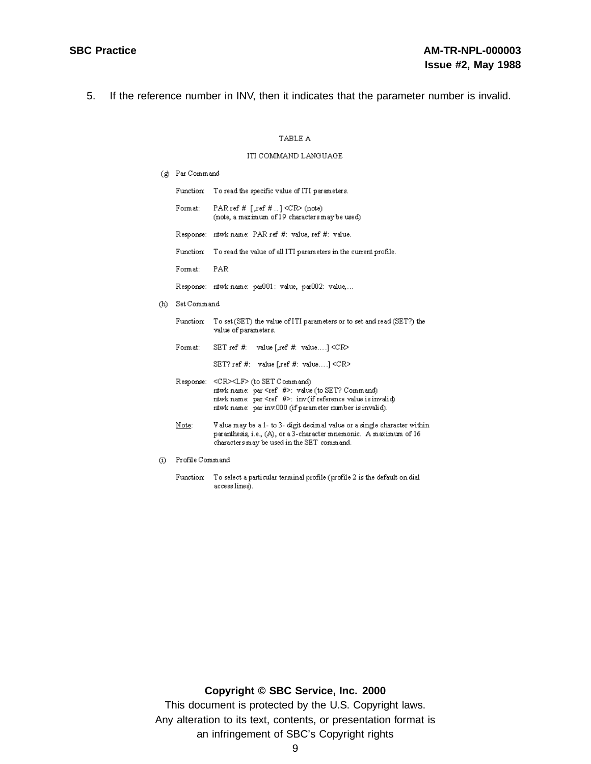5. If the reference number in INV, then it indicates that the parameter number is invalid.

TABLE A

ITI COMMAND LANGUAGE

(g) Par Command

Function: To read the specific value of ITI parameters.

Format: PAR ref # [,ref # ..] <CR> (note)
(note, a maximum of 19 characters may be used)

Response: ntwk name: PAR ref #: value, ref #: value.

Function: To read the value of all ITI parameters in the current profile.

Format: PAR

Response: ntwk name: par001: value, par002: value,…

(h) Set Command

Function: To set (SET) the value of ITI parameters or to set and read (SET?) the value of parameters.

Format: SET ref #: value [,ref #: value….] <CR>

SET? ref #: value [,ref #: value….] <CR>

Response: <CR><LF> (to SET Command)
ntwk name: par <ref #>: value (to SET? Command)
ntwk name: par <ref #>: inv (if reference value is invalid)
ntwk name: par inv:000 (if parameter number is invalid).

Note: Value may be a 1- to 3- digit decimal value or a single character within paranthesis, i.e., (A), or a 3-character mnemonic. A maximum of 16 characters may be used in the SET command.

(i) Profile Command

Function: To select a particular terminal profile (profile 2 is the default on dial access lines).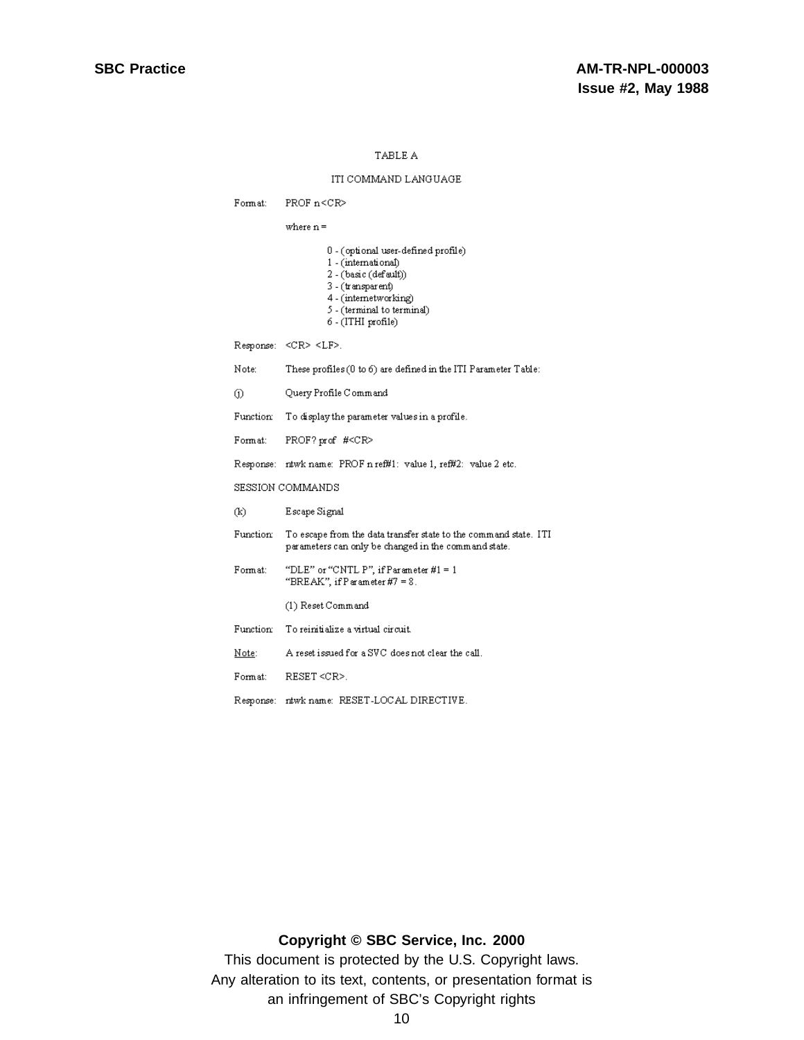TABLE A

ITI COMMAND LANGUAGE

Format: PROF n<CR>

where n =

- 0 - (optional user-defined profile)
- 1 - (international)
- 2 - (basic (default))
- 3 - (transparent)
- 4 - (internetworking)
- 5 - (terminal to terminal)
- 6 - (ITHI profile)

Response: <CR> <LF>.

Note: These profiles (0 to 6) are defined in the ITI Parameter Table:

(j) Query Profile Command

Function: To display the parameter values in a profile.

Format: PROF? prof #<CR>

Response: ntwk name: PROF n ref#1: value 1, ref#2: value 2 etc.

SESSION COMMANDS

(k) Escape Signal

Function: To escape from the data transfer state to the command state. ITI parameters can only be changed in the command state.

Format: "DLE" or "CNTL P", if Parameter #1 = 1
"BREAK", if Parameter #7 = 8.

(1) Reset Command

Function: To reinitialize a virtual circuit.

<u>Note</u>: A reset issued for a SVC does not clear the call.

Format: RESET <CR>.

Response: ntwk name: RESET-LOCAL DIRECTIVE.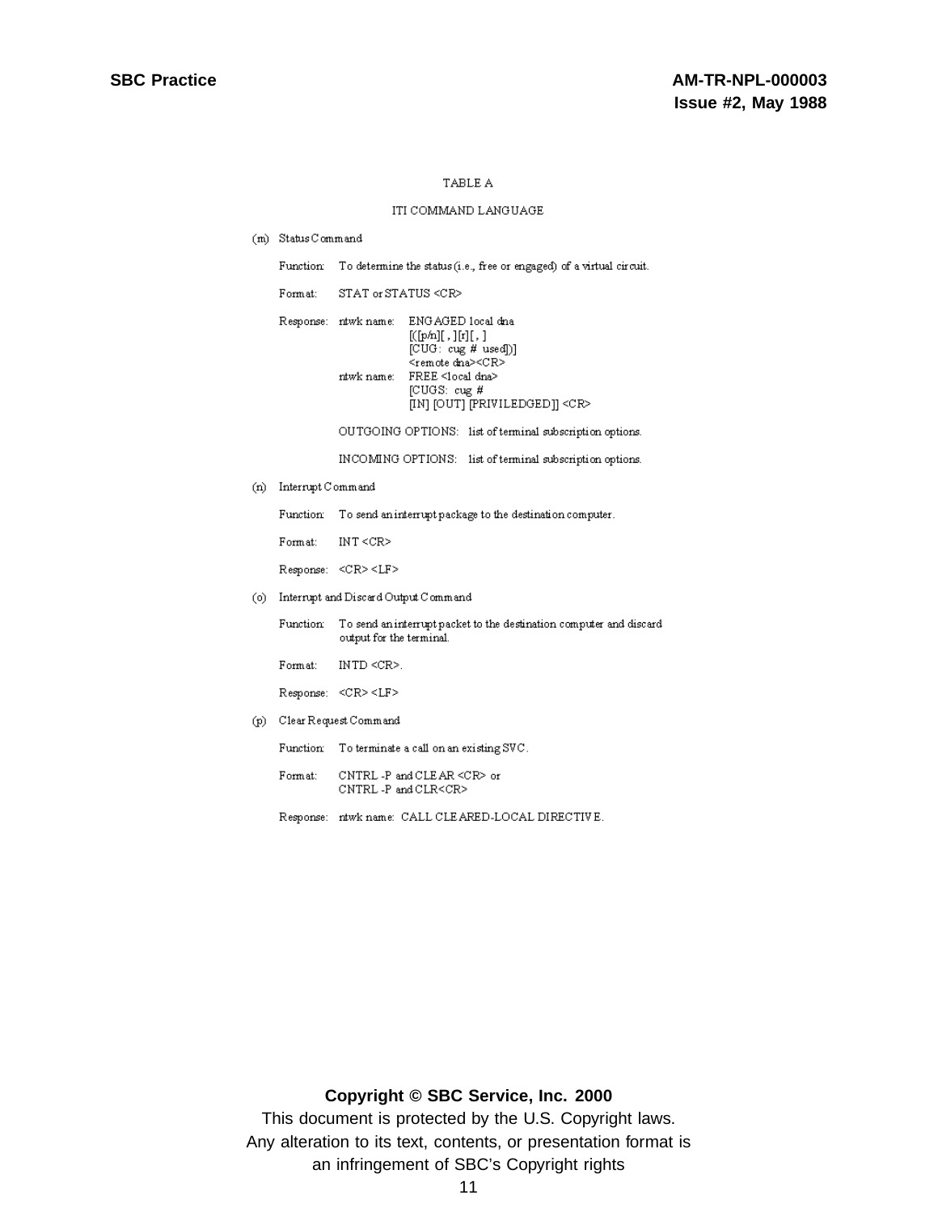TABLE A

ITI COMMAND LANGUAGE

(m) Status Command

Function: To determine the status (i.e., free or engaged) of a virtual circuit.

Format: STAT or STATUS <CR>

Response: ntwk name: ENGAGED local dna
[([p/n][ , ][r][ , ]
[CUG: cug # used])]
<remote dna><CR>
ntwk name: FREE <local dna>
[CUGS: cug #
[IN] [OUT] [PRIVILEDGED]] <CR>

OUTGOING OPTIONS: list of terminal subscription options.

INCOMING OPTIONS: list of terminal subscription options.

(n) Interrupt Command

Function: To send an interrupt package to the destination computer.

Format: INT <CR>

Response: <CR> <LF>

(o) Interrupt and Discard Output Command

Function: To send an interrupt packet to the destination computer and discard output for the terminal.

Format: INTD <CR>.

Response: <CR> <LF>

(p) Clear Request Command

Function: To terminate a call on an existing SVC.

Format: CNTRL -P and CLEAR <CR> or
CNTRL -P and CLR<CR>

Response: ntwk name: CALL CLEARED-LOCAL DIRECTIVE.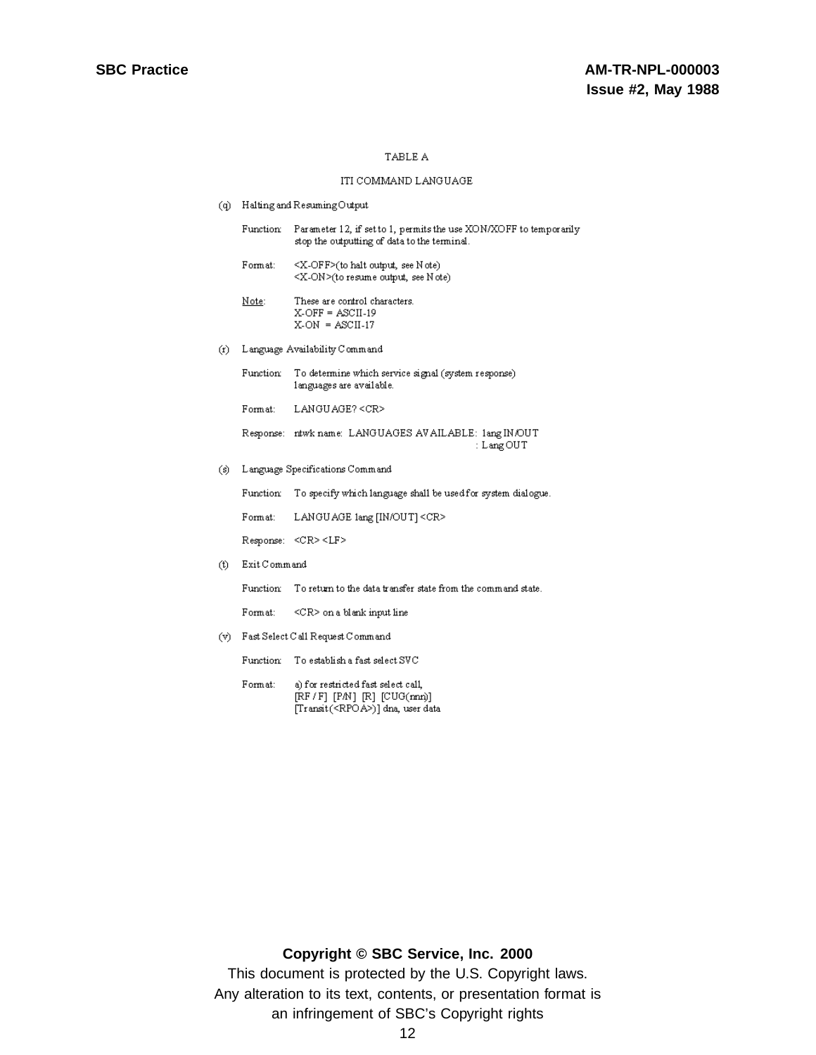TABLE A

ITI COMMAND LANGUAGE

(q) Halting and Resuming Output

Function: Parameter 12, if set to 1, permits the use XON/XOFF to temporarily stop the outputting of data to the terminal.

Format: <X-OFF>(to halt output, see Note)
<X-ON>(to resume output, see Note)

Note: These are control characters.
X-OFF = ASCII-19
X-ON = ASCII-17

(r) Language Availability Command

Function: To determine which service signal (system response) languages are available.

Format: LANGUAGE? <CR>

Response: ntwk name: LANGUAGES AVAILABLE: lang IN/OUT
: Lang OUT

(s) Language Specifications Command

Function: To specify which language shall be used for system dialogue.

Format: LANGUAGE lang [IN/OUT] <CR>

Response: <CR> <LF>

(t) Exit Command

Function: To return to the data transfer state from the command state.

Format: <CR> on a blank input line

(v) Fast Select Call Request Command

Function: To establish a fast select SVC

Format: a) for restricted fast select call,
[RF / F] [P/N] [R] [CUG(nnn)]
[Transit(<RPOA>)] dna, user data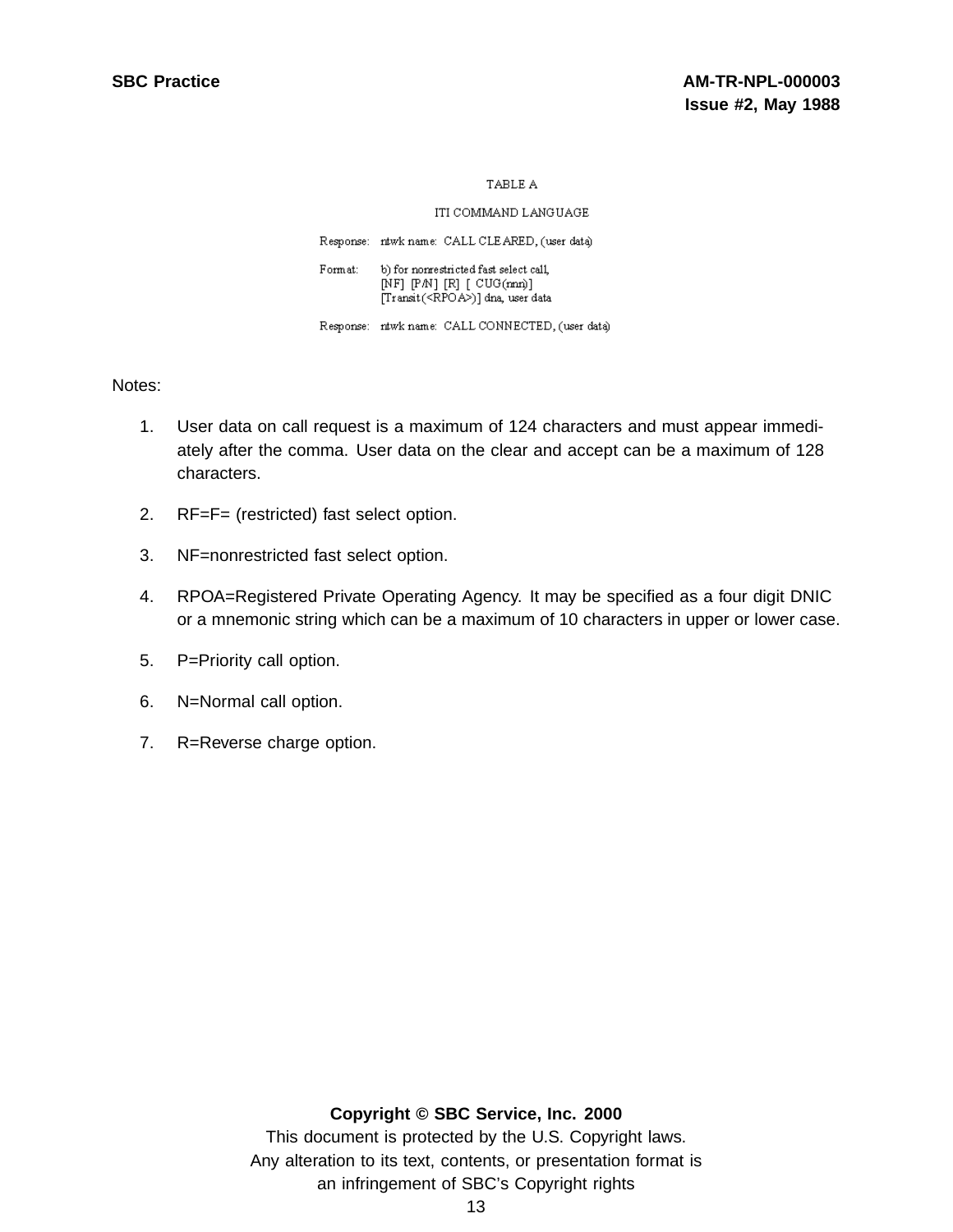TABLE A

ITI COMMAND LANGUAGE

Response: ntwk name: CALL CLEARED, (user data)

Format: b) for nonrestricted fast select call,
[NF] [P/N] [R] [ CUG(nnn)]
[Transit(<RPOA>)] dna, user data

Response: ntwk name: CALL CONNECTED, (user data)

Notes:

1. User data on call request is a maximum of 124 characters and must appear immediately after the comma. User data on the clear and accept can be a maximum of 128 characters.

2. RF=F= (restricted) fast select option.

3. NF=nonrestricted fast select option.

4. RPOA=Registered Private Operating Agency. It may be specified as a four digit DNIC or a mnemonic string which can be a maximum of 10 characters in upper or lower case.

5. P=Priority call option.

6. N=Normal call option.

7. R=Reverse charge option.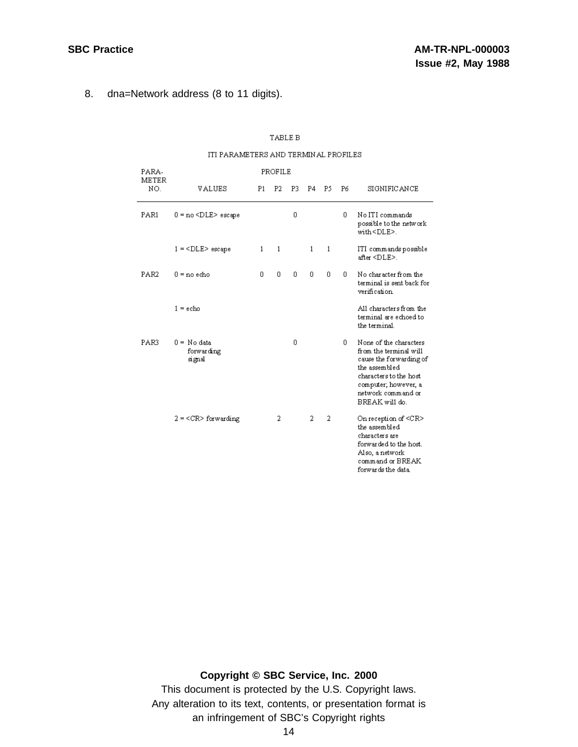8. dna=Network address (8 to 11 digits).

TABLE B

ITI PARAMETERS AND TERMINAL PROFILES

| PARA-METER NO. | VALUES | P1 | P2 | P3 | P4 | P5 | P6 | SIGNIFICANCE |
|---|---|---|---|---|---|---|---|---|
| | | PROFILE | | | | | | |
| PAR1 | 0 = no <DLE> escape | | | 0 | | | 0 | No ITI commands possible to the network with <DLE>. |
| | 1 = <DLE> escape | 1 | 1 | | 1 | 1 | | ITI commands possible after <DLE>. |
| PAR2 | 0 = no echo | 0 | 0 | 0 | 0 | 0 | 0 | No character from the terminal is sent back for verification. |
| | 1 = echo | | | | | | | All characters from the terminal are echoed to the terminal. |
| PAR3 | 0 = No data forwarding signal | | | 0 | | | 0 | None of the characters from the terminal will cause the forwarding of the assembled characters to the host computer; however, a network command or BREAK will do. |
| | 2 = <CR> forwarding | | 2 | | 2 | 2 | | On reception of <CR> the assembled characters are forwarded to the host. Also, a network command or BREAK forwards the data. |

**Copyright © SBC Service, Inc. 2000**

This document is protected by the U.S. Copyright laws.
Any alteration to its text, contents, or presentation format is an infringement of SBC's Copyright rights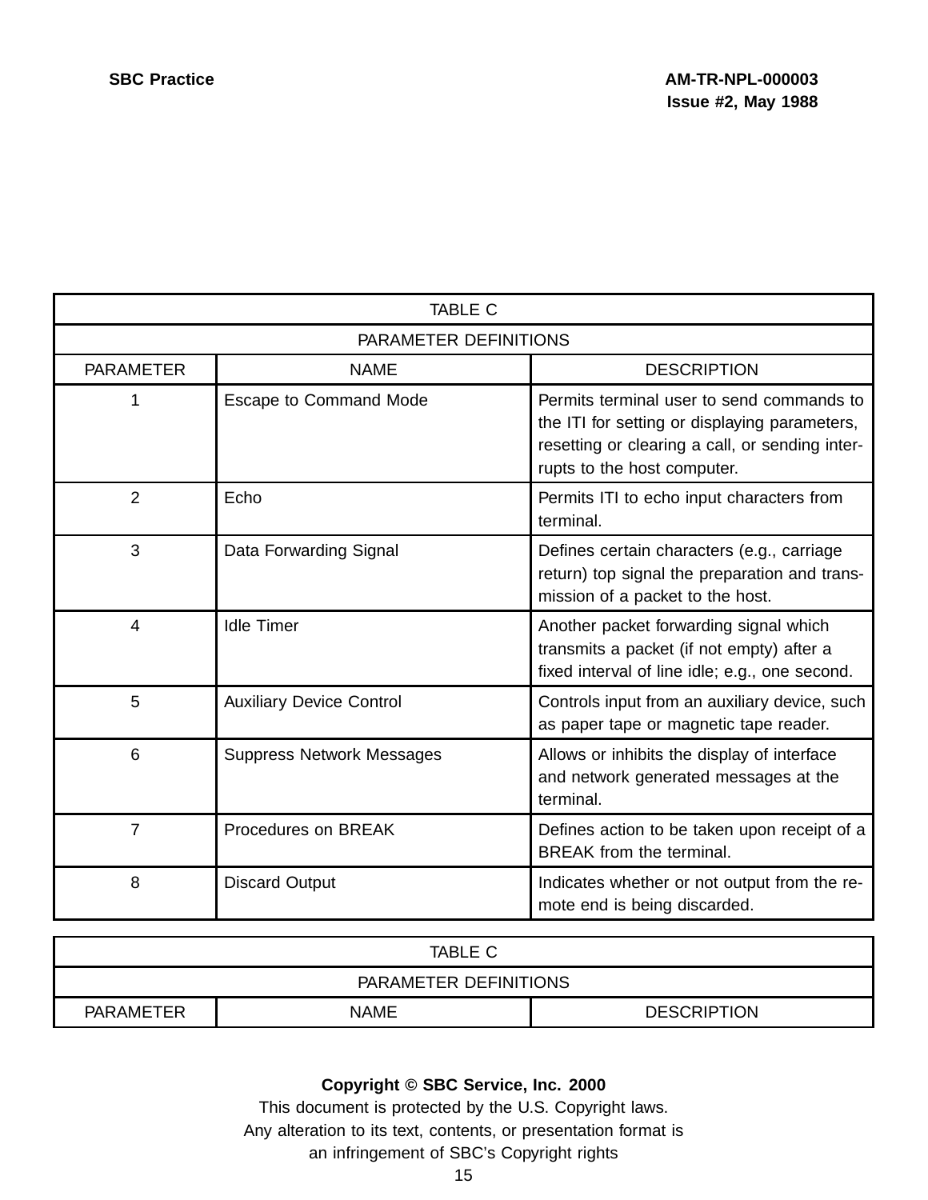| TABLE C | | |
|---|---|---|
| PARAMETER DEFINITIONS | | |
| PARAMETER | NAME | DESCRIPTION |
| 1 | Escape to Command Mode | Permits terminal user to send commands to the ITI for setting or displaying parameters, resetting or clearing a call, or sending interrupts to the host computer. |
| 2 | Echo | Permits ITI to echo input characters from terminal. |
| 3 | Data Forwarding Signal | Defines certain characters (e.g., carriage return) top signal the preparation and transmission of a packet to the host. |
| 4 | Idle Timer | Another packet forwarding signal which transmits a packet (if not empty) after a fixed interval of line idle; e.g., one second. |
| 5 | Auxiliary Device Control | Controls input from an auxiliary device, such as paper tape or magnetic tape reader. |
| 6 | Suppress Network Messages | Allows or inhibits the display of interface and network generated messages at the terminal. |
| 7 | Procedures on BREAK | Defines action to be taken upon receipt of a BREAK from the terminal. |
| 8 | Discard Output | Indicates whether or not output from the remote end is being discarded. |

| TABLE C | | |
|---|---|---|
| PARAMETER DEFINITIONS | | |
| PARAMETER | NAME | DESCRIPTION |

**Copyright © SBC Service, Inc. 2000**
This document is protected by the U.S. Copyright laws.
Any alteration to its text, contents, or presentation format is an infringement of SBC's Copyright rights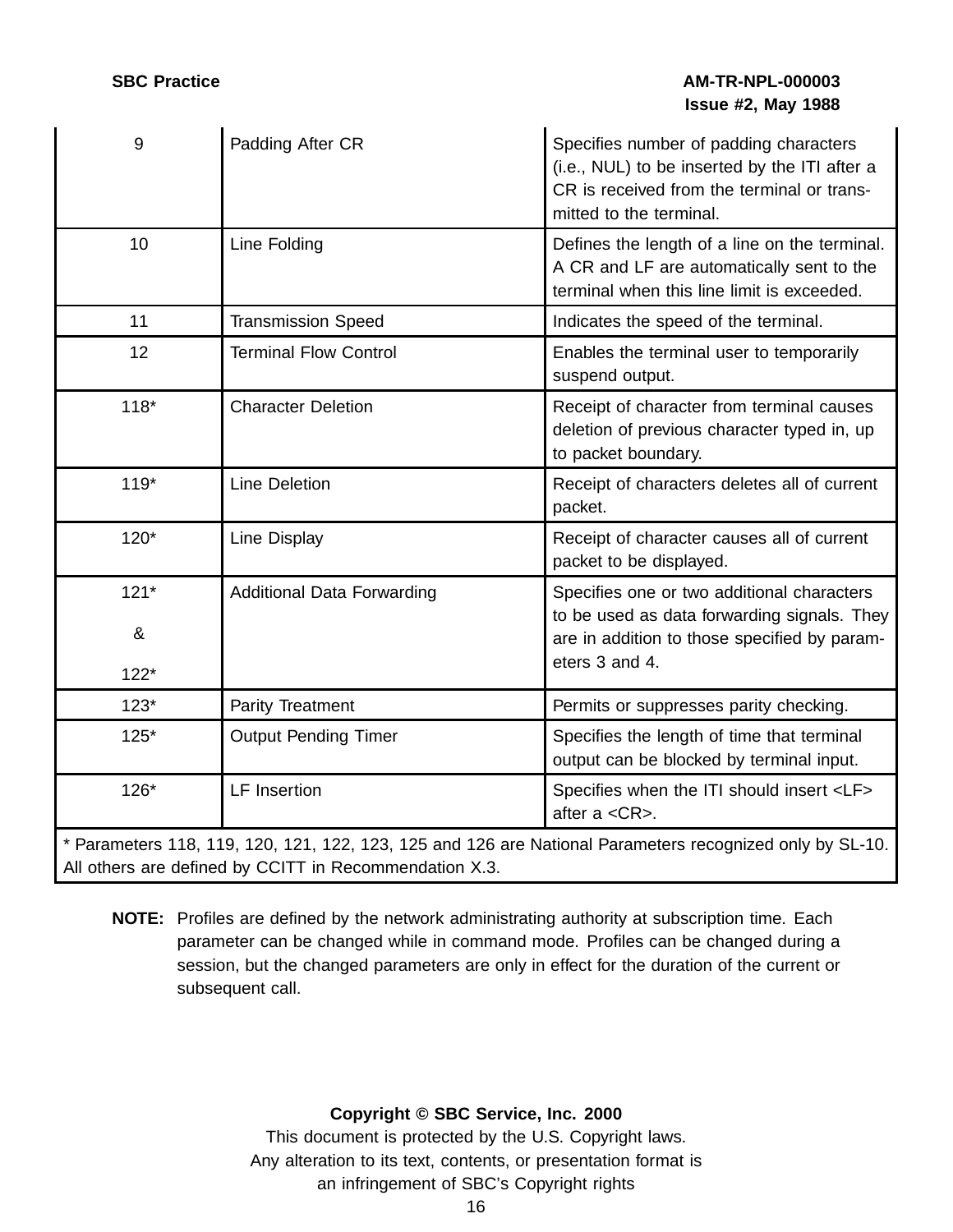| | | |
|---|---|---|
| 9 | Padding After CR | Specifies number of padding characters (i.e., NUL) to be inserted by the ITI after a CR is received from the terminal or transmitted to the terminal. |
| 10 | Line Folding | Defines the length of a line on the terminal. A CR and LF are automatically sent to the terminal when this line limit is exceeded. |
| 11 | Transmission Speed | Indicates the speed of the terminal. |
| 12 | Terminal Flow Control | Enables the terminal user to temporarily suspend output. |
| 118* | Character Deletion | Receipt of character from terminal causes deletion of previous character typed in, up to packet boundary. |
| 119* | Line Deletion | Receipt of characters deletes all of current packet. |
| 120* | Line Display | Receipt of character causes all of current packet to be displayed. |
| 121* & 122* | Additional Data Forwarding | Specifies one or two additional characters to be used as data forwarding signals. They are in addition to those specified by parameters 3 and 4. |
| 123* | Parity Treatment | Permits or suppresses parity checking. |
| 125* | Output Pending Timer | Specifies the length of time that terminal output can be blocked by terminal input. |
| 126* | LF Insertion | Specifies when the ITI should insert <LF> after a <CR>. |
| * Parameters 118, 119, 120, 121, 122, 123, 125 and 126 are National Parameters recognized only by SL-10. All others are defined by CCITT in Recommendation X.3. | | |

**NOTE:** Profiles are defined by the network administrating authority at subscription time. Each parameter can be changed while in command mode. Profiles can be changed during a session, but the changed parameters are only in effect for the duration of the current or subsequent call.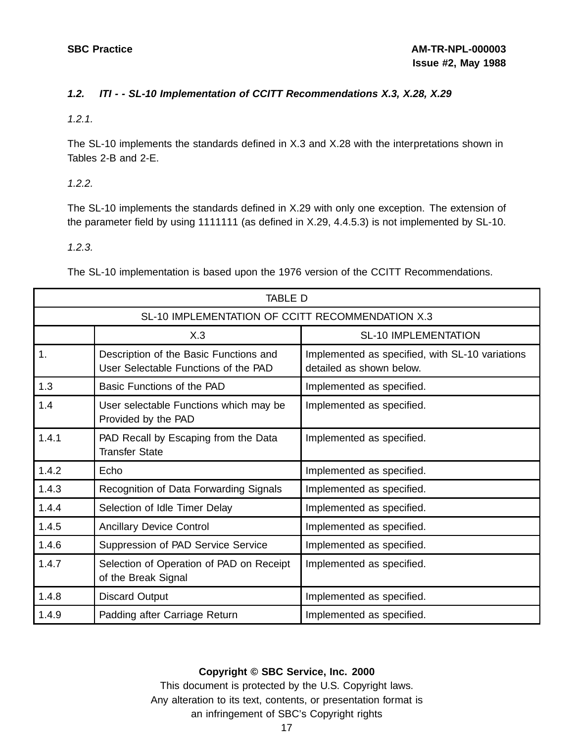### *1.2. ITI - - SL-10 Implementation of CCITT Recommendations X.3, X.28, X.29*

*1.2.1.*

The SL-10 implements the standards defined in X.3 and X.28 with the interpretations shown in Tables 2-B and 2-E.

*1.2.2.*

The SL-10 implements the standards defined in X.29 with only one exception. The extension of the parameter field by using 1111111 (as defined in X.29, 4.4.5.3) is not implemented by SL-10.

*1.2.3.*

The SL-10 implementation is based upon the 1976 version of the CCITT Recommendations.

| TABLE D | | |
|---|---|---|
| SL-10 IMPLEMENTATION OF CCITT RECOMMENDATION X.3 | | |
| | X.3 | SL-10 IMPLEMENTATION |
| 1. | Description of the Basic Functions and User Selectable Functions of the PAD | Implemented as specified, with SL-10 variations detailed as shown below. |
| 1.3 | Basic Functions of the PAD | Implemented as specified. |
| 1.4 | User selectable Functions which may be Provided by the PAD | Implemented as specified. |
| 1.4.1 | PAD Recall by Escaping from the Data Transfer State | Implemented as specified. |
| 1.4.2 | Echo | Implemented as specified. |
| 1.4.3 | Recognition of Data Forwarding Signals | Implemented as specified. |
| 1.4.4 | Selection of Idle Timer Delay | Implemented as specified. |
| 1.4.5 | Ancillary Device Control | Implemented as specified. |
| 1.4.6 | Suppression of PAD Service Service | Implemented as specified. |
| 1.4.7 | Selection of Operation of PAD on Receipt of the Break Signal | Implemented as specified. |
| 1.4.8 | Discard Output | Implemented as specified. |
| 1.4.9 | Padding after Carriage Return | Implemented as specified. |

**Copyright © SBC Service, Inc. 2000**
This document is protected by the U.S. Copyright laws.
Any alteration to its text, contents, or presentation format is an infringement of SBC's Copyright rights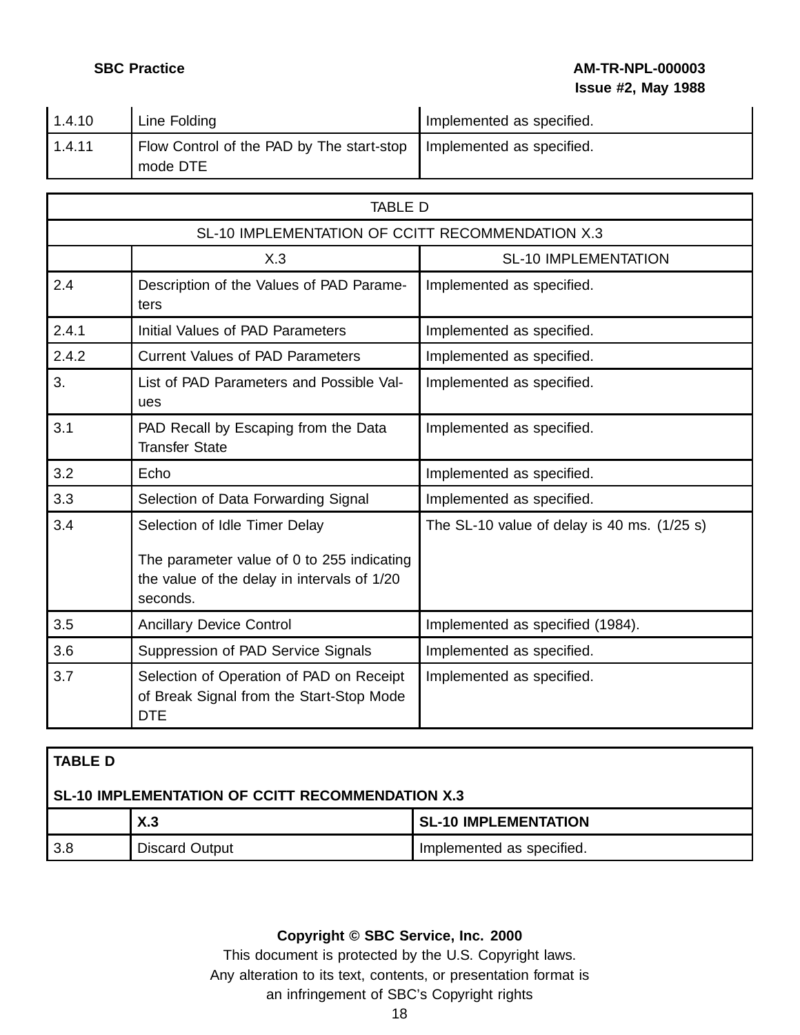| | | |
|---|---|---|
| 1.4.10 | Line Folding | Implemented as specified. |
| 1.4.11 | Flow Control of the PAD by The start-stop mode DTE | Implemented as specified. |

| TABLE D | | |
|---|---|---|
| SL-10 IMPLEMENTATION OF CCITT RECOMMENDATION X.3 | | |
| | X.3 | SL-10 IMPLEMENTATION |
| 2.4 | Description of the Values of PAD Parameters | Implemented as specified. |
| 2.4.1 | Initial Values of PAD Parameters | Implemented as specified. |
| 2.4.2 | Current Values of PAD Parameters | Implemented as specified. |
| 3. | List of PAD Parameters and Possible Values | Implemented as specified. |
| 3.1 | PAD Recall by Escaping from the Data Transfer State | Implemented as specified. |
| 3.2 | Echo | Implemented as specified. |
| 3.3 | Selection of Data Forwarding Signal | Implemented as specified. |
| 3.4 | Selection of Idle Timer Delay<br><br>The parameter value of 0 to 255 indicating the value of the delay in intervals of 1/20 seconds. | The SL-10 value of delay is 40 ms. (1/25 s) |
| 3.5 | Ancillary Device Control | Implemented as specified (1984). |
| 3.6 | Suppression of PAD Service Signals | Implemented as specified. |
| 3.7 | Selection of Operation of PAD on Receipt of Break Signal from the Start-Stop Mode DTE | Implemented as specified. |
| 3.8 | Discard Output | Implemented as specified. |

**Copyright © SBC Service, Inc. 2000**

This document is protected by the U.S. Copyright laws.
Any alteration to its text, contents, or presentation format is an infringement of SBC's Copyright rights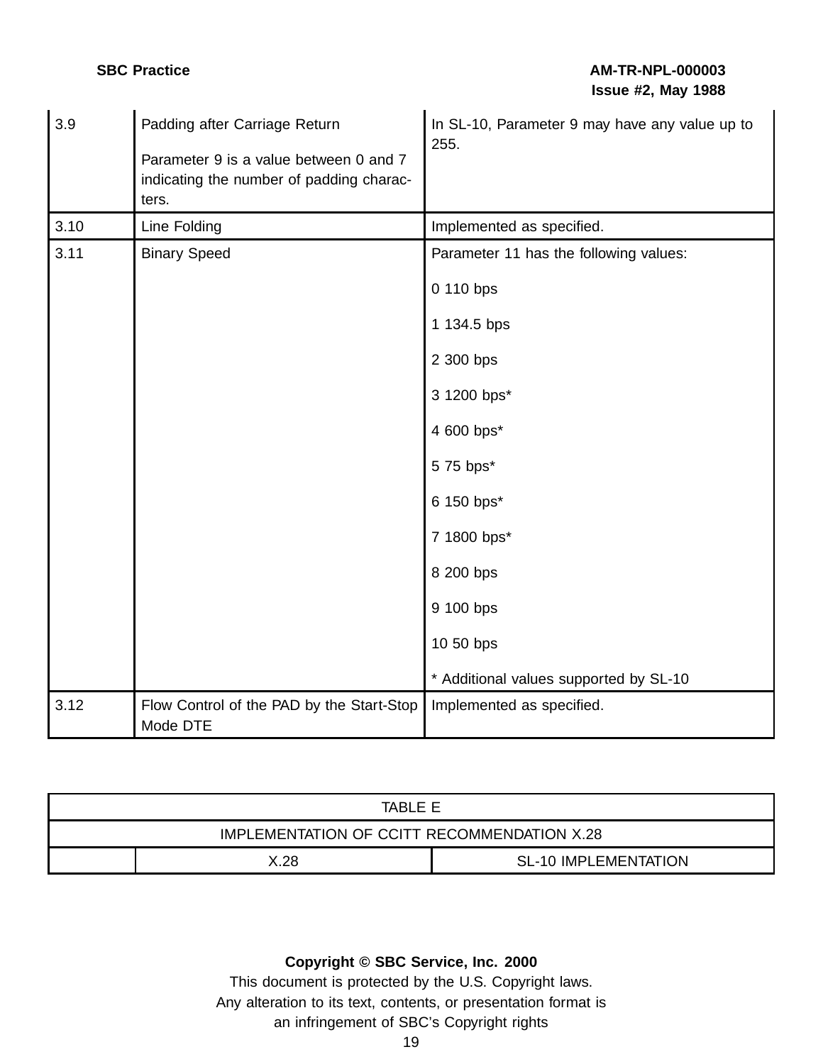| | | |
|---|---|---|
| 3.9 | Padding after Carriage Return<br><br>Parameter 9 is a value between 0 and 7 indicating the number of padding characters. | In SL-10, Parameter 9 may have any value up to 255. |
| 3.10 | Line Folding | Implemented as specified. |
| 3.11 | Binary Speed | Parameter 11 has the following values:<br><br>0 110 bps<br><br>1 134.5 bps<br><br>2 300 bps<br><br>3 1200 bps*<br><br>4 600 bps*<br><br>5 75 bps*<br><br>6 150 bps*<br><br>7 1800 bps*<br><br>8 200 bps<br><br>9 100 bps<br><br>10 50 bps<br><br>* Additional values supported by SL-10 |
| 3.12 | Flow Control of the PAD by the Start-Stop Mode DTE | Implemented as specified. |

| TABLE E | | |
|---|---|---|
| IMPLEMENTATION OF CCITT RECOMMENDATION X.28 | | |
| | X.28 | SL-10 IMPLEMENTATION |

**Copyright © SBC Service, Inc. 2000**
This document is protected by the U.S. Copyright laws.
Any alteration to its text, contents, or presentation format is an infringement of SBC's Copyright rights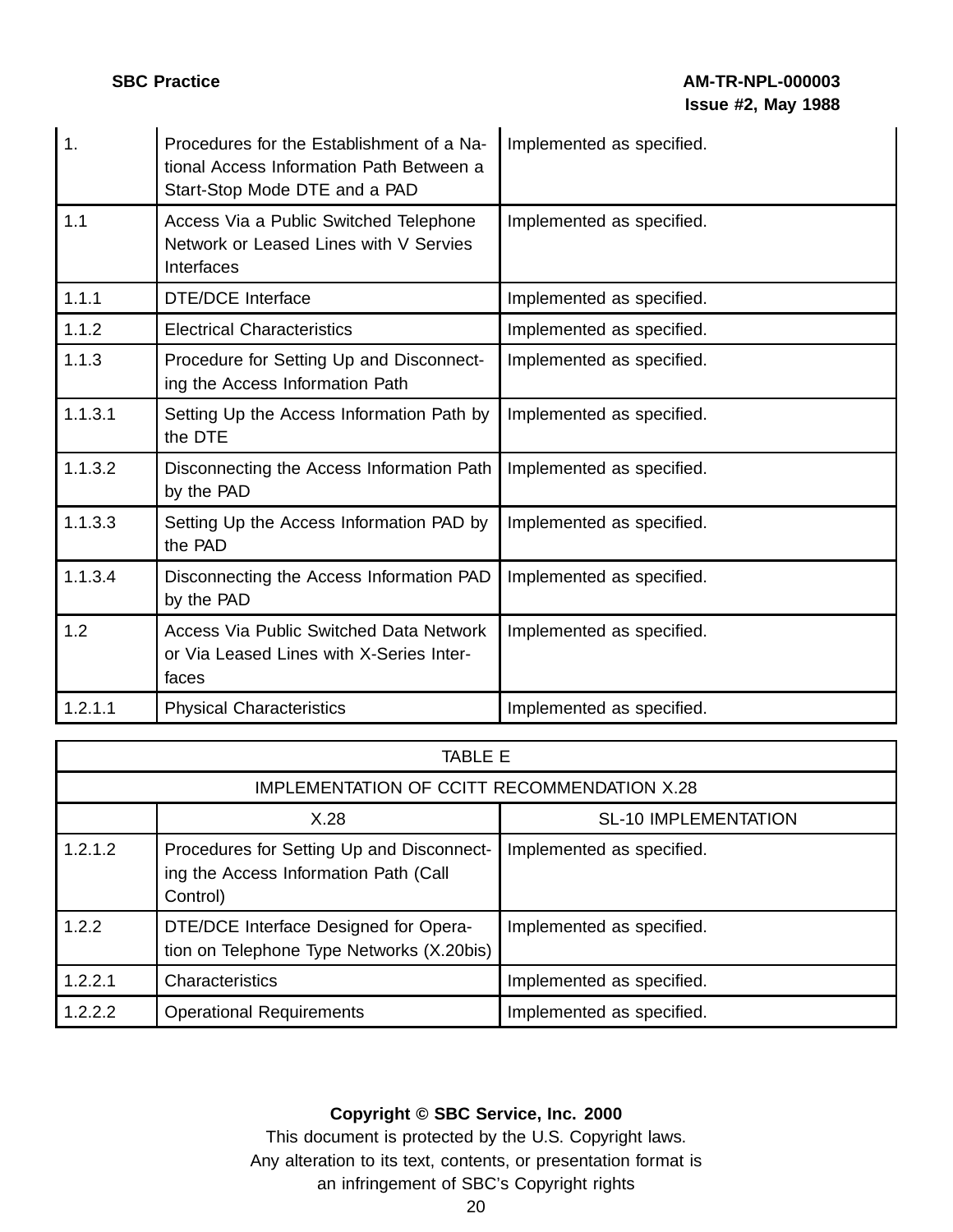| | | |
|---|---|---|
| 1. | Procedures for the Establishment of a National Access Information Path Between a Start-Stop Mode DTE and a PAD | Implemented as specified. |
| 1.1 | Access Via a Public Switched Telephone Network or Leased Lines with V Servies Interfaces | Implemented as specified. |
| 1.1.1 | DTE/DCE Interface | Implemented as specified. |
| 1.1.2 | Electrical Characteristics | Implemented as specified. |
| 1.1.3 | Procedure for Setting Up and Disconnecting the Access Information Path | Implemented as specified. |
| 1.1.3.1 | Setting Up the Access Information Path by the DTE | Implemented as specified. |
| 1.1.3.2 | Disconnecting the Access Information Path by the PAD | Implemented as specified. |
| 1.1.3.3 | Setting Up the Access Information PAD by the PAD | Implemented as specified. |
| 1.1.3.4 | Disconnecting the Access Information PAD by the PAD | Implemented as specified. |
| 1.2 | Access Via Public Switched Data Network or Via Leased Lines with X-Series Interfaces | Implemented as specified. |
| 1.2.1.1 | Physical Characteristics | Implemented as specified. |

TABLE E

IMPLEMENTATION OF CCITT RECOMMENDATION X.28

| | X.28 | SL-10 IMPLEMENTATION |
|---|---|---|
| 1.2.1.2 | Procedures for Setting Up and Disconnecting the Access Information Path (Call Control) | Implemented as specified. |
| 1.2.2 | DTE/DCE Interface Designed for Operation on Telephone Type Networks (X.20bis) | Implemented as specified. |
| 1.2.2.1 | Characteristics | Implemented as specified. |
| 1.2.2.2 | Operational Requirements | Implemented as specified. |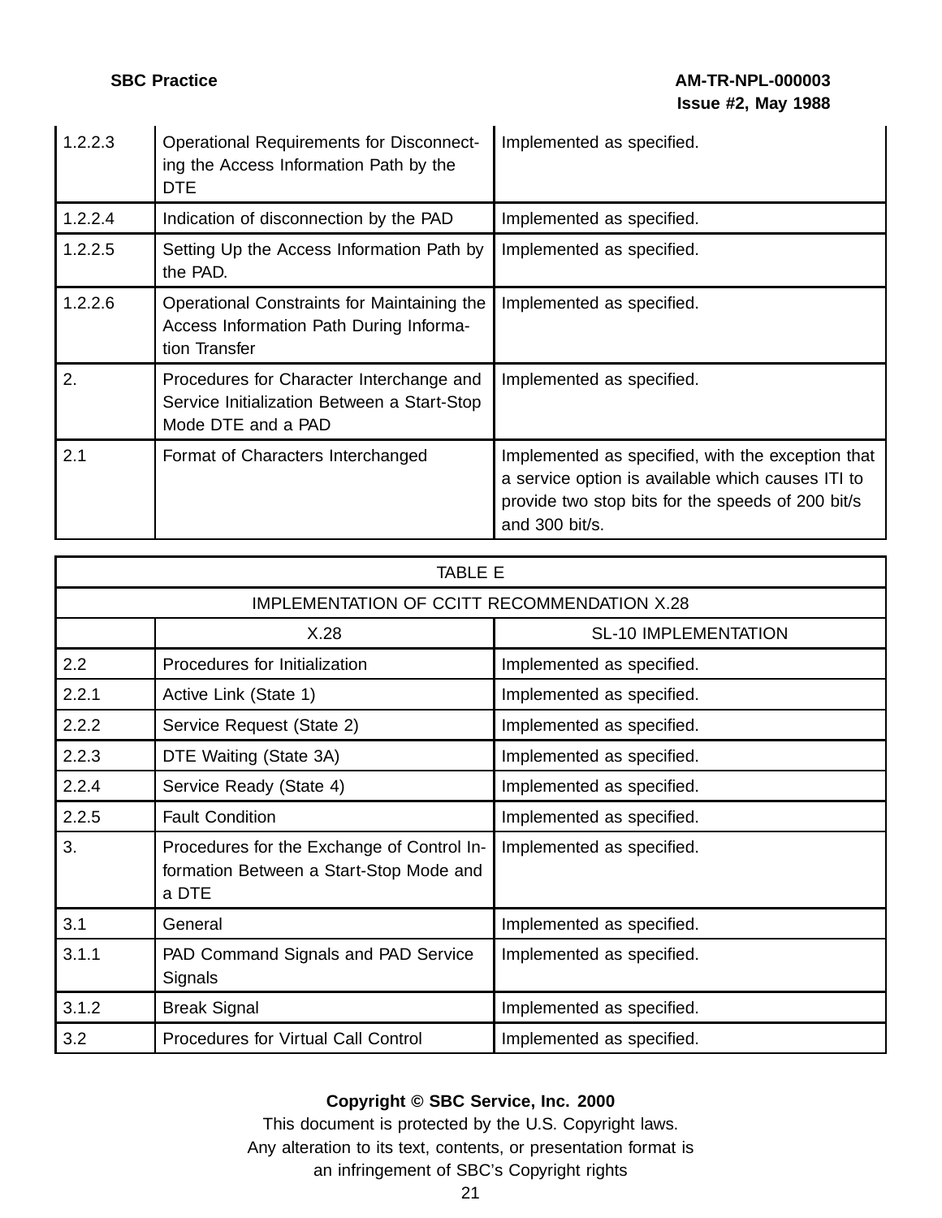| | | |
|---|---|---|
| 1.2.2.3 | Operational Requirements for Disconnecting the Access Information Path by the DTE | Implemented as specified. |
| 1.2.2.4 | Indication of disconnection by the PAD | Implemented as specified. |
| 1.2.2.5 | Setting Up the Access Information Path by the PAD. | Implemented as specified. |
| 1.2.2.6 | Operational Constraints for Maintaining the Access Information Path During Information Transfer | Implemented as specified. |
| 2. | Procedures for Character Interchange and Service Initialization Between a Start-Stop Mode DTE and a PAD | Implemented as specified. |
| 2.1 | Format of Characters Interchanged | Implemented as specified, with the exception that a service option is available which causes ITI to provide two stop bits for the speeds of 200 bit/s and 300 bit/s. |

| TABLE E | | |
|---|---|---|
| IMPLEMENTATION OF CCITT RECOMMENDATION X.28 | | |
| | X.28 | SL-10 IMPLEMENTATION |
| 2.2 | Procedures for Initialization | Implemented as specified. |
| 2.2.1 | Active Link (State 1) | Implemented as specified. |
| 2.2.2 | Service Request (State 2) | Implemented as specified. |
| 2.2.3 | DTE Waiting (State 3A) | Implemented as specified. |
| 2.2.4 | Service Ready (State 4) | Implemented as specified. |
| 2.2.5 | Fault Condition | Implemented as specified. |
| 3. | Procedures for the Exchange of Control Information Between a Start-Stop Mode and a DTE | Implemented as specified. |
| 3.1 | General | Implemented as specified. |
| 3.1.1 | PAD Command Signals and PAD Service Signals | Implemented as specified. |
| 3.1.2 | Break Signal | Implemented as specified. |
| 3.2 | Procedures for Virtual Call Control | Implemented as specified. |

**Copyright © SBC Service, Inc. 2000**

This document is protected by the U.S. Copyright laws.
Any alteration to its text, contents, or presentation format is
an infringement of SBC's Copyright rights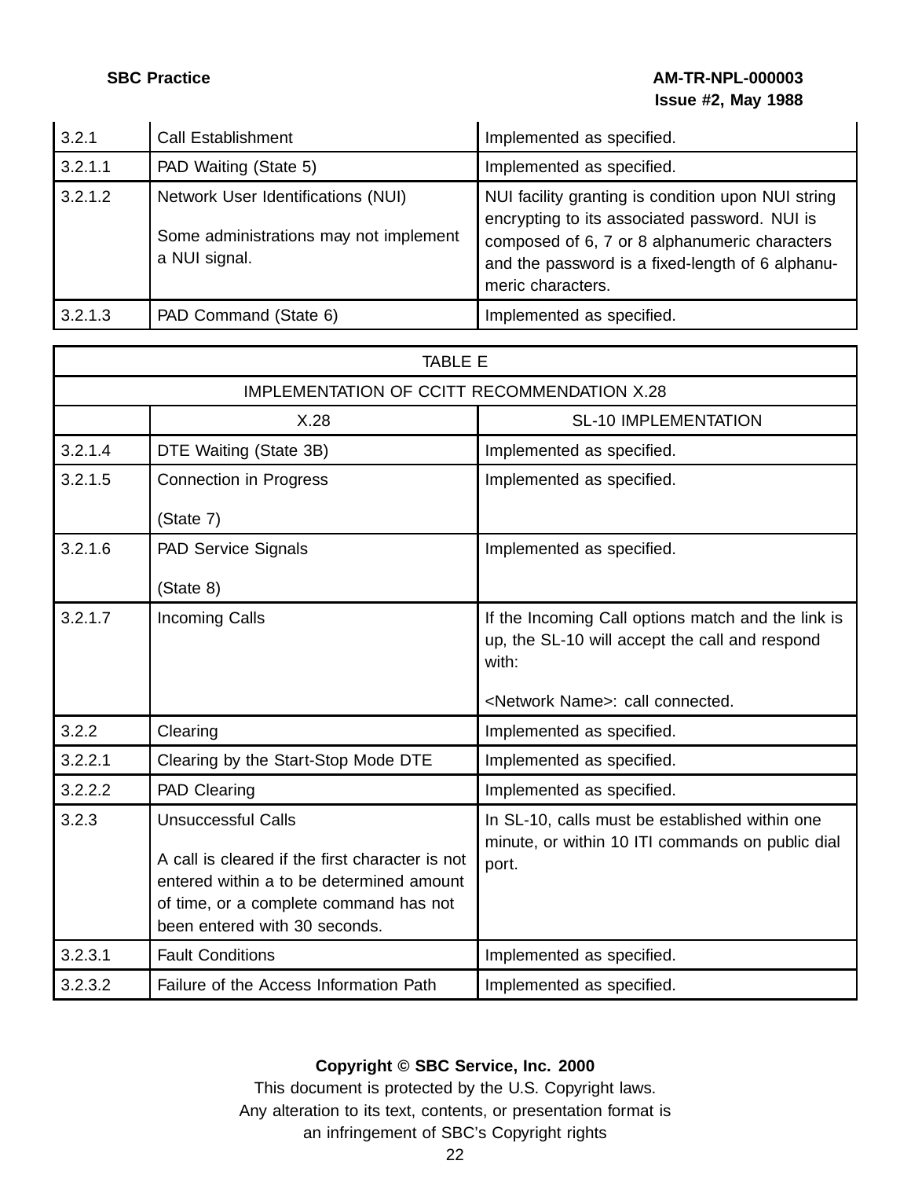| | | |
|---|---|---|
| 3.2.1 | Call Establishment | Implemented as specified. |
| 3.2.1.1 | PAD Waiting (State 5) | Implemented as specified. |
| 3.2.1.2 | Network User Identifications (NUI)<br><br>Some administrations may not implement a NUI signal. | NUI facility granting is condition upon NUI string encrypting to its associated password. NUI is composed of 6, 7 or 8 alphanumeric characters and the password is a fixed-length of 6 alphanumeric characters. |
| 3.2.1.3 | PAD Command (State 6) | Implemented as specified. |

| TABLE E | | |
|---|---|---|
| IMPLEMENTATION OF CCITT RECOMMENDATION X.28 | | |
| | X.28 | SL-10 IMPLEMENTATION |
| 3.2.1.4 | DTE Waiting (State 3B) | Implemented as specified. |
| 3.2.1.5 | Connection in Progress<br><br>(State 7) | Implemented as specified. |
| 3.2.1.6 | PAD Service Signals<br><br>(State 8) | Implemented as specified. |
| 3.2.1.7 | Incoming Calls | If the Incoming Call options match and the link is up, the SL-10 will accept the call and respond with:<br><br><Network Name>: call connected. |
| 3.2.2 | Clearing | Implemented as specified. |
| 3.2.2.1 | Clearing by the Start-Stop Mode DTE | Implemented as specified. |
| 3.2.2.2 | PAD Clearing | Implemented as specified. |
| 3.2.3 | Unsuccessful Calls<br><br>A call is cleared if the first character is not entered within a to be determined amount of time, or a complete command has not been entered with 30 seconds. | In SL-10, calls must be established within one minute, or within 10 ITI commands on public dial port. |
| 3.2.3.1 | Fault Conditions | Implemented as specified. |
| 3.2.3.2 | Failure of the Access Information Path | Implemented as specified. |

**Copyright © SBC Service, Inc. 2000**
This document is protected by the U.S. Copyright laws.
Any alteration to its text, contents, or presentation format is an infringement of SBC's Copyright rights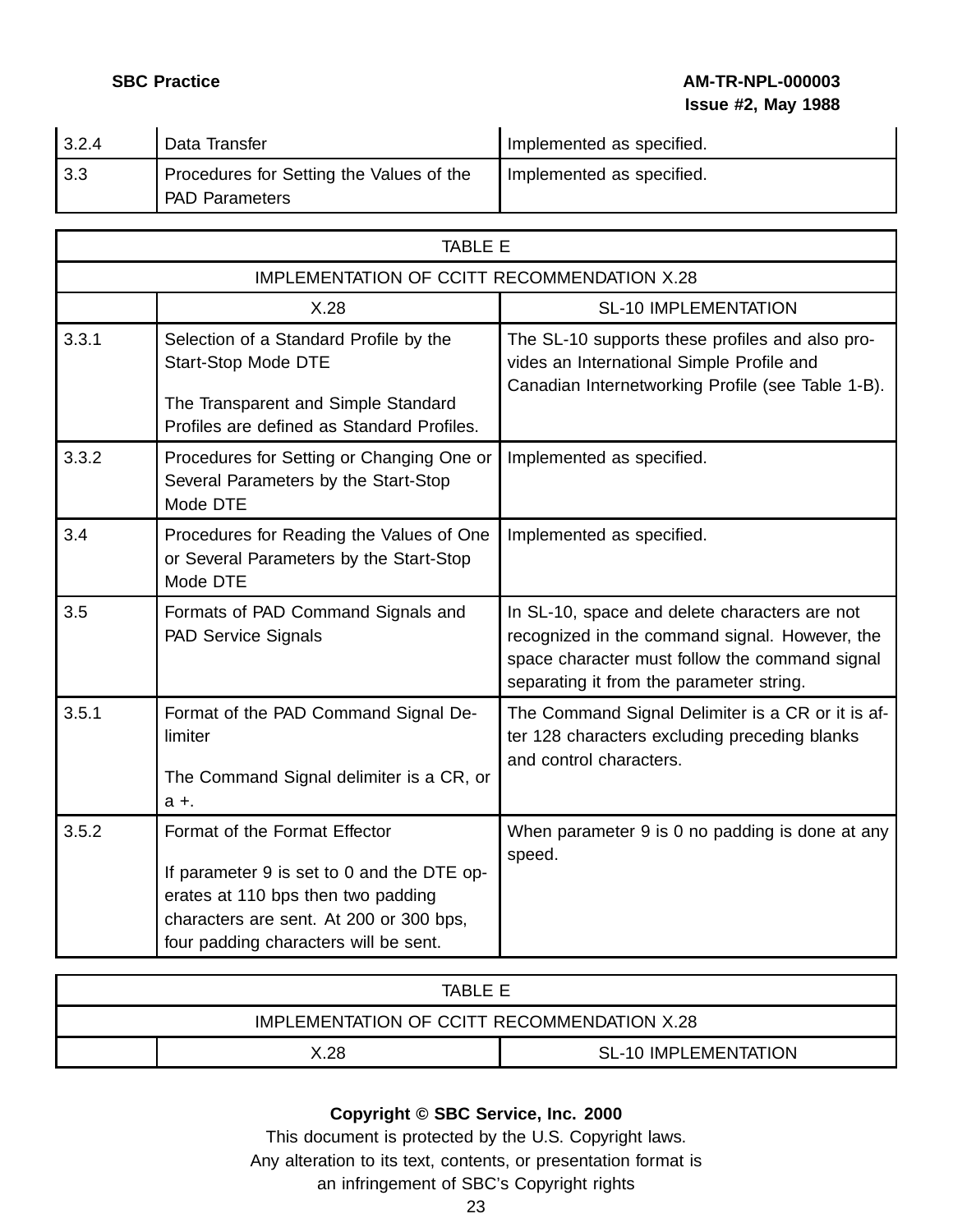| | | |
|---|---|---|
| 3.2.4 | Data Transfer | Implemented as specified. |
| 3.3 | Procedures for Setting the Values of the PAD Parameters | Implemented as specified. |

| TABLE E | | |
|---|---|---|
| IMPLEMENTATION OF CCITT RECOMMENDATION X.28 | | |
| | X.28 | SL-10 IMPLEMENTATION |
| 3.3.1 | Selection of a Standard Profile by the Start-Stop Mode DTE<br><br>The Transparent and Simple Standard Profiles are defined as Standard Profiles. | The SL-10 supports these profiles and also provides an International Simple Profile and Canadian Internetworking Profile (see Table 1-B). |
| 3.3.2 | Procedures for Setting or Changing One or Several Parameters by the Start-Stop Mode DTE | Implemented as specified. |
| 3.4 | Procedures for Reading the Values of One or Several Parameters by the Start-Stop Mode DTE | Implemented as specified. |
| 3.5 | Formats of PAD Command Signals and PAD Service Signals | In SL-10, space and delete characters are not recognized in the command signal. However, the space character must follow the command signal separating it from the parameter string. |
| 3.5.1 | Format of the PAD Command Signal Delimiter<br><br>The Command Signal delimiter is a CR, or a +. | The Command Signal Delimiter is a CR or it is after 128 characters excluding preceding blanks and control characters. |
| 3.5.2 | Format of the Format Effector<br><br>If parameter 9 is set to 0 and the DTE operates at 110 bps then two padding characters are sent. At 200 or 300 bps, four padding characters will be sent. | When parameter 9 is 0 no padding is done at any speed. |

| TABLE E | | |
|---|---|---|
| IMPLEMENTATION OF CCITT RECOMMENDATION X.28 | | |
| | X.28 | SL-10 IMPLEMENTATION |

**Copyright © SBC Service, Inc. 2000**

This document is protected by the U.S. Copyright laws.
Any alteration to its text, contents, or presentation format is
an infringement of SBC's Copyright rights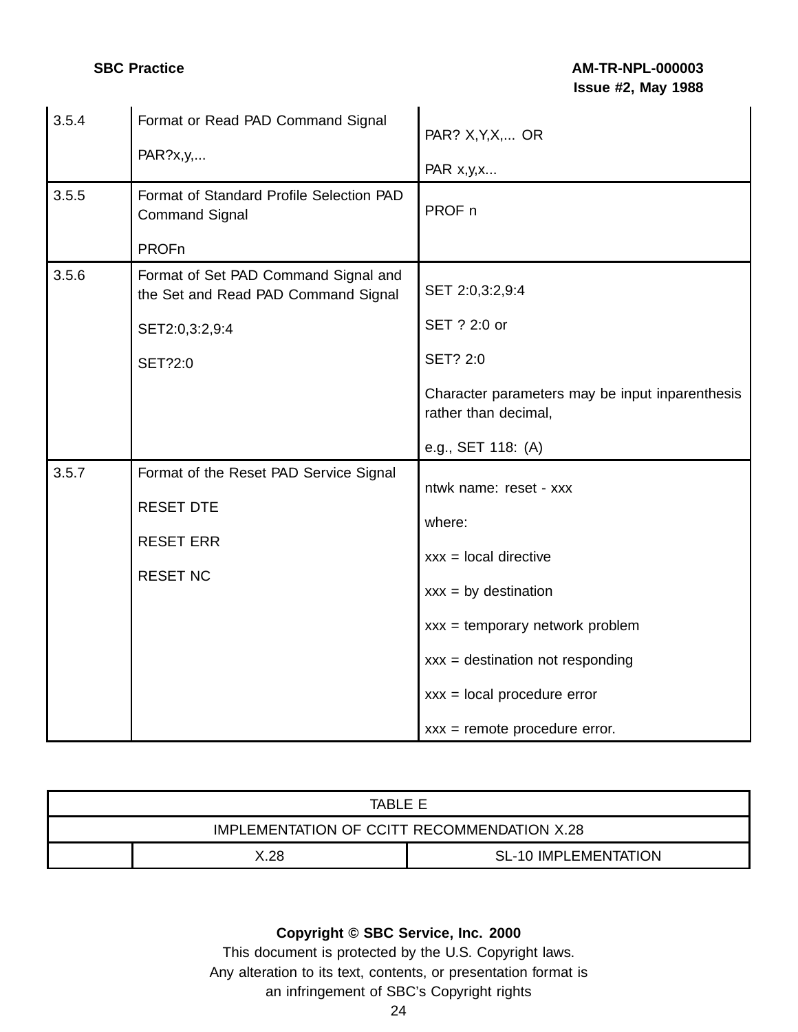| | | |
|---|---|---|
| 3.5.4 | Format or Read PAD Command Signal<br><br>PAR?x,y,... | PAR? X,Y,X,... OR<br><br>PAR x,y,x... |
| 3.5.5 | Format of Standard Profile Selection PAD Command Signal<br><br>PROFn | PROF n |
| 3.5.6 | Format of Set PAD Command Signal and the Set and Read PAD Command Signal<br><br>SET2:0,3:2,9:4<br><br>SET?2:0 | SET 2:0,3:2,9:4<br><br>SET ? 2:0 or<br><br>SET? 2:0<br><br>Character parameters may be input inparenthesis rather than decimal,<br><br>e.g., SET 118: (A) |
| 3.5.7 | Format of the Reset PAD Service Signal<br><br>RESET DTE<br><br>RESET ERR<br><br>RESET NC | ntwk name: reset - xxx<br><br>where:<br><br>xxx = local directive<br><br>xxx = by destination<br><br>xxx = temporary network problem<br><br>xxx = destination not responding<br><br>xxx = local procedure error<br><br>xxx = remote procedure error. |

| TABLE E | | |
|---|---|---|
| IMPLEMENTATION OF CCITT RECOMMENDATION X.28 | | |
| | X.28 | SL-10 IMPLEMENTATION |

**Copyright © SBC Service, Inc. 2000**
This document is protected by the U.S. Copyright laws.
Any alteration to its text, contents, or presentation format is
an infringement of SBC's Copyright rights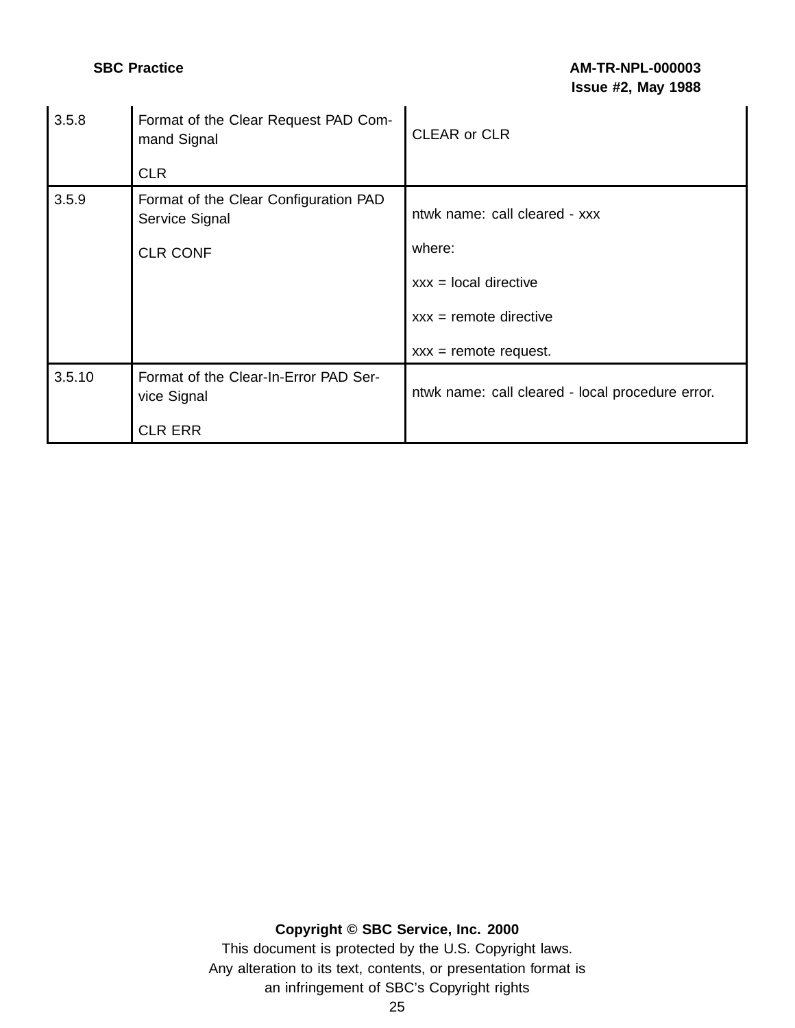| | | |
|---|---|---|
| 3.5.8 | Format of the Clear Request PAD Command Signal<br><br>CLR | CLEAR or CLR |
| 3.5.9 | Format of the Clear Configuration PAD Service Signal<br><br>CLR CONF | ntwk name: call cleared - xxx<br><br>where:<br><br>xxx = local directive<br><br>xxx = remote directive<br><br>xxx = remote request. |
| 3.5.10 | Format of the Clear-In-Error PAD Service Signal<br><br>CLR ERR | ntwk name: call cleared - local procedure error. |

**Copyright © SBC Service, Inc. 2000**

This document is protected by the U.S. Copyright laws.
Any alteration to its text, contents, or presentation format is an infringement of SBC's Copyright rights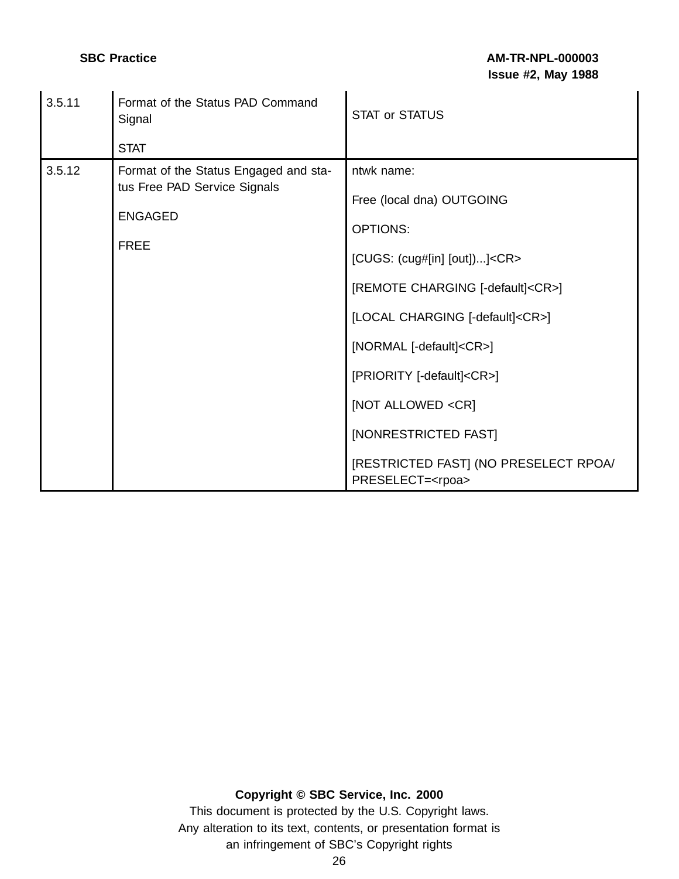| 3.5.11 | Format of the Status PAD Command Signal<br><br>STAT | STAT or STATUS |
|---|---|---|
| 3.5.12 | Format of the Status Engaged and status Free PAD Service Signals<br><br>ENGAGED<br><br>FREE | ntwk name:<br><br>Free (local dna) OUTGOING<br><br>OPTIONS:<br><br>[CUGS: (cug#[in] [out])...]<CR><br><br>[REMOTE CHARGING [-default]<CR>]<br><br>[LOCAL CHARGING [-default]<CR>]<br><br>[NORMAL [-default]<CR>]<br><br>[PRIORITY [-default]<CR>]<br><br>[NOT ALLOWED <CR]<br><br>[NONRESTRICTED FAST]<br><br>[RESTRICTED FAST] (NO PRESELECT RPOA/ PRESELECT=<rpoa> |

**Copyright © SBC Service, Inc. 2000**

This document is protected by the U.S. Copyright laws.
Any alteration to its text, contents, or presentation format is an infringement of SBC's Copyright rights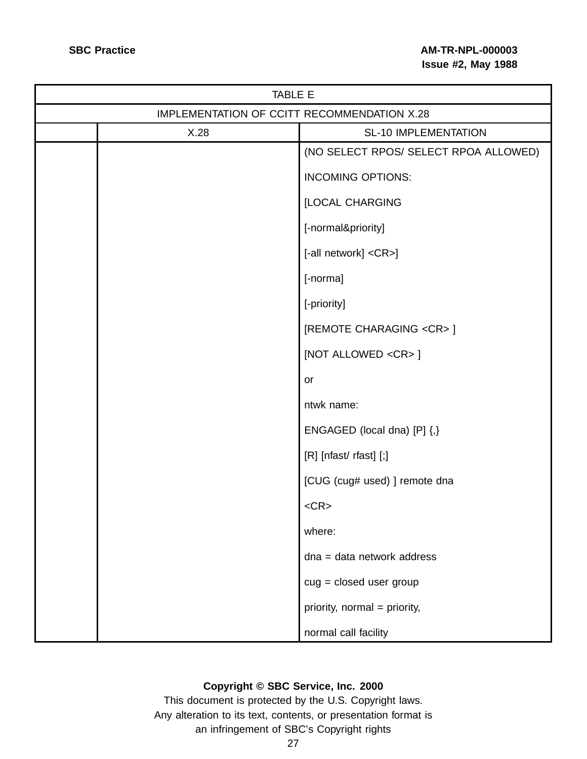| TABLE E | | |
|---|---|---|
| IMPLEMENTATION OF CCITT RECOMMENDATION X.28 | | |
| | X.28 | SL-10 IMPLEMENTATION |
| | | (NO SELECT RPOS/ SELECT RPOA ALLOWED)<br><br>INCOMING OPTIONS:<br><br>[LOCAL CHARGING<br><br>[-normal&priority]<br><br>[-all network] <CR>]<br><br>[-norma]<br><br>[-priority]<br><br>[REMOTE CHARAGING <CR> ]<br><br>[NOT ALLOWED <CR> ]<br><br>or<br><br>ntwk name:<br><br>ENGAGED (local dna) [P] {,}<br><br>[R] [nfast/ rfast] [;]<br><br>[CUG (cug# used) ] remote dna<br><br><CR><br><br>where:<br><br>dna = data network address<br><br>cug = closed user group<br><br>priority, normal = priority,<br><br>normal call facility |

**Copyright © SBC Service, Inc. 2000**
This document is protected by the U.S. Copyright laws.
Any alteration to its text, contents, or presentation format is an infringement of SBC's Copyright rights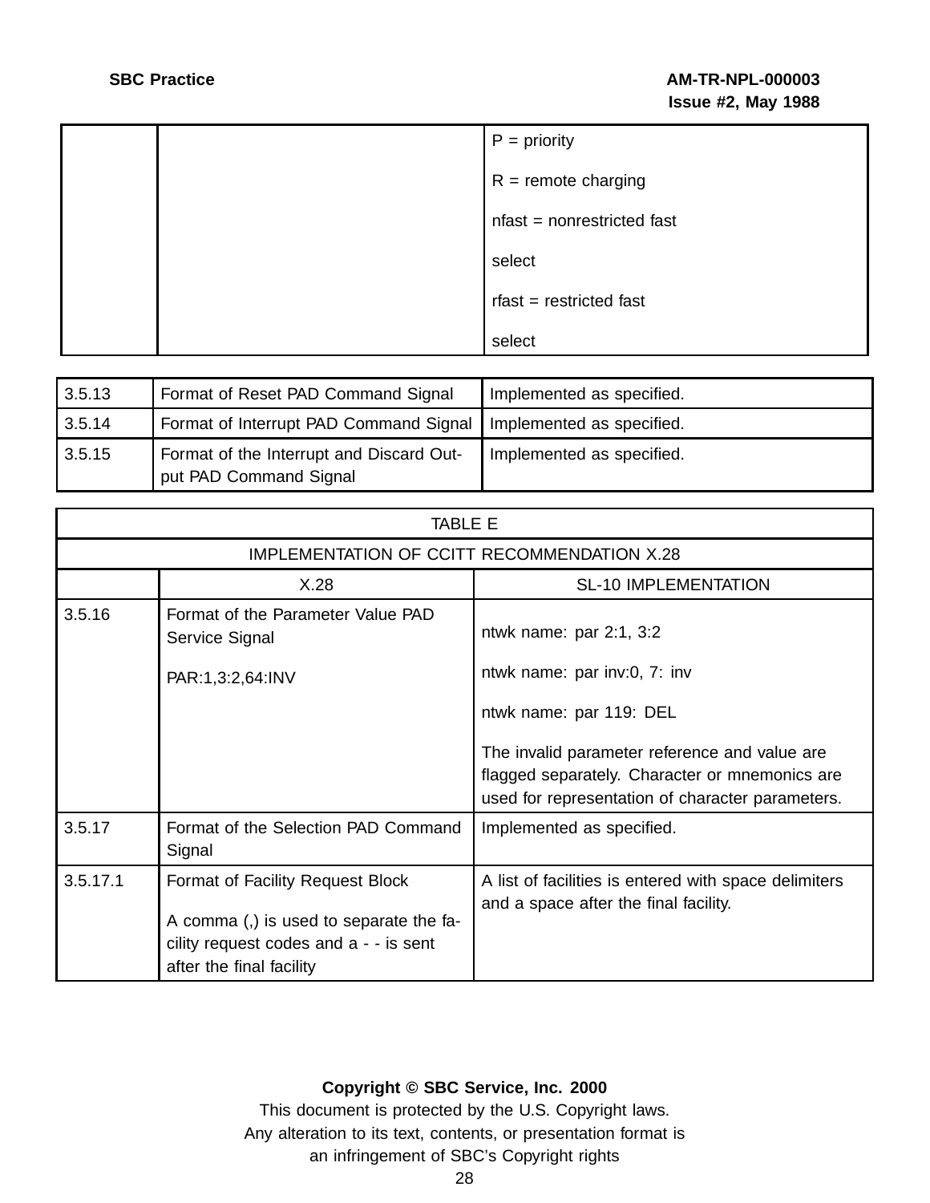| | | |
|---|---|---|
| | | P = priority<br><br>R = remote charging<br><br>nfast = nonrestricted fast<br><br>select<br><br>rfast = restricted fast<br><br>select |

| | | |
|---|---|---|
| 3.5.13 | Format of Reset PAD Command Signal | Implemented as specified. |
| 3.5.14 | Format of Interrupt PAD Command Signal | Implemented as specified. |
| 3.5.15 | Format of the Interrupt and Discard Output PAD Command Signal | Implemented as specified. |

TABLE E

IMPLEMENTATION OF CCITT RECOMMENDATION X.28

| | X.28 | SL-10 IMPLEMENTATION |
|---|---|---|
| 3.5.16 | Format of the Parameter Value PAD Service Signal<br><br>PAR:1,3:2,64:INV | ntwk name: par 2:1, 3:2<br><br>ntwk name: par inv:0, 7: inv<br><br>ntwk name: par 119: DEL<br><br>The invalid parameter reference and value are flagged separately. Character or mnemonics are used for representation of character parameters. |
| 3.5.17 | Format of the Selection PAD Command Signal | Implemented as specified. |
| 3.5.17.1 | Format of Facility Request Block<br><br>A comma (,) is used to separate the facility request codes and a - - is sent after the final facility | A list of facilities is entered with space delimiters and a space after the final facility. |

**Copyright © SBC Service, Inc. 2000**
This document is protected by the U.S. Copyright laws.
Any alteration to its text, contents, or presentation format is an infringement of SBC's Copyright rights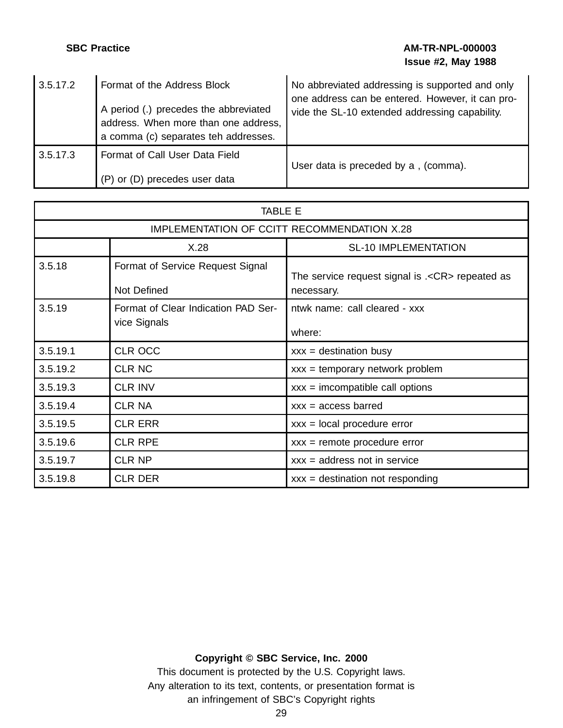| | | |
|---|---|---|
| 3.5.17.2 | Format of the Address Block<br><br>A period (.) precedes the abbreviated address. When more than one address, a comma (c) separates teh addresses. | No abbreviated addressing is supported and only one address can be entered. However, it can provide the SL-10 extended addressing capability. |
| 3.5.17.3 | Format of Call User Data Field<br><br>(P) or (D) precedes user data | User data is preceded by a , (comma). |

| TABLE E | | |
|---|---|---|
| IMPLEMENTATION OF CCITT RECOMMENDATION X.28 | | |
| | X.28 | SL-10 IMPLEMENTATION |
| 3.5.18 | Format of Service Request Signal<br><br>Not Defined | The service request signal is .<CR> repeated as necessary. |
| 3.5.19 | Format of Clear Indication PAD Service Signals | ntwk name: call cleared - xxx<br><br>where: |
| 3.5.19.1 | CLR OCC | xxx = destination busy |
| 3.5.19.2 | CLR NC | xxx = temporary network problem |
| 3.5.19.3 | CLR INV | xxx = imcompatible call options |
| 3.5.19.4 | CLR NA | xxx = access barred |
| 3.5.19.5 | CLR ERR | xxx = local procedure error |
| 3.5.19.6 | CLR RPE | xxx = remote procedure error |
| 3.5.19.7 | CLR NP | xxx = address not in service |
| 3.5.19.8 | CLR DER | xxx = destination not responding |

**Copyright © SBC Service, Inc. 2000**
This document is protected by the U.S. Copyright laws.
Any alteration to its text, contents, or presentation format is an infringement of SBC's Copyright rights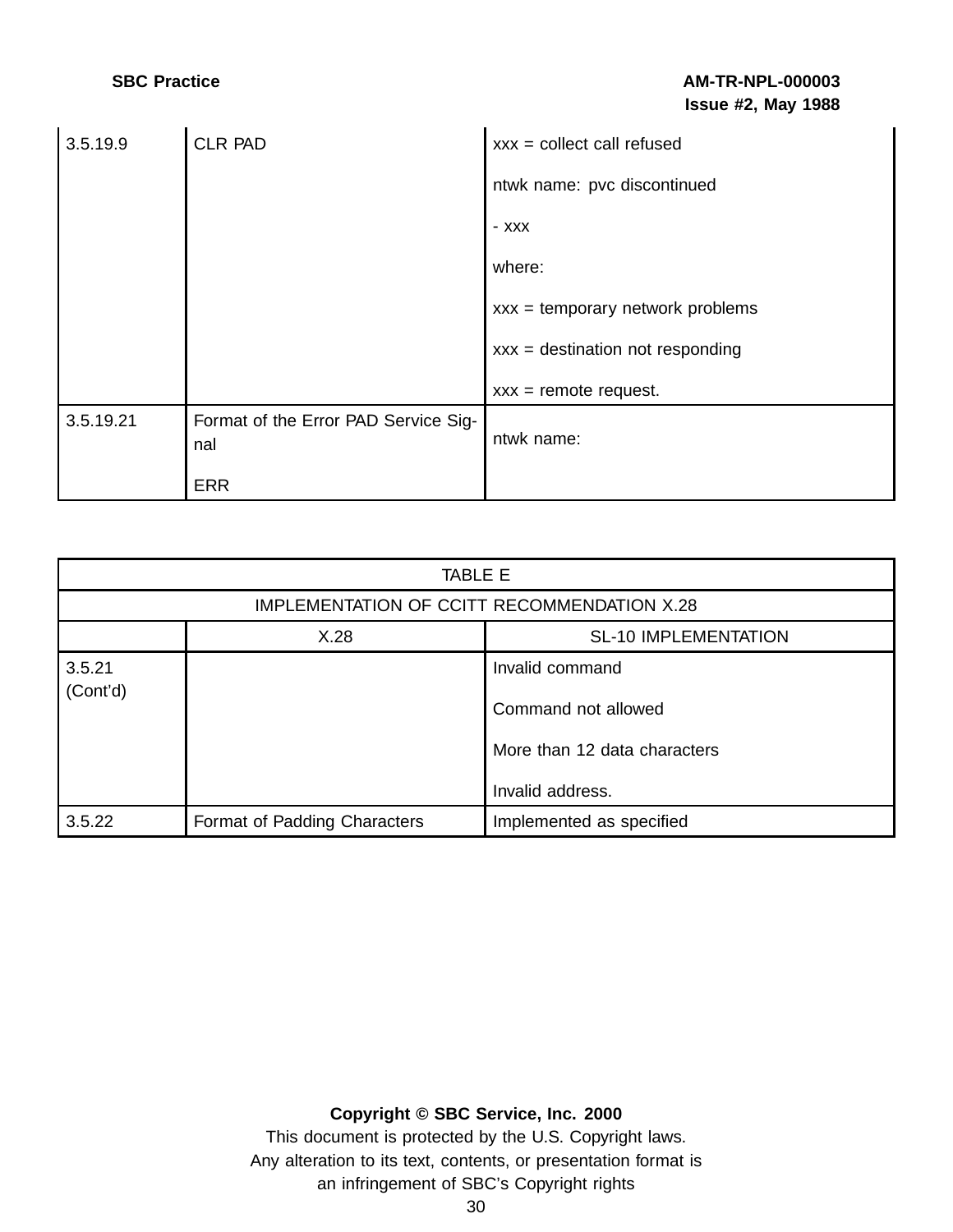| | | |
|---|---|---|
| 3.5.19.9 | CLR PAD | xxx = collect call refused<br><br>ntwk name: pvc discontinued<br><br>- xxx<br><br>where:<br><br>xxx = temporary network problems<br><br>xxx = destination not responding<br><br>xxx = remote request. |
| 3.5.19.21 | Format of the Error PAD Service Signal<br><br>ERR | ntwk name: |

| TABLE E | | |
|---|---|---|
| IMPLEMENTATION OF CCITT RECOMMENDATION X.28 | | |
| | X.28 | SL-10 IMPLEMENTATION |
| 3.5.21 (Cont'd) | | Invalid command<br><br>Command not allowed<br><br>More than 12 data characters<br><br>Invalid address. |
| 3.5.22 | Format of Padding Characters | Implemented as specified |

**Copyright © SBC Service, Inc. 2000**
This document is protected by the U.S. Copyright laws.
Any alteration to its text, contents, or presentation format is an infringement of SBC's Copyright rights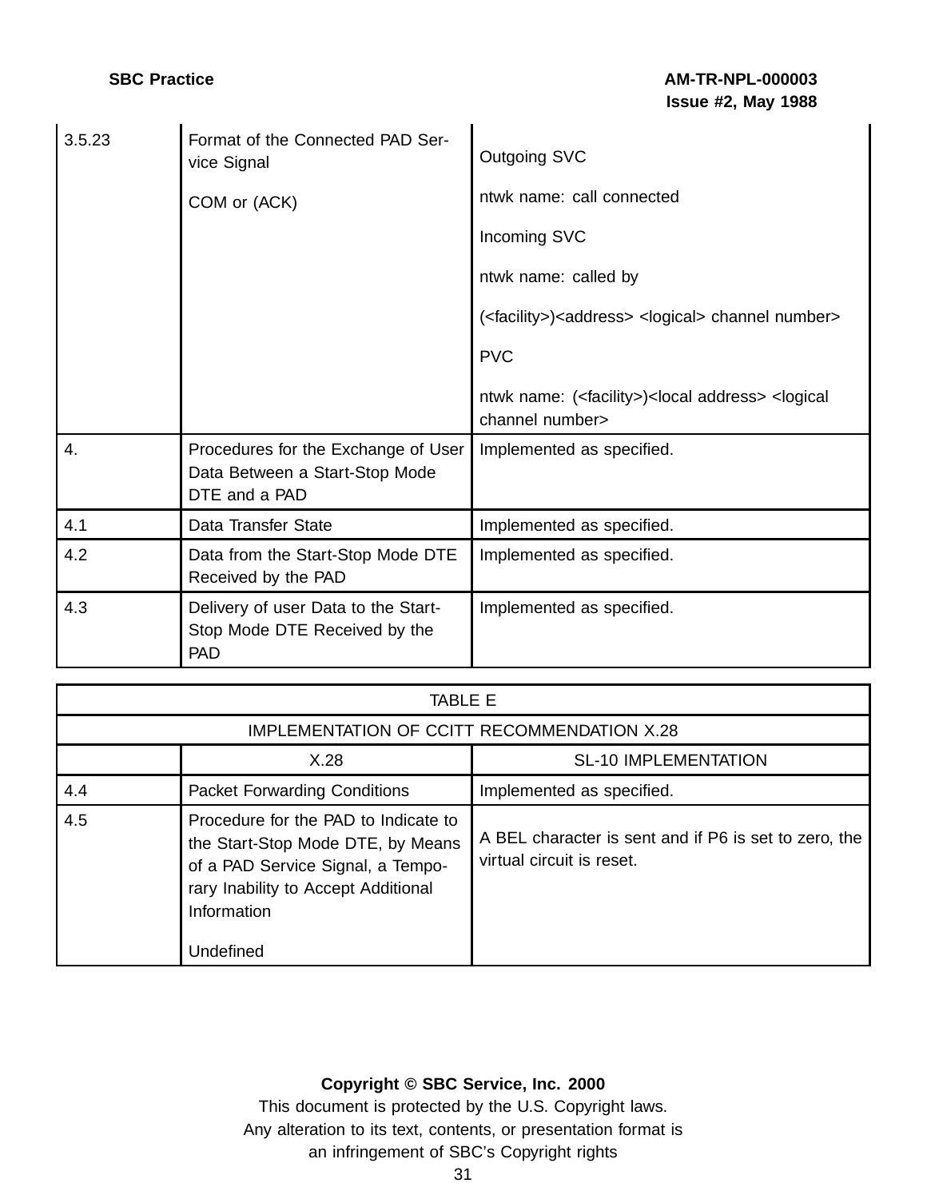| | | |
|---|---|---|
| 3.5.23 | Format of the Connected PAD Service Signal<br><br>COM or (ACK) | Outgoing SVC<br><br>ntwk name: call connected<br><br>Incoming SVC<br><br>ntwk name: called by<br><br>(<facility>)<address> <logical> channel number><br><br>PVC<br><br>ntwk name: (<facility>)<local address> <logical channel number> |
| 4. | Procedures for the Exchange of User Data Between a Start-Stop Mode DTE and a PAD | Implemented as specified. |
| 4.1 | Data Transfer State | Implemented as specified. |
| 4.2 | Data from the Start-Stop Mode DTE Received by the PAD | Implemented as specified. |
| 4.3 | Delivery of user Data to the Start-Stop Mode DTE Received by the PAD | Implemented as specified. |

| TABLE E | | |
|---|---|---|
| IMPLEMENTATION OF CCITT RECOMMENDATION X.28 | | |
| | X.28 | SL-10 IMPLEMENTATION |
| 4.4 | Packet Forwarding Conditions | Implemented as specified. |
| 4.5 | Procedure for the PAD to Indicate to the Start-Stop Mode DTE, by Means of a PAD Service Signal, a Temporary Inability to Accept Additional Information<br><br>Undefined | A BEL character is sent and if P6 is set to zero, the virtual circuit is reset. |

**Copyright © SBC Service, Inc. 2000**

This document is protected by the U.S. Copyright laws.
Any alteration to its text, contents, or presentation format is an infringement of SBC's Copyright rights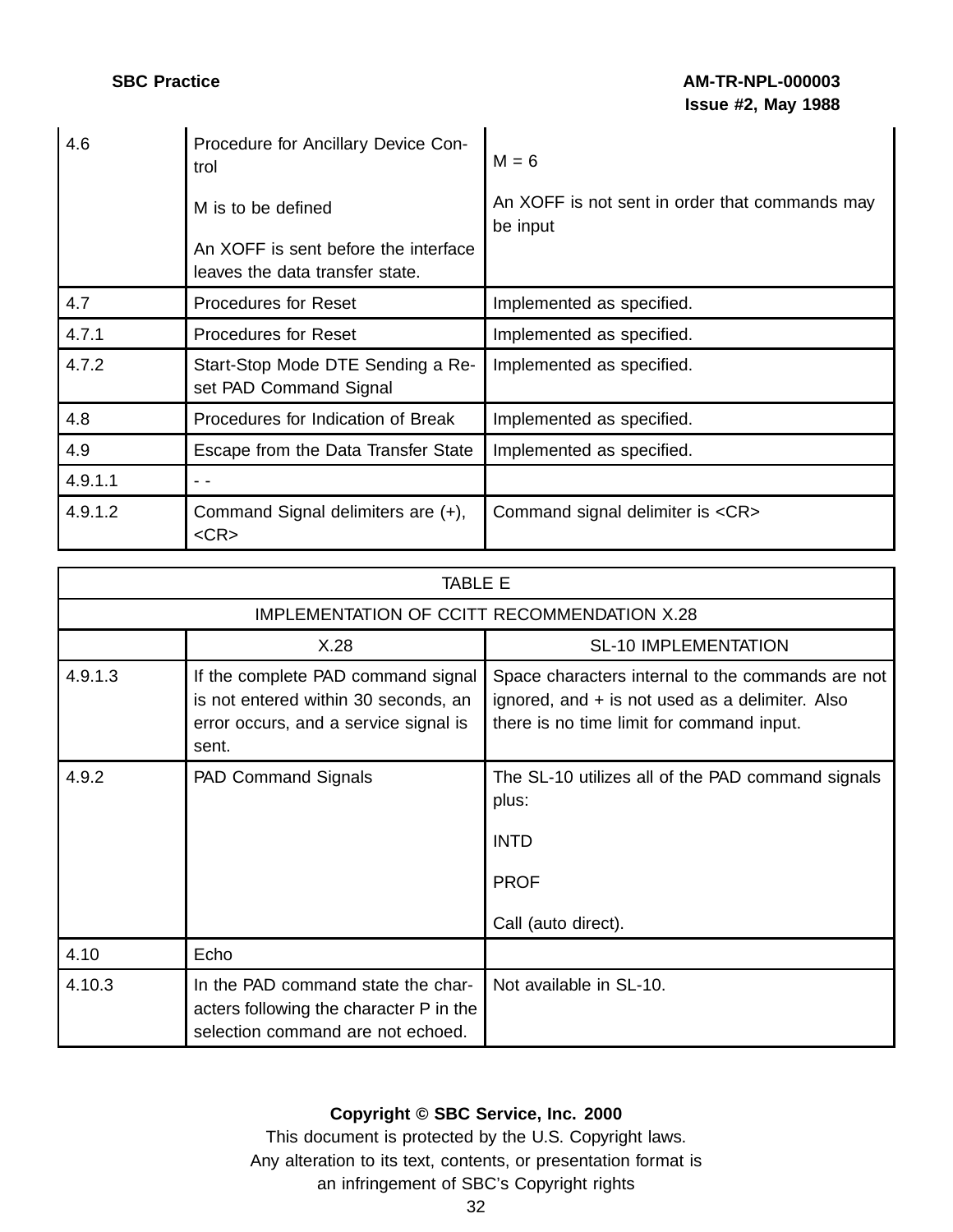| | | |
|---|---|---|
| 4.6 | Procedure for Ancillary Device Control<br><br>M is to be defined<br><br>An XOFF is sent before the interface leaves the data transfer state. | M = 6<br><br>An XOFF is not sent in order that commands may be input |
| 4.7 | Procedures for Reset | Implemented as specified. |
| 4.7.1 | Procedures for Reset | Implemented as specified. |
| 4.7.2 | Start-Stop Mode DTE Sending a Reset PAD Command Signal | Implemented as specified. |
| 4.8 | Procedures for Indication of Break | Implemented as specified. |
| 4.9 | Escape from the Data Transfer State | Implemented as specified. |
| 4.9.1.1 | - - | |
| 4.9.1.2 | Command Signal delimiters are (+), <CR> | Command signal delimiter is <CR> |

| TABLE E | | |
|---|---|---|
| IMPLEMENTATION OF CCITT RECOMMENDATION X.28 | | |
| | X.28 | SL-10 IMPLEMENTATION |
| 4.9.1.3 | If the complete PAD command signal is not entered within 30 seconds, an error occurs, and a service signal is sent. | Space characters internal to the commands are not ignored, and + is not used as a delimiter. Also there is no time limit for command input. |
| 4.9.2 | PAD Command Signals | The SL-10 utilizes all of the PAD command signals plus:<br><br>INTD<br><br>PROF<br><br>Call (auto direct). |
| 4.10 | Echo | |
| 4.10.3 | In the PAD command state the characters following the character P in the selection command are not echoed. | Not available in SL-10. |

**Copyright © SBC Service, Inc. 2000**

This document is protected by the U.S. Copyright laws.
Any alteration to its text, contents, or presentation format is an infringement of SBC's Copyright rights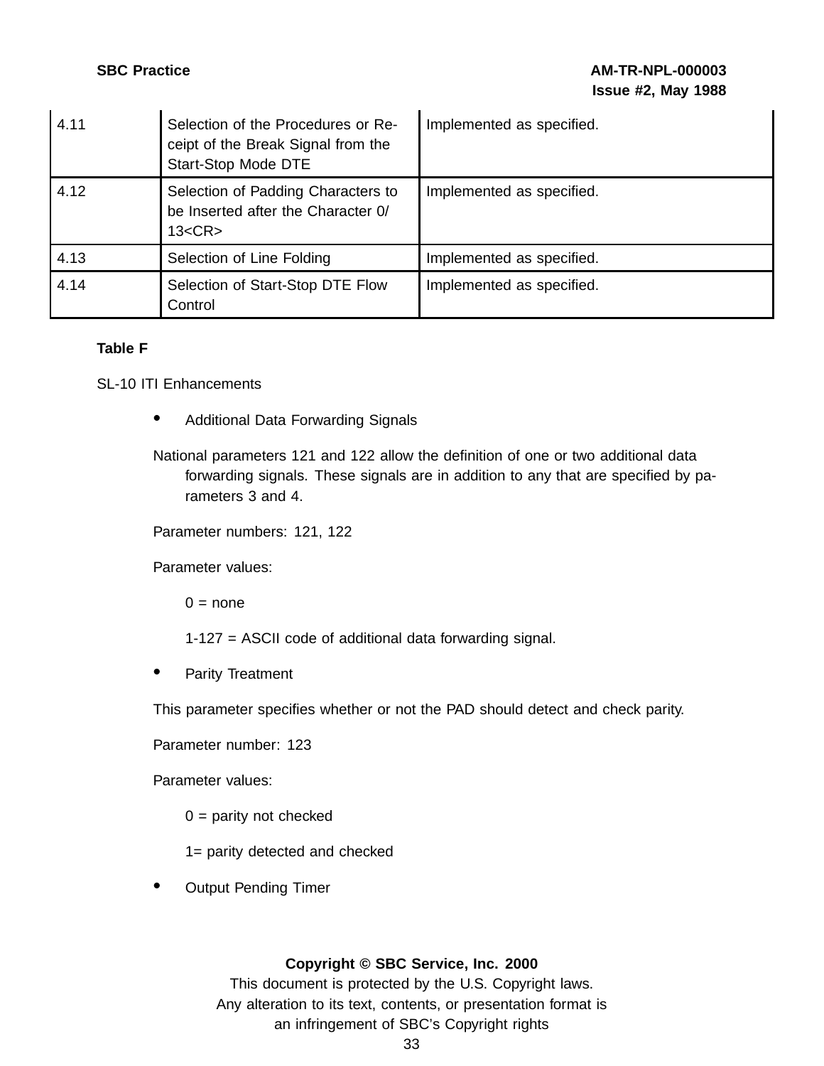| 4.11 | Selection of the Procedures or Receipt of the Break Signal from the Start-Stop Mode DTE | Implemented as specified. |
|---|---|---|
| 4.12 | Selection of Padding Characters to be Inserted after the Character 0/13<CR> | Implemented as specified. |
| 4.13 | Selection of Line Folding | Implemented as specified. |
| 4.14 | Selection of Start-Stop DTE Flow Control | Implemented as specified. |

**Table F**

SL-10 ITI Enhancements

- Additional Data Forwarding Signals

National parameters 121 and 122 allow the definition of one or two additional data forwarding signals. These signals are in addition to any that are specified by parameters 3 and 4.

Parameter numbers: 121, 122

Parameter values:

0 = none

1-127 = ASCII code of additional data forwarding signal.

- Parity Treatment

This parameter specifies whether or not the PAD should detect and check parity.

Parameter number: 123

Parameter values:

0 = parity not checked

1= parity detected and checked

- Output Pending Timer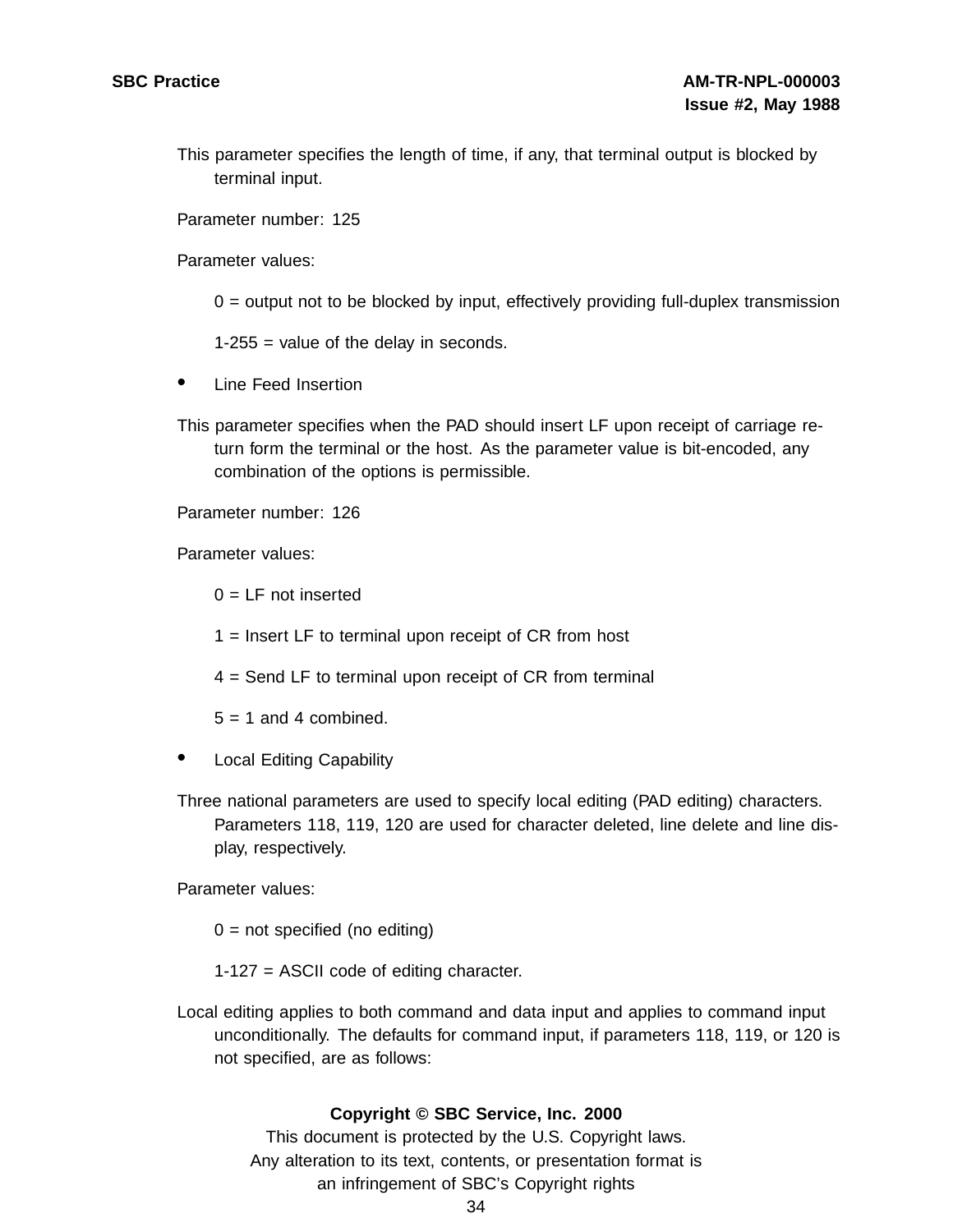This parameter specifies the length of time, if any, that terminal output is blocked by terminal input.

Parameter number: 125

Parameter values:

0 = output not to be blocked by input, effectively providing full-duplex transmission

1-255 = value of the delay in seconds.

- Line Feed Insertion

This parameter specifies when the PAD should insert LF upon receipt of carriage return form the terminal or the host. As the parameter value is bit-encoded, any combination of the options is permissible.

Parameter number: 126

Parameter values:

0 = LF not inserted

1 = Insert LF to terminal upon receipt of CR from host

4 = Send LF to terminal upon receipt of CR from terminal

5 = 1 and 4 combined.

- Local Editing Capability

Three national parameters are used to specify local editing (PAD editing) characters. Parameters 118, 119, 120 are used for character deleted, line delete and line display, respectively.

Parameter values:

0 = not specified (no editing)

1-127 = ASCII code of editing character.

Local editing applies to both command and data input and applies to command input unconditionally. The defaults for command input, if parameters 118, 119, or 120 is not specified, are as follows: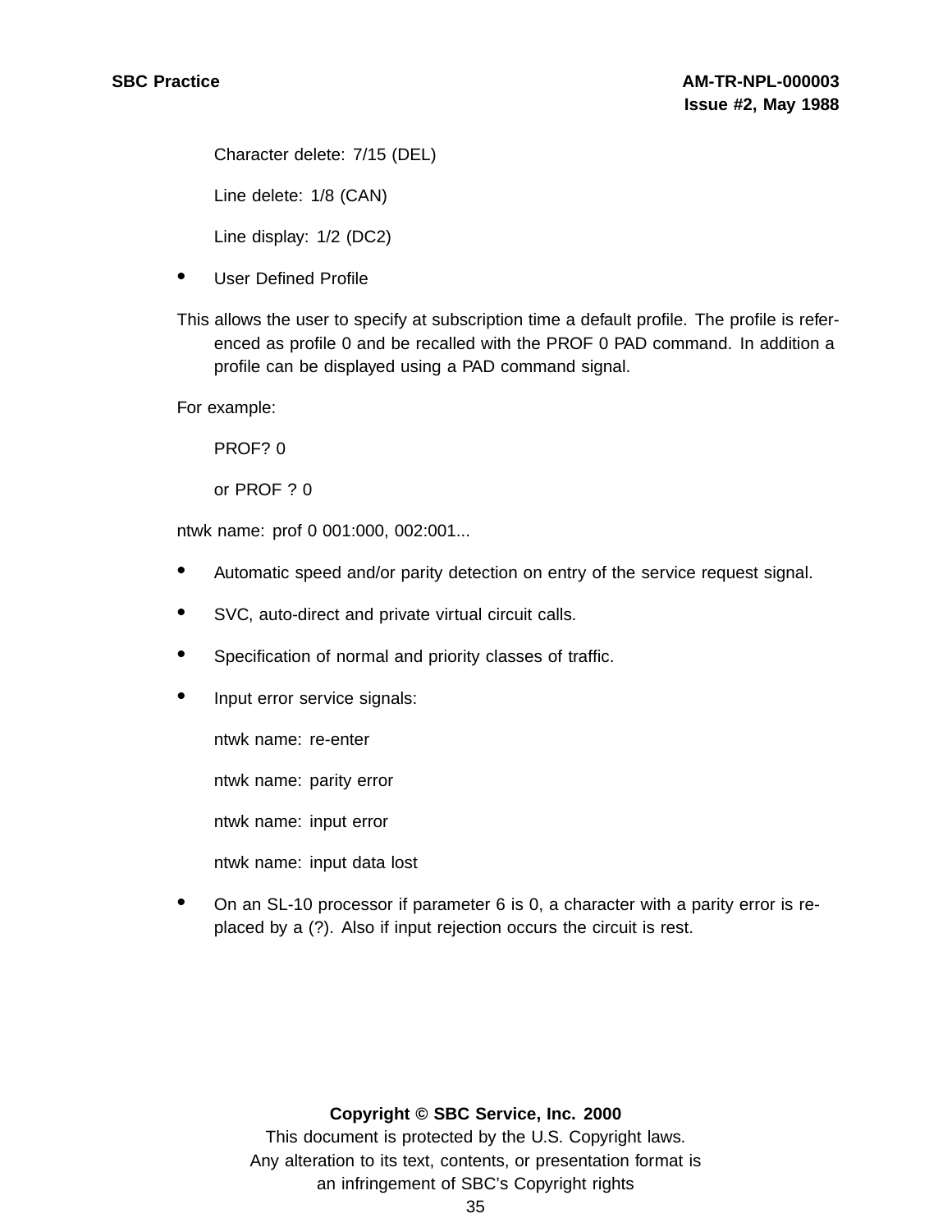Character delete: 7/15 (DEL)

Line delete: 1/8 (CAN)

Line display: 1/2 (DC2)

- User Defined Profile

This allows the user to specify at subscription time a default profile. The profile is referenced as profile 0 and be recalled with the PROF 0 PAD command. In addition a profile can be displayed using a PAD command signal.

For example:

PROF? 0

or PROF ? 0

ntwk name: prof 0 001:000, 002:001...

- Automatic speed and/or parity detection on entry of the service request signal.
- SVC, auto-direct and private virtual circuit calls.
- Specification of normal and priority classes of traffic.
- Input error service signals:

  ntwk name: re-enter

  ntwk name: parity error

  ntwk name: input error

  ntwk name: input data lost

- On an SL-10 processor if parameter 6 is 0, a character with a parity error is replaced by a (?). Also if input rejection occurs the circuit is rest.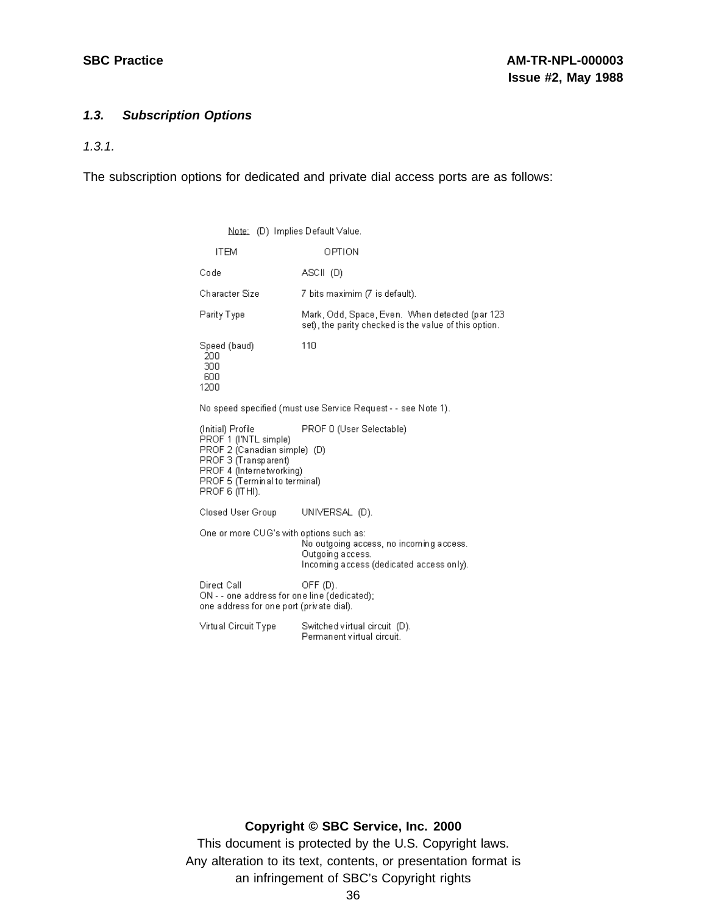### 1.3. *Subscription Options*

*1.3.1.*

The subscription options for dedicated and private dial access ports are as follows:

Note: (D) Implies Default Value.

| ITEM | OPTION |
|---|---|
| Code | ASCII (D) |
| Character Size | 7 bits maximim (7 is default). |
| Parity Type | Mark, Odd, Space, Even. When detected (par 123 set), the parity checked is the value of this option. |
| Speed (baud) | 110<br>200<br>300<br>600<br>1200<br>No speed specified (must use Service Request - - see Note 1). |
| (Initial) Profile | PROF 0 (User Selectable)<br>PROF 1 (I'NTL simple)<br>PROF 2 (Canadian simple) (D)<br>PROF 3 (Transparent)<br>PROF 4 (Internetworking)<br>PROF 5 (Terminal to terminal)<br>PROF 6 (ITHI). |
| Closed User Group | UNIVERSAL (D).<br>One or more CUG's with options such as:<br>No outgoing access, no incoming access.<br>Outgoing access.<br>Incoming access (dedicated access only). |
| Direct Call | OFF (D).<br>ON - - one address for one line (dedicated); one address for one port (private dial). |
| Virtual Circuit Type | Switched virtual circuit (D).<br>Permanent virtual circuit. |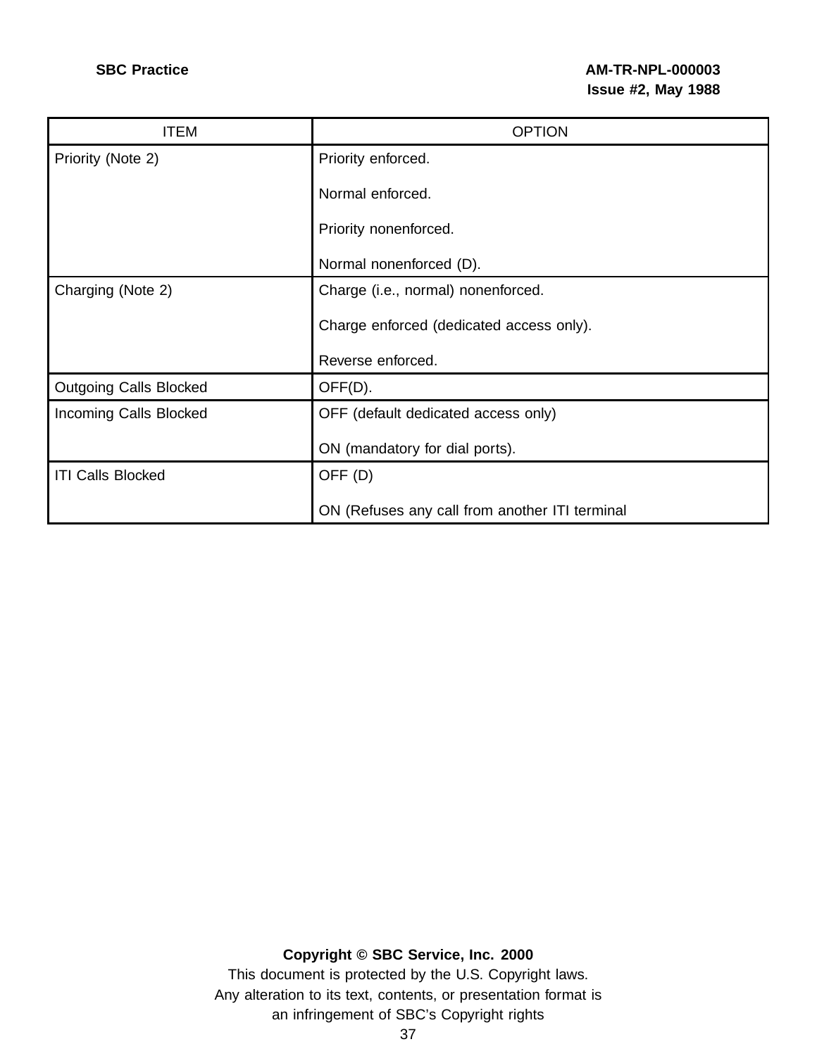| ITEM | OPTION |
| --- | --- |
| Priority (Note 2) | Priority enforced.<br><br>Normal enforced.<br><br>Priority nonenforced.<br><br>Normal nonenforced (D). |
| Charging (Note 2) | Charge (i.e., normal) nonenforced.<br><br>Charge enforced (dedicated access only).<br><br>Reverse enforced. |
| Outgoing Calls Blocked | OFF(D). |
| Incoming Calls Blocked | OFF (default dedicated access only)<br><br>ON (mandatory for dial ports). |
| ITI Calls Blocked | OFF (D)<br><br>ON (Refuses any call from another ITI terminal |

**Copyright © SBC Service, Inc. 2000**
This document is protected by the U.S. Copyright laws.
Any alteration to its text, contents, or presentation format is
an infringement of SBC's Copyright rights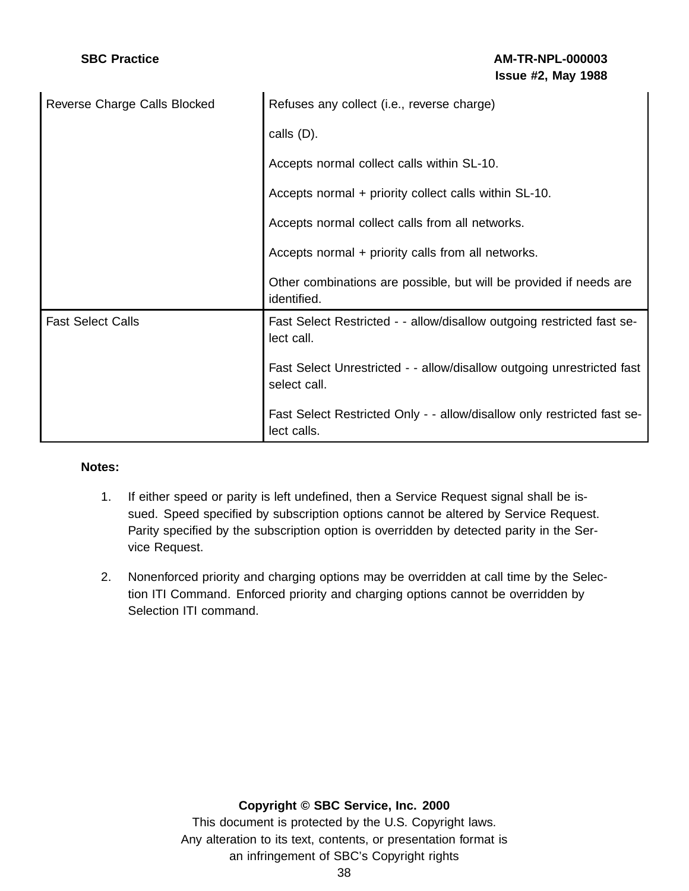| | |
|---|---|
| Reverse Charge Calls Blocked | Refuses any collect (i.e., reverse charge)<br><br>calls (D).<br><br>Accepts normal collect calls within SL-10.<br><br>Accepts normal + priority collect calls within SL-10.<br><br>Accepts normal collect calls from all networks.<br><br>Accepts normal + priority calls from all networks.<br><br>Other combinations are possible, but will be provided if needs are identified. |
| Fast Select Calls | Fast Select Restricted - - allow/disallow outgoing restricted fast select call.<br><br>Fast Select Unrestricted - - allow/disallow outgoing unrestricted fast select call.<br><br>Fast Select Restricted Only - - allow/disallow only restricted fast select calls. |

**Notes:**

1. If either speed or parity is left undefined, then a Service Request signal shall be issued. Speed specified by subscription options cannot be altered by Service Request. Parity specified by the subscription option is overridden by detected parity in the Service Request.

2. Nonenforced priority and charging options may be overridden at call time by the Selection ITI Command. Enforced priority and charging options cannot be overridden by Selection ITI command.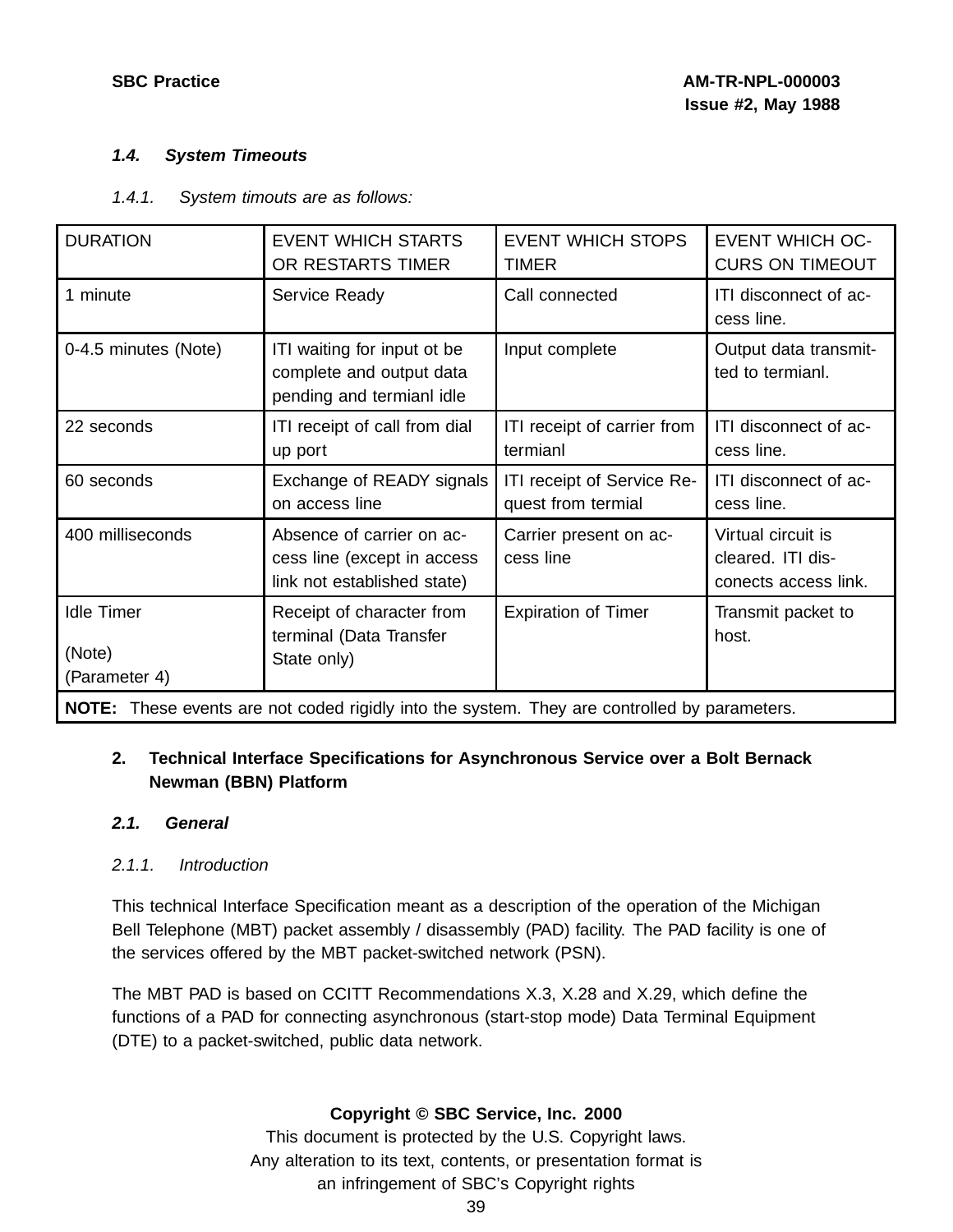### *1.4. System Timeouts*

*1.4.1. System timouts are as follows:*

| DURATION | EVENT WHICH STARTS OR RESTARTS TIMER | EVENT WHICH STOPS TIMER | EVENT WHICH OCCURS ON TIMEOUT |
|---|---|---|---|
| 1 minute | Service Ready | Call connected | ITI disconnect of access line. |
| 0-4.5 minutes (Note) | ITI waiting for input ot be complete and output data pending and termianl idle | Input complete | Output data transmitted to termianl. |
| 22 seconds | ITI receipt of call from dial up port | ITI receipt of carrier from termianl | ITI disconnect of access line. |
| 60 seconds | Exchange of READY signals on access line | ITI receipt of Service Request from termial | ITI disconnect of access line. |
| 400 milliseconds | Absence of carrier on access line (except in access link not established state) | Carrier present on access line | Virtual circuit is cleared. ITI disconects access link. |
| Idle Timer (Note) (Parameter 4) | Receipt of character from terminal (Data Transfer State only) | Expiration of Timer | Transmit packet to host. |
| **NOTE:** These events are not coded rigidly into the system. They are controlled by parameters. | | | |

## 2. Technical Interface Specifications for Asynchronous Service over a Bolt Bernack Newman (BBN) Platform

### *2.1. General*

*2.1.1. Introduction*

This technical Interface Specification meant as a description of the operation of the Michigan Bell Telephone (MBT) packet assembly / disassembly (PAD) facility. The PAD facility is one of the services offered by the MBT packet-switched network (PSN).

The MBT PAD is based on CCITT Recommendations X.3, X.28 and X.29, which define the functions of a PAD for connecting asynchronous (start-stop mode) Data Terminal Equipment (DTE) to a packet-switched, public data network.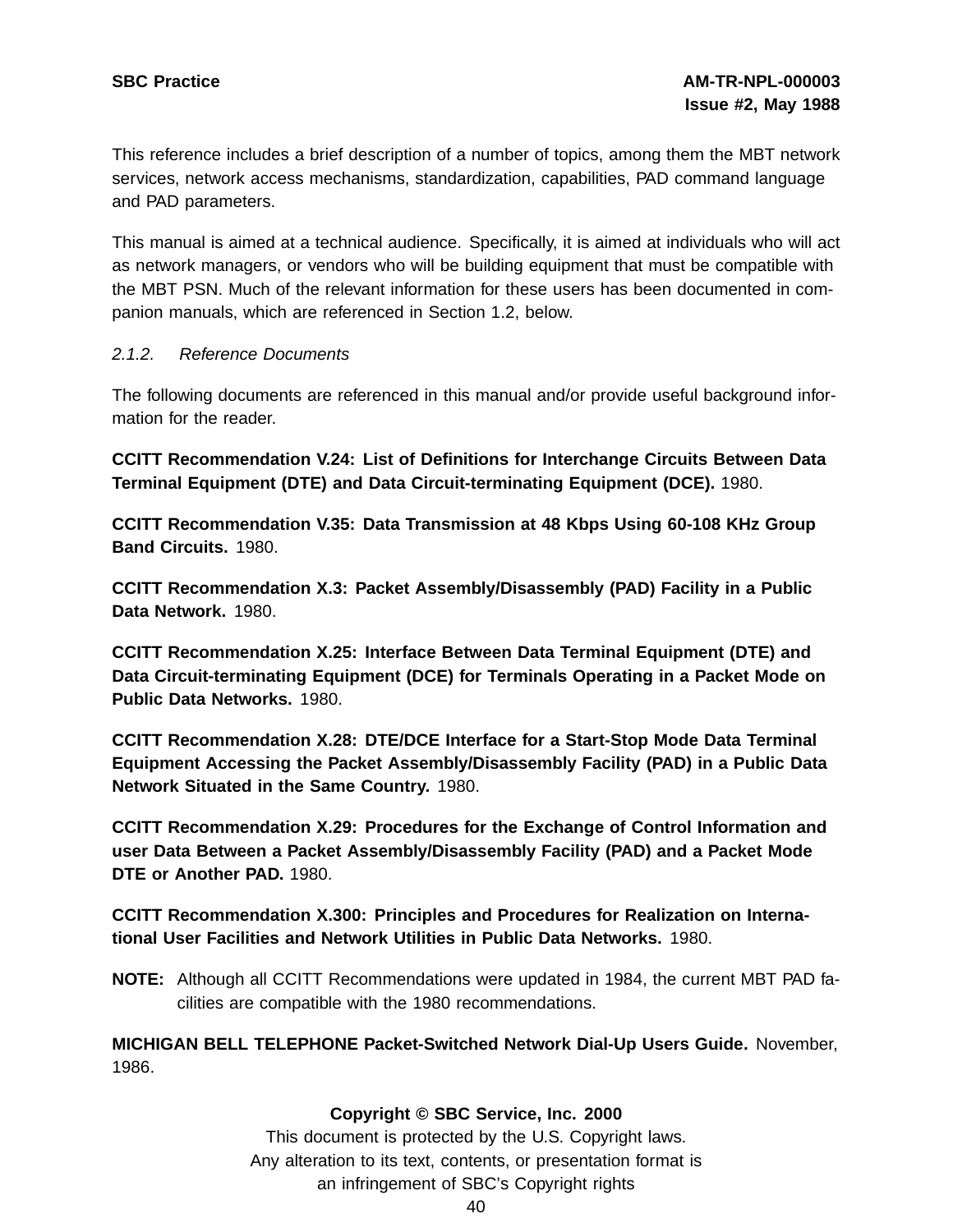This reference includes a brief description of a number of topics, among them the MBT network services, network access mechanisms, standardization, capabilities, PAD command language and PAD parameters.

This manual is aimed at a technical audience. Specifically, it is aimed at individuals who will act as network managers, or vendors who will be building equipment that must be compatible with the MBT PSN. Much of the relevant information for these users has been documented in companion manuals, which are referenced in Section 1.2, below.

*2.1.2. Reference Documents*

The following documents are referenced in this manual and/or provide useful background information for the reader.

**CCITT Recommendation V.24: List of Definitions for Interchange Circuits Between Data Terminal Equipment (DTE) and Data Circuit-terminating Equipment (DCE).** 1980.

**CCITT Recommendation V.35: Data Transmission at 48 Kbps Using 60-108 KHz Group Band Circuits.** 1980.

**CCITT Recommendation X.3: Packet Assembly/Disassembly (PAD) Facility in a Public Data Network.** 1980.

**CCITT Recommendation X.25: Interface Between Data Terminal Equipment (DTE) and Data Circuit-terminating Equipment (DCE) for Terminals Operating in a Packet Mode on Public Data Networks.** 1980.

**CCITT Recommendation X.28: DTE/DCE Interface for a Start-Stop Mode Data Terminal Equipment Accessing the Packet Assembly/Disassembly Facility (PAD) in a Public Data Network Situated in the Same Country.** 1980.

**CCITT Recommendation X.29: Procedures for the Exchange of Control Information and user Data Between a Packet Assembly/Disassembly Facility (PAD) and a Packet Mode DTE or Another PAD.** 1980.

**CCITT Recommendation X.300: Principles and Procedures for Realization on International User Facilities and Network Utilities in Public Data Networks.** 1980.

**NOTE:** Although all CCITT Recommendations were updated in 1984, the current MBT PAD facilities are compatible with the 1980 recommendations.

**MICHIGAN BELL TELEPHONE Packet-Switched Network Dial-Up Users Guide.** November, 1986.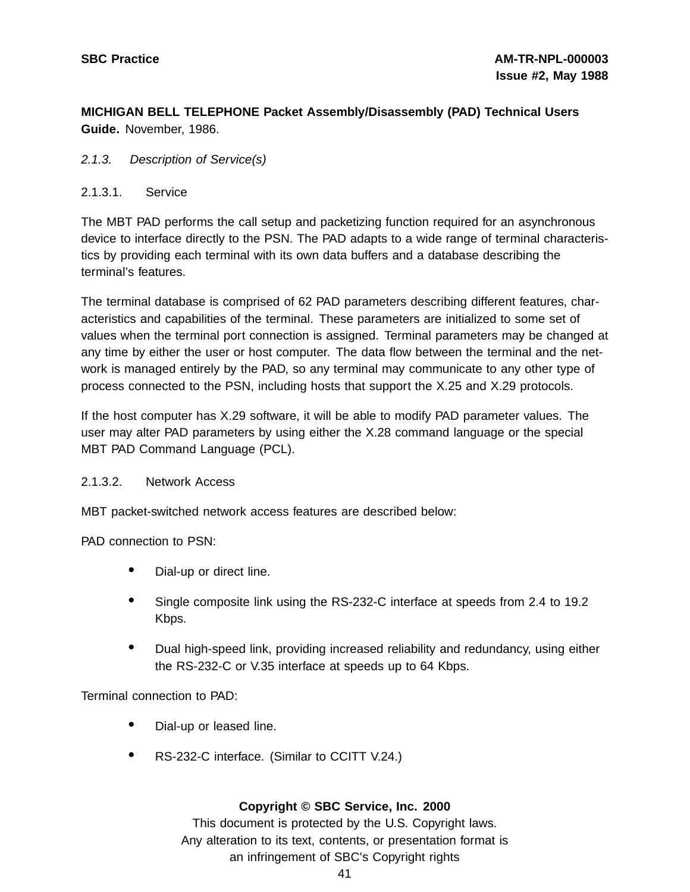**MICHIGAN BELL TELEPHONE Packet Assembly/Disassembly (PAD) Technical Users Guide.** November, 1986.

### *2.1.3. Description of Service(s)*

#### 2.1.3.1. Service

The MBT PAD performs the call setup and packetizing function required for an asynchronous device to interface directly to the PSN. The PAD adapts to a wide range of terminal characteristics by providing each terminal with its own data buffers and a database describing the terminal's features.

The terminal database is comprised of 62 PAD parameters describing different features, characteristics and capabilities of the terminal. These parameters are initialized to some set of values when the terminal port connection is assigned. Terminal parameters may be changed at any time by either the user or host computer. The data flow between the terminal and the network is managed entirely by the PAD, so any terminal may communicate to any other type of process connected to the PSN, including hosts that support the X.25 and X.29 protocols.

If the host computer has X.29 software, it will be able to modify PAD parameter values. The user may alter PAD parameters by using either the X.28 command language or the special MBT PAD Command Language (PCL).

#### 2.1.3.2. Network Access

MBT packet-switched network access features are described below:

PAD connection to PSN:

- Dial-up or direct line.
- Single composite link using the RS-232-C interface at speeds from 2.4 to 19.2 Kbps.
- Dual high-speed link, providing increased reliability and redundancy, using either the RS-232-C or V.35 interface at speeds up to 64 Kbps.

Terminal connection to PAD:

- Dial-up or leased line.
- RS-232-C interface. (Similar to CCITT V.24.)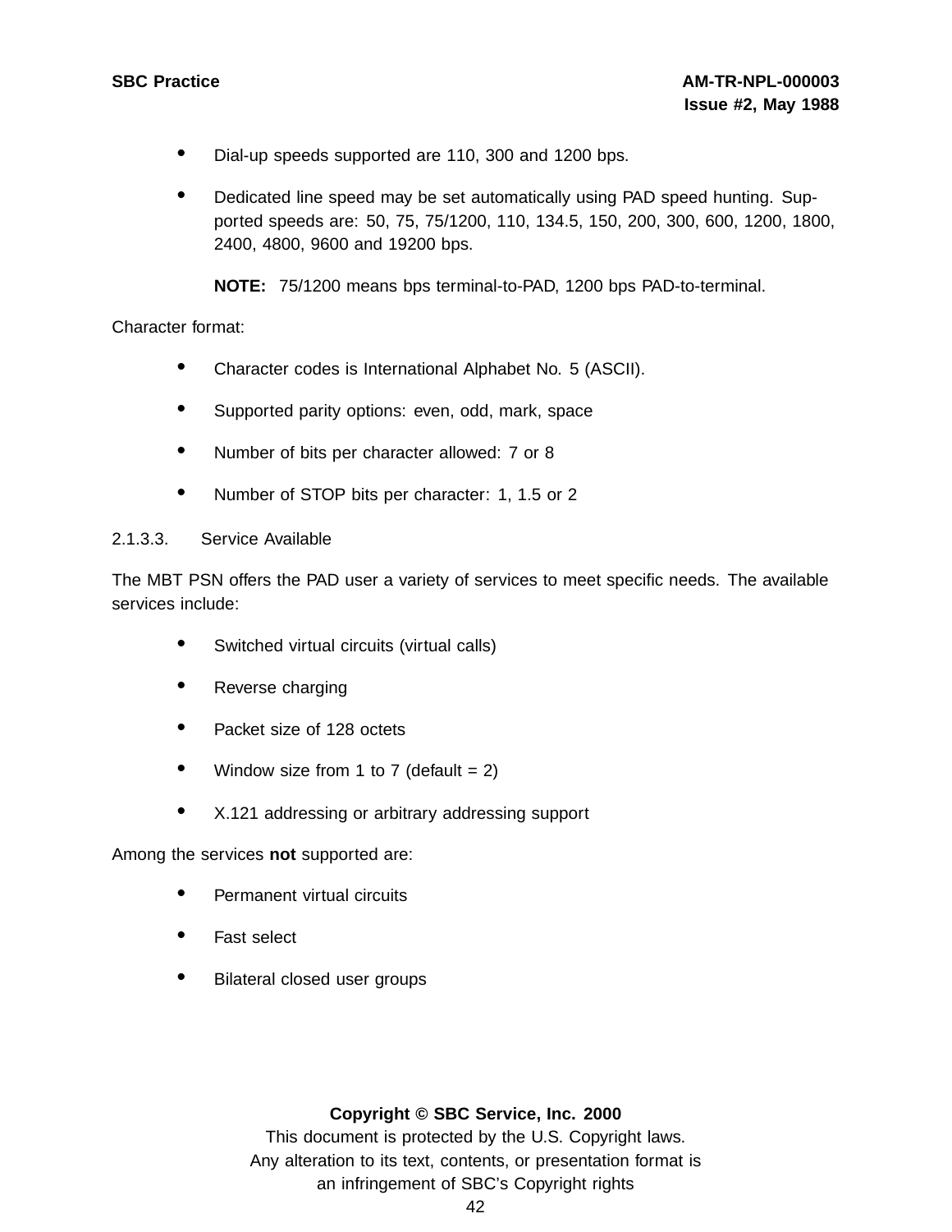- Dial-up speeds supported are 110, 300 and 1200 bps.
- Dedicated line speed may be set automatically using PAD speed hunting. Supported speeds are: 50, 75, 75/1200, 110, 134.5, 150, 200, 300, 600, 1200, 1800, 2400, 4800, 9600 and 19200 bps.

  **NOTE:** 75/1200 means bps terminal-to-PAD, 1200 bps PAD-to-terminal.

Character format:

- Character codes is International Alphabet No. 5 (ASCII).
- Supported parity options: even, odd, mark, space
- Number of bits per character allowed: 7 or 8
- Number of STOP bits per character: 1, 1.5 or 2

#### 2.1.3.3. Service Available

The MBT PSN offers the PAD user a variety of services to meet specific needs. The available services include:

- Switched virtual circuits (virtual calls)
- Reverse charging
- Packet size of 128 octets
- Window size from 1 to 7 (default = 2)
- X.121 addressing or arbitrary addressing support

Among the services **not** supported are:

- Permanent virtual circuits
- Fast select
- Bilateral closed user groups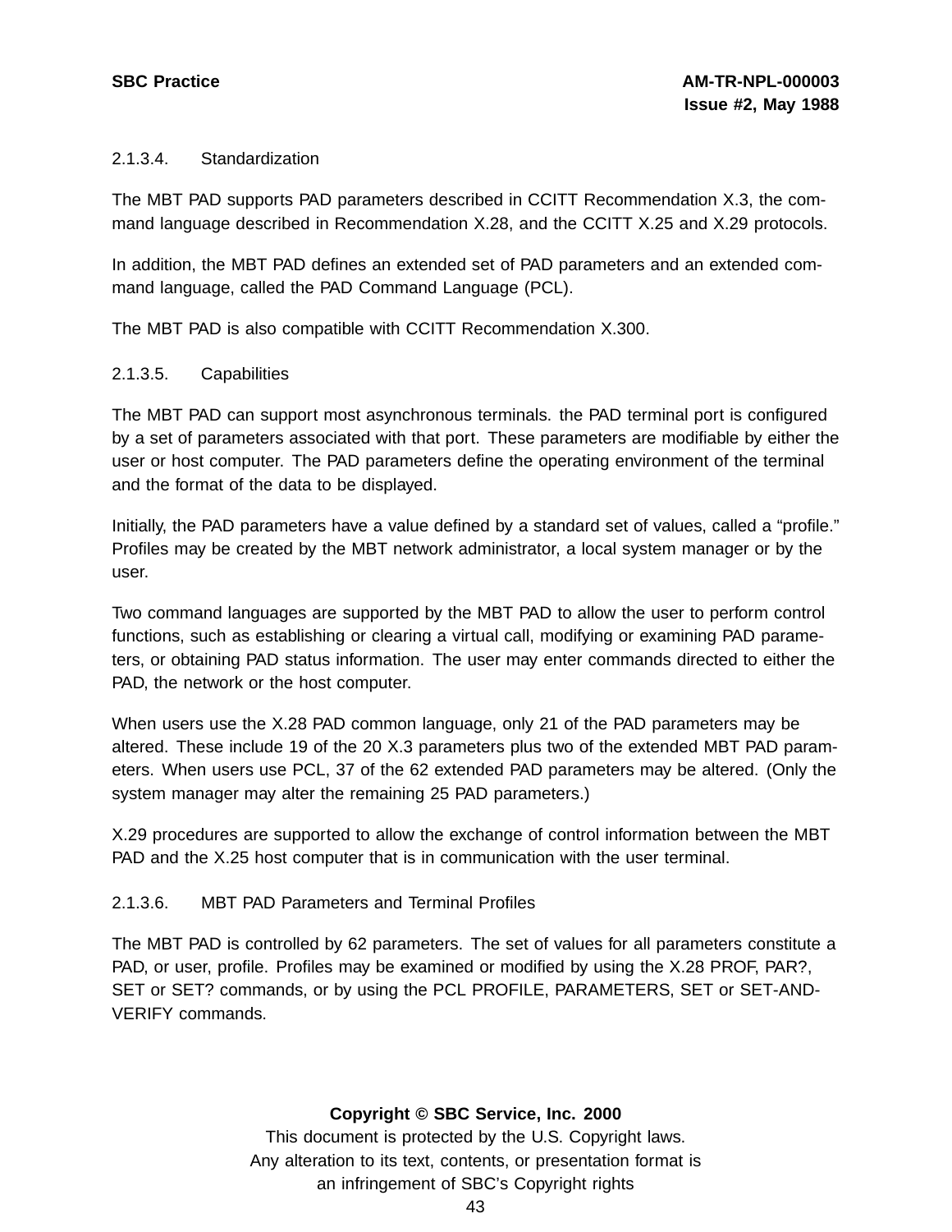#### 2.1.3.4. Standardization

The MBT PAD supports PAD parameters described in CCITT Recommendation X.3, the command language described in Recommendation X.28, and the CCITT X.25 and X.29 protocols.

In addition, the MBT PAD defines an extended set of PAD parameters and an extended command language, called the PAD Command Language (PCL).

The MBT PAD is also compatible with CCITT Recommendation X.300.

#### 2.1.3.5. Capabilities

The MBT PAD can support most asynchronous terminals. the PAD terminal port is configured by a set of parameters associated with that port. These parameters are modifiable by either the user or host computer. The PAD parameters define the operating environment of the terminal and the format of the data to be displayed.

Initially, the PAD parameters have a value defined by a standard set of values, called a "profile." Profiles may be created by the MBT network administrator, a local system manager or by the user.

Two command languages are supported by the MBT PAD to allow the user to perform control functions, such as establishing or clearing a virtual call, modifying or examining PAD parameters, or obtaining PAD status information. The user may enter commands directed to either the PAD, the network or the host computer.

When users use the X.28 PAD common language, only 21 of the PAD parameters may be altered. These include 19 of the 20 X.3 parameters plus two of the extended MBT PAD parameters. When users use PCL, 37 of the 62 extended PAD parameters may be altered. (Only the system manager may alter the remaining 25 PAD parameters.)

X.29 procedures are supported to allow the exchange of control information between the MBT PAD and the X.25 host computer that is in communication with the user terminal.

#### 2.1.3.6. MBT PAD Parameters and Terminal Profiles

The MBT PAD is controlled by 62 parameters. The set of values for all parameters constitute a PAD, or user, profile. Profiles may be examined or modified by using the X.28 PROF, PAR?, SET or SET? commands, or by using the PCL PROFILE, PARAMETERS, SET or SET-AND-VERIFY commands.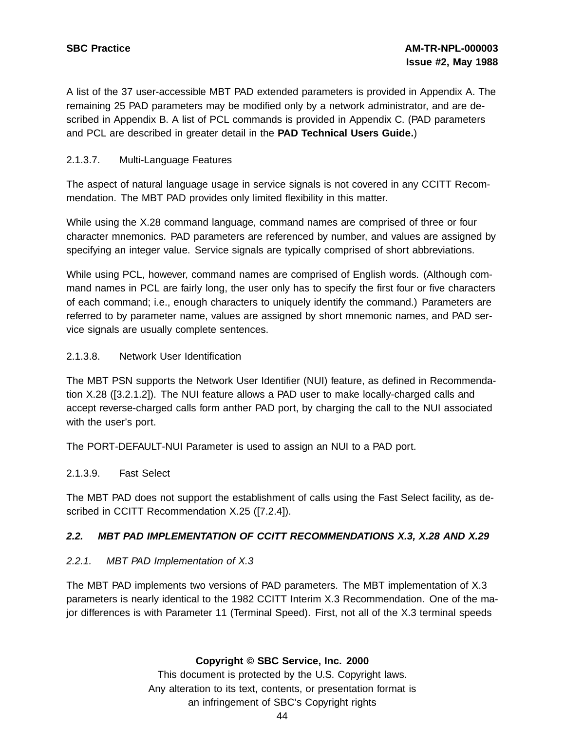A list of the 37 user-accessible MBT PAD extended parameters is provided in Appendix A. The remaining 25 PAD parameters may be modified only by a network administrator, and are described in Appendix B. A list of PCL commands is provided in Appendix C. (PAD parameters and PCL are described in greater detail in the **PAD Technical Users Guide.**)

#### 2.1.3.7. Multi-Language Features

The aspect of natural language usage in service signals is not covered in any CCITT Recommendation. The MBT PAD provides only limited flexibility in this matter.

While using the X.28 command language, command names are comprised of three or four character mnemonics. PAD parameters are referenced by number, and values are assigned by specifying an integer value. Service signals are typically comprised of short abbreviations.

While using PCL, however, command names are comprised of English words. (Although command names in PCL are fairly long, the user only has to specify the first four or five characters of each command; i.e., enough characters to uniquely identify the command.) Parameters are referred to by parameter name, values are assigned by short mnemonic names, and PAD service signals are usually complete sentences.

#### 2.1.3.8. Network User Identification

The MBT PSN supports the Network User Identifier (NUI) feature, as defined in Recommendation X.28 ([3.2.1.2]). The NUI feature allows a PAD user to make locally-charged calls and accept reverse-charged calls form anther PAD port, by charging the call to the NUI associated with the user's port.

The PORT-DEFAULT-NUI Parameter is used to assign an NUI to a PAD port.

#### 2.1.3.9. Fast Select

The MBT PAD does not support the establishment of calls using the Fast Select facility, as described in CCITT Recommendation X.25 ([7.2.4]).

## *2.2. MBT PAD IMPLEMENTATION OF CCITT RECOMMENDATIONS X.3, X.28 AND X.29*

### *2.2.1. MBT PAD Implementation of X.3*

The MBT PAD implements two versions of PAD parameters. The MBT implementation of X.3 parameters is nearly identical to the 1982 CCITT Interim X.3 Recommendation. One of the major differences is with Parameter 11 (Terminal Speed). First, not all of the X.3 terminal speeds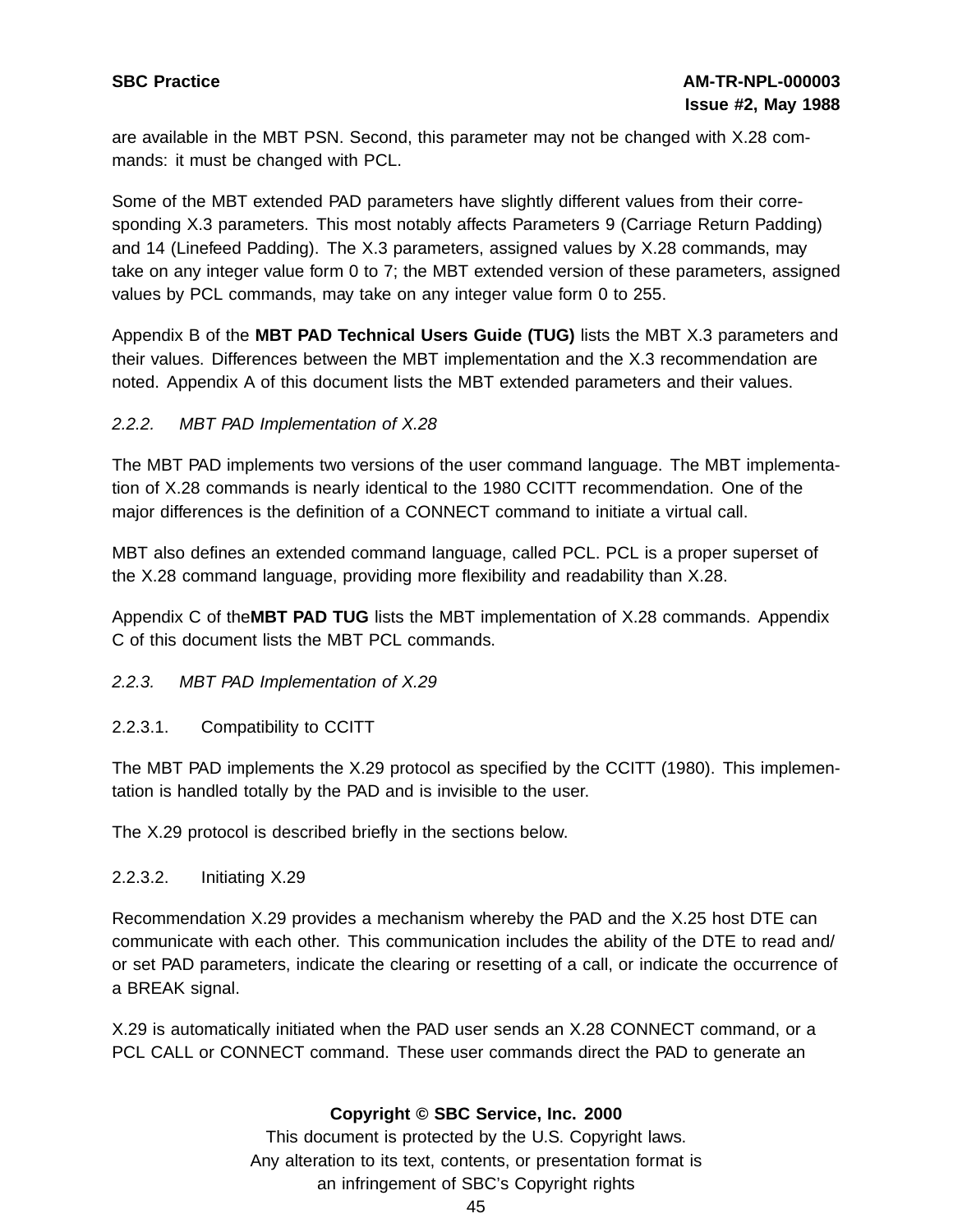are available in the MBT PSN. Second, this parameter may not be changed with X.28 commands: it must be changed with PCL.

Some of the MBT extended PAD parameters have slightly different values from their corresponding X.3 parameters. This most notably affects Parameters 9 (Carriage Return Padding) and 14 (Linefeed Padding). The X.3 parameters, assigned values by X.28 commands, may take on any integer value form 0 to 7; the MBT extended version of these parameters, assigned values by PCL commands, may take on any integer value form 0 to 255.

Appendix B of the **MBT PAD Technical Users Guide (TUG)** lists the MBT X.3 parameters and their values. Differences between the MBT implementation and the X.3 recommendation are noted. Appendix A of this document lists the MBT extended parameters and their values.

### *2.2.2. MBT PAD Implementation of X.28*

The MBT PAD implements two versions of the user command language. The MBT implementation of X.28 commands is nearly identical to the 1980 CCITT recommendation. One of the major differences is the definition of a CONNECT command to initiate a virtual call.

MBT also defines an extended command language, called PCL. PCL is a proper superset of the X.28 command language, providing more flexibility and readability than X.28.

Appendix C of the**MBT PAD TUG** lists the MBT implementation of X.28 commands. Appendix C of this document lists the MBT PCL commands.

### *2.2.3. MBT PAD Implementation of X.29*

#### 2.2.3.1. Compatibility to CCITT

The MBT PAD implements the X.29 protocol as specified by the CCITT (1980). This implementation is handled totally by the PAD and is invisible to the user.

The X.29 protocol is described briefly in the sections below.

#### 2.2.3.2. Initiating X.29

Recommendation X.29 provides a mechanism whereby the PAD and the X.25 host DTE can communicate with each other. This communication includes the ability of the DTE to read and/ or set PAD parameters, indicate the clearing or resetting of a call, or indicate the occurrence of a BREAK signal.

X.29 is automatically initiated when the PAD user sends an X.28 CONNECT command, or a PCL CALL or CONNECT command. These user commands direct the PAD to generate an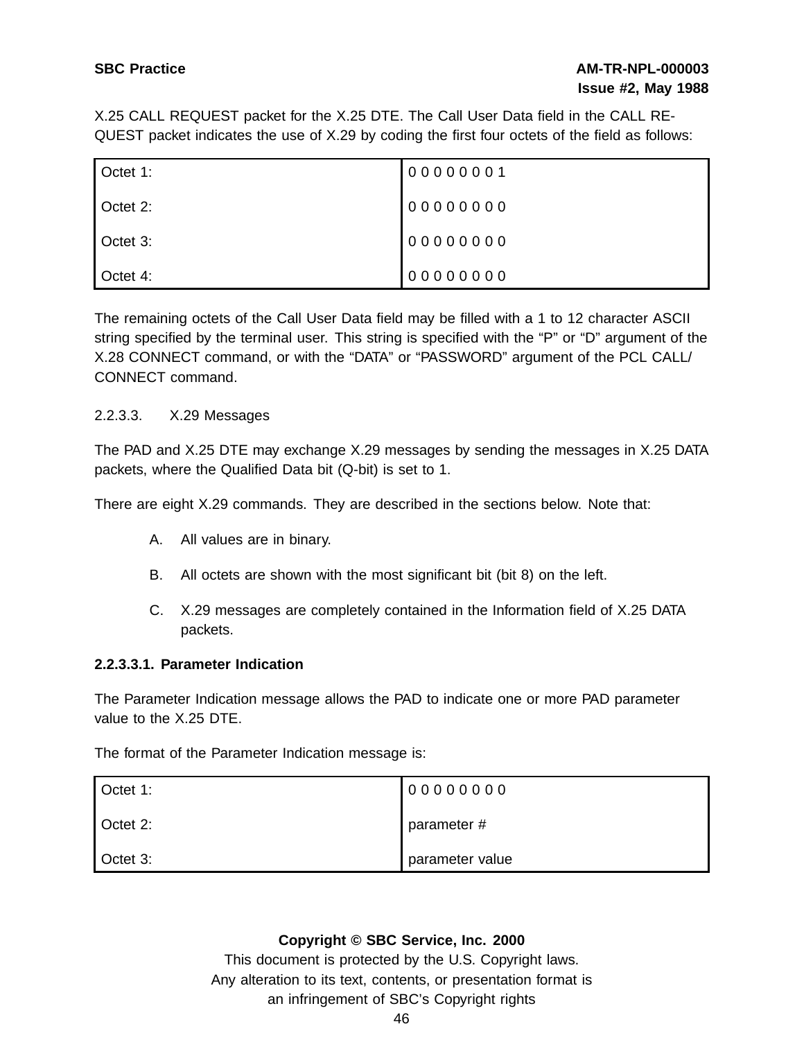X.25 CALL REQUEST packet for the X.25 DTE. The Call User Data field in the CALL REQUEST packet indicates the use of X.29 by coding the first four octets of the field as follows:

| | |
|---|---|
| Octet 1: | 0 0 0 0 0 0 0 1 |
| Octet 2: | 0 0 0 0 0 0 0 0 |
| Octet 3: | 0 0 0 0 0 0 0 0 |
| Octet 4: | 0 0 0 0 0 0 0 0 |

The remaining octets of the Call User Data field may be filled with a 1 to 12 character ASCII string specified by the terminal user. This string is specified with the “P” or “D” argument of the X.28 CONNECT command, or with the “DATA” or “PASSWORD” argument of the PCL CALL/CONNECT command.

2.2.3.3. X.29 Messages

The PAD and X.25 DTE may exchange X.29 messages by sending the messages in X.25 DATA packets, where the Qualified Data bit (Q-bit) is set to 1.

There are eight X.29 commands. They are described in the sections below. Note that:

A. All values are in binary.

B. All octets are shown with the most significant bit (bit 8) on the left.

C. X.29 messages are completely contained in the Information field of X.25 DATA packets.

**2.2.3.3.1. Parameter Indication**

The Parameter Indication message allows the PAD to indicate one or more PAD parameter value to the X.25 DTE.

The format of the Parameter Indication message is:

| | |
|---|---|
| Octet 1: | 0 0 0 0 0 0 0 0 |
| Octet 2: | parameter # |
| Octet 3: | parameter value |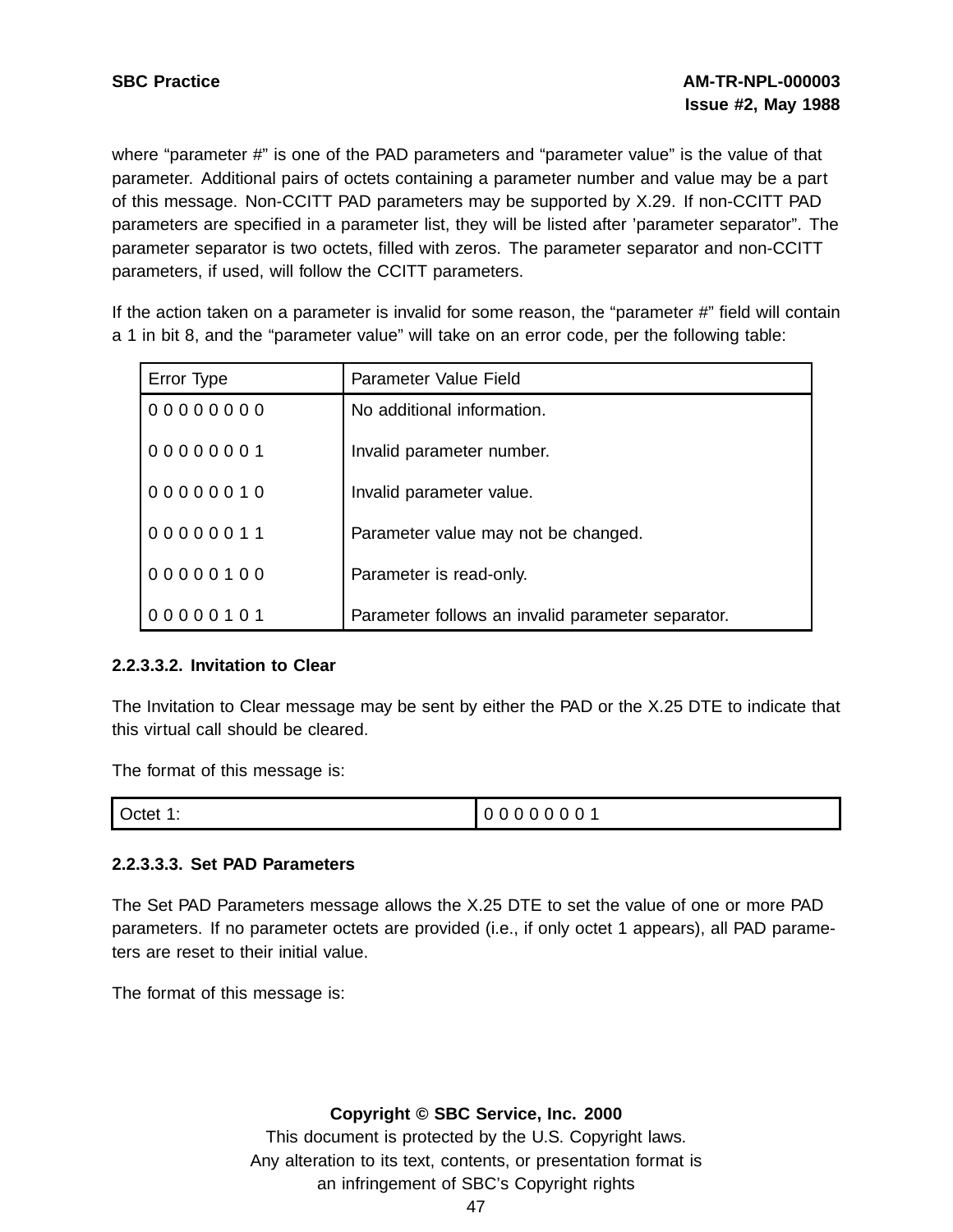where “parameter #” is one of the PAD parameters and “parameter value” is the value of that parameter. Additional pairs of octets containing a parameter number and value may be a part of this message. Non-CCITT PAD parameters may be supported by X.29. If non-CCITT PAD parameters are specified in a parameter list, they will be listed after ’parameter separator”. The parameter separator is two octets, filled with zeros. The parameter separator and non-CCITT parameters, if used, will follow the CCITT parameters.

If the action taken on a parameter is invalid for some reason, the “parameter #” field will contain a 1 in bit 8, and the “parameter value” will take on an error code, per the following table:

| Error Type | Parameter Value Field |
|---|---|
| 0 0 0 0 0 0 0 0 | No additional information. |
| 0 0 0 0 0 0 0 1 | Invalid parameter number. |
| 0 0 0 0 0 0 1 0 | Invalid parameter value. |
| 0 0 0 0 0 0 1 1 | Parameter value may not be changed. |
| 0 0 0 0 0 1 0 0 | Parameter is read-only. |
| 0 0 0 0 0 1 0 1 | Parameter follows an invalid parameter separator. |

**2.2.3.3.2. Invitation to Clear**

The Invitation to Clear message may be sent by either the PAD or the X.25 DTE to indicate that this virtual call should be cleared.

The format of this message is:

| Octet 1: | 0 0 0 0 0 0 0 1 |
|---|---|

**2.2.3.3.3. Set PAD Parameters**

The Set PAD Parameters message allows the X.25 DTE to set the value of one or more PAD parameters. If no parameter octets are provided (i.e., if only octet 1 appears), all PAD parameters are reset to their initial value.

The format of this message is: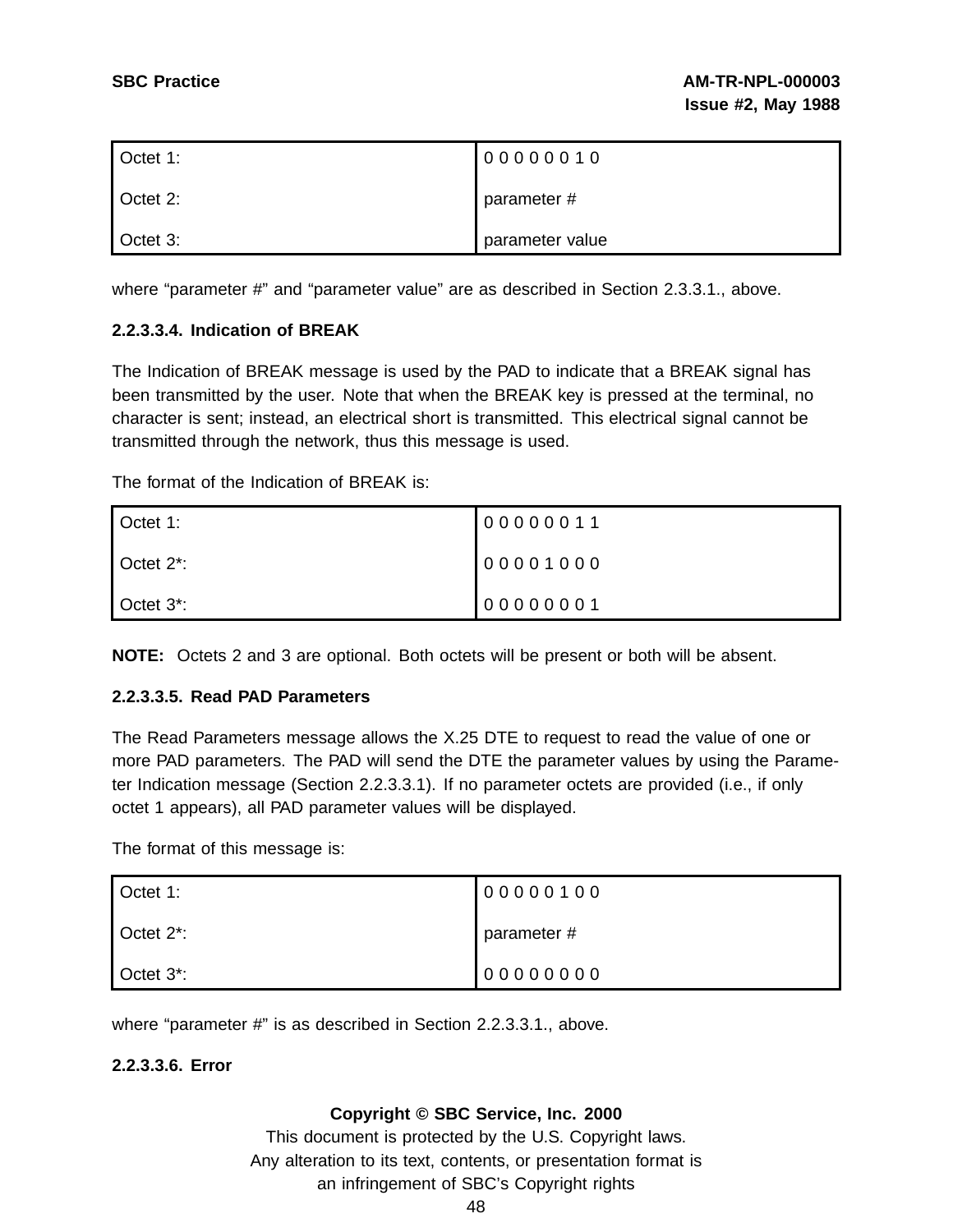| | |
|---|---|
| Octet 1: | 0 0 0 0 0 0 1 0 |
| Octet 2: | parameter # |
| Octet 3: | parameter value |

where “parameter #” and “parameter value” are as described in Section 2.3.3.1., above.

**2.2.3.3.4. Indication of BREAK**

The Indication of BREAK message is used by the PAD to indicate that a BREAK signal has been transmitted by the user. Note that when the BREAK key is pressed at the terminal, no character is sent; instead, an electrical short is transmitted. This electrical signal cannot be transmitted through the network, thus this message is used.

The format of the Indication of BREAK is:

| | |
|---|---|
| Octet 1: | 0 0 0 0 0 0 1 1 |
| Octet 2*: | 0 0 0 0 1 0 0 0 |
| Octet 3*: | 0 0 0 0 0 0 0 1 |

**NOTE:** Octets 2 and 3 are optional. Both octets will be present or both will be absent.

**2.2.3.3.5. Read PAD Parameters**

The Read Parameters message allows the X.25 DTE to request to read the value of one or more PAD parameters. The PAD will send the DTE the parameter values by using the Parameter Indication message (Section 2.2.3.3.1). If no parameter octets are provided (i.e., if only octet 1 appears), all PAD parameter values will be displayed.

The format of this message is:

| | |
|---|---|
| Octet 1: | 0 0 0 0 0 1 0 0 |
| Octet 2*: | parameter # |
| Octet 3*: | 0 0 0 0 0 0 0 0 |

where “parameter #” is as described in Section 2.2.3.3.1., above.

**2.2.3.3.6. Error**

**Copyright © SBC Service, Inc. 2000**
This document is protected by the U.S. Copyright laws.
Any alteration to its text, contents, or presentation format is
an infringement of SBC’s Copyright rights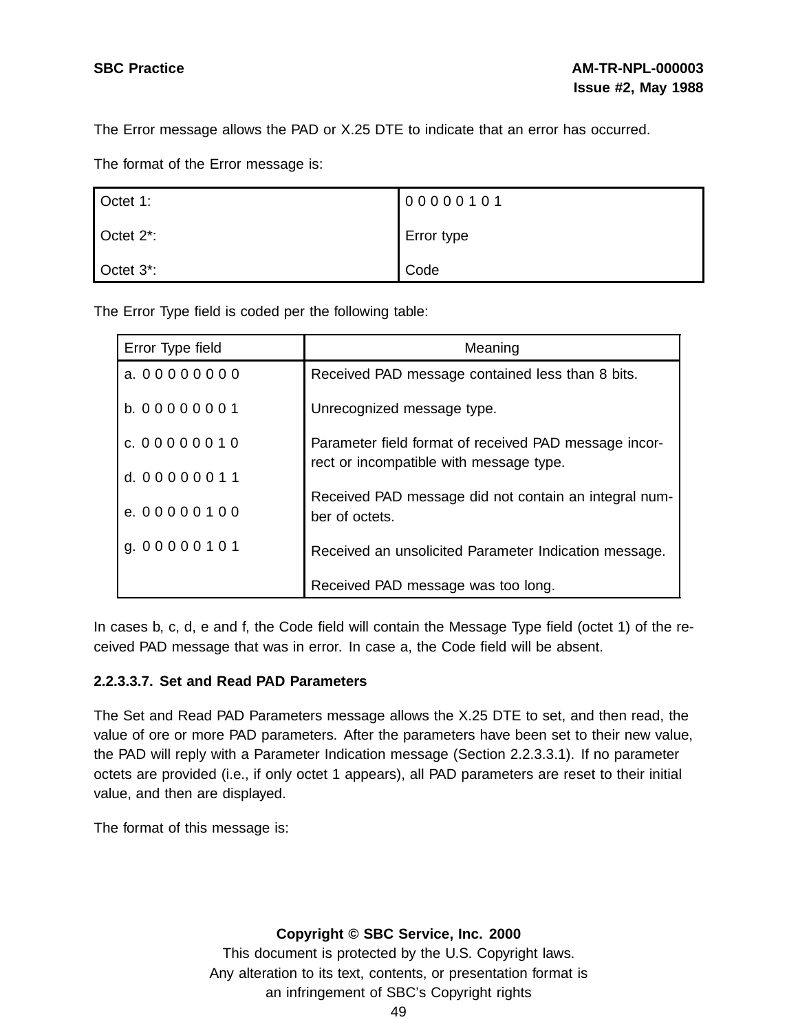The Error message allows the PAD or X.25 DTE to indicate that an error has occurred.

The format of the Error message is:

| | |
|---|---|
| Octet 1: | 0 0 0 0 0 1 0 1 |
| Octet 2*: | Error type |
| Octet 3*: | Code |

The Error Type field is coded per the following table:

| Error Type field | Meaning |
|---|---|
| a. 0 0 0 0 0 0 0 0 | Received PAD message contained less than 8 bits. |
| b. 0 0 0 0 0 0 0 1 | Unrecognized message type. |
| c. 0 0 0 0 0 0 1 0 | Parameter field format of received PAD message incorrect or incompatible with message type. |
| d. 0 0 0 0 0 0 1 1 | Received PAD message did not contain an integral number of octets. |
| e. 0 0 0 0 0 1 0 0 | Received an unsolicited Parameter Indication message. |
| g. 0 0 0 0 0 1 0 1 | Received PAD message was too long. |

In cases b, c, d, e and f, the Code field will contain the Message Type field (octet 1) of the received PAD message that was in error. In case a, the Code field will be absent.

#### 2.2.3.3.7. Set and Read PAD Parameters

The Set and Read PAD Parameters message allows the X.25 DTE to set, and then read, the value of ore or more PAD parameters. After the parameters have been set to their new value, the PAD will reply with a Parameter Indication message (Section 2.2.3.3.1). If no parameter octets are provided (i.e., if only octet 1 appears), all PAD parameters are reset to their initial value, and then are displayed.

The format of this message is: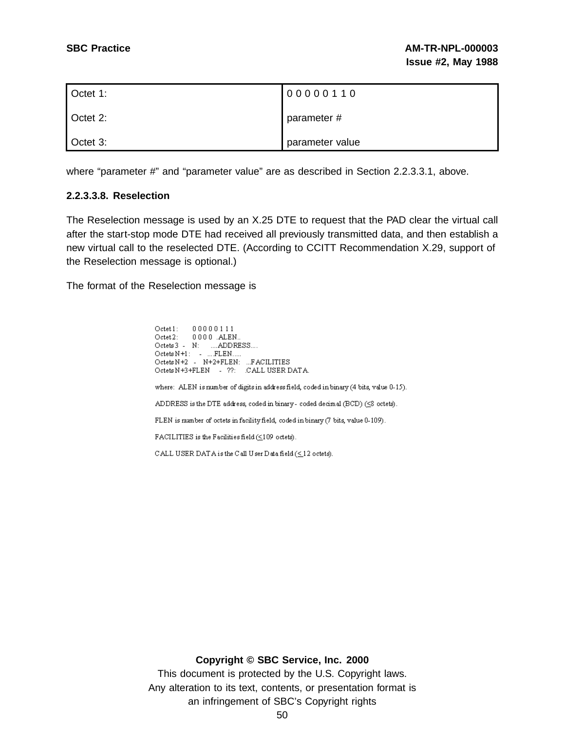| Octet 1: | 0 0 0 0 0 1 1 0 |
|---|---|
| Octet 2: | parameter # |
| Octet 3: | parameter value |

where “parameter #” and “parameter value” are as described in Section 2.2.3.3.1, above.

**2.2.3.3.8. Reselection**

The Reselection message is used by an X.25 DTE to request that the PAD clear the virtual call after the start-stop mode DTE had received all previously transmitted data, and then establish a new virtual call to the reselected DTE. (According to CCITT Recommendation X.29, support of the Reselection message is optional.)

The format of the Reselection message is

```
Octet 1:              0 0 0 0 0 1 1 1
Octet 2:              0 0 0 0 ..ALEN..
Octets 3 - N:         ....ADDRESS....
Octets N+1:      -    ....FLEN.....
Octets N+2 - N+2+FLEN:   ...FACILITIES
Octets N+3+FLEN  - ??:   .CALL USER DATA.
```

where: ALEN is number of digits in address field, coded in binary (4 bits, value 0-15).

ADDRESS is the DTE address, coded in binary - coded decimal (BCD) (≤8 octets).

FLEN is number of octets in facility field, coded in binary (7 bits, value 0-109).

FACILITIES is the Facilities field (≤109 octets).

CALL USER DATA is the Call User Data field (≤ 12 octets).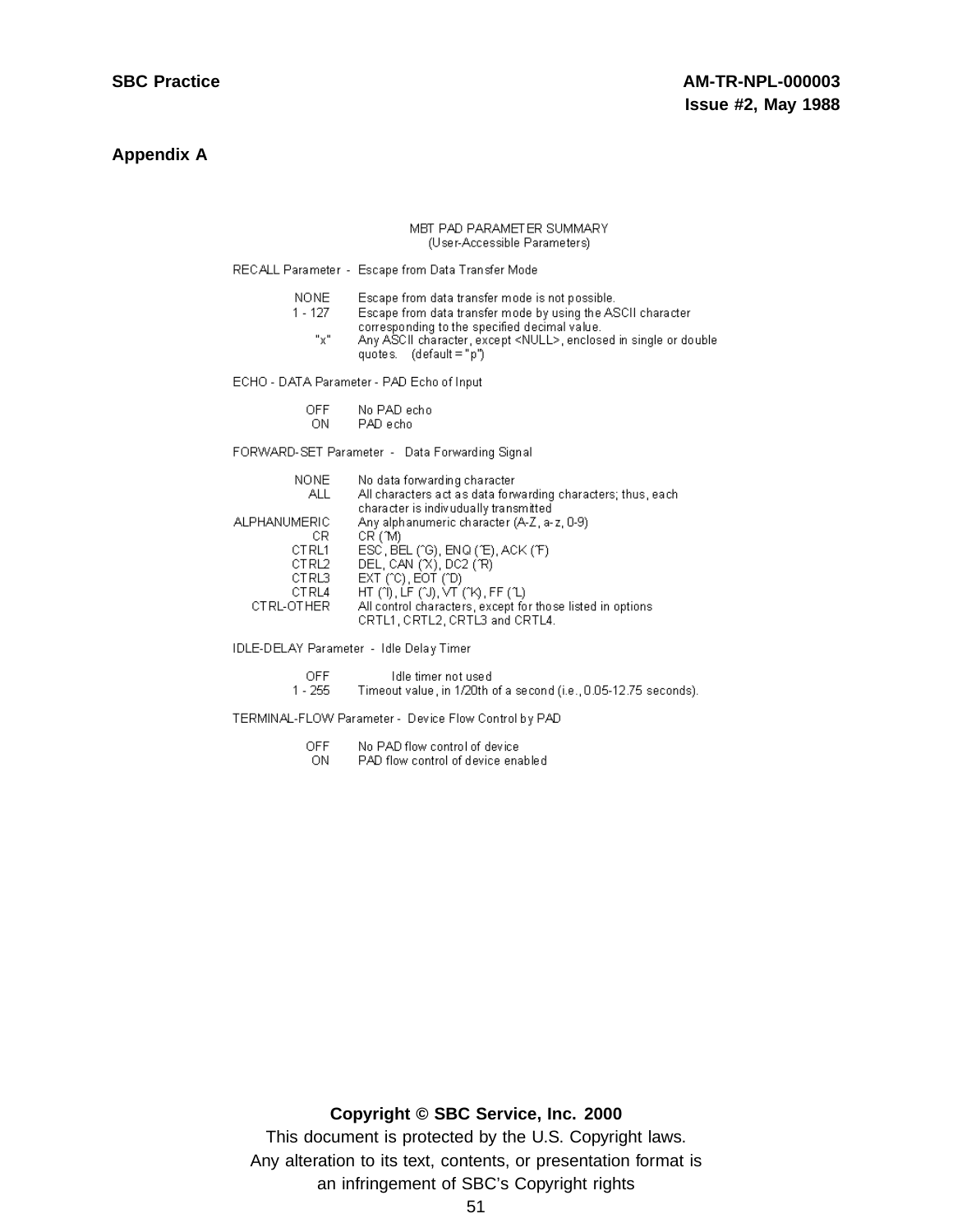## Appendix A

**MBT PAD PARAMETER SUMMARY**
**(User-Accessible Parameters)**

RECALL Parameter - Escape from Data Transfer Mode

| | |
|---|---|
| NONE | Escape from data transfer mode is not possible. |
| 1 - 127 | Escape from data transfer mode by using the ASCII character corresponding to the specified decimal value. |
| "x" | Any ASCII character, except <NULL>, enclosed in single or double quotes. (default = "p") |

ECHO - DATA Parameter - PAD Echo of Input

| | |
|---|---|
| OFF | No PAD echo |
| ON | PAD echo |

FORWARD-SET Parameter - Data Forwarding Signal

| | |
|---|---|
| NONE | No data forwarding character |
| ALL | All characters act as data forwarding characters; thus, each character is indivudually transmitted |
| ALPHANUMERIC | Any alphanumeric character (A-Z, a-z, 0-9) |
| CR | CR (^M) |
| CTRL1 | ESC, BEL (^G), ENQ (^E), ACK (^F) |
| CTRL2 | DEL, CAN (^X), DC2 (^R) |
| CTRL3 | EXT (^C), EOT (^D) |
| CTRL4 | HT (^I), LF (^J), VT (^K), FF (^L) |
| CTRL-OTHER | All control characters, except for those listed in options CRTL1, CRTL2, CRTL3 and CRTL4. |

IDLE-DELAY Parameter - Idle Delay Timer

| | |
|---|---|
| OFF | Idle timer not used |
| 1 - 255 | Timeout value, in 1/20th of a second (i.e., 0.05-12.75 seconds). |

TERMINAL-FLOW Parameter - Device Flow Control by PAD

| | |
|---|---|
| OFF | No PAD flow control of device |
| ON | PAD flow control of device enabled |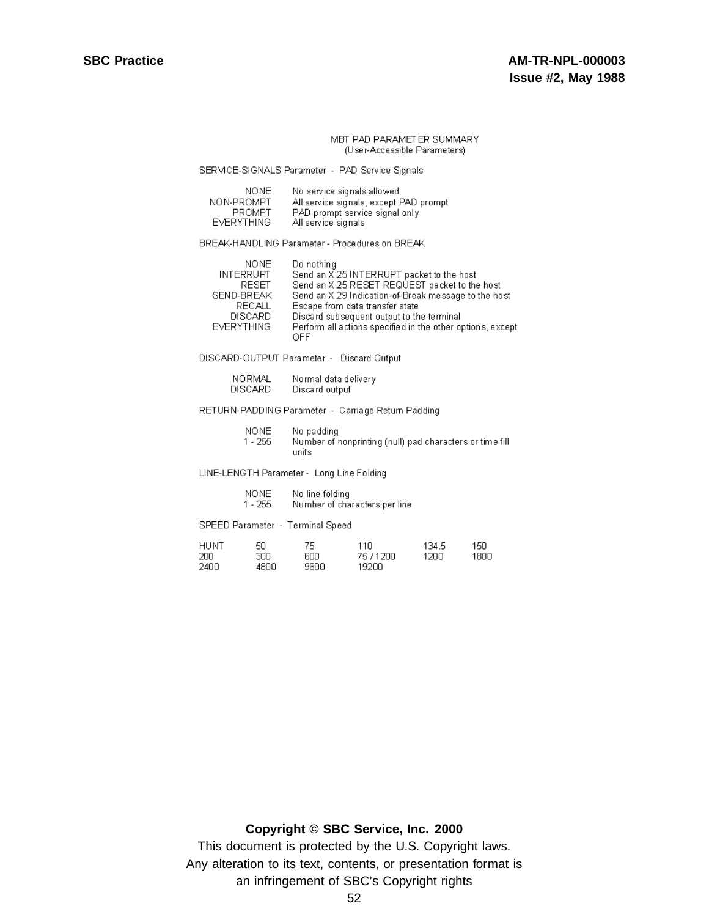## MBT PAD PARAMETER SUMMARY
(User-Accessible Parameters)

### SERVICE-SIGNALS Parameter - PAD Service Signals

| | |
|---|---|
| NONE | No service signals allowed |
| NON-PROMPT | All service signals, except PAD prompt |
| PROMPT | PAD prompt service signal only |
| EVERYTHING | All service signals |

### BREAK-HANDLING Parameter - Procedures on BREAK

| | |
|---|---|
| NONE | Do nothing |
| INTERRUPT | Send an X.25 INTERRUPT packet to the host |
| RESET | Send an X.25 RESET REQUEST packet to the host |
| SEND-BREAK | Send an X.29 Indication-of-Break message to the host |
| RECALL | Escape from data transfer state |
| DISCARD | Discard subsequent output to the terminal |
| EVERYTHING | Perform all actions specified in the other options, except OFF |

### DISCARD-OUTPUT Parameter - Discard Output

| | |
|---|---|
| NORMAL | Normal data delivery |
| DISCARD | Discard output |

### RETURN-PADDING Parameter - Carriage Return Padding

| | |
|---|---|
| NONE | No padding |
| 1 - 255 | Number of nonprinting (null) pad characters or time fill units |

### LINE-LENGTH Parameter - Long Line Folding

| | |
|---|---|
| NONE | No line folding |
| 1 - 255 | Number of characters per line |

### SPEED Parameter - Terminal Speed

| | | | | | |
|---|---|---|---|---|---|
| HUNT | 50 | 75 | 110 | 134.5 | 150 |
| 200 | 300 | 600 | 75 / 1200 | 1200 | 1800 |
| 2400 | 4800 | 9600 | 19200 | | |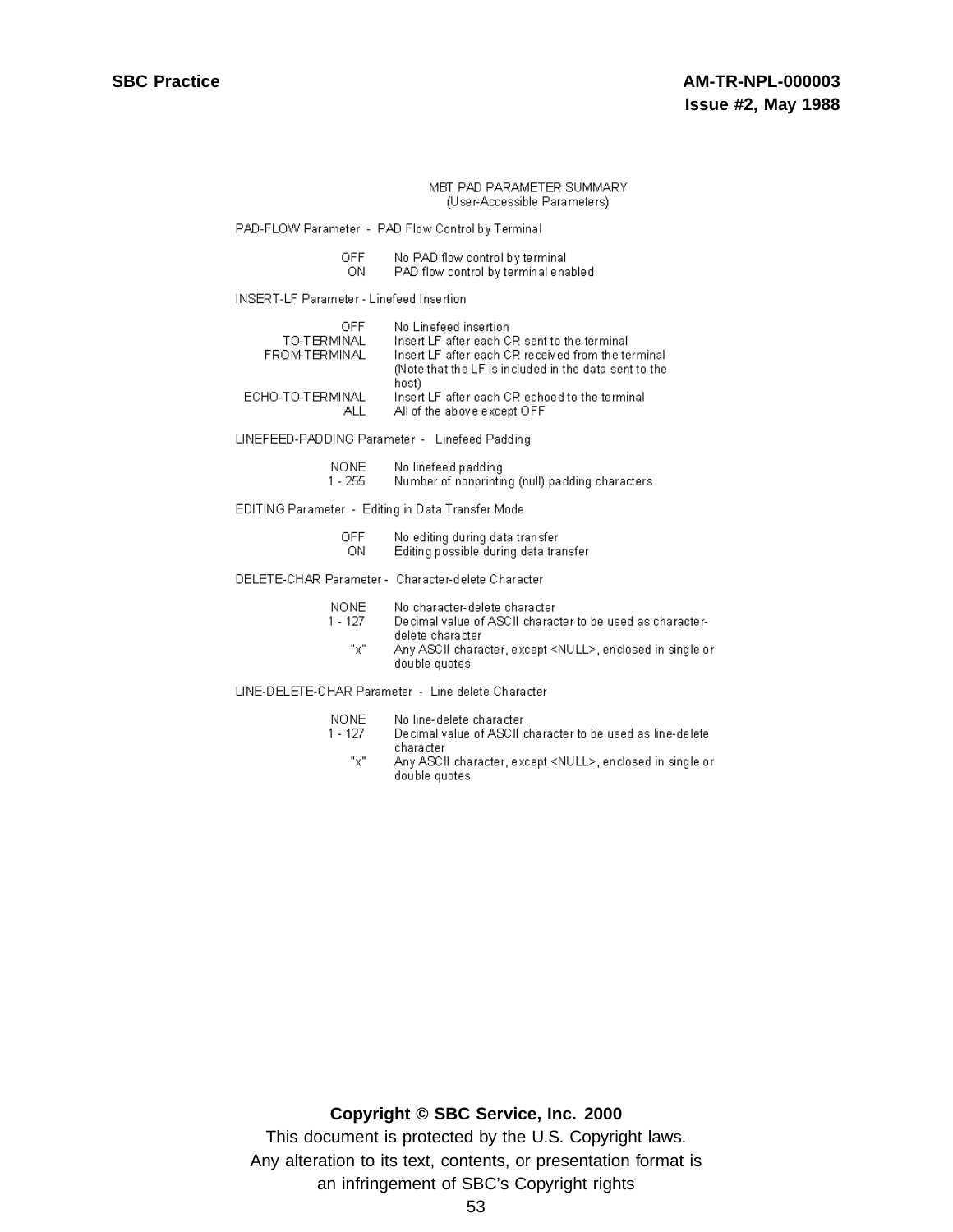## MBT PAD PARAMETER SUMMARY
(User-Accessible Parameters)

PAD-FLOW Parameter - PAD Flow Control by Terminal

| | |
|---|---|
| OFF | No PAD flow control by terminal |
| ON | PAD flow control by terminal enabled |

INSERT-LF Parameter - Linefeed Insertion

| | |
|---|---|
| OFF | No Linefeed insertion |
| TO-TERMINAL | Insert LF after each CR sent to the terminal |
| FROM-TERMINAL | Insert LF after each CR received from the terminal (Note that the LF is included in the data sent to the host) |
| ECHO-TO-TERMINAL | Insert LF after each CR echoed to the terminal |
| ALL | All of the above except OFF |

LINEFEED-PADDING Parameter - Linefeed Padding

| | |
|---|---|
| NONE | No linefeed padding |
| 1 - 255 | Number of nonprinting (null) padding characters |

EDITING Parameter - Editing in Data Transfer Mode

| | |
|---|---|
| OFF | No editing during data transfer |
| ON | Editing possible during data transfer |

DELETE-CHAR Parameter - Character-delete Character

| | |
|---|---|
| NONE | No character-delete character |
| 1 - 127 | Decimal value of ASCII character to be used as character-delete character |
| "x" | Any ASCII character, except <NULL>, enclosed in single or double quotes |

LINE-DELETE-CHAR Parameter - Line delete Character

| | |
|---|---|
| NONE | No line-delete character |
| 1 - 127 | Decimal value of ASCII character to be used as line-delete character |
| "x" | Any ASCII character, except <NULL>, enclosed in single or double quotes |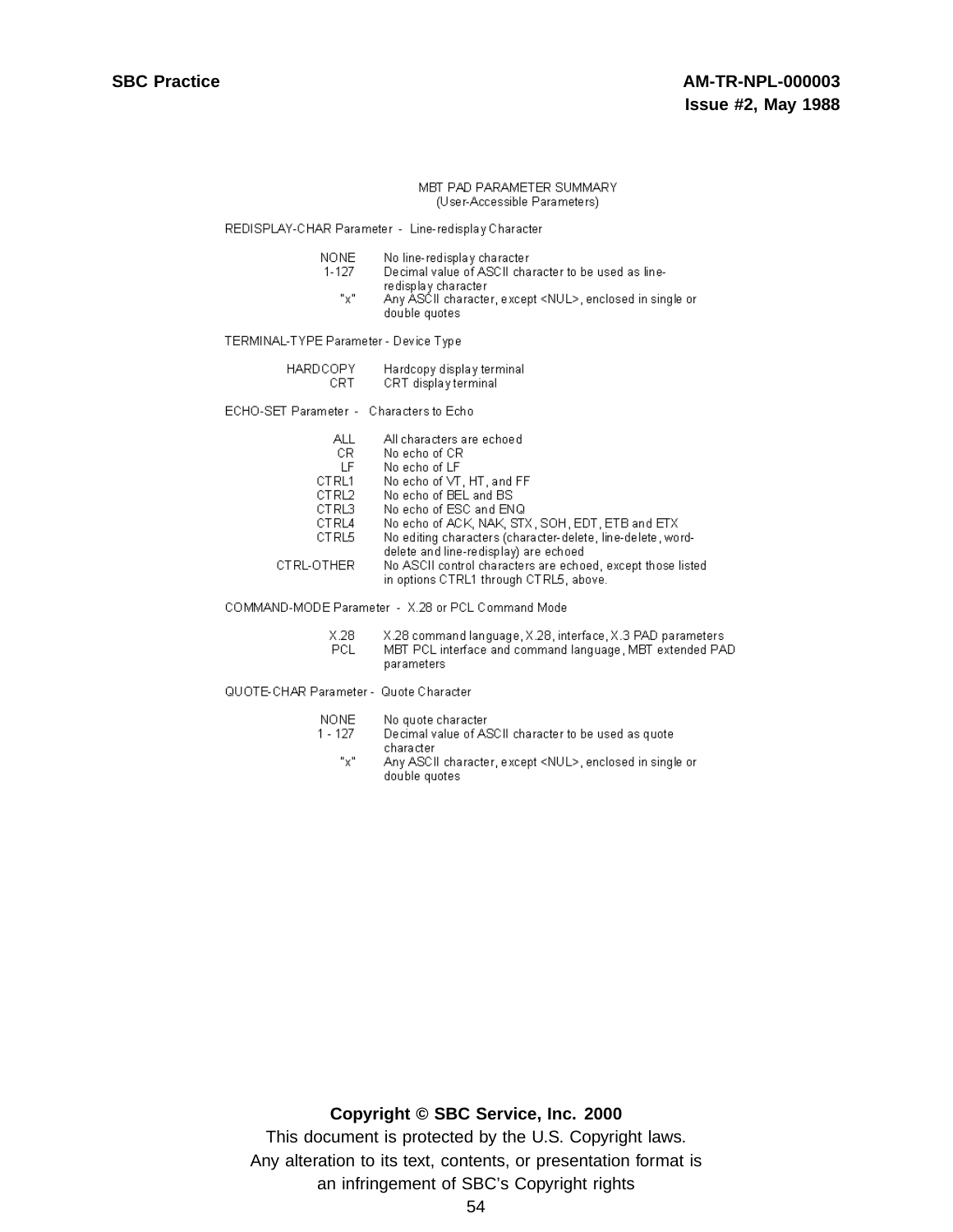## MBT PAD PARAMETER SUMMARY
(User-Accessible Parameters)

REDISPLAY-CHAR Parameter - Line-redisplay Character

| | |
|---|---|
| NONE | No line-redisplay character |
| 1-127 | Decimal value of ASCII character to be used as line-redisplay character |
| "x" | Any ASCII character, except <NUL>, enclosed in single or double quotes |

TERMINAL-TYPE Parameter - Device Type

| | |
|---|---|
| HARDCOPY | Hardcopy display terminal |
| CRT | CRT display terminal |

ECHO-SET Parameter - Characters to Echo

| | |
|---|---|
| ALL | All characters are echoed |
| CR | No echo of CR |
| LF | No echo of LF |
| CTRL1 | No echo of VT, HT, and FF |
| CTRL2 | No echo of BEL and BS |
| CTRL3 | No echo of ESC and ENQ |
| CTRL4 | No echo of ACK, NAK, STX, SOH, EDT, ETB and ETX |
| CTRL5 | No editing characters (character-delete, line-delete, word-delete and line-redisplay) are echoed |
| CTRL-OTHER | No ASCII control characters are echoed, except those listed in options CTRL1 through CTRL5, above. |

COMMAND-MODE Parameter - X.28 or PCL Command Mode

| | |
|---|---|
| X.28 | X.28 command language, X.28, interface, X.3 PAD parameters |
| PCL | MBT PCL interface and command language, MBT extended PAD parameters |

QUOTE-CHAR Parameter - Quote Character

| | |
|---|---|
| NONE | No quote character |
| 1 - 127 | Decimal value of ASCII character to be used as quote character |
| "x" | Any ASCII character, except <NUL>, enclosed in single or double quotes |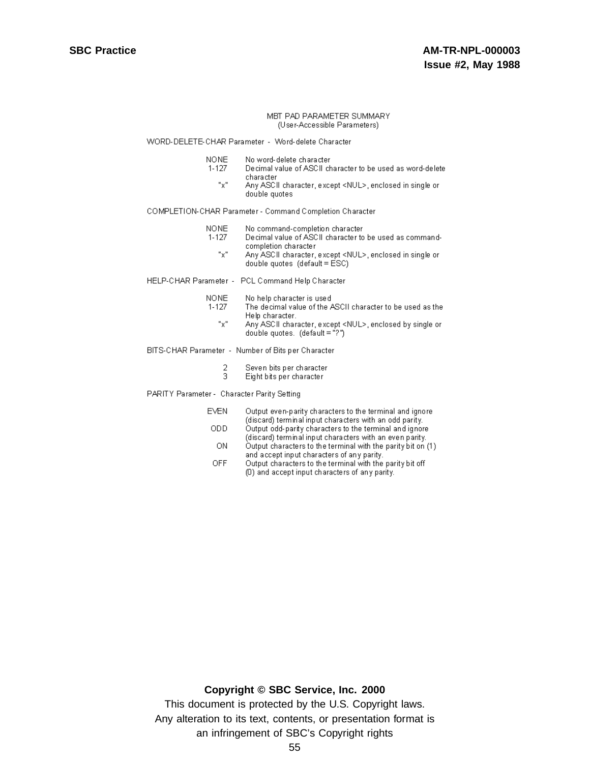## MBT PAD PARAMETER SUMMARY
### (User-Accessible Parameters)

**WORD-DELETE-CHAR Parameter - Word-delete Character**

| | |
|---|---|
| NONE | No word-delete character |
| 1-127 | Decimal value of ASCII character to be used as word-delete character |
| "x" | Any ASCII character, except <NUL>, enclosed in single or double quotes |

**COMPLETION-CHAR Parameter - Command Completion Character**

| | |
|---|---|
| NONE | No command-completion character |
| 1-127 | Decimal value of ASCII character to be used as command-completion character |
| "x" | Any ASCII character, except <NUL>, enclosed in single or double quotes (default = ESC) |

**HELP-CHAR Parameter - PCL Command Help Character**

| | |
|---|---|
| NONE | No help character is used |
| 1-127 | The decimal value of the ASCII character to be used as the Help character. |
| "x" | Any ASCII character, except <NUL>, enclosed by single or double quotes. (default = "?") |

**BITS-CHAR Parameter - Number of Bits per Character**

| | |
|---|---|
| 2 | Seven bits per character |
| 3 | Eight bits per character |

**PARITY Parameter - Character Parity Setting**

| | |
|---|---|
| EVEN | Output even-parity characters to the terminal and ignore (discard) terminal input characters with an odd parity. |
| ODD | Output odd-parity characters to the terminal and ignore (discard) terminal input characters with an even parity. |
| ON | Output characters to the terminal with the parity bit on (1) and accept input characters of any parity. |
| OFF | Output characters to the terminal with the parity bit off (0) and accept input characters of any parity. |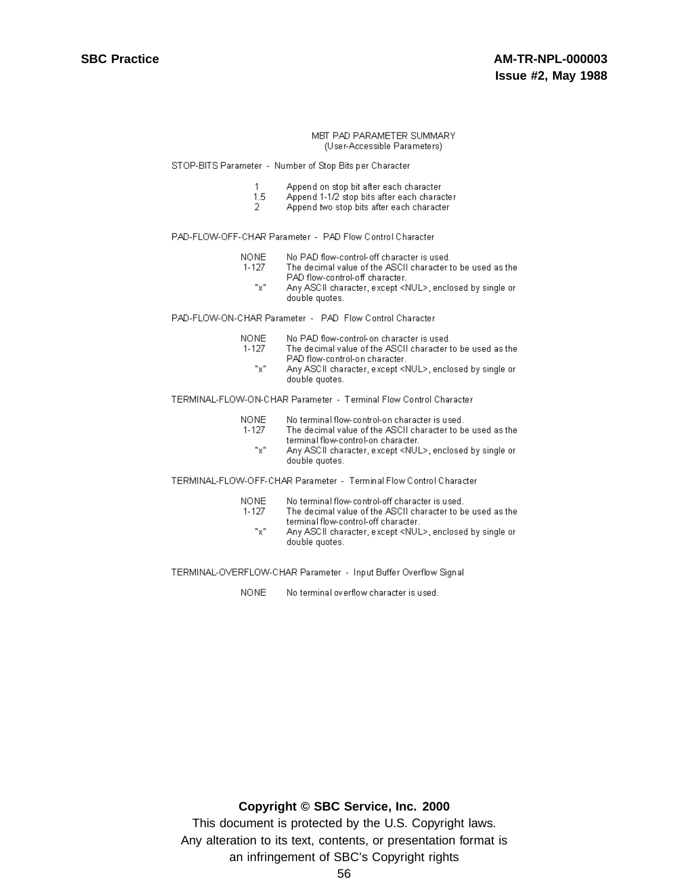## MBT PAD PARAMETER SUMMARY
(User-Accessible Parameters)

**STOP-BITS Parameter - Number of Stop Bits per Character**

| | |
|---|---|
| 1 | Append on stop bit after each character |
| 1.5 | Append 1-1/2 stop bits after each character |
| 2 | Append two stop bits after each character |

**PAD-FLOW-OFF-CHAR Parameter - PAD Flow Control Character**

| | |
|---|---|
| NONE | No PAD flow-control-off character is used. |
| 1-127 | The decimal value of the ASCII character to be used as the PAD flow-control-off character. |
| "x" | Any ASCII character, except <NUL>, enclosed by single or double quotes. |

**PAD-FLOW-ON-CHAR Parameter - PAD Flow Control Character**

| | |
|---|---|
| NONE | No PAD flow-control-on character is used. |
| 1-127 | The decimal value of the ASCII character to be used as the PAD flow-control-on character. |
| "x" | Any ASCII character, except <NUL>, enclosed by single or double quotes. |

**TERMINAL-FLOW-ON-CHAR Parameter - Terminal Flow Control Character**

| | |
|---|---|
| NONE | No terminal flow-control-on character is used. |
| 1-127 | The decimal value of the ASCII character to be used as the terminal flow-control-on character. |
| "x" | Any ASCII character, except <NUL>, enclosed by single or double quotes. |

**TERMINAL-FLOW-OFF-CHAR Parameter - Terminal Flow Control Character**

| | |
|---|---|
| NONE | No terminal flow-control-off character is used. |
| 1-127 | The decimal value of the ASCII character to be used as the terminal flow-control-off character. |
| "x" | Any ASCII character, except <NUL>, enclosed by single or double quotes. |

**TERMINAL-OVERFLOW-CHAR Parameter - Input Buffer Overflow Signal**

| | |
|---|---|
| NONE | No terminal overflow character is used. |

**Copyright © SBC Service, Inc. 2000**
This document is protected by the U.S. Copyright laws.
Any alteration to its text, contents, or presentation format is
an infringement of SBC's Copyright rights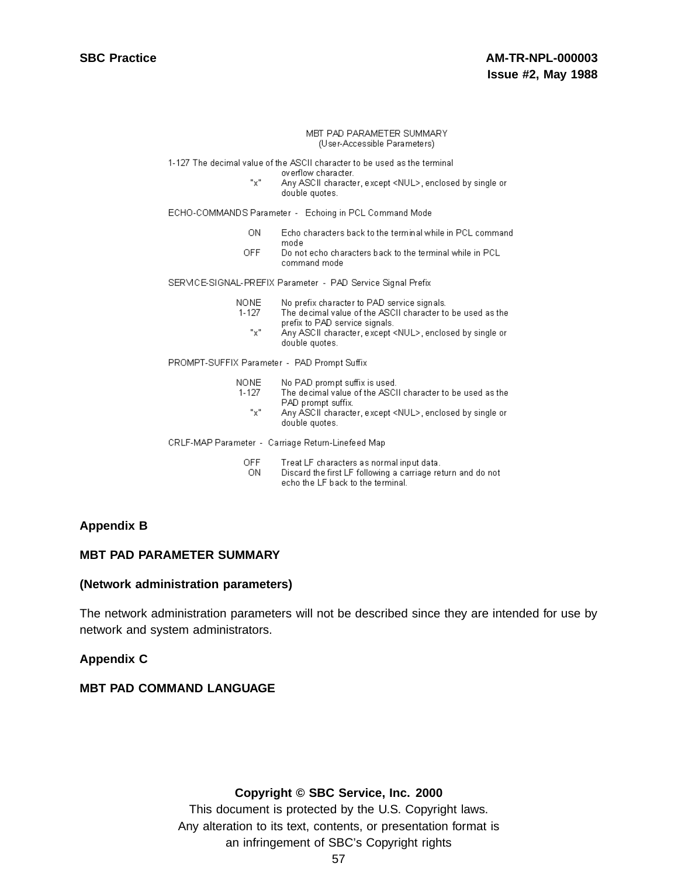MBT PAD PARAMETER SUMMARY
(User-Accessible Parameters)

1-127 The decimal value of the ASCII character to be used as the terminal overflow character.

"x" Any ASCII character, except <NUL>, enclosed by single or double quotes.

ECHO-COMMANDS Parameter - Echoing in PCL Command Mode

| | |
|---|---|
| ON | Echo characters back to the terminal while in PCL command mode |
| OFF | Do not echo characters back to the terminal while in PCL command mode |

SERVICE-SIGNAL-PREFIX Parameter - PAD Service Signal Prefix

| | |
|---|---|
| NONE | No prefix character to PAD service signals. |
| 1-127 | The decimal value of the ASCII character to be used as the prefix to PAD service signals. |
| "x" | Any ASCII character, except <NUL>, enclosed by single or double quotes. |

PROMPT-SUFFIX Parameter - PAD Prompt Suffix

| | |
|---|---|
| NONE | No PAD prompt suffix is used. |
| 1-127 | The decimal value of the ASCII character to be used as the PAD prompt suffix. |
| "x" | Any ASCII character, except <NUL>, enclosed by single or double quotes. |

CRLF-MAP Parameter - Carriage Return-Linefeed Map

| | |
|---|---|
| OFF | Treat LF characters as normal input data. |
| ON | Discard the first LF following a carriage return and do not echo the LF back to the terminal. |

## Appendix B

**MBT PAD PARAMETER SUMMARY**

**(Network administration parameters)**

The network administration parameters will not be described since they are intended for use by network and system administrators.

## Appendix C

**MBT PAD COMMAND LANGUAGE**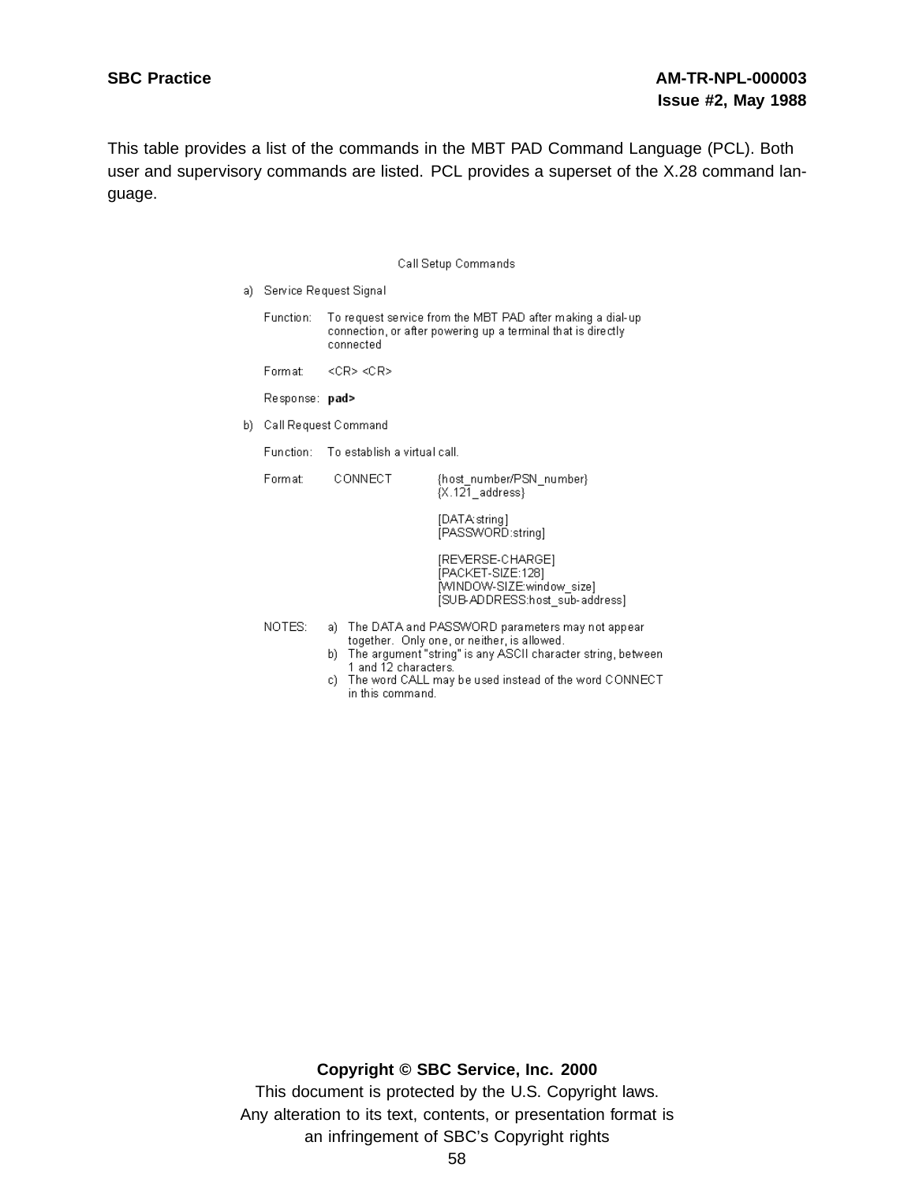This table provides a list of the commands in the MBT PAD Command Language (PCL). Both user and supervisory commands are listed. PCL provides a superset of the X.28 command language.

### Call Setup Commands

a) Service Request Signal

Function: To request service from the MBT PAD after making a dial-up connection, or after powering up a terminal that is directly connected

Format: <CR> <CR>

Response: **pad>**

b) Call Request Command

Function: To establish a virtual call.

Format: CONNECT {host_number/PSN_number}
{X.121_address}

[DATA:string]
[PASSWORD:string]

[REVERSE-CHARGE]
[PACKET-SIZE:128]
[WINDOW-SIZE:window_size]
[SUB-ADDRESS:host_sub-address]

NOTES:
a) The DATA and PASSWORD parameters may not appear together. Only one, or neither, is allowed.
b) The argument "string" is any ASCII character string, between 1 and 12 characters.
c) The word CALL may be used instead of the word CONNECT in this command.

**Copyright © SBC Service, Inc. 2000**
This document is protected by the U.S. Copyright laws.
Any alteration to its text, contents, or presentation format is an infringement of SBC's Copyright rights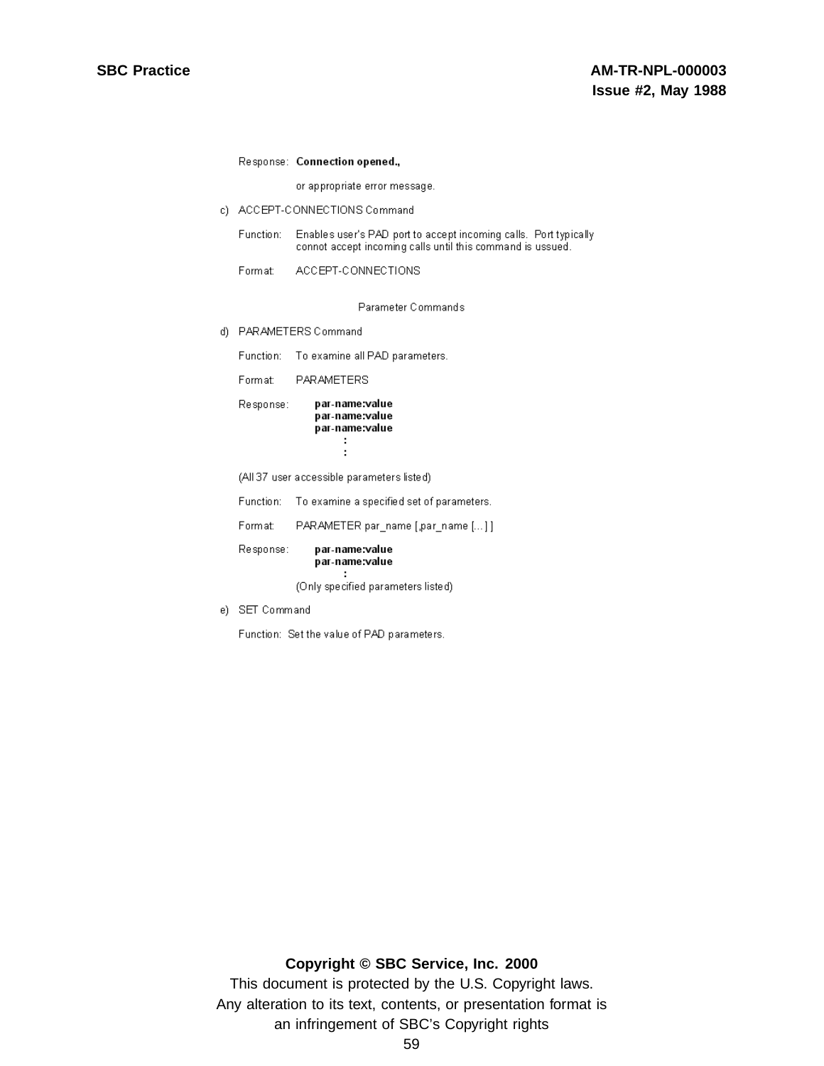Response: **Connection opened.,**

or appropriate error message.

c) ACCEPT-CONNECTIONS Command

Function: Enables user's PAD port to accept incoming calls. Port typically connot accept incoming calls until this command is ussued.

Format: ACCEPT-CONNECTIONS

Parameter Commands

d) PARAMETERS Command

Function: To examine all PAD parameters.

Format: PARAMETERS

Response:

**par-name:value**
**par-name:value**
**par-name:value**
**:**
**:**

(All 37 user accessible parameters listed)

Function: To examine a specified set of parameters.

Format: PARAMETER par_name [,par_name [...] ]

Response:

**par-name:value**
**par-name:value**
**:**

(Only specified parameters listed)

e) SET Command

Function: Set the value of PAD parameters.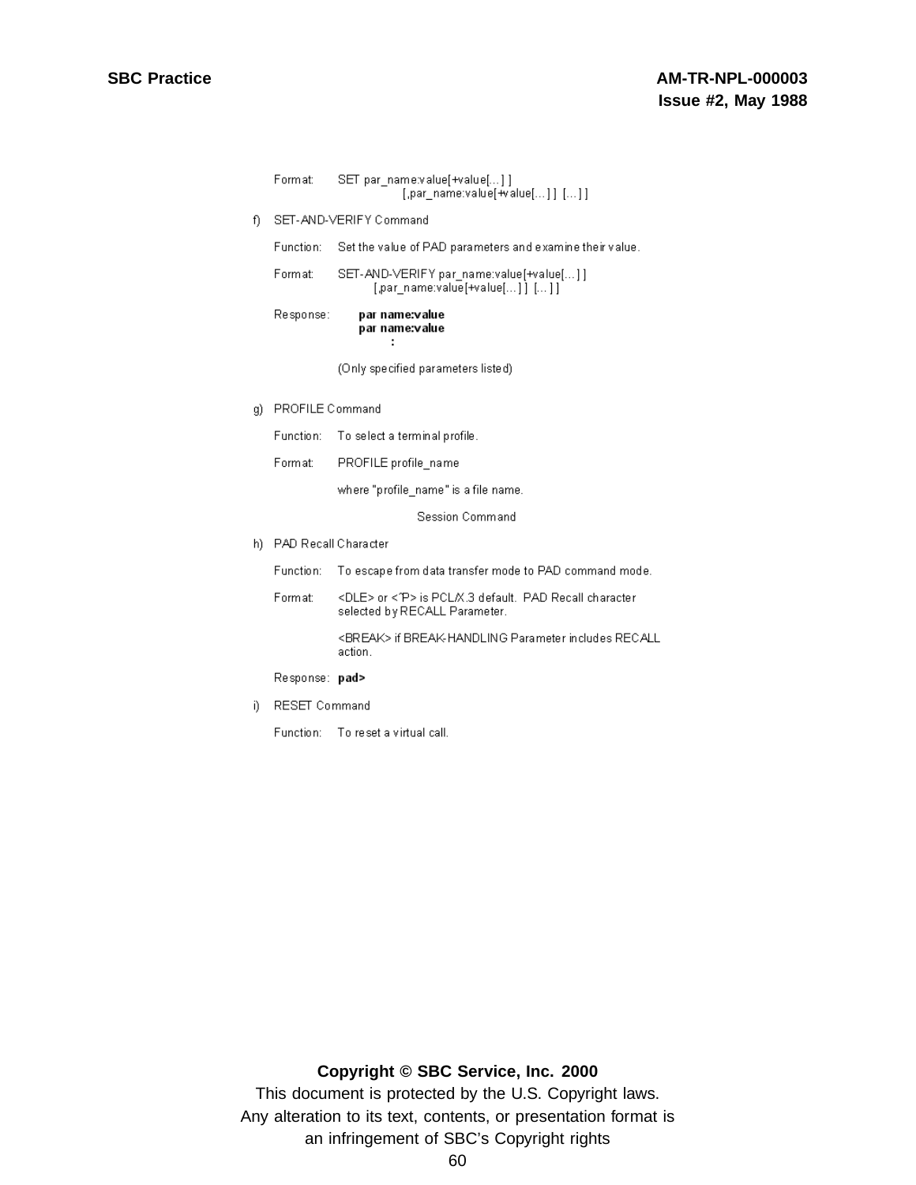Format: SET par_name:value[+value[...] ]
[,par_name:value[+value[...] ] [...] ]

f) SET-AND-VERIFY Command

Function: Set the value of PAD parameters and examine their value.

Format: SET-AND-VERIFY par_name:value[+value[...] ]
[,par_name:value[+value[...] ] [...] ]

Response: **par name:value**
**par name:value**
**:**

(Only specified parameters listed)

g) PROFILE Command

Function: To select a terminal profile.

Format: PROFILE profile_name

where "profile_name" is a file name.

Session Command

h) PAD Recall Character

Function: To escape from data transfer mode to PAD command mode.

Format: <DLE> or <^P> is PCL/X.3 default. PAD Recall character selected by RECALL Parameter.

<BREAK> if BREAK-HANDLING Parameter includes RECALL action.

Response: **pad>**

i) RESET Command

Function: To reset a virtual call.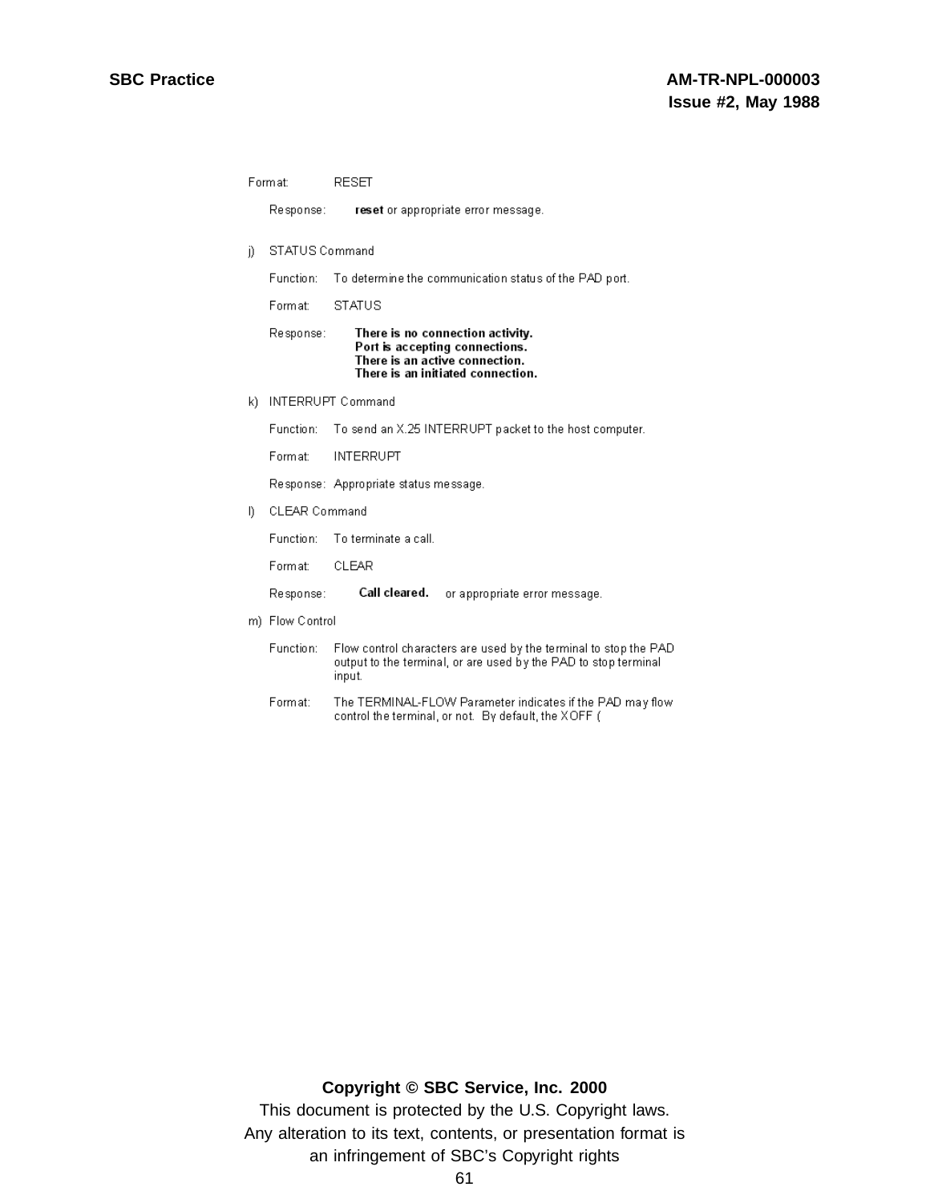Format: RESET

Response: **reset** or appropriate error message.

j) STATUS Command

Function: To determine the communication status of the PAD port.

Format: STATUS

Response: **There is no connection activity.**
**Port is accepting connections.**
**There is an active connection.**
**There is an initiated connection.**

k) INTERRUPT Command

Function: To send an X.25 INTERRUPT packet to the host computer.

Format: INTERRUPT

Response: Appropriate status message.

l) CLEAR Command

Function: To terminate a call.

Format: CLEAR

Response: **Call cleared.** or appropriate error message.

m) Flow Control

Function: Flow control characters are used by the terminal to stop the PAD output to the terminal, or are used by the PAD to stop terminal input.

Format: The TERMINAL-FLOW Parameter indicates if the PAD may flow control the terminal, or not. By default, the XOFF (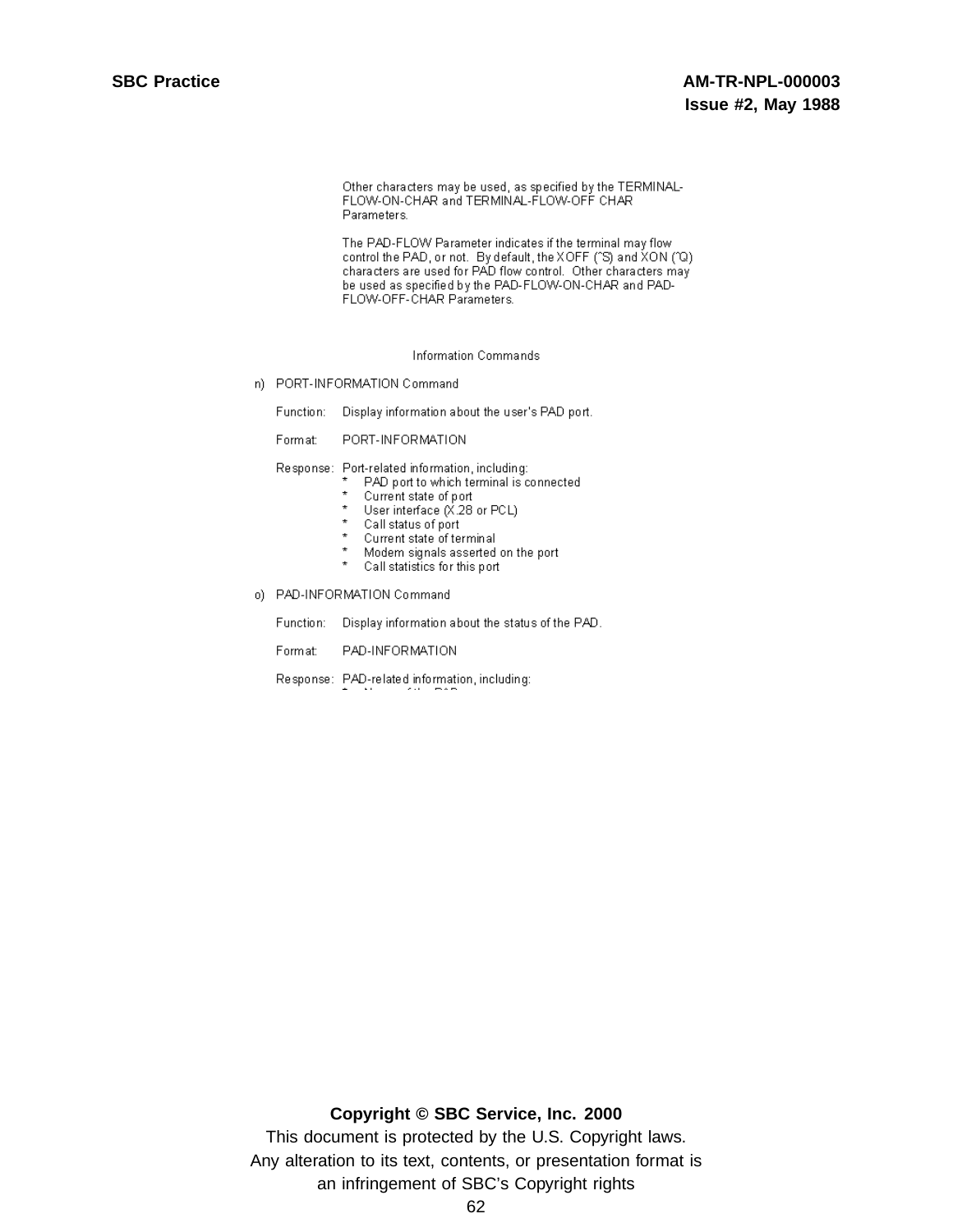Other characters may be used, as specified by the TERMINAL-FLOW-ON-CHAR and TERMINAL-FLOW-OFF CHAR Parameters.

The PAD-FLOW Parameter indicates if the terminal may flow control the PAD, or not. By default, the XOFF (^S) and XON (^Q) characters are used for PAD flow control. Other characters may be used as specified by the PAD-FLOW-ON-CHAR and PAD-FLOW-OFF-CHAR Parameters.

### Information Commands

n) PORT-INFORMATION Command

Function: Display information about the user's PAD port.

Format: PORT-INFORMATION

Response: Port-related information, including:

* PAD port to which terminal is connected
* Current state of port
* User interface (X.28 or PCL)
* Call status of port
* Current state of terminal
* Modem signals asserted on the port
* Call statistics for this port

o) PAD-INFORMATION Command

Function: Display information about the status of the PAD.

Format: PAD-INFORMATION

Response: PAD-related information, including: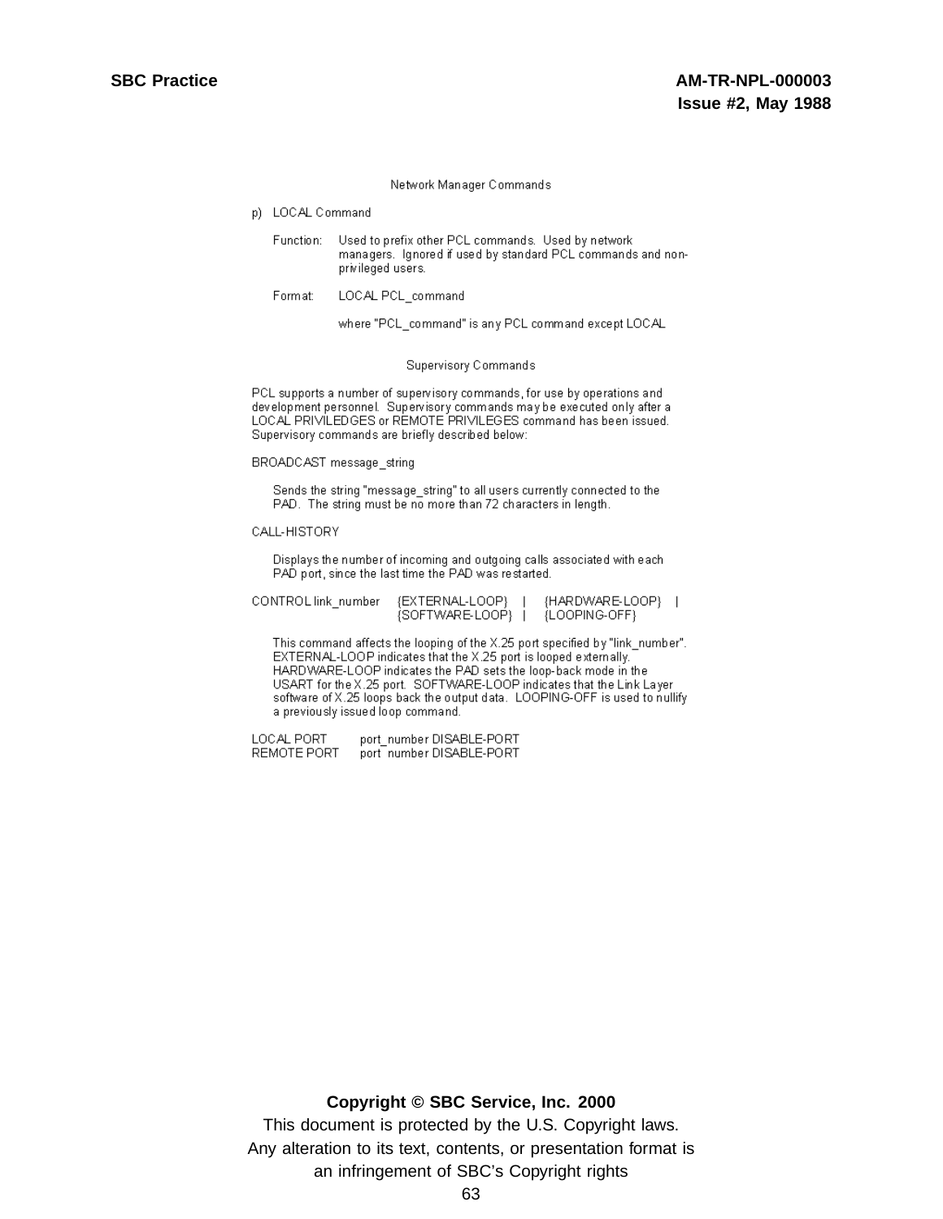## Network Manager Commands

p) LOCAL Command

Function: Used to prefix other PCL commands. Used by network managers. Ignored if used by standard PCL commands and non-privileged users.

Format: LOCAL PCL_command

where "PCL_command" is any PCL command except LOCAL

## Supervisory Commands

PCL supports a number of supervisory commands, for use by operations and development personnel. Supervisory commands may be executed only after a LOCAL PRIVILEDGES or REMOTE PRIVILEGES command has been issued. Supervisory commands are briefly described below:

BROADCAST message_string

Sends the string "message_string" to all users currently connected to the PAD. The string must be no more than 72 characters in length.

CALL-HISTORY

Displays the number of incoming and outgoing calls associated with each PAD port, since the last time the PAD was restarted.

CONTROL link_number {EXTERNAL-LOOP} | {HARDWARE-LOOP} | {SOFTWARE-LOOP} | {LOOPING-OFF}

This command affects the looping of the X.25 port specified by "link_number". EXTERNAL-LOOP indicates that the X.25 port is looped externally. HARDWARE-LOOP indicates the PAD sets the loop-back mode in the USART for the X.25 port. SOFTWARE-LOOP indicates that the Link Layer software of X.25 loops back the output data. LOOPING-OFF is used to nullify a previously issued loop command.

LOCAL PORT port_number DISABLE-PORT
REMOTE PORT port_number DISABLE-PORT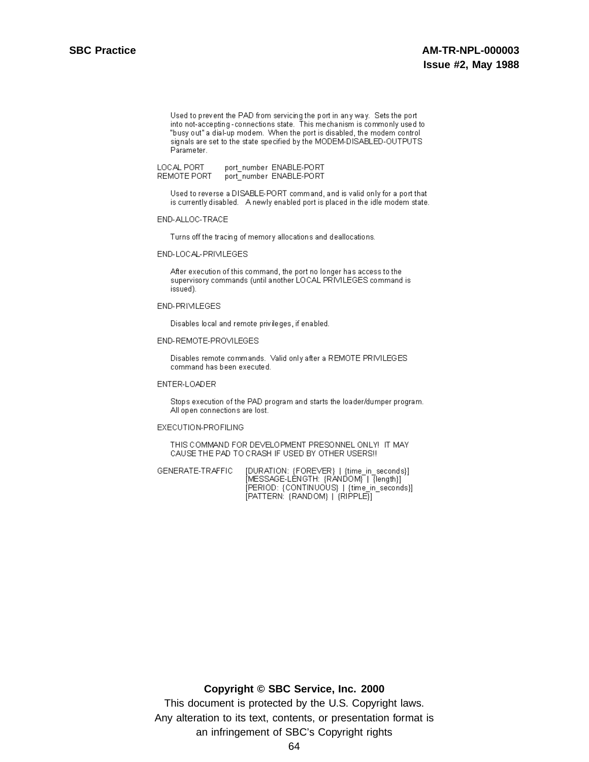Used to prevent the PAD from servicing the port in any way. Sets the port into not-accepting-connections state. This mechanism is commonly used to "busy out" a dial-up modem. When the port is disabled, the modem control signals are set to the state specified by the MODEM-DISABLED-OUTPUTS Parameter.

LOCAL PORT port_number ENABLE-PORT
REMOTE PORT port_number ENABLE-PORT

Used to reverse a DISABLE-PORT command, and is valid only for a port that is currently disabled. A newly enabled port is placed in the idle modem state.

END-ALLOC-TRACE

Turns off the tracing of memory allocations and deallocations.

END-LOCAL-PRIVILEGES

After execution of this command, the port no longer has access to the supervisory commands (until another LOCAL PRIVILEGES command is issued).

END-PRIVILEGES

Disables local and remote privileges, if enabled.

END-REMOTE-PROVILEGES

Disables remote commands. Valid only after a REMOTE PRIVILEGES command has been executed.

ENTER-LOADER

Stops execution of the PAD program and starts the loader/dumper program. All open connections are lost.

EXECUTION-PROFILING

THIS COMMAND FOR DEVELOPMENT PRESONNEL ONLY! IT MAY CAUSE THE PAD TO CRASH IF USED BY OTHER USERS!!

```
GENERATE-TRAFFIC    [DURATION: {FOREVER} | {time_in_seconds}]
                    [MESSAGE-LENGTH: {RANDOM} | {length}]
                    [PERIOD: {CONTINUOUS} | {time_in_seconds}]
                    [PATTERN: {RANDOM} | {RIPPLE}]
```

**Copyright © SBC Service, Inc. 2000**

This document is protected by the U.S. Copyright laws.
Any alteration to its text, contents, or presentation format is
an infringement of SBC's Copyright rights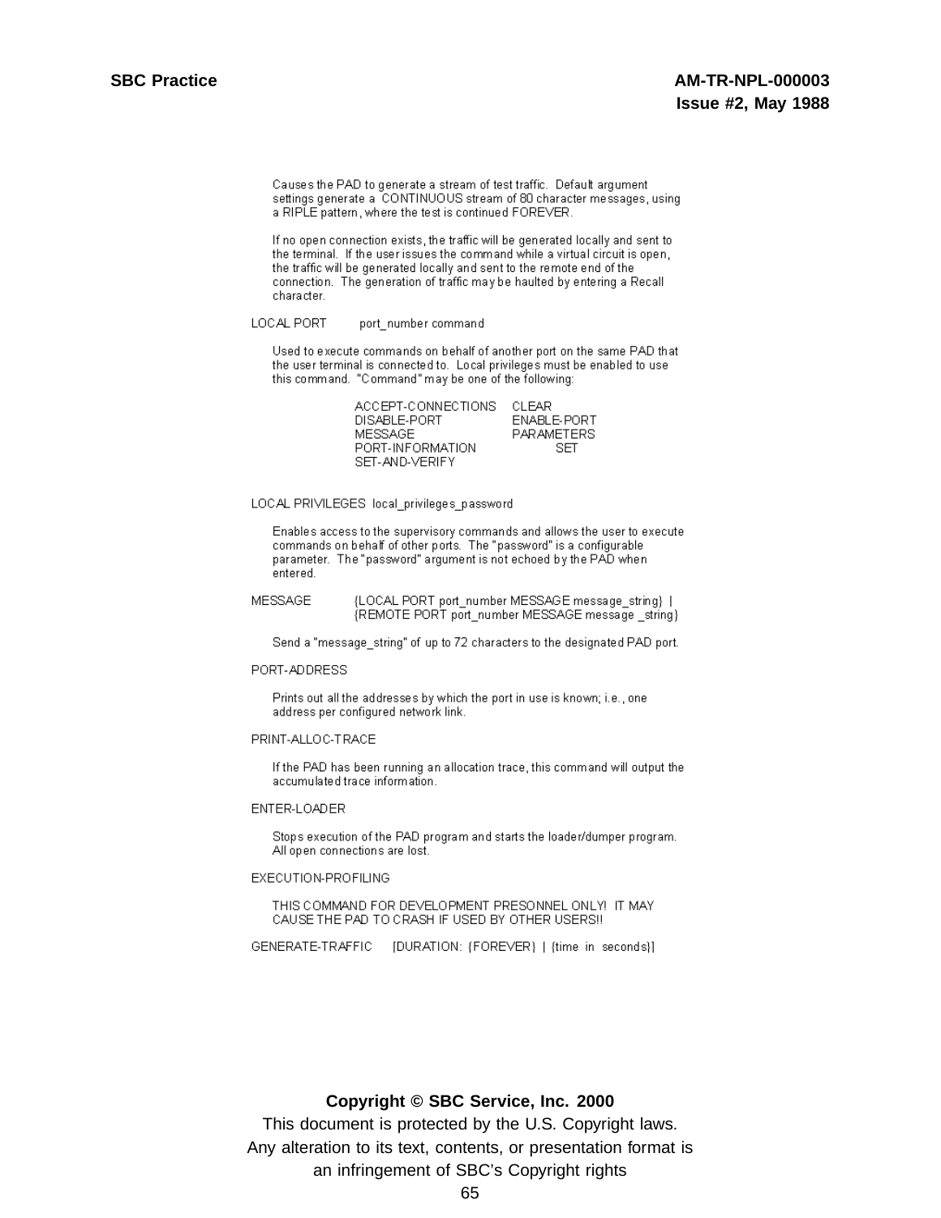Causes the PAD to generate a stream of test traffic. Default argument settings generate a CONTINUOUS stream of 80 character messages, using a RIPLE pattern, where the test is continued FOREVER.

If no open connection exists, the traffic will be generated locally and sent to the terminal. If the user issues the command while a virtual circuit is open, the traffic will be generated locally and sent to the remote end of the connection. The generation of traffic may be haulted by entering a Recall character.

LOCAL PORT port_number command

Used to execute commands on behalf of another port on the same PAD that the user terminal is connected to. Local privileges must be enabled to use this command. "Command" may be one of the following:

| | |
|---|---|
| ACCEPT-CONNECTIONS | CLEAR |
| DISABLE-PORT | ENABLE-PORT |
| MESSAGE | PARAMETERS |
| PORT-INFORMATION | SET |
| SET-AND-VERIFY | |

LOCAL PRIVILEGES local_privileges_password

Enables access to the supervisory commands and allows the user to execute commands on behalf of other ports. The "password" is a configurable parameter. The "password" argument is not echoed by the PAD when entered.

MESSAGE {LOCAL PORT port_number MESSAGE message_string} |
{REMOTE PORT port_number MESSAGE message _string}

Send a "message_string" of up to 72 characters to the designated PAD port.

PORT-ADDRESS

Prints out all the addresses by which the port in use is known; i.e., one address per configured network link.

PRINT-ALLOC-TRACE

If the PAD has been running an allocation trace, this command will output the accumulated trace information.

ENTER-LOADER

Stops execution of the PAD program and starts the loader/dumper program. All open connections are lost.

EXECUTION-PROFILING

THIS COMMAND FOR DEVELOPMENT PRESONNEL ONLY! IT MAY CAUSE THE PAD TO CRASH IF USED BY OTHER USERS!!

GENERATE-TRAFFIC [DURATION: {FOREVER} | {time in seconds}]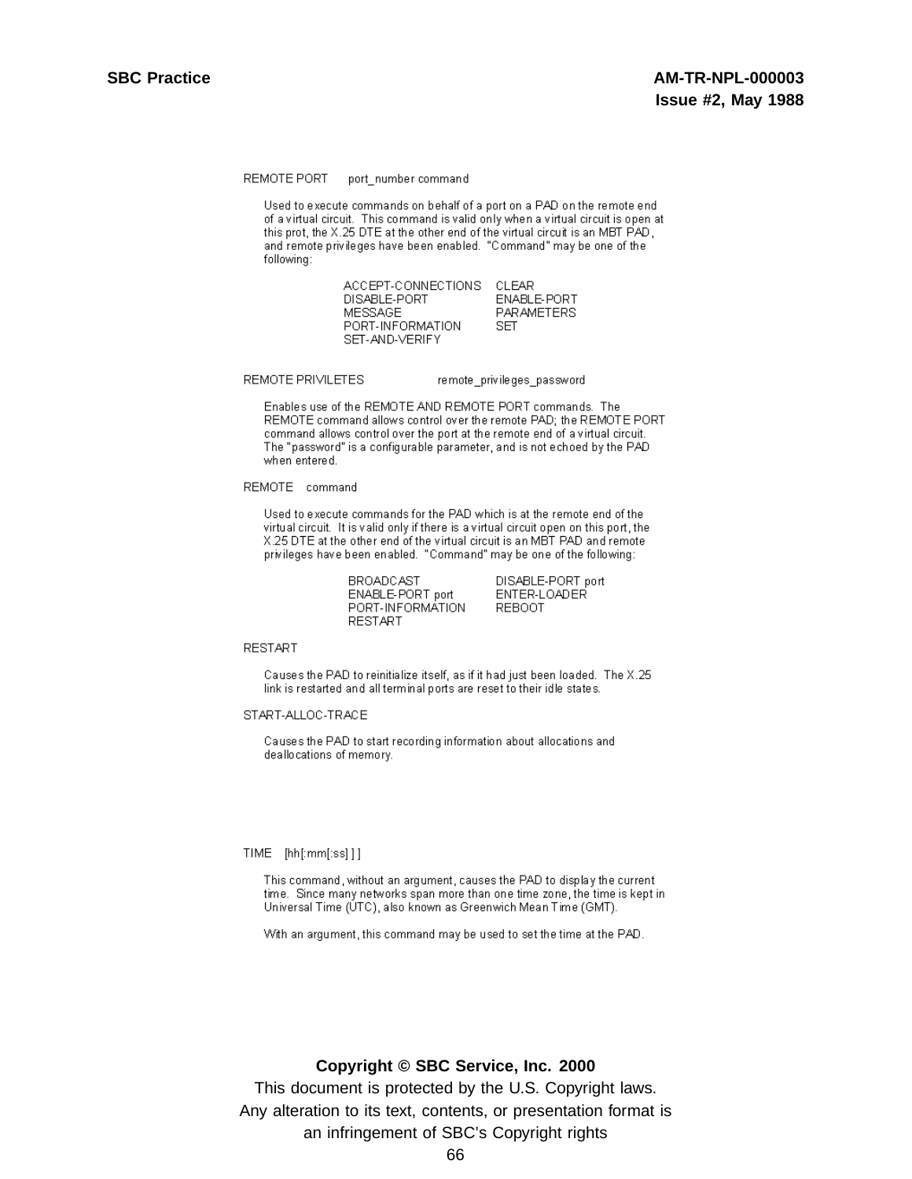REMOTE PORT    port_number command

Used to execute commands on behalf of a port on a PAD on the remote end of a virtual circuit. This command is valid only when a virtual circuit is open at this prot, the X.25 DTE at the other end of the virtual circuit is an MBT PAD, and remote privileges have been enabled. "Command" may be one of the following:

| | |
|---|---|
| ACCEPT-CONNECTIONS | CLEAR |
| DISABLE-PORT | ENABLE-PORT |
| MESSAGE | PARAMETERS |
| PORT-INFORMATION | SET |
| SET-AND-VERIFY | |

REMOTE PRIVILETES    remote_privileges_password

Enables use of the REMOTE AND REMOTE PORT commands. The REMOTE command allows control over the remote PAD; the REMOTE PORT command allows control over the port at the remote end of a virtual circuit. The "password" is a configurable parameter, and is not echoed by the PAD when entered.

REMOTE    command

Used to execute commands for the PAD which is at the remote end of the virtual circuit. It is valid only if there is a virtual circuit open on this port, the X.25 DTE at the other end of the virtual circuit is an MBT PAD and remote privileges have been enabled. "Command" may be one of the following:

| | |
|---|---|
| BROADCAST | DISABLE-PORT port |
| ENABLE-PORT port | ENTER-LOADER |
| PORT-INFORMATION | REBOOT |
| RESTART | |

RESTART

Causes the PAD to reinitialize itself, as if it had just been loaded. The X.25 link is restarted and all terminal ports are reset to their idle states.

START-ALLOC-TRACE

Causes the PAD to start recording information about allocations and deallocations of memory.

TIME    [hh[:mm[:ss] ] ]

This command, without an argument, causes the PAD to display the current time. Since many networks span more than one time zone, the time is kept in Universal Time (UTC), also known as Greenwich Mean Time (GMT).

With an argument, this command may be used to set the time at the PAD.

**Copyright © SBC Service, Inc. 2000**

This document is protected by the U.S. Copyright laws.
Any alteration to its text, contents, or presentation format is an infringement of SBC's Copyright rights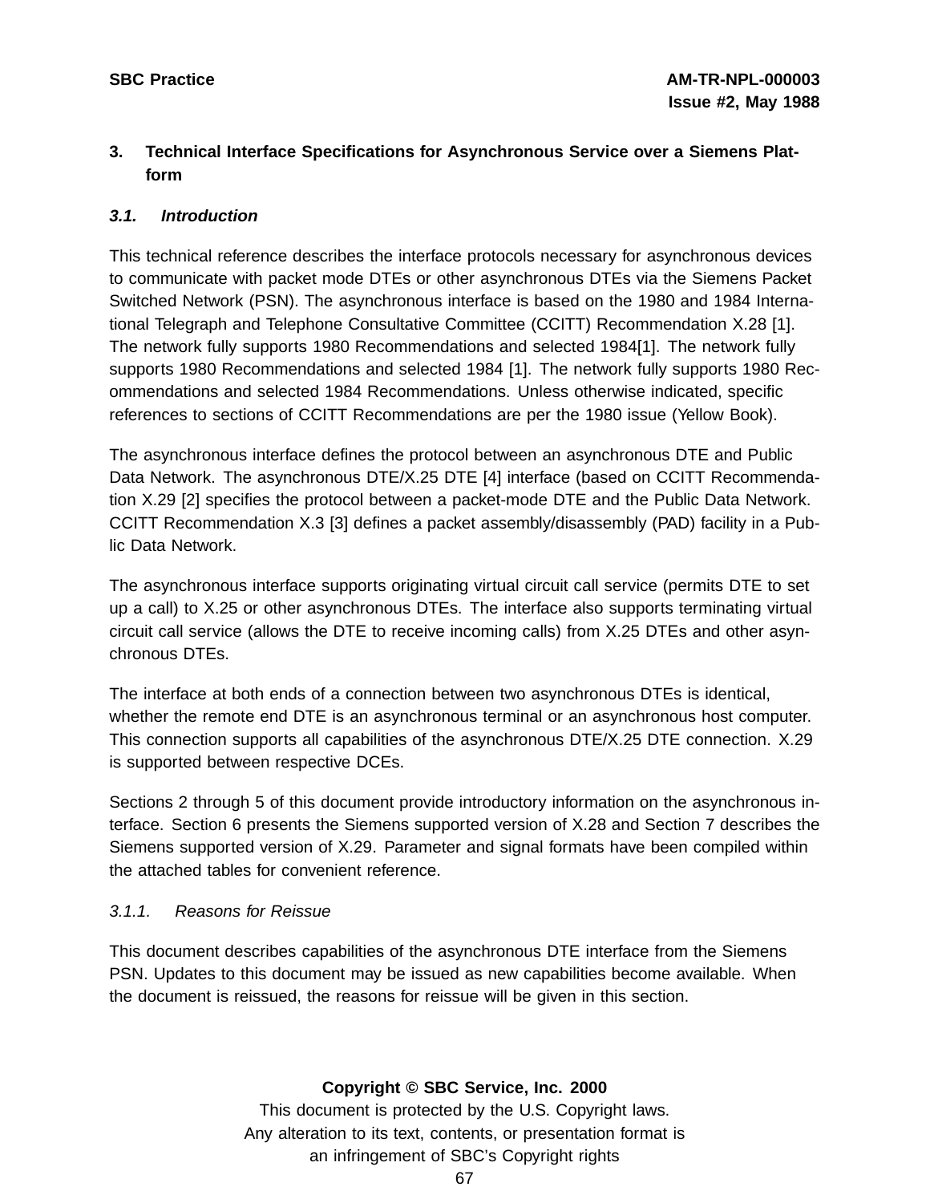## 3. Technical Interface Specifications for Asynchronous Service over a Siemens Platform

### *3.1. Introduction*

This technical reference describes the interface protocols necessary for asynchronous devices to communicate with packet mode DTEs or other asynchronous DTEs via the Siemens Packet Switched Network (PSN). The asynchronous interface is based on the 1980 and 1984 International Telegraph and Telephone Consultative Committee (CCITT) Recommendation X.28 [1]. The network fully supports 1980 Recommendations and selected 1984[1]. The network fully supports 1980 Recommendations and selected 1984 [1]. The network fully supports 1980 Recommendations and selected 1984 Recommendations. Unless otherwise indicated, specific references to sections of CCITT Recommendations are per the 1980 issue (Yellow Book).

The asynchronous interface defines the protocol between an asynchronous DTE and Public Data Network. The asynchronous DTE/X.25 DTE [4] interface (based on CCITT Recommendation X.29 [2] specifies the protocol between a packet-mode DTE and the Public Data Network. CCITT Recommendation X.3 [3] defines a packet assembly/disassembly (PAD) facility in a Public Data Network.

The asynchronous interface supports originating virtual circuit call service (permits DTE to set up a call) to X.25 or other asynchronous DTEs. The interface also supports terminating virtual circuit call service (allows the DTE to receive incoming calls) from X.25 DTEs and other asynchronous DTEs.

The interface at both ends of a connection between two asynchronous DTEs is identical, whether the remote end DTE is an asynchronous terminal or an asynchronous host computer. This connection supports all capabilities of the asynchronous DTE/X.25 DTE connection. X.29 is supported between respective DCEs.

Sections 2 through 5 of this document provide introductory information on the asynchronous interface. Section 6 presents the Siemens supported version of X.28 and Section 7 describes the Siemens supported version of X.29. Parameter and signal formats have been compiled within the attached tables for convenient reference.

#### *3.1.1. Reasons for Reissue*

This document describes capabilities of the asynchronous DTE interface from the Siemens PSN. Updates to this document may be issued as new capabilities become available. When the document is reissued, the reasons for reissue will be given in this section.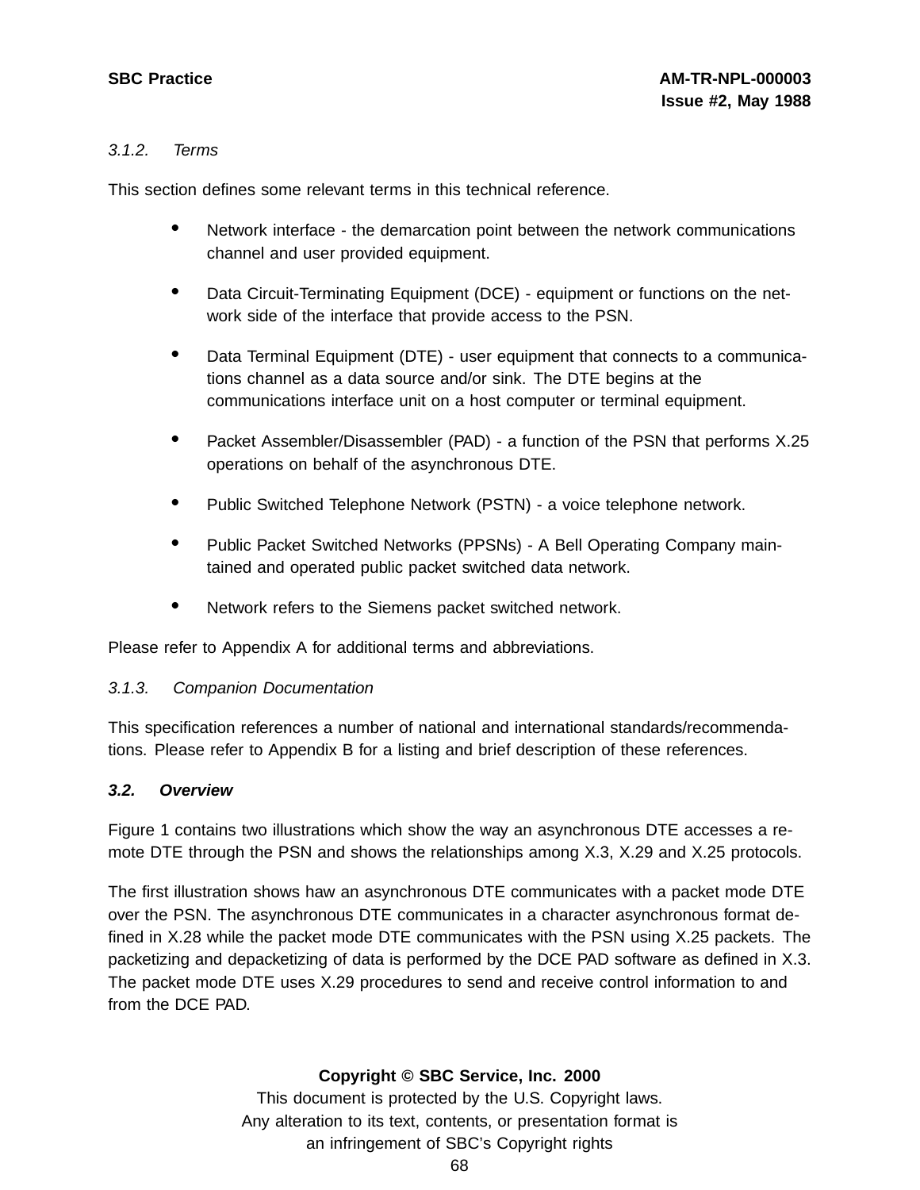*3.1.2. Terms*

This section defines some relevant terms in this technical reference.

- Network interface - the demarcation point between the network communications channel and user provided equipment.
- Data Circuit-Terminating Equipment (DCE) - equipment or functions on the network side of the interface that provide access to the PSN.
- Data Terminal Equipment (DTE) - user equipment that connects to a communications channel as a data source and/or sink. The DTE begins at the communications interface unit on a host computer or terminal equipment.
- Packet Assembler/Disassembler (PAD) - a function of the PSN that performs X.25 operations on behalf of the asynchronous DTE.
- Public Switched Telephone Network (PSTN) - a voice telephone network.
- Public Packet Switched Networks (PPSNs) - A Bell Operating Company maintained and operated public packet switched data network.
- Network refers to the Siemens packet switched network.

Please refer to Appendix A for additional terms and abbreviations.

*3.1.3. Companion Documentation*

This specification references a number of national and international standards/recommendations. Please refer to Appendix B for a listing and brief description of these references.

### 3.2. Overview

Figure 1 contains two illustrations which show the way an asynchronous DTE accesses a remote DTE through the PSN and shows the relationships among X.3, X.29 and X.25 protocols.

The first illustration shows haw an asynchronous DTE communicates with a packet mode DTE over the PSN. The asynchronous DTE communicates in a character asynchronous format defined in X.28 while the packet mode DTE communicates with the PSN using X.25 packets. The packetizing and depacketizing of data is performed by the DCE PAD software as defined in X.3. The packet mode DTE uses X.29 procedures to send and receive control information to and from the DCE PAD.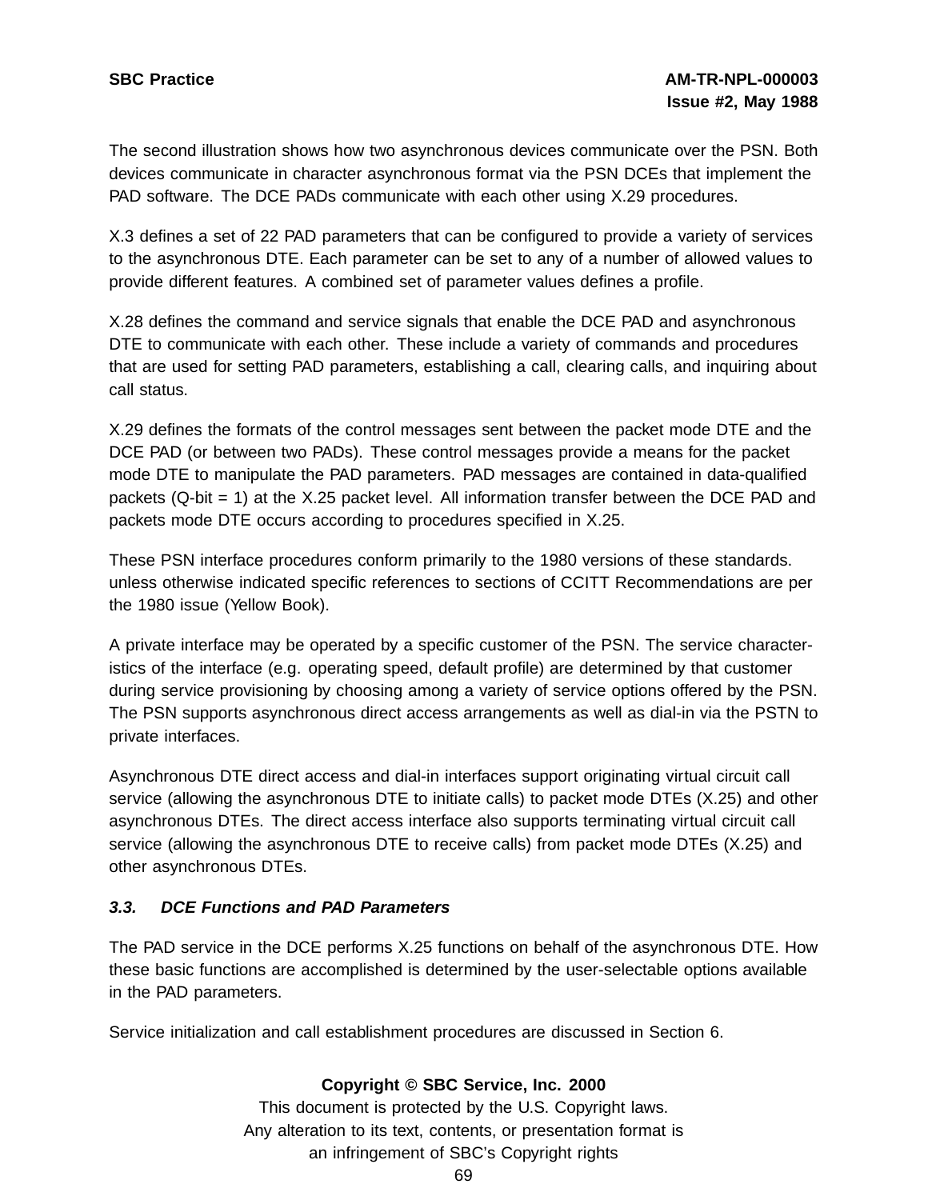The second illustration shows how two asynchronous devices communicate over the PSN. Both devices communicate in character asynchronous format via the PSN DCEs that implement the PAD software. The DCE PADs communicate with each other using X.29 procedures.

X.3 defines a set of 22 PAD parameters that can be configured to provide a variety of services to the asynchronous DTE. Each parameter can be set to any of a number of allowed values to provide different features. A combined set of parameter values defines a profile.

X.28 defines the command and service signals that enable the DCE PAD and asynchronous DTE to communicate with each other. These include a variety of commands and procedures that are used for setting PAD parameters, establishing a call, clearing calls, and inquiring about call status.

X.29 defines the formats of the control messages sent between the packet mode DTE and the DCE PAD (or between two PADs). These control messages provide a means for the packet mode DTE to manipulate the PAD parameters. PAD messages are contained in data-qualified packets (Q-bit = 1) at the X.25 packet level. All information transfer between the DCE PAD and packets mode DTE occurs according to procedures specified in X.25.

These PSN interface procedures conform primarily to the 1980 versions of these standards. unless otherwise indicated specific references to sections of CCITT Recommendations are per the 1980 issue (Yellow Book).

A private interface may be operated by a specific customer of the PSN. The service characteristics of the interface (e.g. operating speed, default profile) are determined by that customer during service provisioning by choosing among a variety of service options offered by the PSN. The PSN supports asynchronous direct access arrangements as well as dial-in via the PSTN to private interfaces.

Asynchronous DTE direct access and dial-in interfaces support originating virtual circuit call service (allowing the asynchronous DTE to initiate calls) to packet mode DTEs (X.25) and other asynchronous DTEs. The direct access interface also supports terminating virtual circuit call service (allowing the asynchronous DTE to receive calls) from packet mode DTEs (X.25) and other asynchronous DTEs.

### *3.3. DCE Functions and PAD Parameters*

The PAD service in the DCE performs X.25 functions on behalf of the asynchronous DTE. How these basic functions are accomplished is determined by the user-selectable options available in the PAD parameters.

Service initialization and call establishment procedures are discussed in Section 6.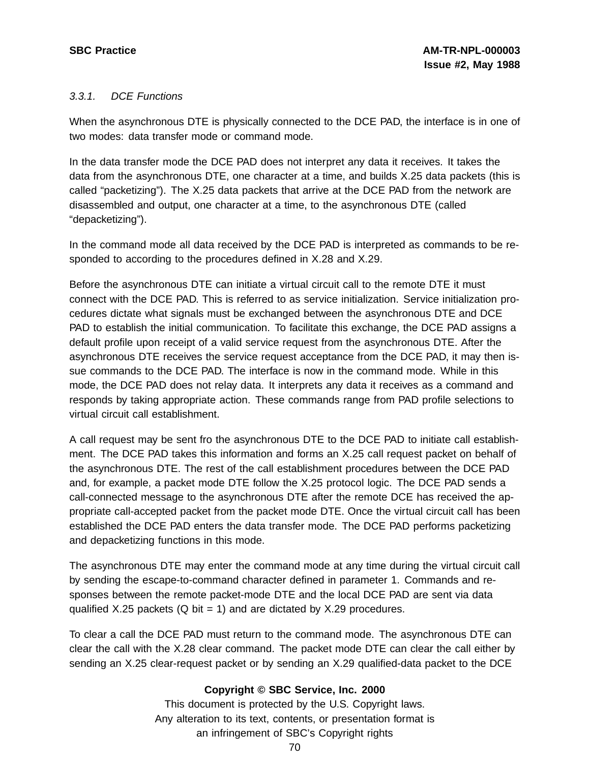### 3.3.1. DCE Functions

When the asynchronous DTE is physically connected to the DCE PAD, the interface is in one of two modes: data transfer mode or command mode.

In the data transfer mode the DCE PAD does not interpret any data it receives. It takes the data from the asynchronous DTE, one character at a time, and builds X.25 data packets (this is called "packetizing"). The X.25 data packets that arrive at the DCE PAD from the network are disassembled and output, one character at a time, to the asynchronous DTE (called "depacketizing").

In the command mode all data received by the DCE PAD is interpreted as commands to be responded to according to the procedures defined in X.28 and X.29.

Before the asynchronous DTE can initiate a virtual circuit call to the remote DTE it must connect with the DCE PAD. This is referred to as service initialization. Service initialization procedures dictate what signals must be exchanged between the asynchronous DTE and DCE PAD to establish the initial communication. To facilitate this exchange, the DCE PAD assigns a default profile upon receipt of a valid service request from the asynchronous DTE. After the asynchronous DTE receives the service request acceptance from the DCE PAD, it may then issue commands to the DCE PAD. The interface is now in the command mode. While in this mode, the DCE PAD does not relay data. It interprets any data it receives as a command and responds by taking appropriate action. These commands range from PAD profile selections to virtual circuit call establishment.

A call request may be sent fro the asynchronous DTE to the DCE PAD to initiate call establishment. The DCE PAD takes this information and forms an X.25 call request packet on behalf of the asynchronous DTE. The rest of the call establishment procedures between the DCE PAD and, for example, a packet mode DTE follow the X.25 protocol logic. The DCE PAD sends a call-connected message to the asynchronous DTE after the remote DCE has received the appropriate call-accepted packet from the packet mode DTE. Once the virtual circuit call has been established the DCE PAD enters the data transfer mode. The DCE PAD performs packetizing and depacketizing functions in this mode.

The asynchronous DTE may enter the command mode at any time during the virtual circuit call by sending the escape-to-command character defined in parameter 1. Commands and responses between the remote packet-mode DTE and the local DCE PAD are sent via data qualified X.25 packets (Q bit = 1) and are dictated by X.29 procedures.

To clear a call the DCE PAD must return to the command mode. The asynchronous DTE can clear the call with the X.28 clear command. The packet mode DTE can clear the call either by sending an X.25 clear-request packet or by sending an X.29 qualified-data packet to the DCE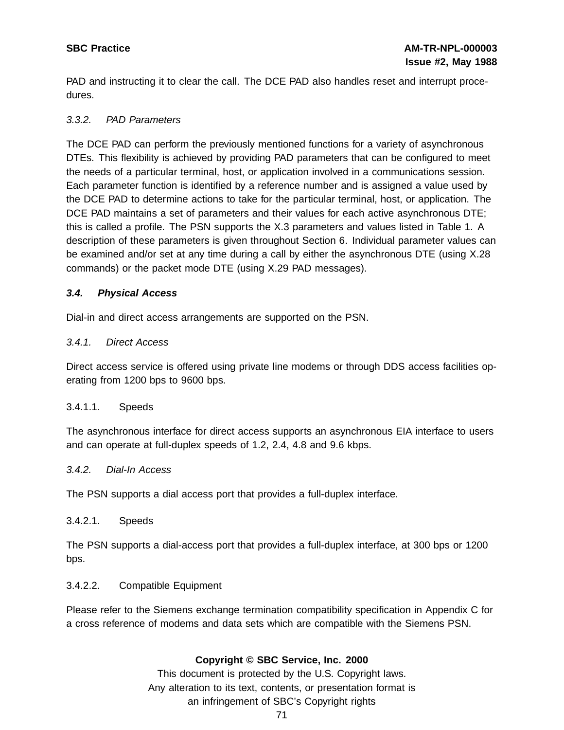PAD and instructing it to clear the call. The DCE PAD also handles reset and interrupt procedures.

### *3.3.2. PAD Parameters*

The DCE PAD can perform the previously mentioned functions for a variety of asynchronous DTEs. This flexibility is achieved by providing PAD parameters that can be configured to meet the needs of a particular terminal, host, or application involved in a communications session. Each parameter function is identified by a reference number and is assigned a value used by the DCE PAD to determine actions to take for the particular terminal, host, or application. The DCE PAD maintains a set of parameters and their values for each active asynchronous DTE; this is called a profile. The PSN supports the X.3 parameters and values listed in Table 1. A description of these parameters is given throughout Section 6. Individual parameter values can be examined and/or set at any time during a call by either the asynchronous DTE (using X.28 commands) or the packet mode DTE (using X.29 PAD messages).

## ***3.4. Physical Access***

Dial-in and direct access arrangements are supported on the PSN.

### *3.4.1. Direct Access*

Direct access service is offered using private line modems or through DDS access facilities operating from 1200 bps to 9600 bps.

#### 3.4.1.1. Speeds

The asynchronous interface for direct access supports an asynchronous EIA interface to users and can operate at full-duplex speeds of 1.2, 2.4, 4.8 and 9.6 kbps.

### *3.4.2. Dial-In Access*

The PSN supports a dial access port that provides a full-duplex interface.

#### 3.4.2.1. Speeds

The PSN supports a dial-access port that provides a full-duplex interface, at 300 bps or 1200 bps.

#### 3.4.2.2. Compatible Equipment

Please refer to the Siemens exchange termination compatibility specification in Appendix C for a cross reference of modems and data sets which are compatible with the Siemens PSN.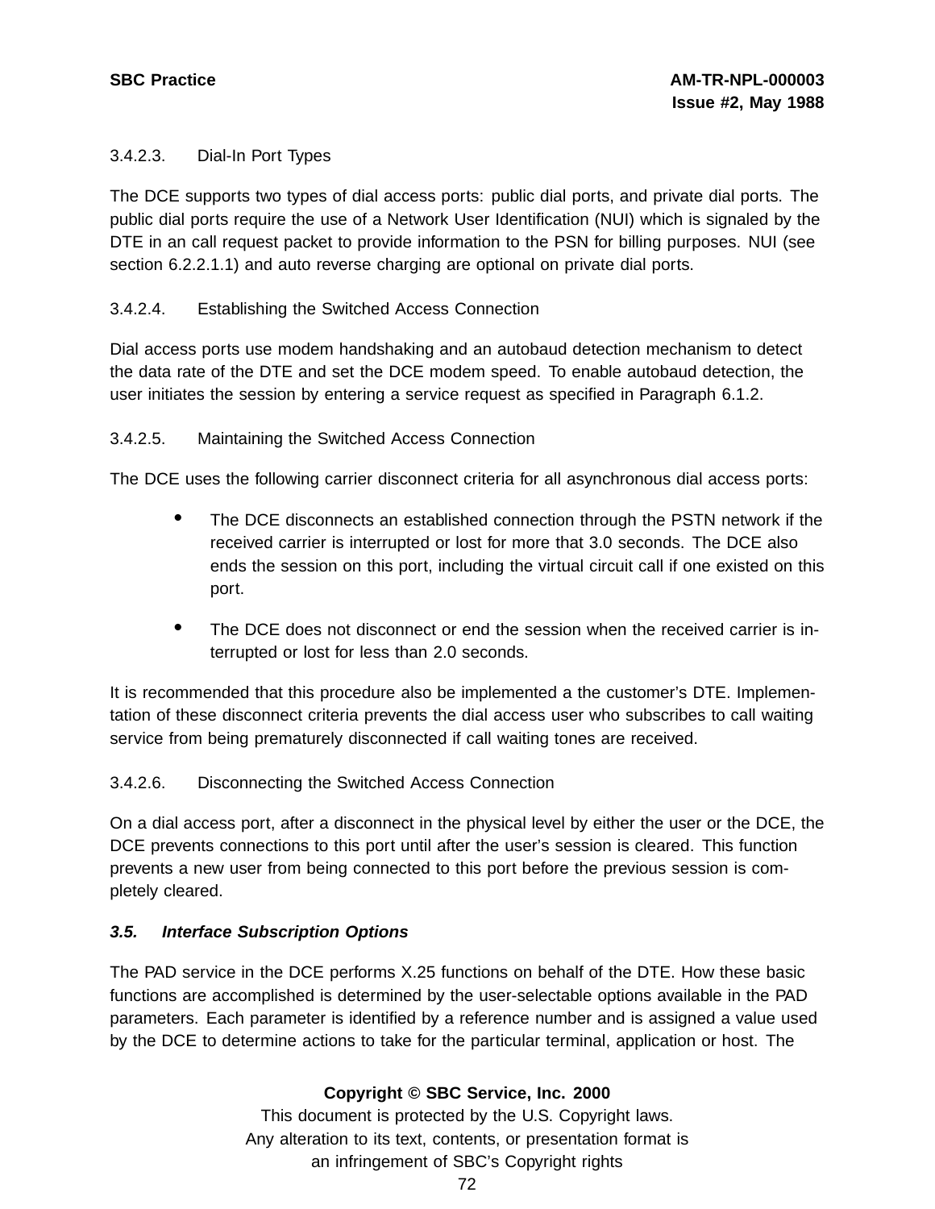#### 3.4.2.3. Dial-In Port Types

The DCE supports two types of dial access ports: public dial ports, and private dial ports. The public dial ports require the use of a Network User Identification (NUI) which is signaled by the DTE in an call request packet to provide information to the PSN for billing purposes. NUI (see section 6.2.2.1.1) and auto reverse charging are optional on private dial ports.

#### 3.4.2.4. Establishing the Switched Access Connection

Dial access ports use modem handshaking and an autobaud detection mechanism to detect the data rate of the DTE and set the DCE modem speed. To enable autobaud detection, the user initiates the session by entering a service request as specified in Paragraph 6.1.2.

#### 3.4.2.5. Maintaining the Switched Access Connection

The DCE uses the following carrier disconnect criteria for all asynchronous dial access ports:

- The DCE disconnects an established connection through the PSTN network if the received carrier is interrupted or lost for more that 3.0 seconds. The DCE also ends the session on this port, including the virtual circuit call if one existed on this port.
- The DCE does not disconnect or end the session when the received carrier is interrupted or lost for less than 2.0 seconds.

It is recommended that this procedure also be implemented a the customer's DTE. Implementation of these disconnect criteria prevents the dial access user who subscribes to call waiting service from being prematurely disconnected if call waiting tones are received.

#### 3.4.2.6. Disconnecting the Switched Access Connection

On a dial access port, after a disconnect in the physical level by either the user or the DCE, the DCE prevents connections to this port until after the user's session is cleared. This function prevents a new user from being connected to this port before the previous session is completely cleared.

### *3.5. Interface Subscription Options*

The PAD service in the DCE performs X.25 functions on behalf of the DTE. How these basic functions are accomplished is determined by the user-selectable options available in the PAD parameters. Each parameter is identified by a reference number and is assigned a value used by the DCE to determine actions to take for the particular terminal, application or host. The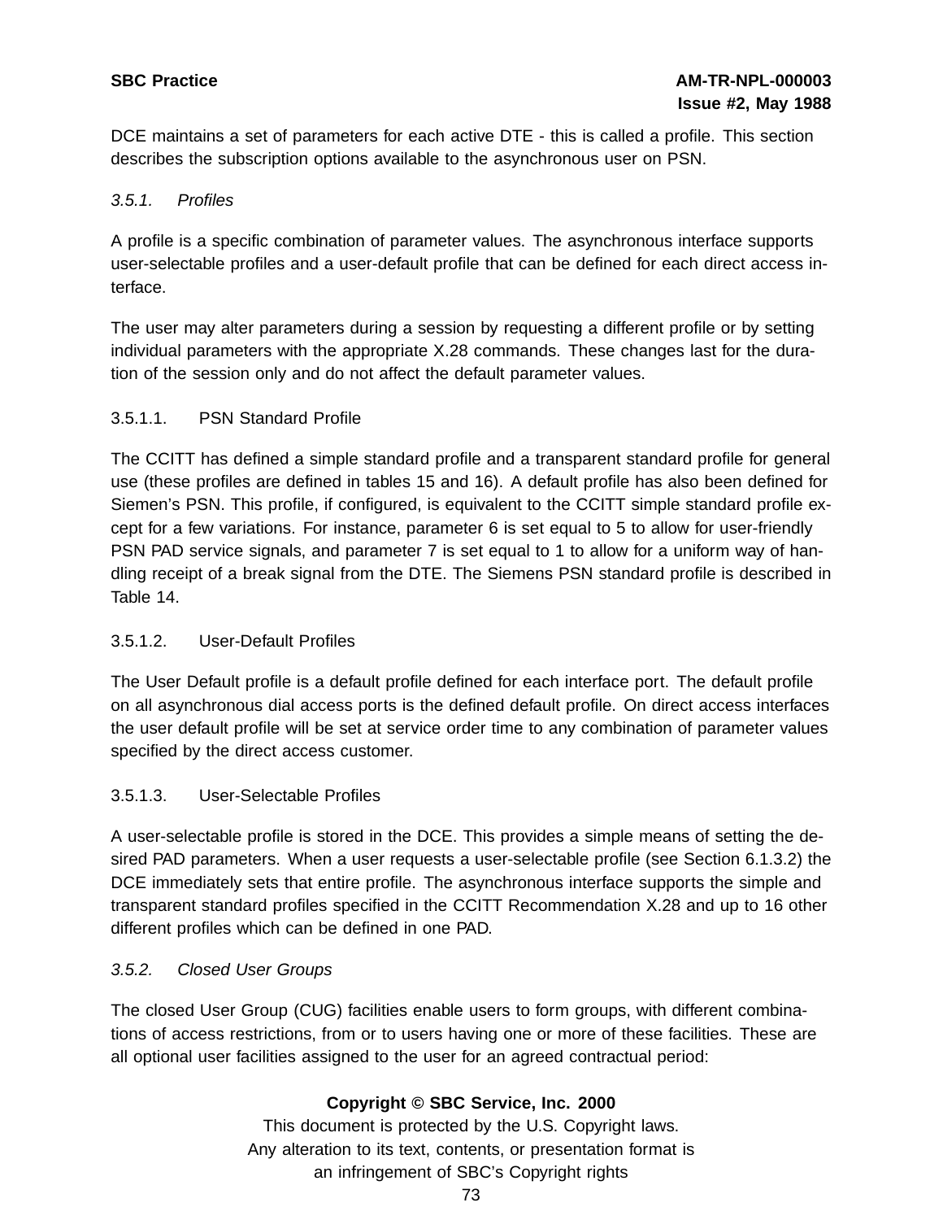DCE maintains a set of parameters for each active DTE - this is called a profile. This section describes the subscription options available to the asynchronous user on PSN.

### *3.5.1. Profiles*

A profile is a specific combination of parameter values. The asynchronous interface supports user-selectable profiles and a user-default profile that can be defined for each direct access interface.

The user may alter parameters during a session by requesting a different profile or by setting individual parameters with the appropriate X.28 commands. These changes last for the duration of the session only and do not affect the default parameter values.

#### 3.5.1.1. PSN Standard Profile

The CCITT has defined a simple standard profile and a transparent standard profile for general use (these profiles are defined in tables 15 and 16). A default profile has also been defined for Siemen's PSN. This profile, if configured, is equivalent to the CCITT simple standard profile except for a few variations. For instance, parameter 6 is set equal to 5 to allow for user-friendly PSN PAD service signals, and parameter 7 is set equal to 1 to allow for a uniform way of handling receipt of a break signal from the DTE. The Siemens PSN standard profile is described in Table 14.

#### 3.5.1.2. User-Default Profiles

The User Default profile is a default profile defined for each interface port. The default profile on all asynchronous dial access ports is the defined default profile. On direct access interfaces the user default profile will be set at service order time to any combination of parameter values specified by the direct access customer.

#### 3.5.1.3. User-Selectable Profiles

A user-selectable profile is stored in the DCE. This provides a simple means of setting the desired PAD parameters. When a user requests a user-selectable profile (see Section 6.1.3.2) the DCE immediately sets that entire profile. The asynchronous interface supports the simple and transparent standard profiles specified in the CCITT Recommendation X.28 and up to 16 other different profiles which can be defined in one PAD.

### *3.5.2. Closed User Groups*

The closed User Group (CUG) facilities enable users to form groups, with different combinations of access restrictions, from or to users having one or more of these facilities. These are all optional user facilities assigned to the user for an agreed contractual period: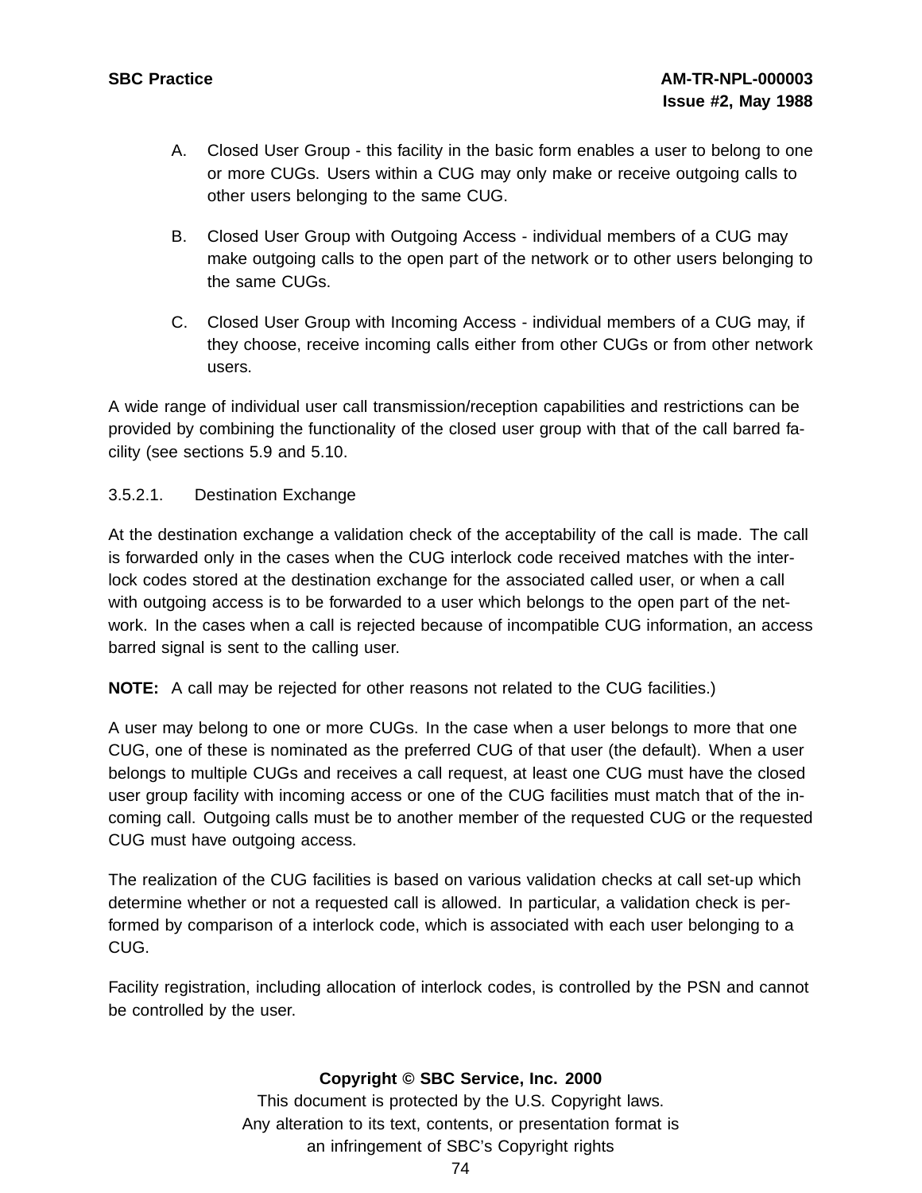A. Closed User Group - this facility in the basic form enables a user to belong to one or more CUGs. Users within a CUG may only make or receive outgoing calls to other users belonging to the same CUG.

B. Closed User Group with Outgoing Access - individual members of a CUG may make outgoing calls to the open part of the network or to other users belonging to the same CUGs.

C. Closed User Group with Incoming Access - individual members of a CUG may, if they choose, receive incoming calls either from other CUGs or from other network users.

A wide range of individual user call transmission/reception capabilities and restrictions can be provided by combining the functionality of the closed user group with that of the call barred facility (see sections 5.9 and 5.10.

3.5.2.1. Destination Exchange

At the destination exchange a validation check of the acceptability of the call is made. The call is forwarded only in the cases when the CUG interlock code received matches with the interlock codes stored at the destination exchange for the associated called user, or when a call with outgoing access is to be forwarded to a user which belongs to the open part of the network. In the cases when a call is rejected because of incompatible CUG information, an access barred signal is sent to the calling user.

**NOTE:** A call may be rejected for other reasons not related to the CUG facilities.)

A user may belong to one or more CUGs. In the case when a user belongs to more that one CUG, one of these is nominated as the preferred CUG of that user (the default). When a user belongs to multiple CUGs and receives a call request, at least one CUG must have the closed user group facility with incoming access or one of the CUG facilities must match that of the incoming call. Outgoing calls must be to another member of the requested CUG or the requested CUG must have outgoing access.

The realization of the CUG facilities is based on various validation checks at call set-up which determine whether or not a requested call is allowed. In particular, a validation check is performed by comparison of a interlock code, which is associated with each user belonging to a CUG.

Facility registration, including allocation of interlock codes, is controlled by the PSN and cannot be controlled by the user.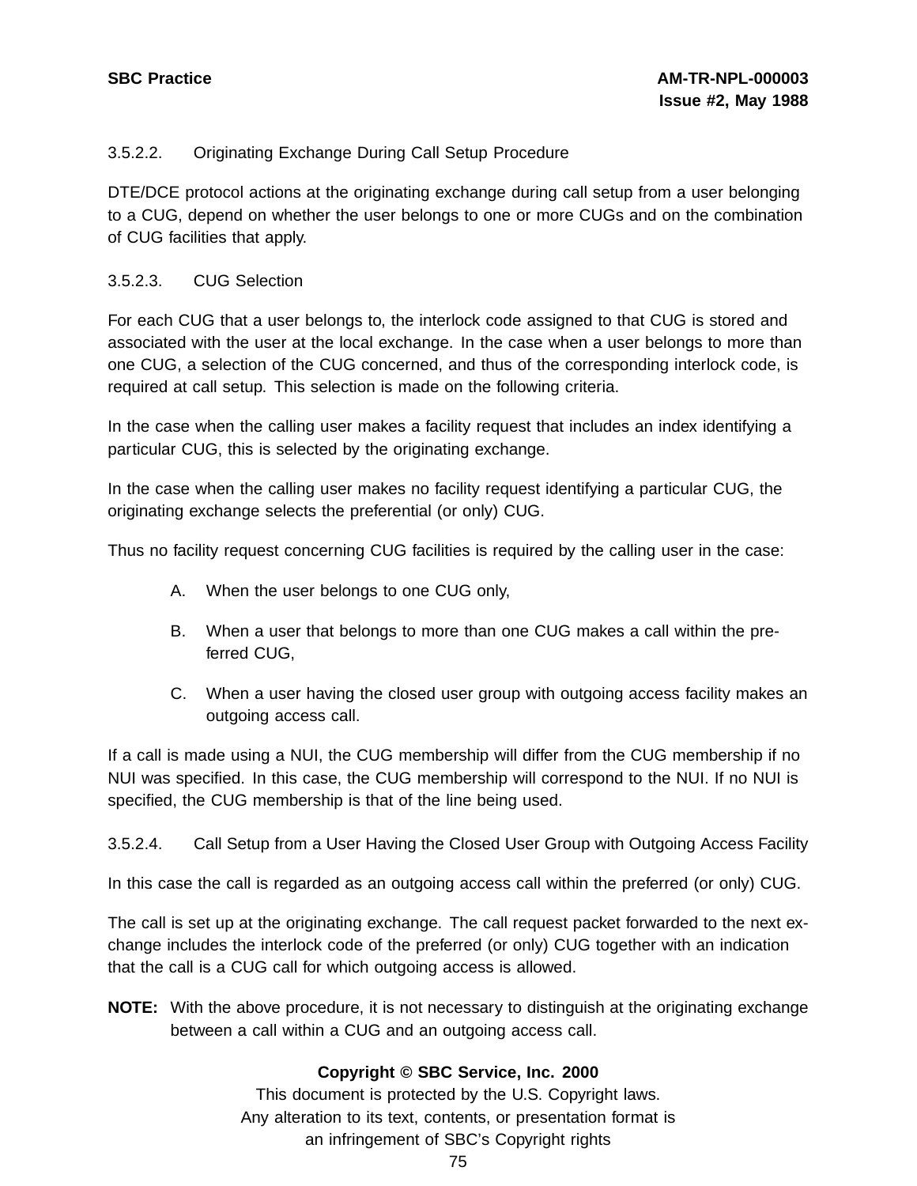### 3.5.2.2. Originating Exchange During Call Setup Procedure

DTE/DCE protocol actions at the originating exchange during call setup from a user belonging to a CUG, depend on whether the user belongs to one or more CUGs and on the combination of CUG facilities that apply.

### 3.5.2.3. CUG Selection

For each CUG that a user belongs to, the interlock code assigned to that CUG is stored and associated with the user at the local exchange. In the case when a user belongs to more than one CUG, a selection of the CUG concerned, and thus of the corresponding interlock code, is required at call setup. This selection is made on the following criteria.

In the case when the calling user makes a facility request that includes an index identifying a particular CUG, this is selected by the originating exchange.

In the case when the calling user makes no facility request identifying a particular CUG, the originating exchange selects the preferential (or only) CUG.

Thus no facility request concerning CUG facilities is required by the calling user in the case:

A. When the user belongs to one CUG only,

B. When a user that belongs to more than one CUG makes a call within the preferred CUG,

C. When a user having the closed user group with outgoing access facility makes an outgoing access call.

If a call is made using a NUI, the CUG membership will differ from the CUG membership if no NUI was specified. In this case, the CUG membership will correspond to the NUI. If no NUI is specified, the CUG membership is that of the line being used.

### 3.5.2.4. Call Setup from a User Having the Closed User Group with Outgoing Access Facility

In this case the call is regarded as an outgoing access call within the preferred (or only) CUG.

The call is set up at the originating exchange. The call request packet forwarded to the next exchange includes the interlock code of the preferred (or only) CUG together with an indication that the call is a CUG call for which outgoing access is allowed.

**NOTE:** With the above procedure, it is not necessary to distinguish at the originating exchange between a call within a CUG and an outgoing access call.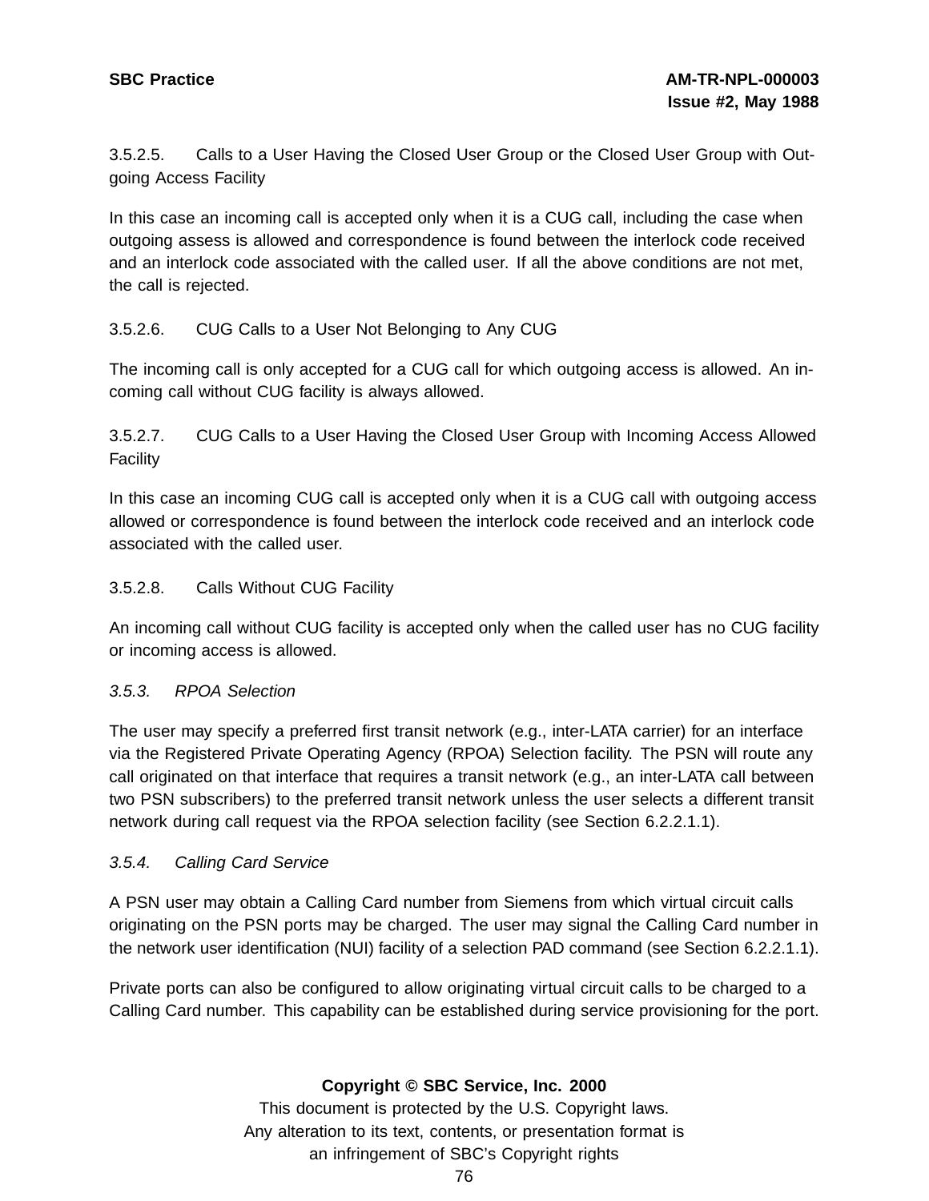3.5.2.5. Calls to a User Having the Closed User Group or the Closed User Group with Outgoing Access Facility

In this case an incoming call is accepted only when it is a CUG call, including the case when outgoing assess is allowed and correspondence is found between the interlock code received and an interlock code associated with the called user. If all the above conditions are not met, the call is rejected.

3.5.2.6. CUG Calls to a User Not Belonging to Any CUG

The incoming call is only accepted for a CUG call for which outgoing access is allowed. An incoming call without CUG facility is always allowed.

3.5.2.7. CUG Calls to a User Having the Closed User Group with Incoming Access Allowed Facility

In this case an incoming CUG call is accepted only when it is a CUG call with outgoing access allowed or correspondence is found between the interlock code received and an interlock code associated with the called user.

3.5.2.8. Calls Without CUG Facility

An incoming call without CUG facility is accepted only when the called user has no CUG facility or incoming access is allowed.

*3.5.3. RPOA Selection*

The user may specify a preferred first transit network (e.g., inter-LATA carrier) for an interface via the Registered Private Operating Agency (RPOA) Selection facility. The PSN will route any call originated on that interface that requires a transit network (e.g., an inter-LATA call between two PSN subscribers) to the preferred transit network unless the user selects a different transit network during call request via the RPOA selection facility (see Section 6.2.2.1.1).

*3.5.4. Calling Card Service*

A PSN user may obtain a Calling Card number from Siemens from which virtual circuit calls originating on the PSN ports may be charged. The user may signal the Calling Card number in the network user identification (NUI) facility of a selection PAD command (see Section 6.2.2.1.1).

Private ports can also be configured to allow originating virtual circuit calls to be charged to a Calling Card number. This capability can be established during service provisioning for the port.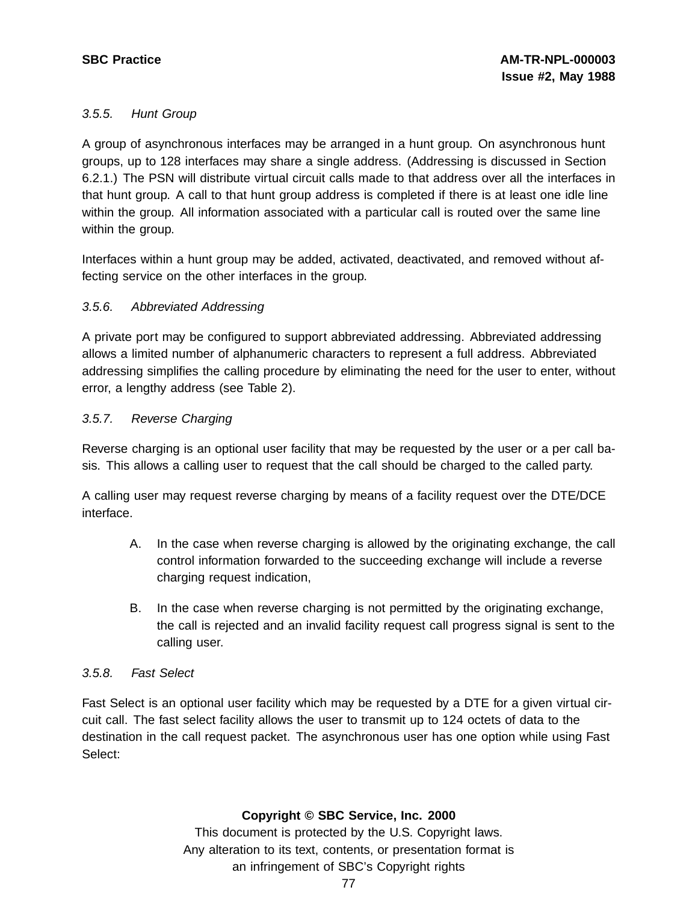### 3.5.5. Hunt Group

A group of asynchronous interfaces may be arranged in a hunt group. On asynchronous hunt groups, up to 128 interfaces may share a single address. (Addressing is discussed in Section 6.2.1.) The PSN will distribute virtual circuit calls made to that address over all the interfaces in that hunt group. A call to that hunt group address is completed if there is at least one idle line within the group. All information associated with a particular call is routed over the same line within the group.

Interfaces within a hunt group may be added, activated, deactivated, and removed without affecting service on the other interfaces in the group.

### 3.5.6. Abbreviated Addressing

A private port may be configured to support abbreviated addressing. Abbreviated addressing allows a limited number of alphanumeric characters to represent a full address. Abbreviated addressing simplifies the calling procedure by eliminating the need for the user to enter, without error, a lengthy address (see Table 2).

### 3.5.7. Reverse Charging

Reverse charging is an optional user facility that may be requested by the user or a per call basis. This allows a calling user to request that the call should be charged to the called party.

A calling user may request reverse charging by means of a facility request over the DTE/DCE interface.

A. In the case when reverse charging is allowed by the originating exchange, the call control information forwarded to the succeeding exchange will include a reverse charging request indication,

B. In the case when reverse charging is not permitted by the originating exchange, the call is rejected and an invalid facility request call progress signal is sent to the calling user.

### 3.5.8. Fast Select

Fast Select is an optional user facility which may be requested by a DTE for a given virtual circuit call. The fast select facility allows the user to transmit up to 124 octets of data to the destination in the call request packet. The asynchronous user has one option while using Fast Select: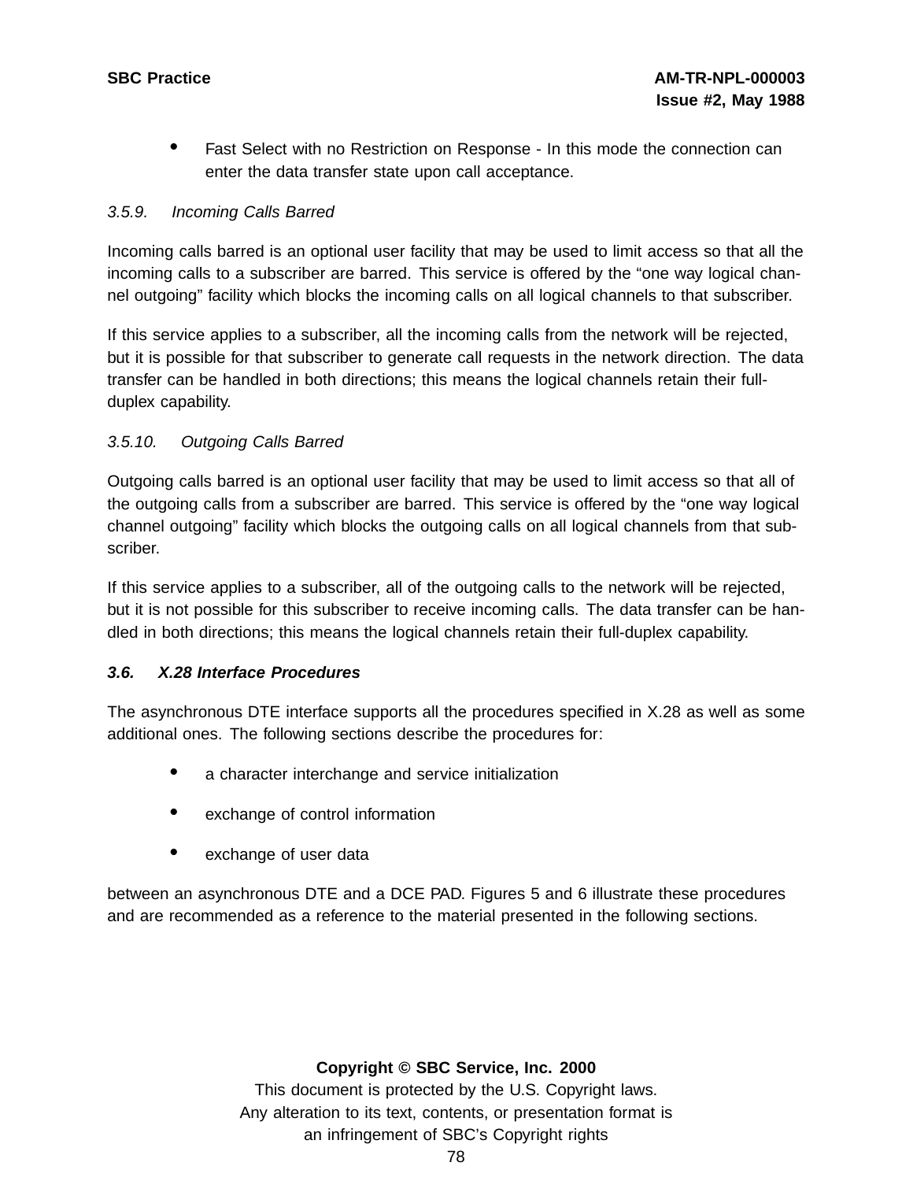- Fast Select with no Restriction on Response - In this mode the connection can enter the data transfer state upon call acceptance.

### *3.5.9. Incoming Calls Barred*

Incoming calls barred is an optional user facility that may be used to limit access so that all the incoming calls to a subscriber are barred. This service is offered by the “one way logical channel outgoing” facility which blocks the incoming calls on all logical channels to that subscriber.

If this service applies to a subscriber, all the incoming calls from the network will be rejected, but it is possible for that subscriber to generate call requests in the network direction. The data transfer can be handled in both directions; this means the logical channels retain their full-duplex capability.

### *3.5.10. Outgoing Calls Barred*

Outgoing calls barred is an optional user facility that may be used to limit access so that all of the outgoing calls from a subscriber are barred. This service is offered by the “one way logical channel outgoing” facility which blocks the outgoing calls on all logical channels from that subscriber.

If this service applies to a subscriber, all of the outgoing calls to the network will be rejected, but it is not possible for this subscriber to receive incoming calls. The data transfer can be handled in both directions; this means the logical channels retain their full-duplex capability.

## ***3.6. X.28 Interface Procedures***

The asynchronous DTE interface supports all the procedures specified in X.28 as well as some additional ones. The following sections describe the procedures for:

- a character interchange and service initialization
- exchange of control information
- exchange of user data

between an asynchronous DTE and a DCE PAD. Figures 5 and 6 illustrate these procedures and are recommended as a reference to the material presented in the following sections.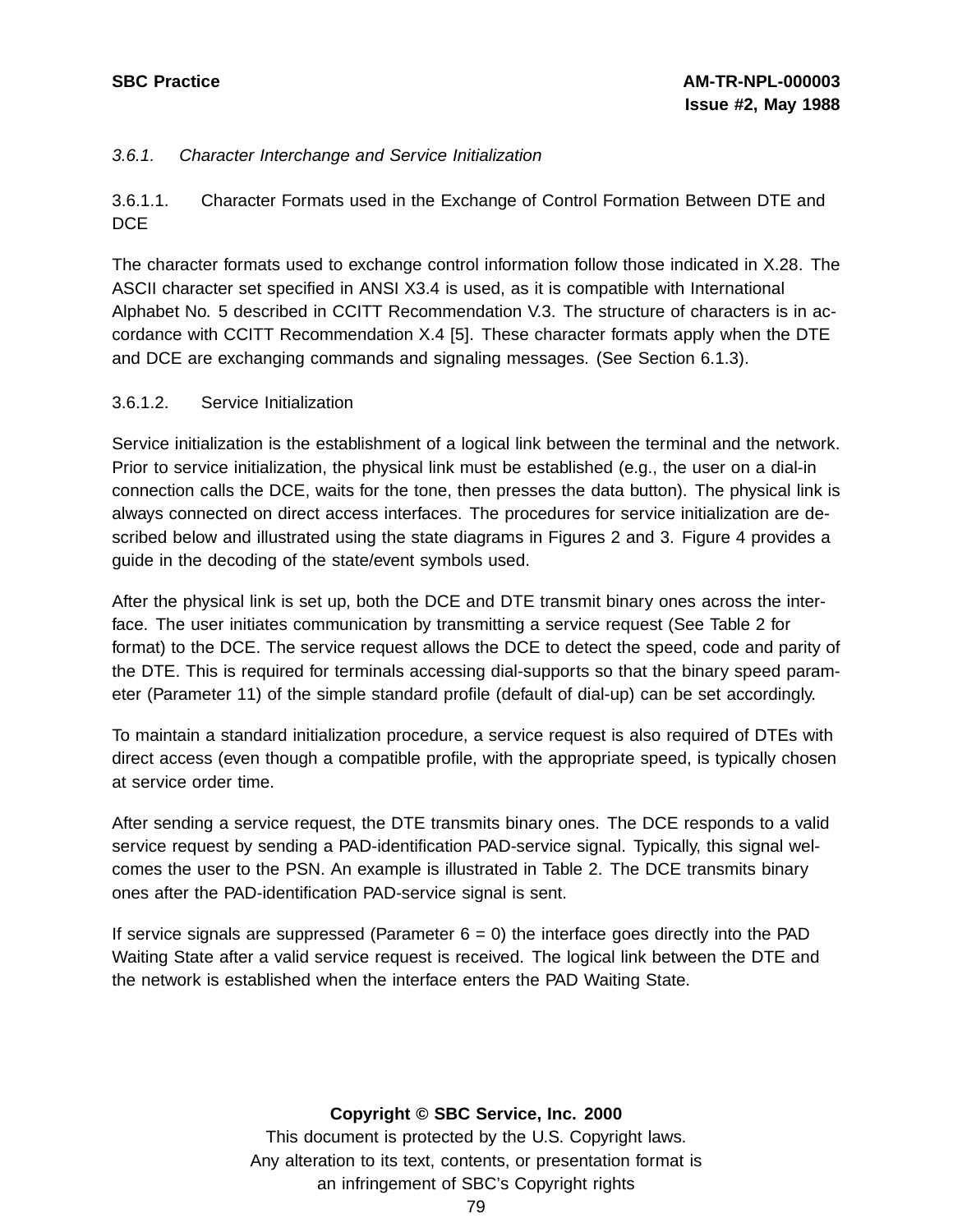### *3.6.1. Character Interchange and Service Initialization*

#### 3.6.1.1. Character Formats used in the Exchange of Control Formation Between DTE and DCE

The character formats used to exchange control information follow those indicated in X.28. The ASCII character set specified in ANSI X3.4 is used, as it is compatible with International Alphabet No. 5 described in CCITT Recommendation V.3. The structure of characters is in accordance with CCITT Recommendation X.4 [5]. These character formats apply when the DTE and DCE are exchanging commands and signaling messages. (See Section 6.1.3).

#### 3.6.1.2. Service Initialization

Service initialization is the establishment of a logical link between the terminal and the network. Prior to service initialization, the physical link must be established (e.g., the user on a dial-in connection calls the DCE, waits for the tone, then presses the data button). The physical link is always connected on direct access interfaces. The procedures for service initialization are described below and illustrated using the state diagrams in Figures 2 and 3. Figure 4 provides a guide in the decoding of the state/event symbols used.

After the physical link is set up, both the DCE and DTE transmit binary ones across the interface. The user initiates communication by transmitting a service request (See Table 2 for format) to the DCE. The service request allows the DCE to detect the speed, code and parity of the DTE. This is required for terminals accessing dial-supports so that the binary speed parameter (Parameter 11) of the simple standard profile (default of dial-up) can be set accordingly.

To maintain a standard initialization procedure, a service request is also required of DTEs with direct access (even though a compatible profile, with the appropriate speed, is typically chosen at service order time.

After sending a service request, the DTE transmits binary ones. The DCE responds to a valid service request by sending a PAD-identification PAD-service signal. Typically, this signal welcomes the user to the PSN. An example is illustrated in Table 2. The DCE transmits binary ones after the PAD-identification PAD-service signal is sent.

If service signals are suppressed (Parameter 6 = 0) the interface goes directly into the PAD Waiting State after a valid service request is received. The logical link between the DTE and the network is established when the interface enters the PAD Waiting State.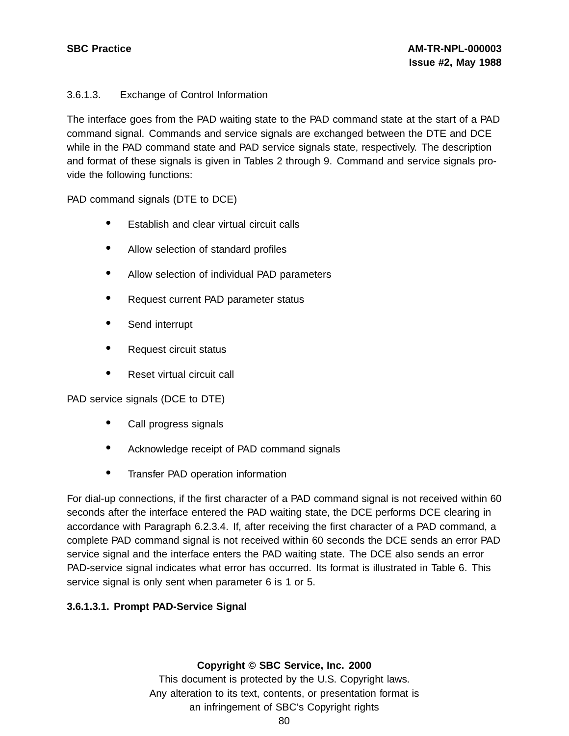### 3.6.1.3. Exchange of Control Information

The interface goes from the PAD waiting state to the PAD command state at the start of a PAD command signal. Commands and service signals are exchanged between the DTE and DCE while in the PAD command state and PAD service signals state, respectively. The description and format of these signals is given in Tables 2 through 9. Command and service signals provide the following functions:

PAD command signals (DTE to DCE)

- Establish and clear virtual circuit calls
- Allow selection of standard profiles
- Allow selection of individual PAD parameters
- Request current PAD parameter status
- Send interrupt
- Request circuit status
- Reset virtual circuit call

PAD service signals (DCE to DTE)

- Call progress signals
- Acknowledge receipt of PAD command signals
- Transfer PAD operation information

For dial-up connections, if the first character of a PAD command signal is not received within 60 seconds after the interface entered the PAD waiting state, the DCE performs DCE clearing in accordance with Paragraph 6.2.3.4. If, after receiving the first character of a PAD command, a complete PAD command signal is not received within 60 seconds the DCE sends an error PAD service signal and the interface enters the PAD waiting state. The DCE also sends an error PAD-service signal indicates what error has occurred. Its format is illustrated in Table 6. This service signal is only sent when parameter 6 is 1 or 5.

#### 3.6.1.3.1. Prompt PAD-Service Signal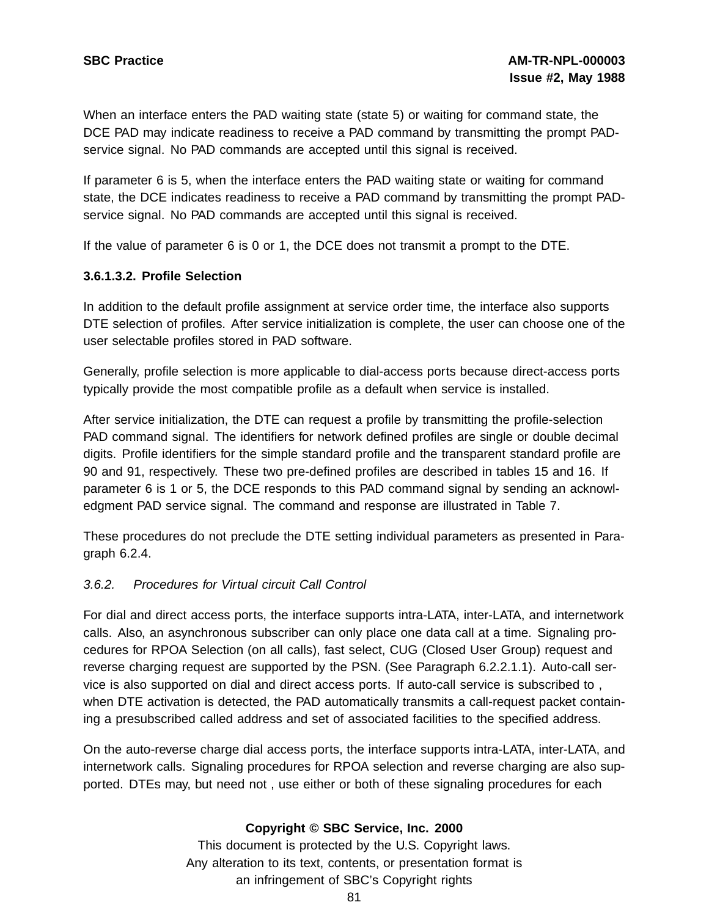When an interface enters the PAD waiting state (state 5) or waiting for command state, the DCE PAD may indicate readiness to receive a PAD command by transmitting the prompt PAD-service signal. No PAD commands are accepted until this signal is received.

If parameter 6 is 5, when the interface enters the PAD waiting state or waiting for command state, the DCE indicates readiness to receive a PAD command by transmitting the prompt PAD-service signal. No PAD commands are accepted until this signal is received.

If the value of parameter 6 is 0 or 1, the DCE does not transmit a prompt to the DTE.

**3.6.1.3.2. Profile Selection**

In addition to the default profile assignment at service order time, the interface also supports DTE selection of profiles. After service initialization is complete, the user can choose one of the user selectable profiles stored in PAD software.

Generally, profile selection is more applicable to dial-access ports because direct-access ports typically provide the most compatible profile as a default when service is installed.

After service initialization, the DTE can request a profile by transmitting the profile-selection PAD command signal. The identifiers for network defined profiles are single or double decimal digits. Profile identifiers for the simple standard profile and the transparent standard profile are 90 and 91, respectively. These two pre-defined profiles are described in tables 15 and 16. If parameter 6 is 1 or 5, the DCE responds to this PAD command signal by sending an acknowledgment PAD service signal. The command and response are illustrated in Table 7.

These procedures do not preclude the DTE setting individual parameters as presented in Paragraph 6.2.4.

*3.6.2. Procedures for Virtual circuit Call Control*

For dial and direct access ports, the interface supports intra-LATA, inter-LATA, and internetwork calls. Also, an asynchronous subscriber can only place one data call at a time. Signaling procedures for RPOA Selection (on all calls), fast select, CUG (Closed User Group) request and reverse charging request are supported by the PSN. (See Paragraph 6.2.2.1.1). Auto-call service is also supported on dial and direct access ports. If auto-call service is subscribed to , when DTE activation is detected, the PAD automatically transmits a call-request packet containing a presubscribed called address and set of associated facilities to the specified address.

On the auto-reverse charge dial access ports, the interface supports intra-LATA, inter-LATA, and internetwork calls. Signaling procedures for RPOA selection and reverse charging are also supported. DTEs may, but need not , use either or both of these signaling procedures for each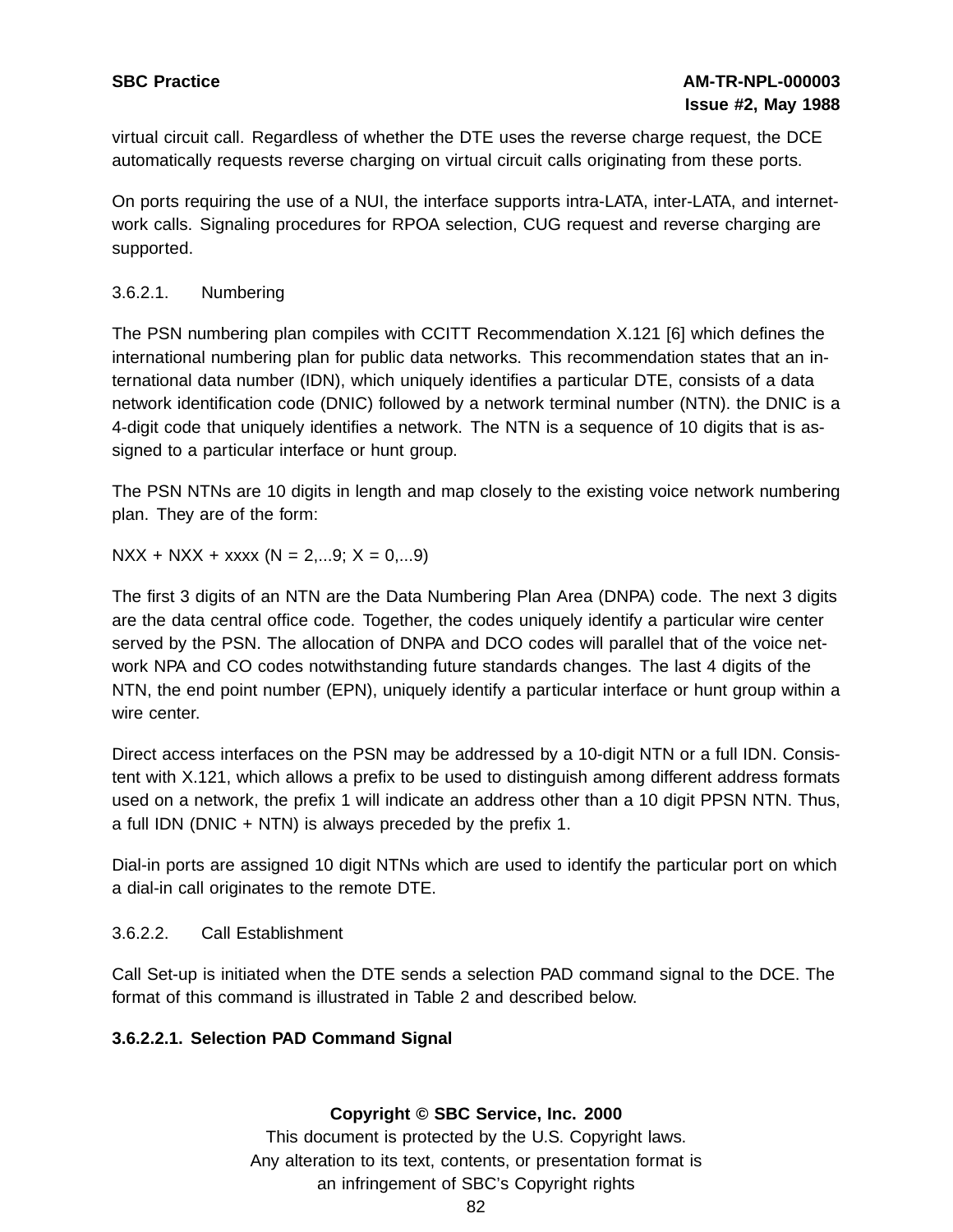virtual circuit call. Regardless of whether the DTE uses the reverse charge request, the DCE automatically requests reverse charging on virtual circuit calls originating from these ports.

On ports requiring the use of a NUI, the interface supports intra-LATA, inter-LATA, and internetwork calls. Signaling procedures for RPOA selection, CUG request and reverse charging are supported.

3.6.2.1. Numbering

The PSN numbering plan compiles with CCITT Recommendation X.121 [6] which defines the international numbering plan for public data networks. This recommendation states that an international data number (IDN), which uniquely identifies a particular DTE, consists of a data network identification code (DNIC) followed by a network terminal number (NTN). the DNIC is a 4-digit code that uniquely identifies a network. The NTN is a sequence of 10 digits that is assigned to a particular interface or hunt group.

The PSN NTNs are 10 digits in length and map closely to the existing voice network numbering plan. They are of the form:

NXX + NXX + xxxx (N = 2,...9; X = 0,...9)

The first 3 digits of an NTN are the Data Numbering Plan Area (DNPA) code. The next 3 digits are the data central office code. Together, the codes uniquely identify a particular wire center served by the PSN. The allocation of DNPA and DCO codes will parallel that of the voice network NPA and CO codes notwithstanding future standards changes. The last 4 digits of the NTN, the end point number (EPN), uniquely identify a particular interface or hunt group within a wire center.

Direct access interfaces on the PSN may be addressed by a 10-digit NTN or a full IDN. Consistent with X.121, which allows a prefix to be used to distinguish among different address formats used on a network, the prefix 1 will indicate an address other than a 10 digit PPSN NTN. Thus, a full IDN (DNIC + NTN) is always preceded by the prefix 1.

Dial-in ports are assigned 10 digit NTNs which are used to identify the particular port on which a dial-in call originates to the remote DTE.

3.6.2.2. Call Establishment

Call Set-up is initiated when the DTE sends a selection PAD command signal to the DCE. The format of this command is illustrated in Table 2 and described below.

**3.6.2.2.1. Selection PAD Command Signal**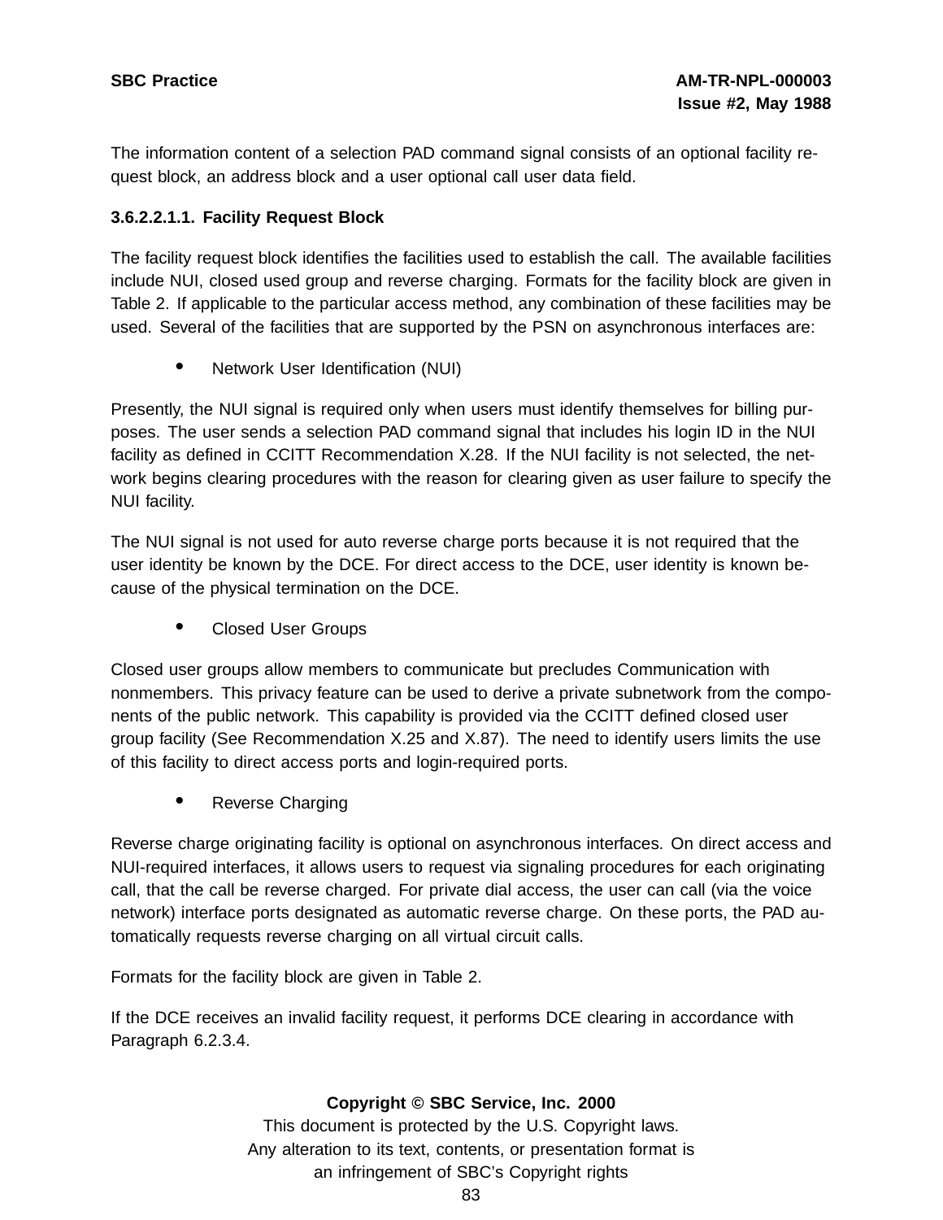The information content of a selection PAD command signal consists of an optional facility request block, an address block and a user optional call user data field.

#### 3.6.2.2.1.1. Facility Request Block

The facility request block identifies the facilities used to establish the call. The available facilities include NUI, closed used group and reverse charging. Formats for the facility block are given in Table 2. If applicable to the particular access method, any combination of these facilities may be used. Several of the facilities that are supported by the PSN on asynchronous interfaces are:

- Network User Identification (NUI)

Presently, the NUI signal is required only when users must identify themselves for billing purposes. The user sends a selection PAD command signal that includes his login ID in the NUI facility as defined in CCITT Recommendation X.28. If the NUI facility is not selected, the network begins clearing procedures with the reason for clearing given as user failure to specify the NUI facility.

The NUI signal is not used for auto reverse charge ports because it is not required that the user identity be known by the DCE. For direct access to the DCE, user identity is known because of the physical termination on the DCE.

- Closed User Groups

Closed user groups allow members to communicate but precludes Communication with nonmembers. This privacy feature can be used to derive a private subnetwork from the components of the public network. This capability is provided via the CCITT defined closed user group facility (See Recommendation X.25 and X.87). The need to identify users limits the use of this facility to direct access ports and login-required ports.

- Reverse Charging

Reverse charge originating facility is optional on asynchronous interfaces. On direct access and NUI-required interfaces, it allows users to request via signaling procedures for each originating call, that the call be reverse charged. For private dial access, the user can call (via the voice network) interface ports designated as automatic reverse charge. On these ports, the PAD automatically requests reverse charging on all virtual circuit calls.

Formats for the facility block are given in Table 2.

If the DCE receives an invalid facility request, it performs DCE clearing in accordance with Paragraph 6.2.3.4.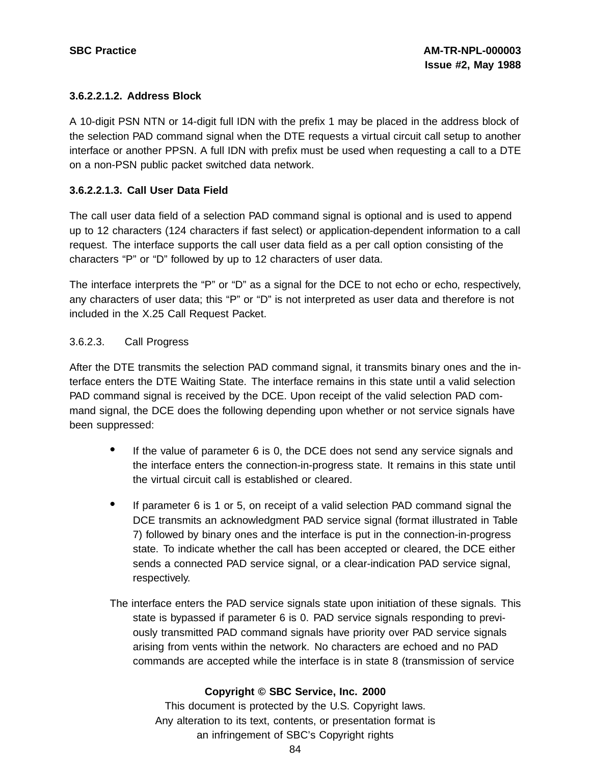#### 3.6.2.2.1.2. Address Block

A 10-digit PSN NTN or 14-digit full IDN with the prefix 1 may be placed in the address block of the selection PAD command signal when the DTE requests a virtual circuit call setup to another interface or another PPSN. A full IDN with prefix must be used when requesting a call to a DTE on a non-PSN public packet switched data network.

#### 3.6.2.2.1.3. Call User Data Field

The call user data field of a selection PAD command signal is optional and is used to append up to 12 characters (124 characters if fast select) or application-dependent information to a call request. The interface supports the call user data field as a per call option consisting of the characters "P" or "D" followed by up to 12 characters of user data.

The interface interprets the "P" or "D" as a signal for the DCE to not echo or echo, respectively, any characters of user data; this "P" or "D" is not interpreted as user data and therefore is not included in the X.25 Call Request Packet.

#### 3.6.2.3. Call Progress

After the DTE transmits the selection PAD command signal, it transmits binary ones and the interface enters the DTE Waiting State. The interface remains in this state until a valid selection PAD command signal is received by the DCE. Upon receipt of the valid selection PAD command signal, the DCE does the following depending upon whether or not service signals have been suppressed:

- If the value of parameter 6 is 0, the DCE does not send any service signals and the interface enters the connection-in-progress state. It remains in this state until the virtual circuit call is established or cleared.
- If parameter 6 is 1 or 5, on receipt of a valid selection PAD command signal the DCE transmits an acknowledgment PAD service signal (format illustrated in Table 7) followed by binary ones and the interface is put in the connection-in-progress state. To indicate whether the call has been accepted or cleared, the DCE either sends a connected PAD service signal, or a clear-indication PAD service signal, respectively.

The interface enters the PAD service signals state upon initiation of these signals. This state is bypassed if parameter 6 is 0. PAD service signals responding to previously transmitted PAD command signals have priority over PAD service signals arising from vents within the network. No characters are echoed and no PAD commands are accepted while the interface is in state 8 (transmission of service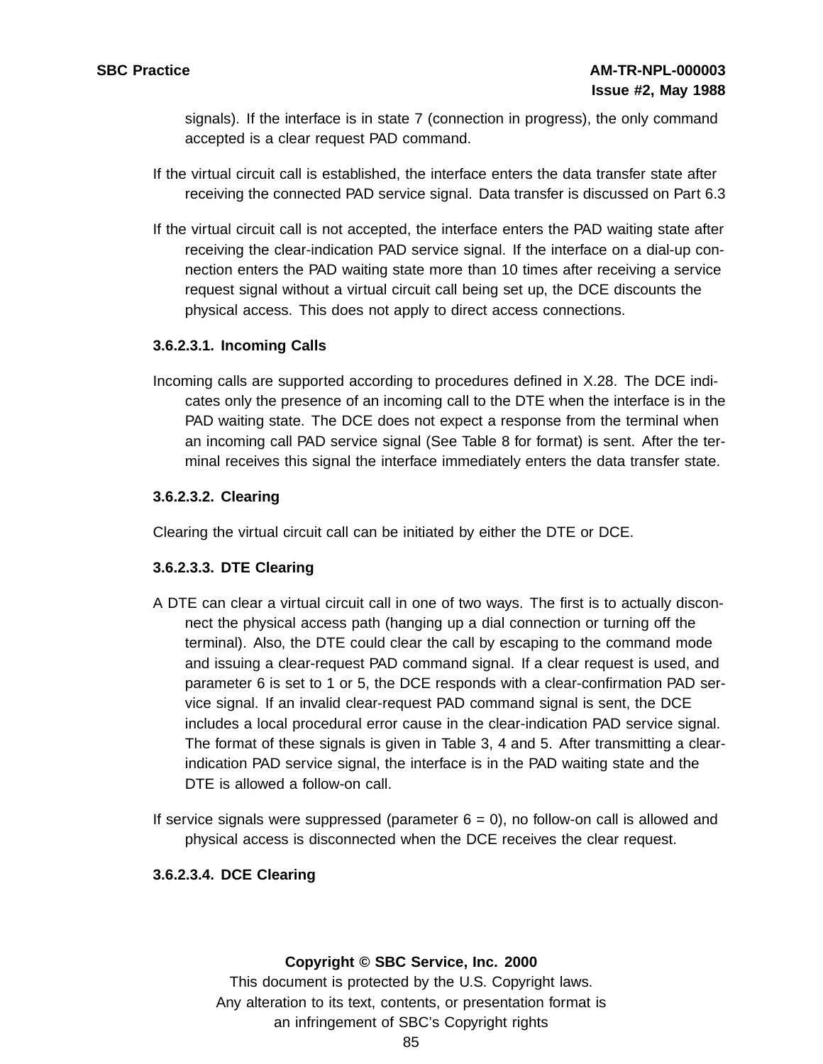signals). If the interface is in state 7 (connection in progress), the only command accepted is a clear request PAD command.

If the virtual circuit call is established, the interface enters the data transfer state after receiving the connected PAD service signal. Data transfer is discussed on Part 6.3

If the virtual circuit call is not accepted, the interface enters the PAD waiting state after receiving the clear-indication PAD service signal. If the interface on a dial-up connection enters the PAD waiting state more than 10 times after receiving a service request signal without a virtual circuit call being set up, the DCE discounts the physical access. This does not apply to direct access connections.

#### 3.6.2.3.1. Incoming Calls

Incoming calls are supported according to procedures defined in X.28. The DCE indicates only the presence of an incoming call to the DTE when the interface is in the PAD waiting state. The DCE does not expect a response from the terminal when an incoming call PAD service signal (See Table 8 for format) is sent. After the terminal receives this signal the interface immediately enters the data transfer state.

#### 3.6.2.3.2. Clearing

Clearing the virtual circuit call can be initiated by either the DTE or DCE.

#### 3.6.2.3.3. DTE Clearing

A DTE can clear a virtual circuit call in one of two ways. The first is to actually disconnect the physical access path (hanging up a dial connection or turning off the terminal). Also, the DTE could clear the call by escaping to the command mode and issuing a clear-request PAD command signal. If a clear request is used, and parameter 6 is set to 1 or 5, the DCE responds with a clear-confirmation PAD service signal. If an invalid clear-request PAD command signal is sent, the DCE includes a local procedural error cause in the clear-indication PAD service signal. The format of these signals is given in Table 3, 4 and 5. After transmitting a clear-indication PAD service signal, the interface is in the PAD waiting state and the DTE is allowed a follow-on call.

If service signals were suppressed (parameter 6 = 0), no follow-on call is allowed and physical access is disconnected when the DCE receives the clear request.

#### 3.6.2.3.4. DCE Clearing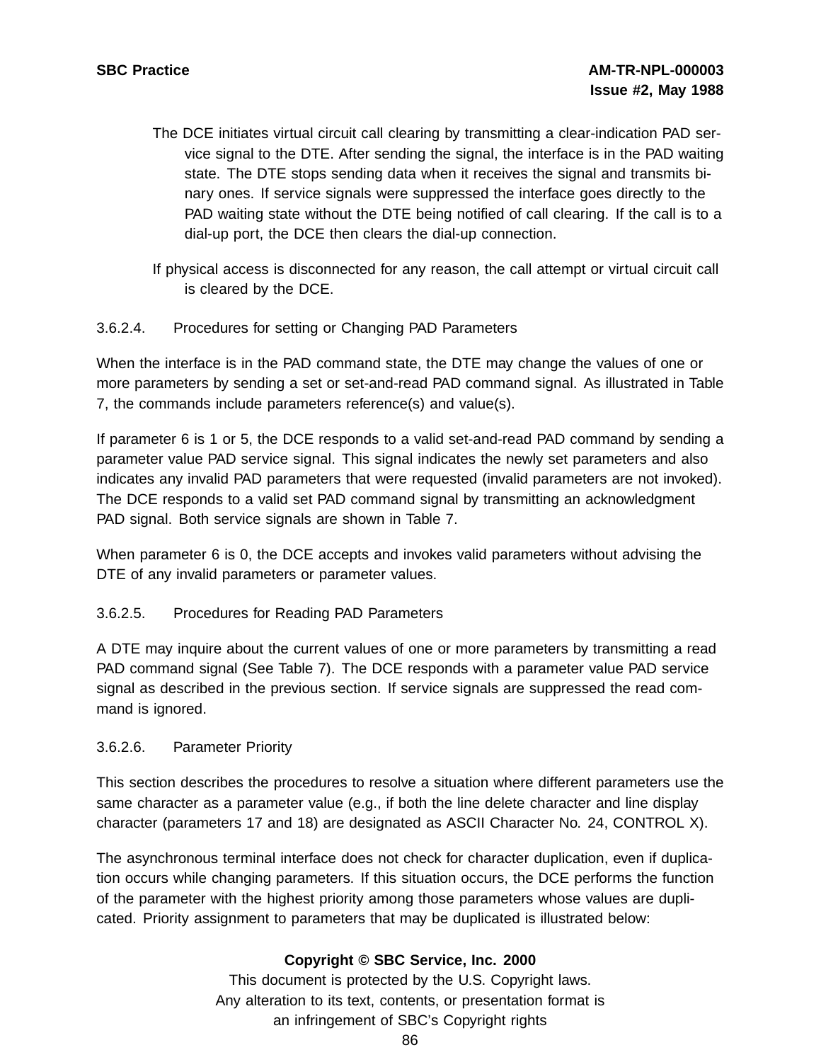The DCE initiates virtual circuit call clearing by transmitting a clear-indication PAD service signal to the DTE. After sending the signal, the interface is in the PAD waiting state. The DTE stops sending data when it receives the signal and transmits binary ones. If service signals were suppressed the interface goes directly to the PAD waiting state without the DTE being notified of call clearing. If the call is to a dial-up port, the DCE then clears the dial-up connection.

If physical access is disconnected for any reason, the call attempt or virtual circuit call is cleared by the DCE.

### 3.6.2.4. Procedures for setting or Changing PAD Parameters

When the interface is in the PAD command state, the DTE may change the values of one or more parameters by sending a set or set-and-read PAD command signal. As illustrated in Table 7, the commands include parameters reference(s) and value(s).

If parameter 6 is 1 or 5, the DCE responds to a valid set-and-read PAD command by sending a parameter value PAD service signal. This signal indicates the newly set parameters and also indicates any invalid PAD parameters that were requested (invalid parameters are not invoked). The DCE responds to a valid set PAD command signal by transmitting an acknowledgment PAD signal. Both service signals are shown in Table 7.

When parameter 6 is 0, the DCE accepts and invokes valid parameters without advising the DTE of any invalid parameters or parameter values.

### 3.6.2.5. Procedures for Reading PAD Parameters

A DTE may inquire about the current values of one or more parameters by transmitting a read PAD command signal (See Table 7). The DCE responds with a parameter value PAD service signal as described in the previous section. If service signals are suppressed the read command is ignored.

### 3.6.2.6. Parameter Priority

This section describes the procedures to resolve a situation where different parameters use the same character as a parameter value (e.g., if both the line delete character and line display character (parameters 17 and 18) are designated as ASCII Character No. 24, CONTROL X).

The asynchronous terminal interface does not check for character duplication, even if duplication occurs while changing parameters. If this situation occurs, the DCE performs the function of the parameter with the highest priority among those parameters whose values are duplicated. Priority assignment to parameters that may be duplicated is illustrated below: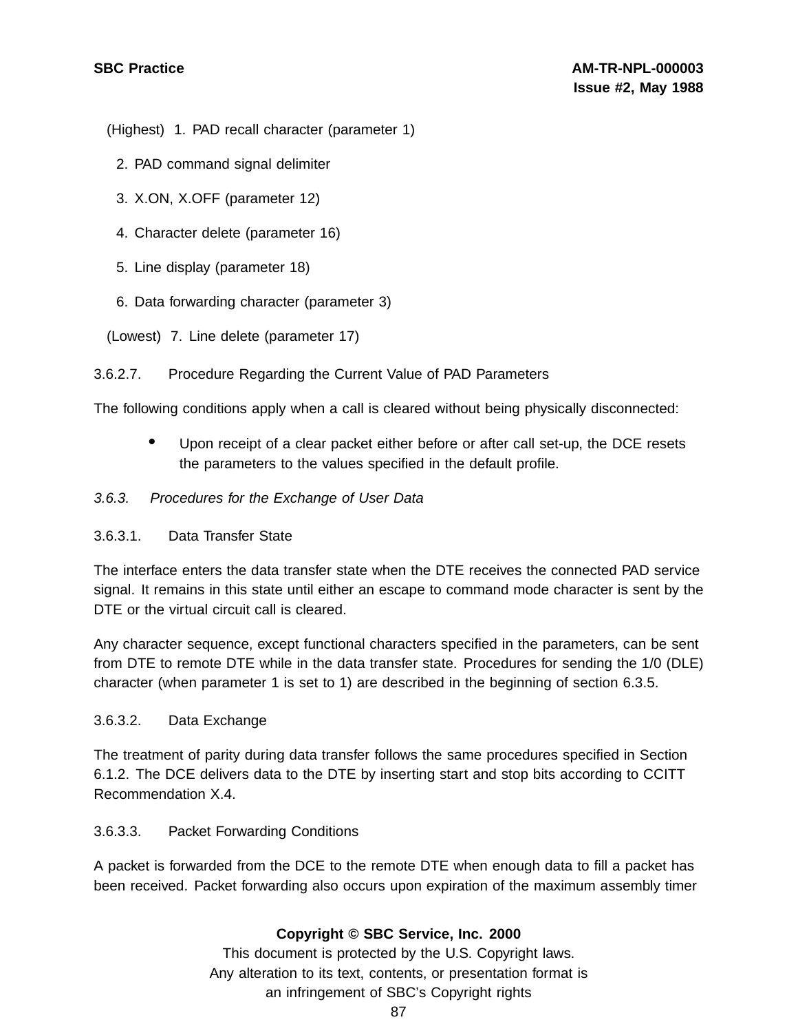(Highest) 1. PAD recall character (parameter 1)

2. PAD command signal delimiter

3. X.ON, X.OFF (parameter 12)

4. Character delete (parameter 16)

5. Line display (parameter 18)

6. Data forwarding character (parameter 3)

(Lowest) 7. Line delete (parameter 17)

3.6.2.7. Procedure Regarding the Current Value of PAD Parameters

The following conditions apply when a call is cleared without being physically disconnected:

- Upon receipt of a clear packet either before or after call set-up, the DCE resets the parameters to the values specified in the default profile.

*3.6.3. Procedures for the Exchange of User Data*

3.6.3.1. Data Transfer State

The interface enters the data transfer state when the DTE receives the connected PAD service signal. It remains in this state until either an escape to command mode character is sent by the DTE or the virtual circuit call is cleared.

Any character sequence, except functional characters specified in the parameters, can be sent from DTE to remote DTE while in the data transfer state. Procedures for sending the 1/0 (DLE) character (when parameter 1 is set to 1) are described in the beginning of section 6.3.5.

3.6.3.2. Data Exchange

The treatment of parity during data transfer follows the same procedures specified in Section 6.1.2. The DCE delivers data to the DTE by inserting start and stop bits according to CCITT Recommendation X.4.

3.6.3.3. Packet Forwarding Conditions

A packet is forwarded from the DCE to the remote DTE when enough data to fill a packet has been received. Packet forwarding also occurs upon expiration of the maximum assembly timer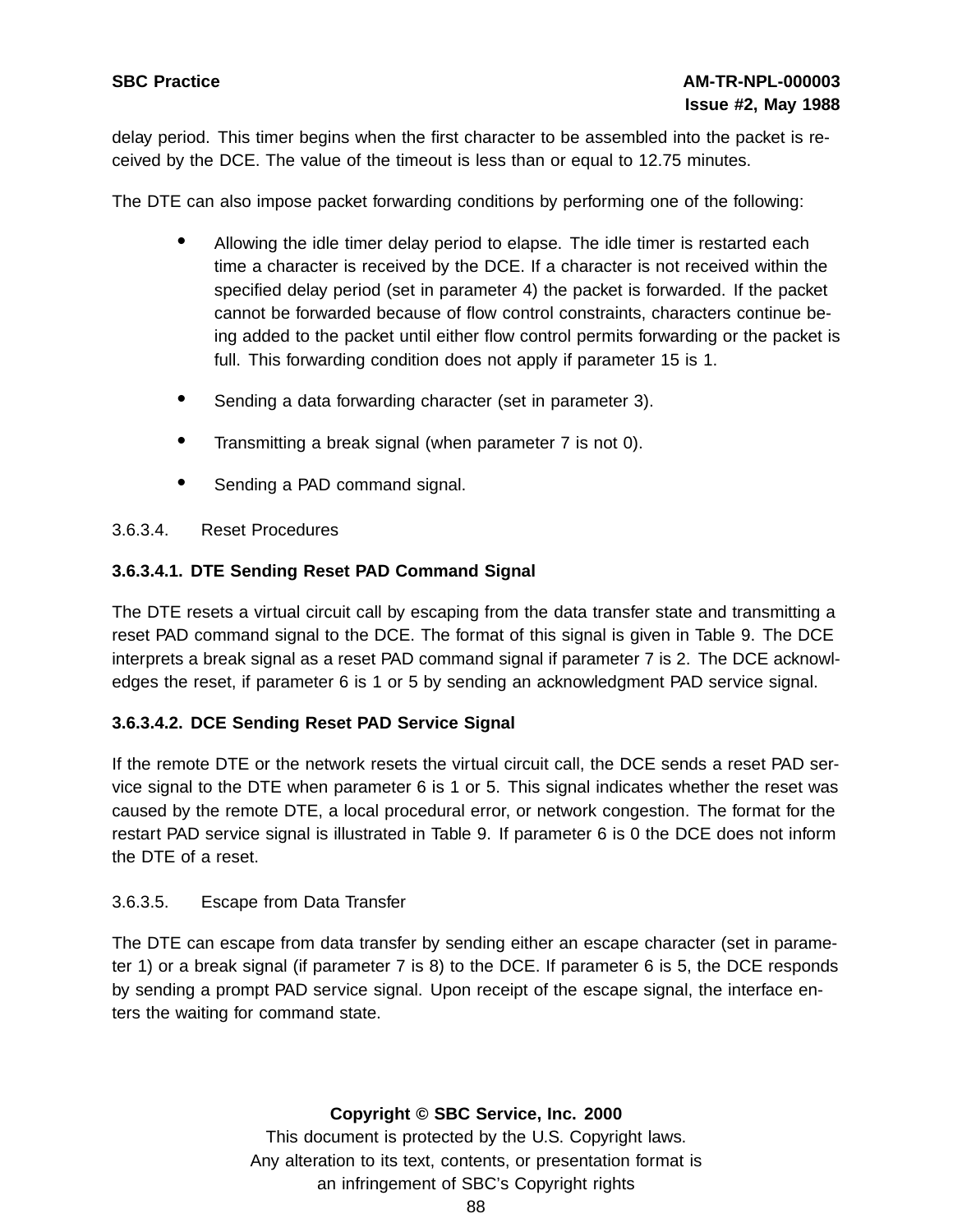delay period. This timer begins when the first character to be assembled into the packet is received by the DCE. The value of the timeout is less than or equal to 12.75 minutes.

The DTE can also impose packet forwarding conditions by performing one of the following:

- Allowing the idle timer delay period to elapse. The idle timer is restarted each time a character is received by the DCE. If a character is not received within the specified delay period (set in parameter 4) the packet is forwarded. If the packet cannot be forwarded because of flow control constraints, characters continue being added to the packet until either flow control permits forwarding or the packet is full. This forwarding condition does not apply if parameter 15 is 1.
- Sending a data forwarding character (set in parameter 3).
- Transmitting a break signal (when parameter 7 is not 0).
- Sending a PAD command signal.

3.6.3.4. Reset Procedures

**3.6.3.4.1. DTE Sending Reset PAD Command Signal**

The DTE resets a virtual circuit call by escaping from the data transfer state and transmitting a reset PAD command signal to the DCE. The format of this signal is given in Table 9. The DCE interprets a break signal as a reset PAD command signal if parameter 7 is 2. The DCE acknowledges the reset, if parameter 6 is 1 or 5 by sending an acknowledgment PAD service signal.

**3.6.3.4.2. DCE Sending Reset PAD Service Signal**

If the remote DTE or the network resets the virtual circuit call, the DCE sends a reset PAD service signal to the DTE when parameter 6 is 1 or 5. This signal indicates whether the reset was caused by the remote DTE, a local procedural error, or network congestion. The format for the restart PAD service signal is illustrated in Table 9. If parameter 6 is 0 the DCE does not inform the DTE of a reset.

3.6.3.5. Escape from Data Transfer

The DTE can escape from data transfer by sending either an escape character (set in parameter 1) or a break signal (if parameter 7 is 8) to the DCE. If parameter 6 is 5, the DCE responds by sending a prompt PAD service signal. Upon receipt of the escape signal, the interface enters the waiting for command state.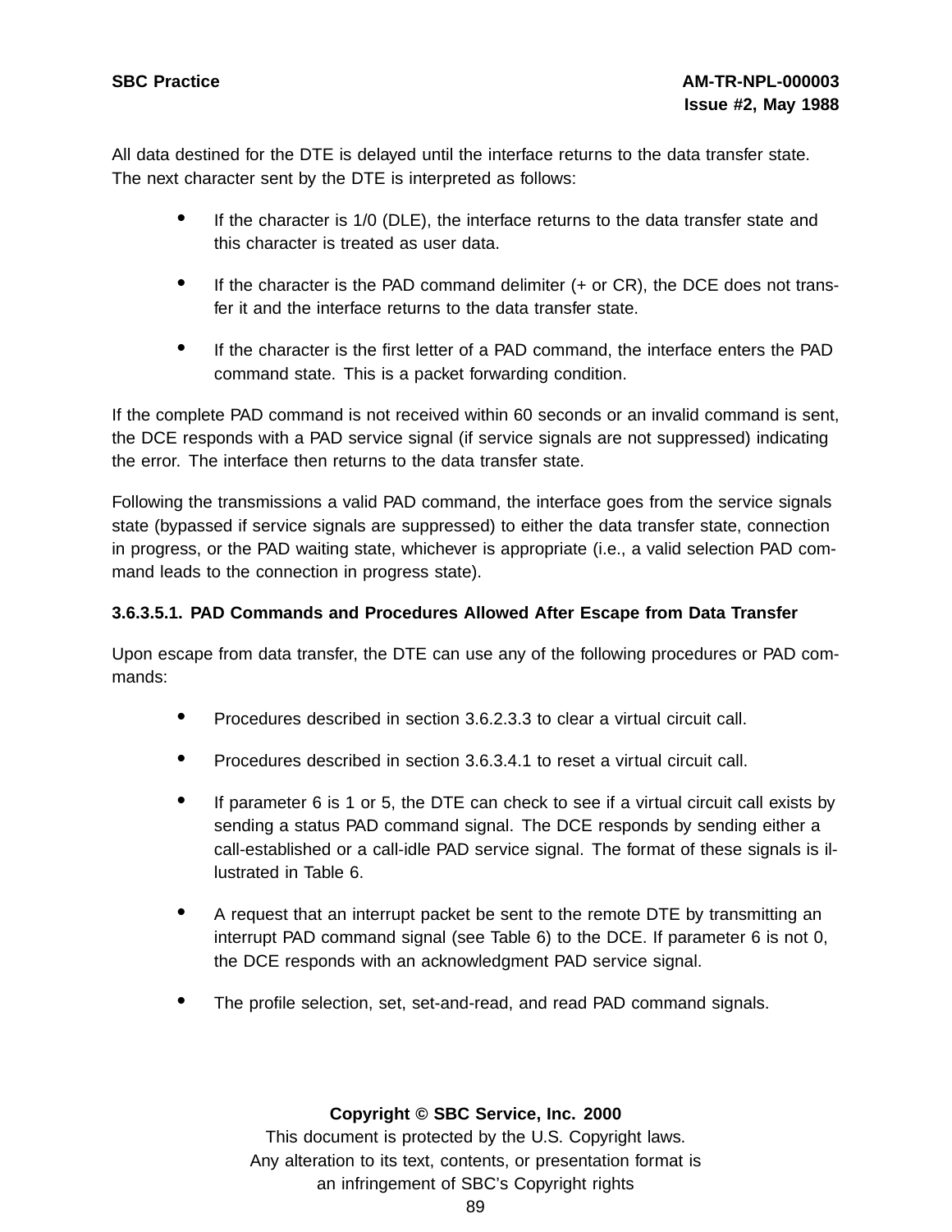All data destined for the DTE is delayed until the interface returns to the data transfer state. The next character sent by the DTE is interpreted as follows:

- If the character is 1/0 (DLE), the interface returns to the data transfer state and this character is treated as user data.
- If the character is the PAD command delimiter (+ or CR), the DCE does not transfer it and the interface returns to the data transfer state.
- If the character is the first letter of a PAD command, the interface enters the PAD command state. This is a packet forwarding condition.

If the complete PAD command is not received within 60 seconds or an invalid command is sent, the DCE responds with a PAD service signal (if service signals are not suppressed) indicating the error. The interface then returns to the data transfer state.

Following the transmissions a valid PAD command, the interface goes from the service signals state (bypassed if service signals are suppressed) to either the data transfer state, connection in progress, or the PAD waiting state, whichever is appropriate (i.e., a valid selection PAD command leads to the connection in progress state).

#### 3.6.3.5.1. PAD Commands and Procedures Allowed After Escape from Data Transfer

Upon escape from data transfer, the DTE can use any of the following procedures or PAD commands:

- Procedures described in section 3.6.2.3.3 to clear a virtual circuit call.
- Procedures described in section 3.6.3.4.1 to reset a virtual circuit call.
- If parameter 6 is 1 or 5, the DTE can check to see if a virtual circuit call exists by sending a status PAD command signal. The DCE responds by sending either a call-established or a call-idle PAD service signal. The format of these signals is illustrated in Table 6.
- A request that an interrupt packet be sent to the remote DTE by transmitting an interrupt PAD command signal (see Table 6) to the DCE. If parameter 6 is not 0, the DCE responds with an acknowledgment PAD service signal.
- The profile selection, set, set-and-read, and read PAD command signals.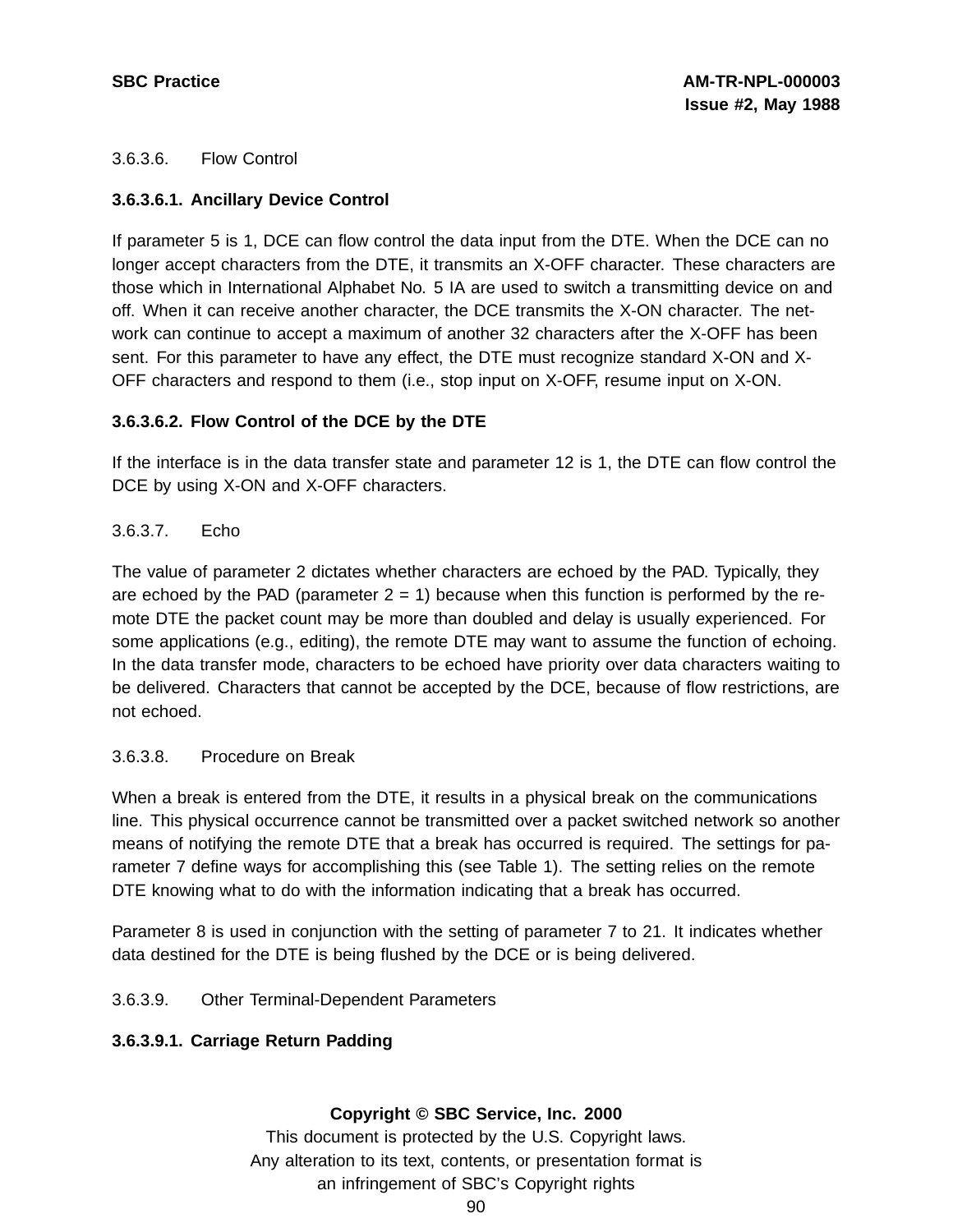3.6.3.6. Flow Control

**3.6.3.6.1. Ancillary Device Control**

If parameter 5 is 1, DCE can flow control the data input from the DTE. When the DCE can no longer accept characters from the DTE, it transmits an X-OFF character. These characters are those which in International Alphabet No. 5 IA are used to switch a transmitting device on and off. When it can receive another character, the DCE transmits the X-ON character. The network can continue to accept a maximum of another 32 characters after the X-OFF has been sent. For this parameter to have any effect, the DTE must recognize standard X-ON and X-OFF characters and respond to them (i.e., stop input on X-OFF, resume input on X-ON.

**3.6.3.6.2. Flow Control of the DCE by the DTE**

If the interface is in the data transfer state and parameter 12 is 1, the DTE can flow control the DCE by using X-ON and X-OFF characters.

3.6.3.7. Echo

The value of parameter 2 dictates whether characters are echoed by the PAD. Typically, they are echoed by the PAD (parameter 2 = 1) because when this function is performed by the remote DTE the packet count may be more than doubled and delay is usually experienced. For some applications (e.g., editing), the remote DTE may want to assume the function of echoing. In the data transfer mode, characters to be echoed have priority over data characters waiting to be delivered. Characters that cannot be accepted by the DCE, because of flow restrictions, are not echoed.

3.6.3.8. Procedure on Break

When a break is entered from the DTE, it results in a physical break on the communications line. This physical occurrence cannot be transmitted over a packet switched network so another means of notifying the remote DTE that a break has occurred is required. The settings for parameter 7 define ways for accomplishing this (see Table 1). The setting relies on the remote DTE knowing what to do with the information indicating that a break has occurred.

Parameter 8 is used in conjunction with the setting of parameter 7 to 21. It indicates whether data destined for the DTE is being flushed by the DCE or is being delivered.

3.6.3.9. Other Terminal-Dependent Parameters

**3.6.3.9.1. Carriage Return Padding**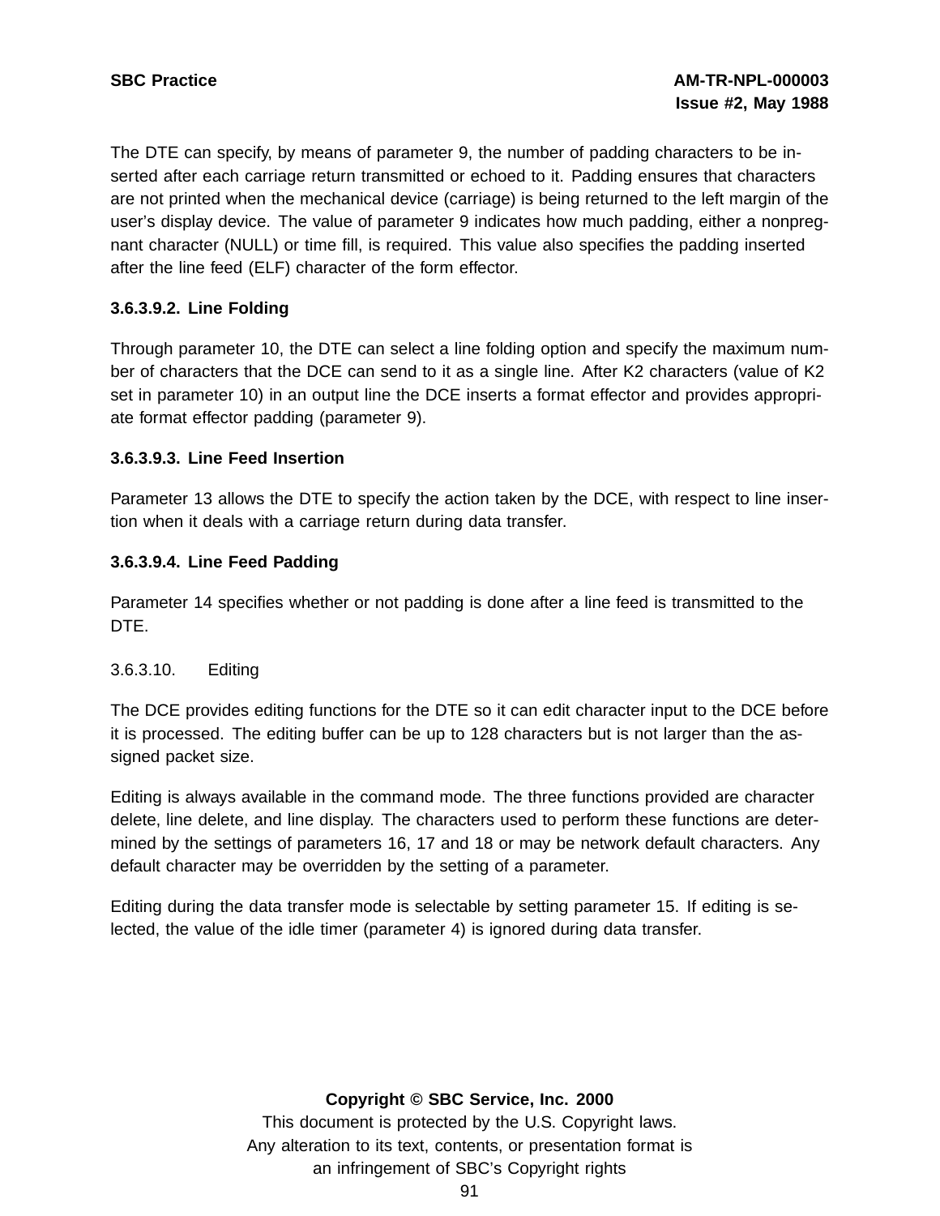The DTE can specify, by means of parameter 9, the number of padding characters to be inserted after each carriage return transmitted or echoed to it. Padding ensures that characters are not printed when the mechanical device (carriage) is being returned to the left margin of the user's display device. The value of parameter 9 indicates how much padding, either a nonpregnant character (NULL) or time fill, is required. This value also specifies the padding inserted after the line feed (ELF) character of the form effector.

#### 3.6.3.9.2. Line Folding

Through parameter 10, the DTE can select a line folding option and specify the maximum number of characters that the DCE can send to it as a single line. After K2 characters (value of K2 set in parameter 10) in an output line the DCE inserts a format effector and provides appropriate format effector padding (parameter 9).

#### 3.6.3.9.3. Line Feed Insertion

Parameter 13 allows the DTE to specify the action taken by the DCE, with respect to line insertion when it deals with a carriage return during data transfer.

#### 3.6.3.9.4. Line Feed Padding

Parameter 14 specifies whether or not padding is done after a line feed is transmitted to the DTE.

3.6.3.10. Editing

The DCE provides editing functions for the DTE so it can edit character input to the DCE before it is processed. The editing buffer can be up to 128 characters but is not larger than the assigned packet size.

Editing is always available in the command mode. The three functions provided are character delete, line delete, and line display. The characters used to perform these functions are determined by the settings of parameters 16, 17 and 18 or may be network default characters. Any default character may be overridden by the setting of a parameter.

Editing during the data transfer mode is selectable by setting parameter 15. If editing is selected, the value of the idle timer (parameter 4) is ignored during data transfer.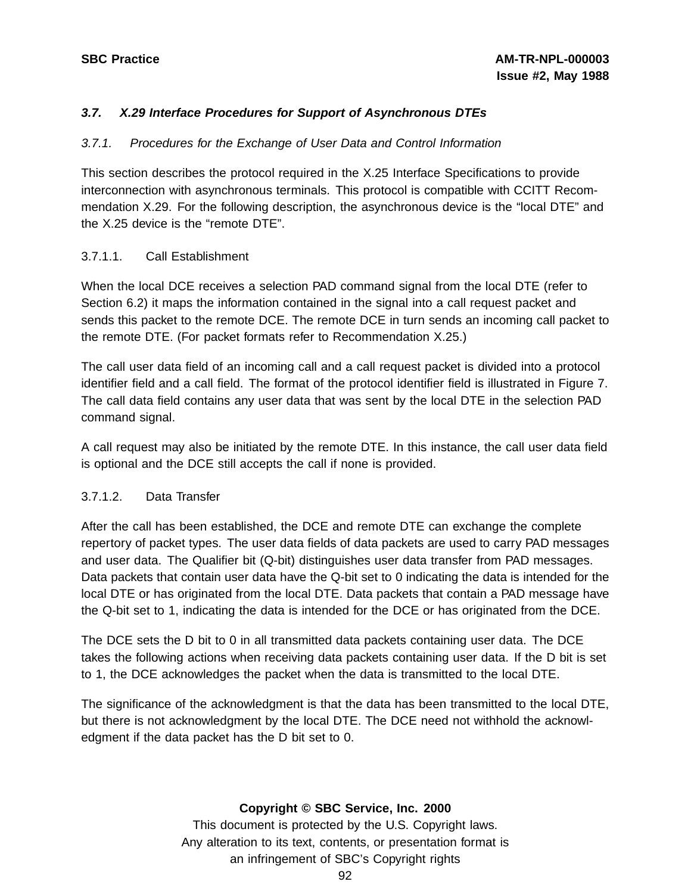### *3.7. X.29 Interface Procedures for Support of Asynchronous DTEs*

#### *3.7.1. Procedures for the Exchange of User Data and Control Information*

This section describes the protocol required in the X.25 Interface Specifications to provide interconnection with asynchronous terminals. This protocol is compatible with CCITT Recommendation X.29. For the following description, the asynchronous device is the “local DTE” and the X.25 device is the “remote DTE”.

##### 3.7.1.1. Call Establishment

When the local DCE receives a selection PAD command signal from the local DTE (refer to Section 6.2) it maps the information contained in the signal into a call request packet and sends this packet to the remote DCE. The remote DCE in turn sends an incoming call packet to the remote DTE. (For packet formats refer to Recommendation X.25.)

The call user data field of an incoming call and a call request packet is divided into a protocol identifier field and a call field. The format of the protocol identifier field is illustrated in Figure 7. The call data field contains any user data that was sent by the local DTE in the selection PAD command signal.

A call request may also be initiated by the remote DTE. In this instance, the call user data field is optional and the DCE still accepts the call if none is provided.

##### 3.7.1.2. Data Transfer

After the call has been established, the DCE and remote DTE can exchange the complete repertory of packet types. The user data fields of data packets are used to carry PAD messages and user data. The Qualifier bit (Q-bit) distinguishes user data transfer from PAD messages. Data packets that contain user data have the Q-bit set to 0 indicating the data is intended for the local DTE or has originated from the local DTE. Data packets that contain a PAD message have the Q-bit set to 1, indicating the data is intended for the DCE or has originated from the DCE.

The DCE sets the D bit to 0 in all transmitted data packets containing user data. The DCE takes the following actions when receiving data packets containing user data. If the D bit is set to 1, the DCE acknowledges the packet when the data is transmitted to the local DTE.

The significance of the acknowledgment is that the data has been transmitted to the local DTE, but there is not acknowledgment by the local DTE. The DCE need not withhold the acknowledgment if the data packet has the D bit set to 0.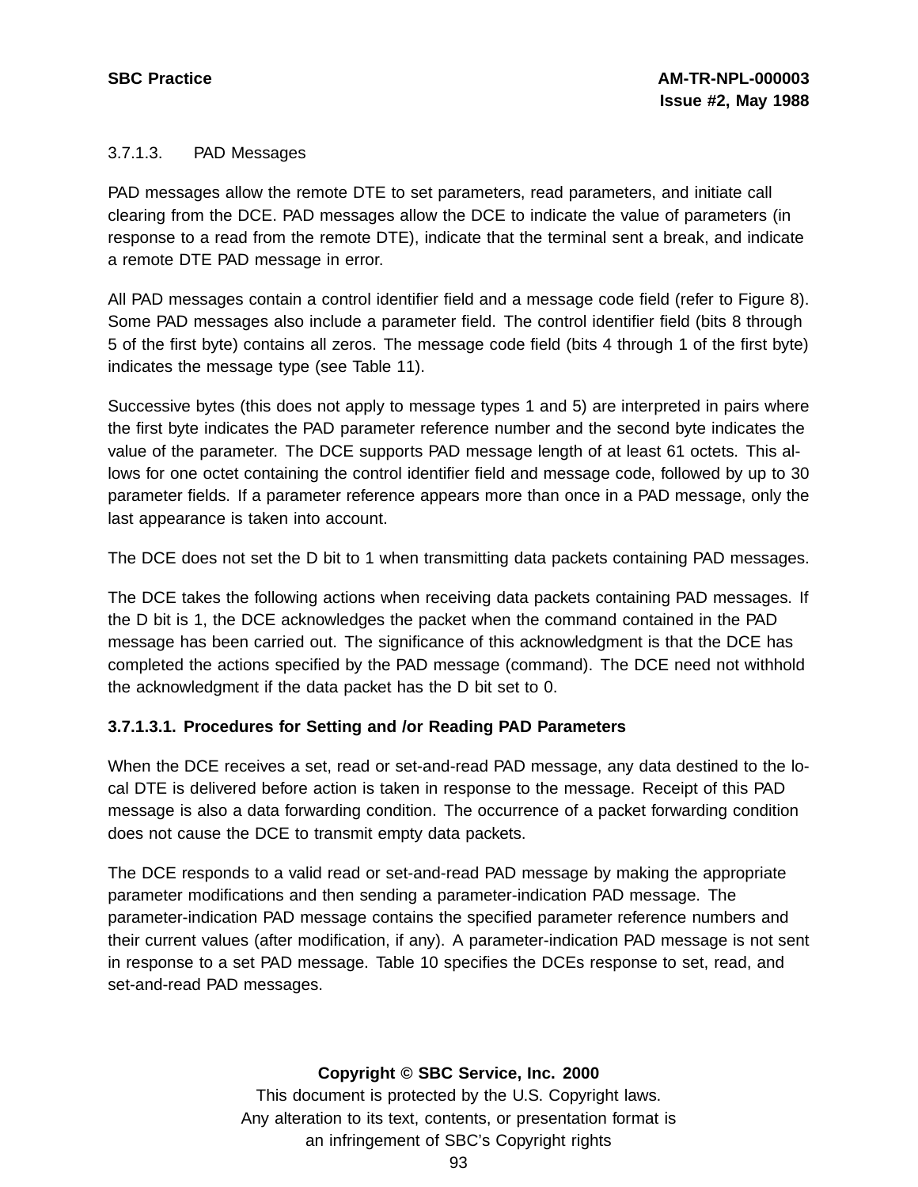3.7.1.3. PAD Messages

PAD messages allow the remote DTE to set parameters, read parameters, and initiate call clearing from the DCE. PAD messages allow the DCE to indicate the value of parameters (in response to a read from the remote DTE), indicate that the terminal sent a break, and indicate a remote DTE PAD message in error.

All PAD messages contain a control identifier field and a message code field (refer to Figure 8). Some PAD messages also include a parameter field. The control identifier field (bits 8 through 5 of the first byte) contains all zeros. The message code field (bits 4 through 1 of the first byte) indicates the message type (see Table 11).

Successive bytes (this does not apply to message types 1 and 5) are interpreted in pairs where the first byte indicates the PAD parameter reference number and the second byte indicates the value of the parameter. The DCE supports PAD message length of at least 61 octets. This allows for one octet containing the control identifier field and message code, followed by up to 30 parameter fields. If a parameter reference appears more than once in a PAD message, only the last appearance is taken into account.

The DCE does not set the D bit to 1 when transmitting data packets containing PAD messages.

The DCE takes the following actions when receiving data packets containing PAD messages. If the D bit is 1, the DCE acknowledges the packet when the command contained in the PAD message has been carried out. The significance of this acknowledgment is that the DCE has completed the actions specified by the PAD message (command). The DCE need not withhold the acknowledgment if the data packet has the D bit set to 0.

**3.7.1.3.1. Procedures for Setting and /or Reading PAD Parameters**

When the DCE receives a set, read or set-and-read PAD message, any data destined to the local DTE is delivered before action is taken in response to the message. Receipt of this PAD message is also a data forwarding condition. The occurrence of a packet forwarding condition does not cause the DCE to transmit empty data packets.

The DCE responds to a valid read or set-and-read PAD message by making the appropriate parameter modifications and then sending a parameter-indication PAD message. The parameter-indication PAD message contains the specified parameter reference numbers and their current values (after modification, if any). A parameter-indication PAD message is not sent in response to a set PAD message. Table 10 specifies the DCEs response to set, read, and set-and-read PAD messages.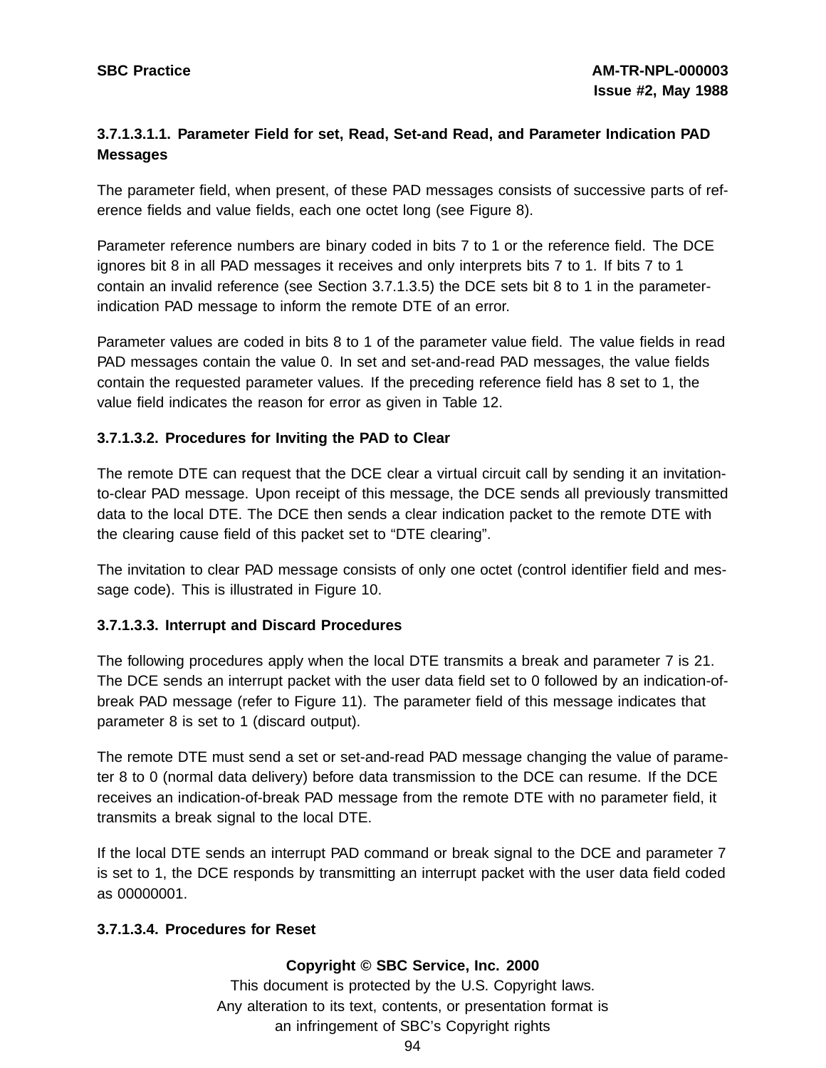#### 3.7.1.3.1.1. Parameter Field for set, Read, Set-and Read, and Parameter Indication PAD Messages

The parameter field, when present, of these PAD messages consists of successive parts of reference fields and value fields, each one octet long (see Figure 8).

Parameter reference numbers are binary coded in bits 7 to 1 or the reference field. The DCE ignores bit 8 in all PAD messages it receives and only interprets bits 7 to 1. If bits 7 to 1 contain an invalid reference (see Section 3.7.1.3.5) the DCE sets bit 8 to 1 in the parameter-indication PAD message to inform the remote DTE of an error.

Parameter values are coded in bits 8 to 1 of the parameter value field. The value fields in read PAD messages contain the value 0. In set and set-and-read PAD messages, the value fields contain the requested parameter values. If the preceding reference field has 8 set to 1, the value field indicates the reason for error as given in Table 12.

#### 3.7.1.3.2. Procedures for Inviting the PAD to Clear

The remote DTE can request that the DCE clear a virtual circuit call by sending it an invitation-to-clear PAD message. Upon receipt of this message, the DCE sends all previously transmitted data to the local DTE. The DCE then sends a clear indication packet to the remote DTE with the clearing cause field of this packet set to "DTE clearing".

The invitation to clear PAD message consists of only one octet (control identifier field and message code). This is illustrated in Figure 10.

#### 3.7.1.3.3. Interrupt and Discard Procedures

The following procedures apply when the local DTE transmits a break and parameter 7 is 21. The DCE sends an interrupt packet with the user data field set to 0 followed by an indication-of-break PAD message (refer to Figure 11). The parameter field of this message indicates that parameter 8 is set to 1 (discard output).

The remote DTE must send a set or set-and-read PAD message changing the value of parameter 8 to 0 (normal data delivery) before data transmission to the DCE can resume. If the DCE receives an indication-of-break PAD message from the remote DTE with no parameter field, it transmits a break signal to the local DTE.

If the local DTE sends an interrupt PAD command or break signal to the DCE and parameter 7 is set to 1, the DCE responds by transmitting an interrupt packet with the user data field coded as 00000001.

#### 3.7.1.3.4. Procedures for Reset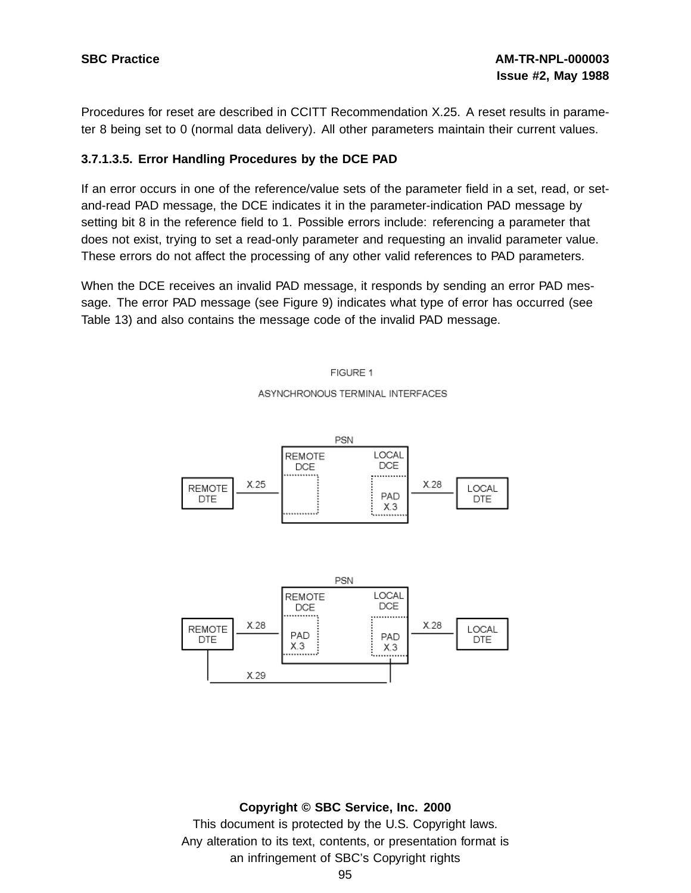Procedures for reset are described in CCITT Recommendation X.25. A reset results in parameter 8 being set to 0 (normal data delivery). All other parameters maintain their current values.

#### 3.7.1.3.5. Error Handling Procedures by the DCE PAD

If an error occurs in one of the reference/value sets of the parameter field in a set, read, or set-and-read PAD message, the DCE indicates it in the parameter-indication PAD message by setting bit 8 in the reference field to 1. Possible errors include: referencing a parameter that does not exist, trying to set a read-only parameter and requesting an invalid parameter value. These errors do not affect the processing of any other valid references to PAD parameters.

When the DCE receives an invalid PAD message, it responds by sending an error PAD message. The error PAD message (see Figure 9) indicates what type of error has occurred (see Table 13) and also contains the message code of the invalid PAD message.

FIGURE 1

ASYNCHRONOUS TERMINAL INTERFACES

PSN

REMOTE DTE — X.25 — REMOTE DCE | LOCAL DCE (PAD X.3) — X.28 — LOCAL DTE

PSN

REMOTE DTE — X.28 — REMOTE DCE (PAD X.3) | LOCAL DCE (PAD X.3) — X.28 — LOCAL DTE

X.29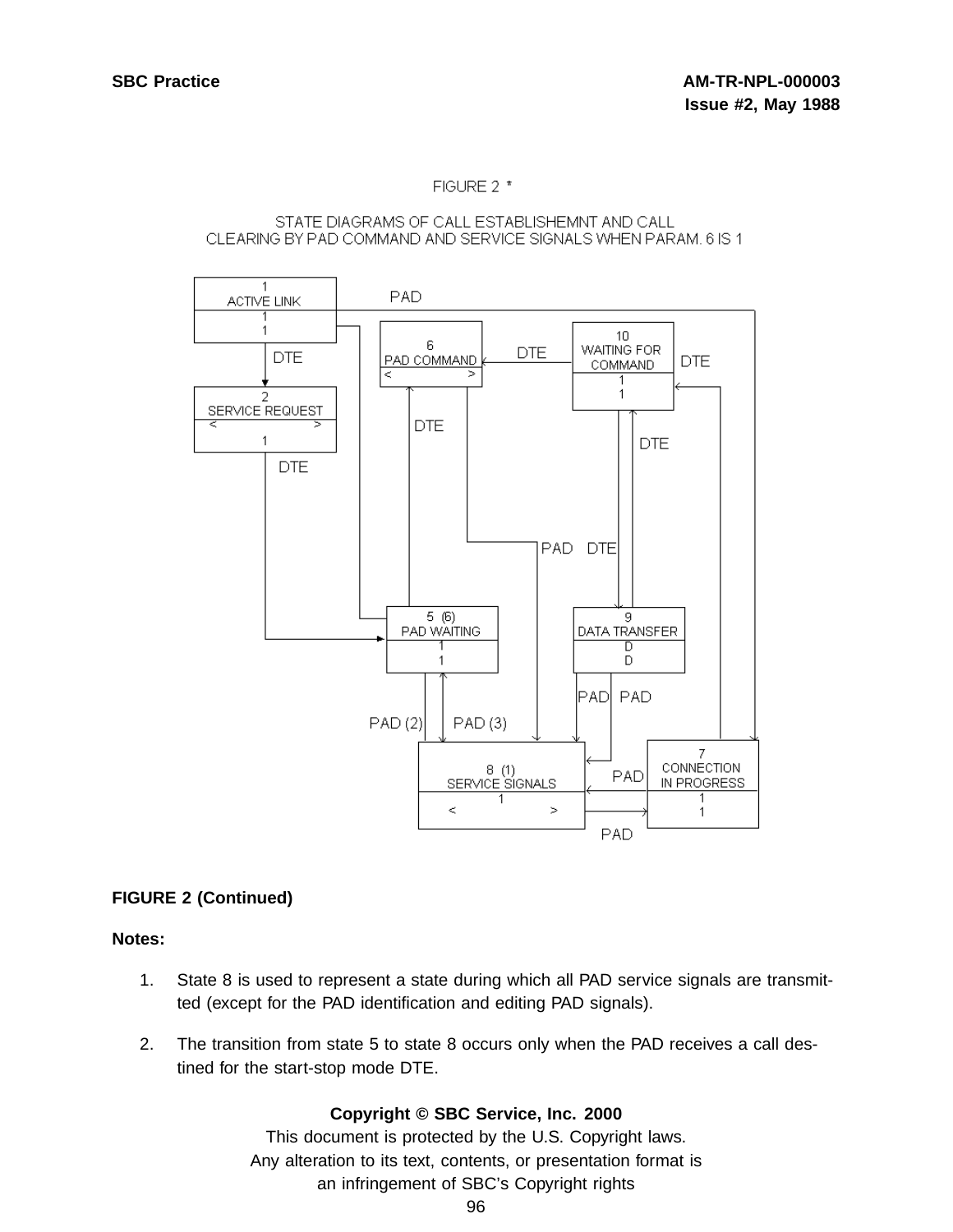FIGURE 2 *

STATE DIAGRAMS OF CALL ESTABLISHEMNT AND CALL CLEARING BY PAD COMMAND AND SERVICE SIGNALS WHEN PARAM. 6 IS 1

**FIGURE 2 (Continued)**

**Notes:**

1. State 8 is used to represent a state during which all PAD service signals are transmitted (except for the PAD identification and editing PAD signals).

2. The transition from state 5 to state 8 occurs only when the PAD receives a call destined for the start-stop mode DTE.

**Copyright © SBC Service, Inc. 2000**
This document is protected by the U.S. Copyright laws.
Any alteration to its text, contents, or presentation format is an infringement of SBC's Copyright rights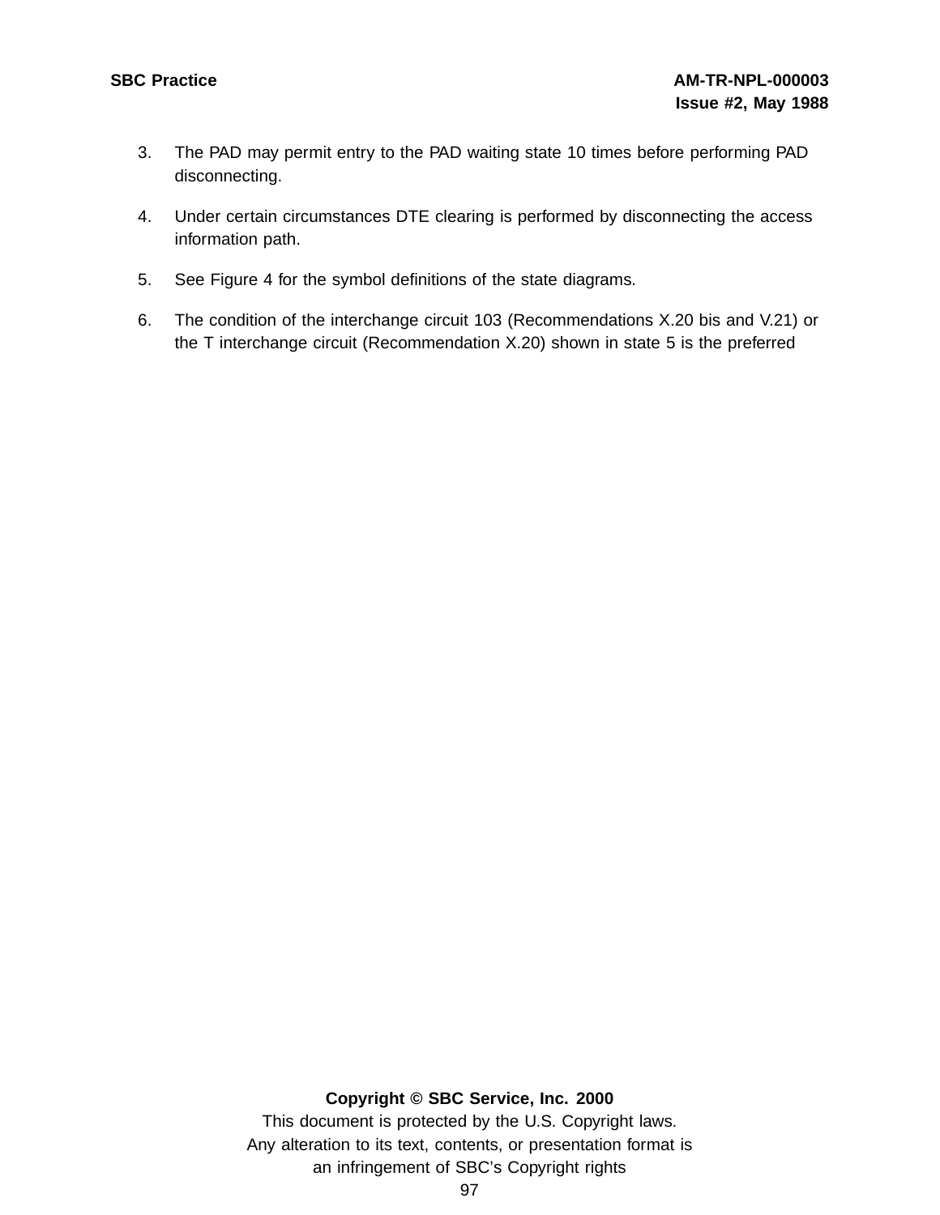3. The PAD may permit entry to the PAD waiting state 10 times before performing PAD disconnecting.

4. Under certain circumstances DTE clearing is performed by disconnecting the access information path.

5. See Figure 4 for the symbol definitions of the state diagrams.

6. The condition of the interchange circuit 103 (Recommendations X.20 bis and V.21) or the T interchange circuit (Recommendation X.20) shown in state 5 is the preferred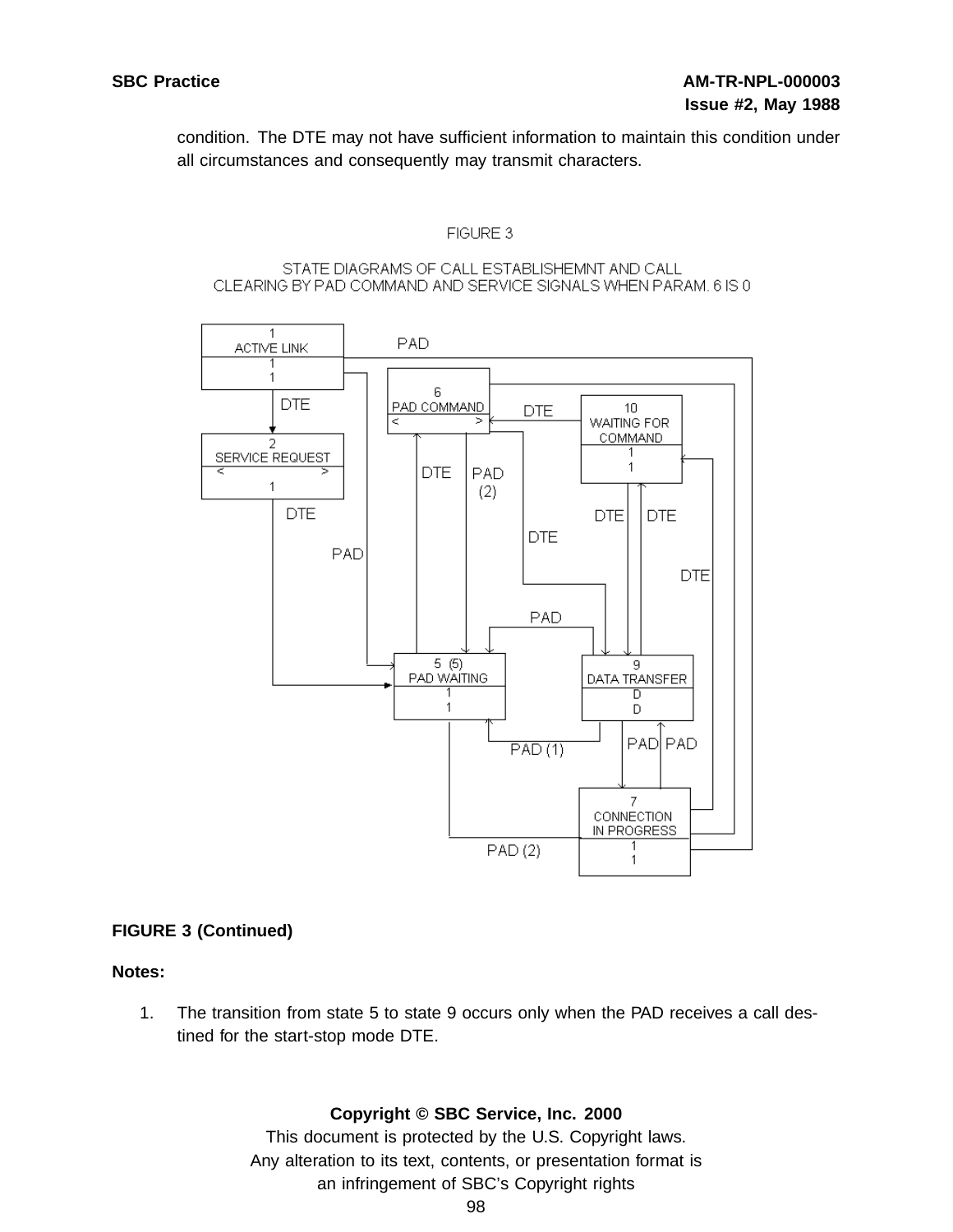condition. The DTE may not have sufficient information to maintain this condition under all circumstances and consequently may transmit characters.

FIGURE 3

STATE DIAGRAMS OF CALL ESTABLISHEMNT AND CALL CLEARING BY PAD COMMAND AND SERVICE SIGNALS WHEN PARAM. 6 IS 0

**FIGURE 3 (Continued)**

**Notes:**

1. The transition from state 5 to state 9 occurs only when the PAD receives a call destined for the start-stop mode DTE.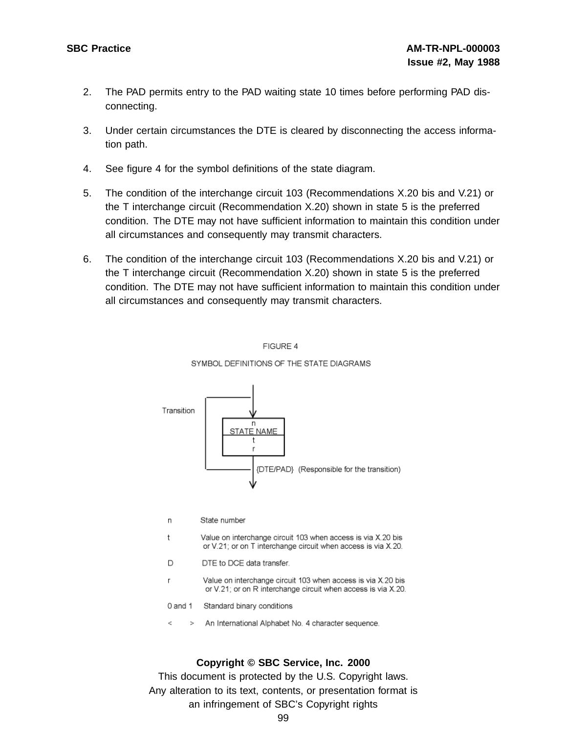2. The PAD permits entry to the PAD waiting state 10 times before performing PAD disconnecting.

3. Under certain circumstances the DTE is cleared by disconnecting the access information path.

4. See figure 4 for the symbol definitions of the state diagram.

5. The condition of the interchange circuit 103 (Recommendations X.20 bis and V.21) or the T interchange circuit (Recommendation X.20) shown in state 5 is the preferred condition. The DTE may not have sufficient information to maintain this condition under all circumstances and consequently may transmit characters.

6. The condition of the interchange circuit 103 (Recommendations X.20 bis and V.21) or the T interchange circuit (Recommendation X.20) shown in state 5 is the preferred condition. The DTE may not have sufficient information to maintain this condition under all circumstances and consequently may transmit characters.

FIGURE 4

SYMBOL DEFINITIONS OF THE STATE DIAGRAMS

Transition

n
STATE NAME
t
r

{DTE/PAD} (Responsible for the transition)

| | |
|---|---|
| n | State number |
| t | Value on interchange circuit 103 when access is via X.20 bis or V.21; or on T interchange circuit when access is via X.20. |
| D | DTE to DCE data transfer. |
| r | Value on interchange circuit 103 when access is via X.20 bis or V.21; or on R interchange circuit when access is via X.20. |
| 0 and 1 | Standard binary conditions |
| < > | An International Alphabet No. 4 character sequence. |

**Copyright © SBC Service, Inc. 2000**
This document is protected by the U.S. Copyright laws.
Any alteration to its text, contents, or presentation format is an infringement of SBC's Copyright rights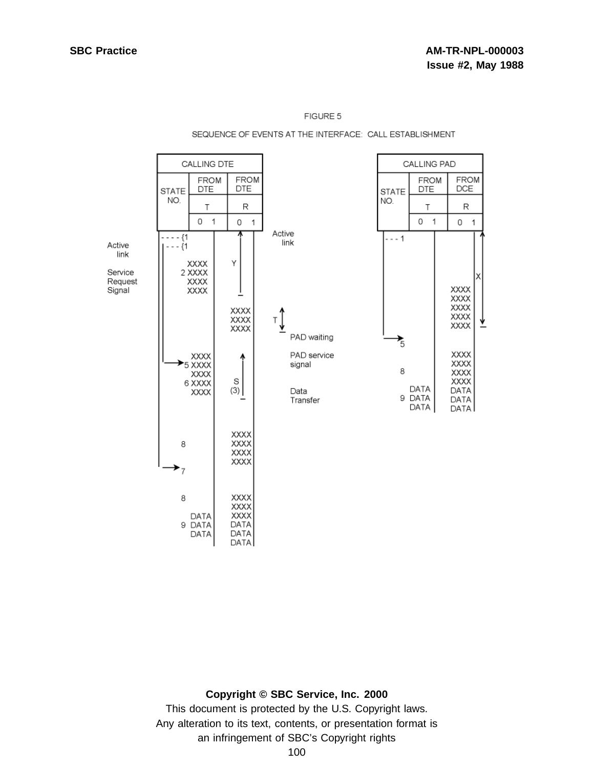FIGURE 5

SEQUENCE OF EVENTS AT THE INTERFACE: CALL ESTABLISHMENT

| CALLING DTE | | |
|---|---|---|
| STATE NO. | FROM DTE | FROM DTE |
| | T | R |
| | 0 1 | 0 1 |

Active link

Service Request Signal

Active link

PAD waiting

PAD service signal

Data Transfer

| CALLING PAD | | |
|---|---|---|
| STATE NO. | FROM DTE | FROM DCE |
| | T | R |
| | 0 1 | 0 1 |

Copyright © SBC Service, Inc. 2000

This document is protected by the U.S. Copyright laws.
Any alteration to its text, contents, or presentation format is an infringement of SBC's Copyright rights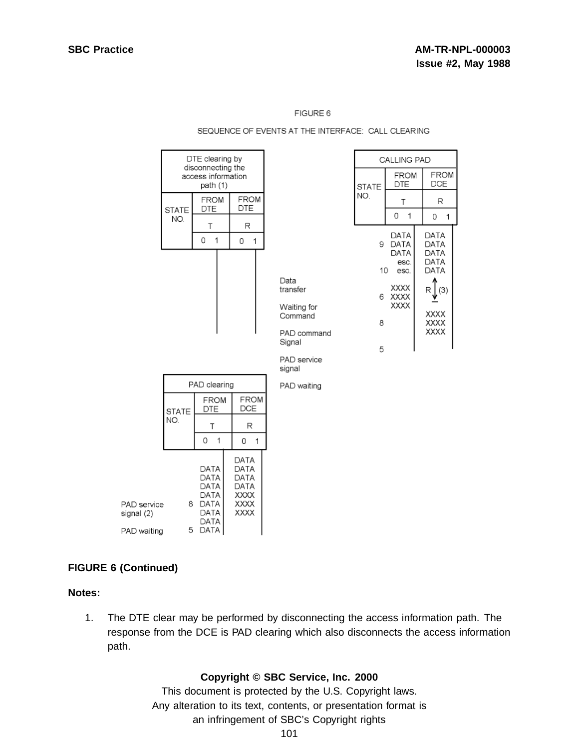FIGURE 6

SEQUENCE OF EVENTS AT THE INTERFACE: CALL CLEARING

**DTE clearing by disconnecting the access information path (1)**

| STATE NO. | FROM DTE T (0 1) | FROM DTE R (0 1) |
|---|---|---|
| | | |

**CALLING PAD**

| STATE NO. | FROM DTE T (0 1) | FROM DCE R (0 1) |
|---|---|---|
| | DATA | DATA |
| 9 | DATA | DATA |
| | DATA | DATA |
| | esc. | DATA |
| 10 | esc. | DATA |
| | XXXX | R ↕ (3) |
| 6 | XXXX | |
| | XXXX | |
| | | XXXX |
| 8 | | XXXX |
| | | XXXX |
| 5 | | |

Legend: Data transfer; Waiting for Command; PAD command Signal; PAD service signal; PAD waiting

**PAD clearing**

| | STATE NO. | FROM DTE T (0 1) | FROM DCE R (0 1) |
|---|---|---|---|
| | | | DATA |
| | | DATA | DATA |
| | | DATA | DATA |
| | | DATA | DATA |
| | | DATA | XXXX |
| PAD service signal (2) | 8 | DATA | XXXX |
| | | DATA | XXXX |
| | | DATA | |
| PAD waiting | 5 | DATA | |

**FIGURE 6 (Continued)**

**Notes:**

1. The DTE clear may be performed by disconnecting the access information path. The response from the DCE is PAD clearing which also disconnects the access information path.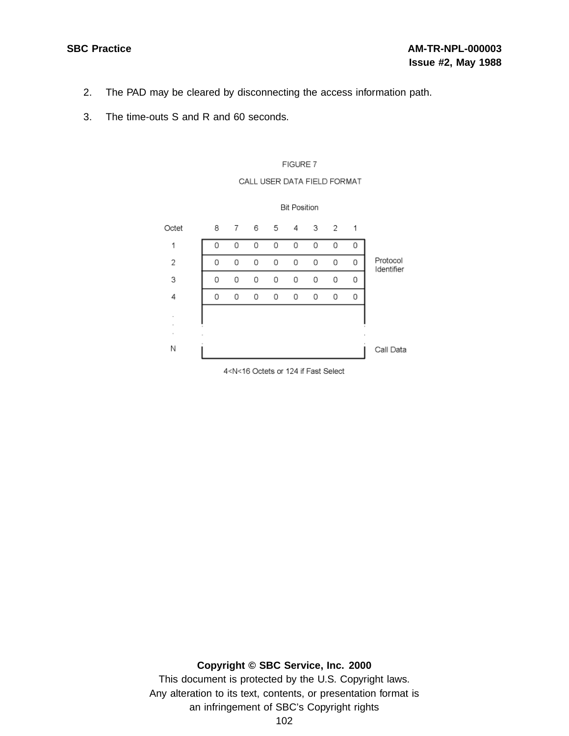2. The PAD may be cleared by disconnecting the access information path.

3. The time-outs S and R and 60 seconds.

FIGURE 7

CALL USER DATA FIELD FORMAT

| Octet | Bit Position 8 | 7 | 6 | 5 | 4 | 3 | 2 | 1 | |
|---|---|---|---|---|---|---|---|---|---|
| 1 | 0 | 0 | 0 | 0 | 0 | 0 | 0 | 0 | Protocol Identifier |
| 2 | 0 | 0 | 0 | 0 | 0 | 0 | 0 | 0 | |
| 3 | 0 | 0 | 0 | 0 | 0 | 0 | 0 | 0 | |
| 4 | 0 | 0 | 0 | 0 | 0 | 0 | 0 | 0 | |
| . . . | | | | | | | | | |
| N | | | | | | | | | Call Data |

4<N<16 Octets or 124 if Fast Select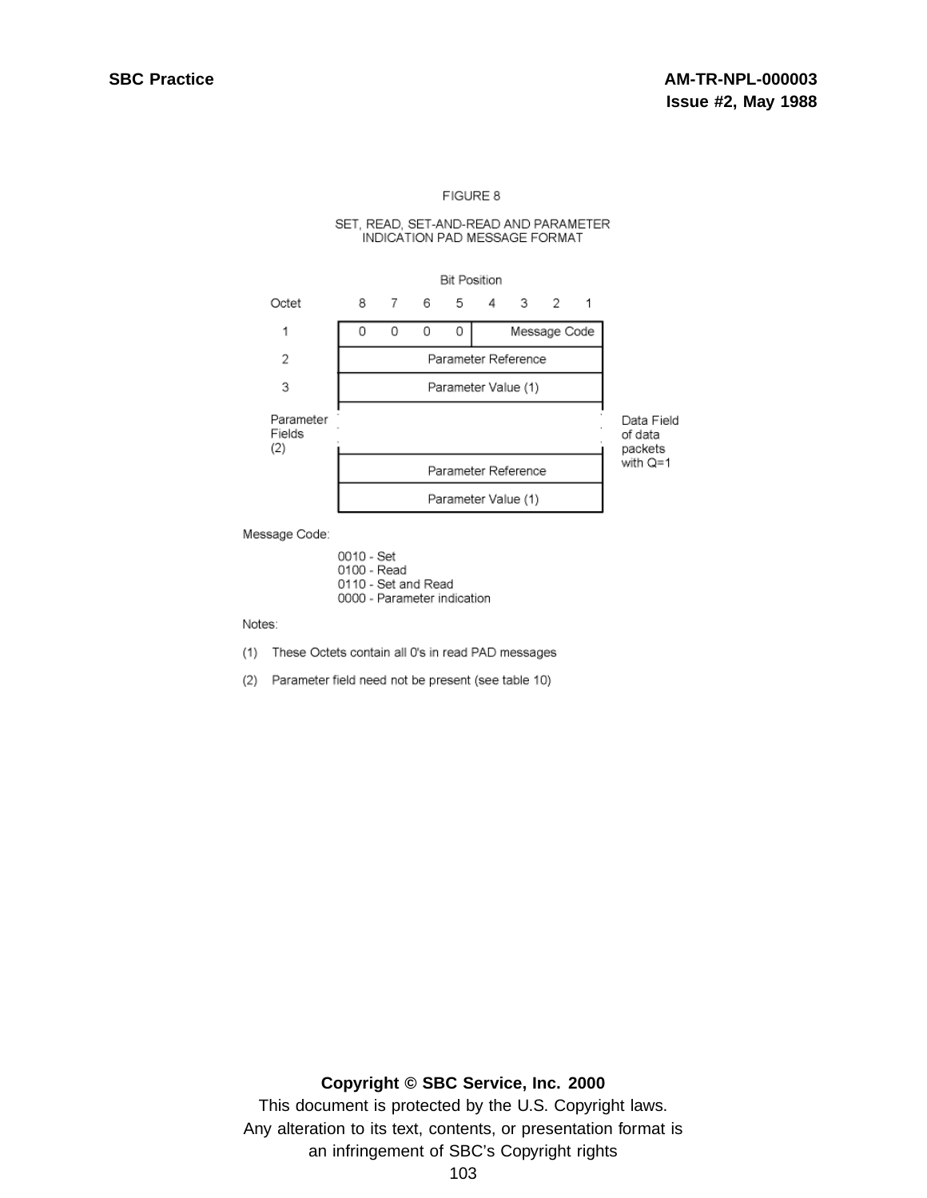FIGURE 8

SET, READ, SET-AND-READ AND PARAMETER INDICATION PAD MESSAGE FORMAT

| Octet | Bit Position 8 | 7 | 6 | 5 | 4 | 3 | 2 | 1 | |
|---|---|---|---|---|---|---|---|---|---|
| 1 | 0 | 0 | 0 | 0 | Message Code | | | | |
| 2 | Parameter Reference | | | | | | | | |
| 3 | Parameter Value (1) | | | | | | | | |
| Parameter Fields (2) | . . . | | | | | | | | Data Field of data packets with Q=1 |
| | Parameter Reference | | | | | | | | |
| | Parameter Value (1) | | | | | | | | |

Message Code:

- 0010 - Set
- 0100 - Read
- 0110 - Set and Read
- 0000 - Parameter indication

Notes:

(1) These Octets contain all 0's in read PAD messages

(2) Parameter field need not be present (see table 10)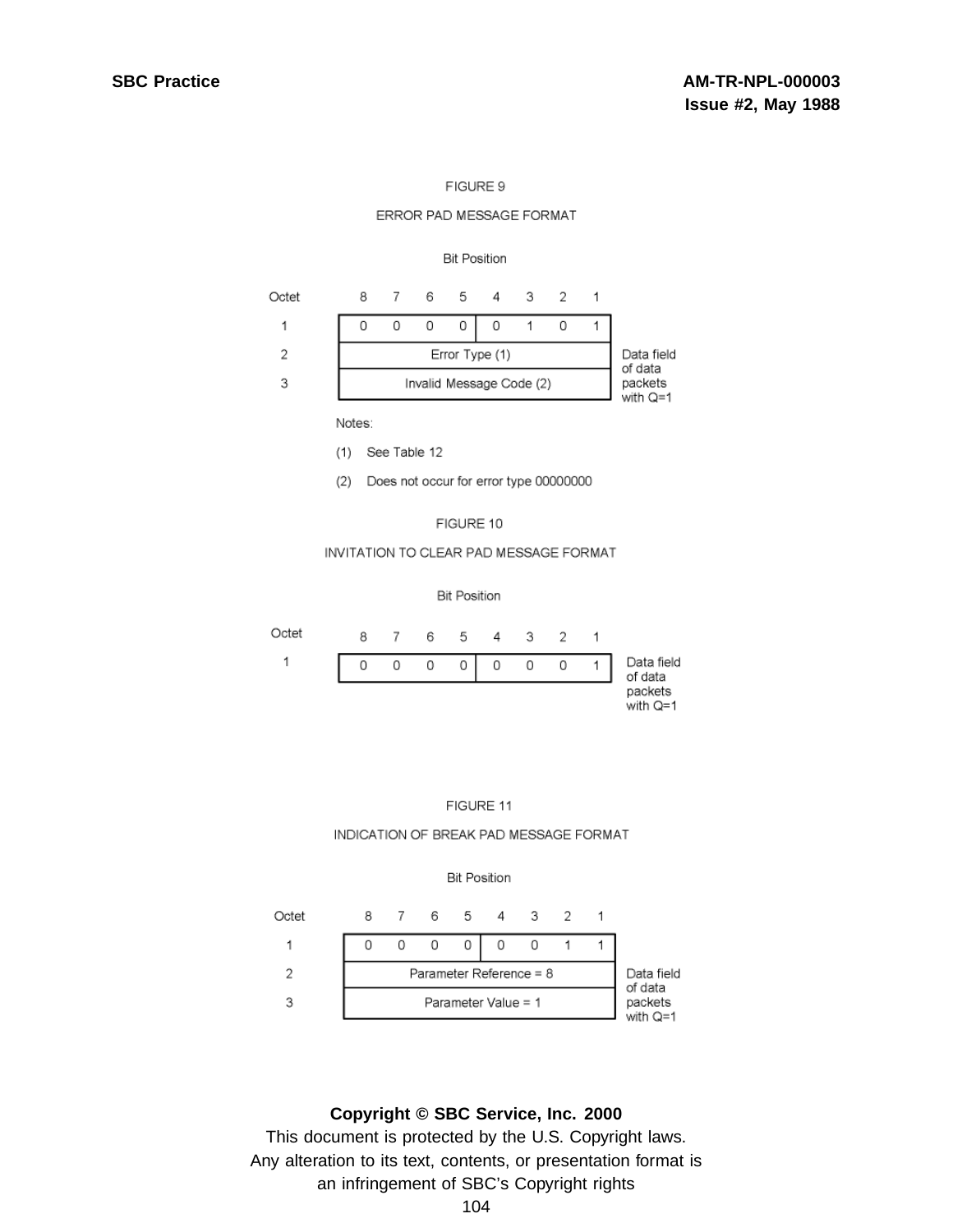FIGURE 9

ERROR PAD MESSAGE FORMAT

| Octet | Bit Position: 8 | 7 | 6 | 5 | 4 | 3 | 2 | 1 | |
|---|---|---|---|---|---|---|---|---|---|
| 1 | 0 | 0 | 0 | 0 | 0 | 1 | 0 | 1 | Data field of data packets with Q=1 |
| 2 | Error Type (1) | | | | | | | | |
| 3 | Invalid Message Code (2) | | | | | | | | |

Notes:

(1) See Table 12

(2) Does not occur for error type 00000000

FIGURE 10

INVITATION TO CLEAR PAD MESSAGE FORMAT

| Octet | Bit Position: 8 | 7 | 6 | 5 | 4 | 3 | 2 | 1 | |
|---|---|---|---|---|---|---|---|---|---|
| 1 | 0 | 0 | 0 | 0 | 0 | 0 | 0 | 1 | Data field of data packets with Q=1 |

FIGURE 11

INDICATION OF BREAK PAD MESSAGE FORMAT

| Octet | Bit Position: 8 | 7 | 6 | 5 | 4 | 3 | 2 | 1 | |
|---|---|---|---|---|---|---|---|---|---|
| 1 | 0 | 0 | 0 | 0 | 0 | 0 | 1 | 1 | Data field of data packets with Q=1 |
| 2 | Parameter Reference = 8 | | | | | | | | |
| 3 | Parameter Value = 1 | | | | | | | | |

**Copyright © SBC Service, Inc. 2000**

This document is protected by the U.S. Copyright laws.
Any alteration to its text, contents, or presentation format is
an infringement of SBC's Copyright rights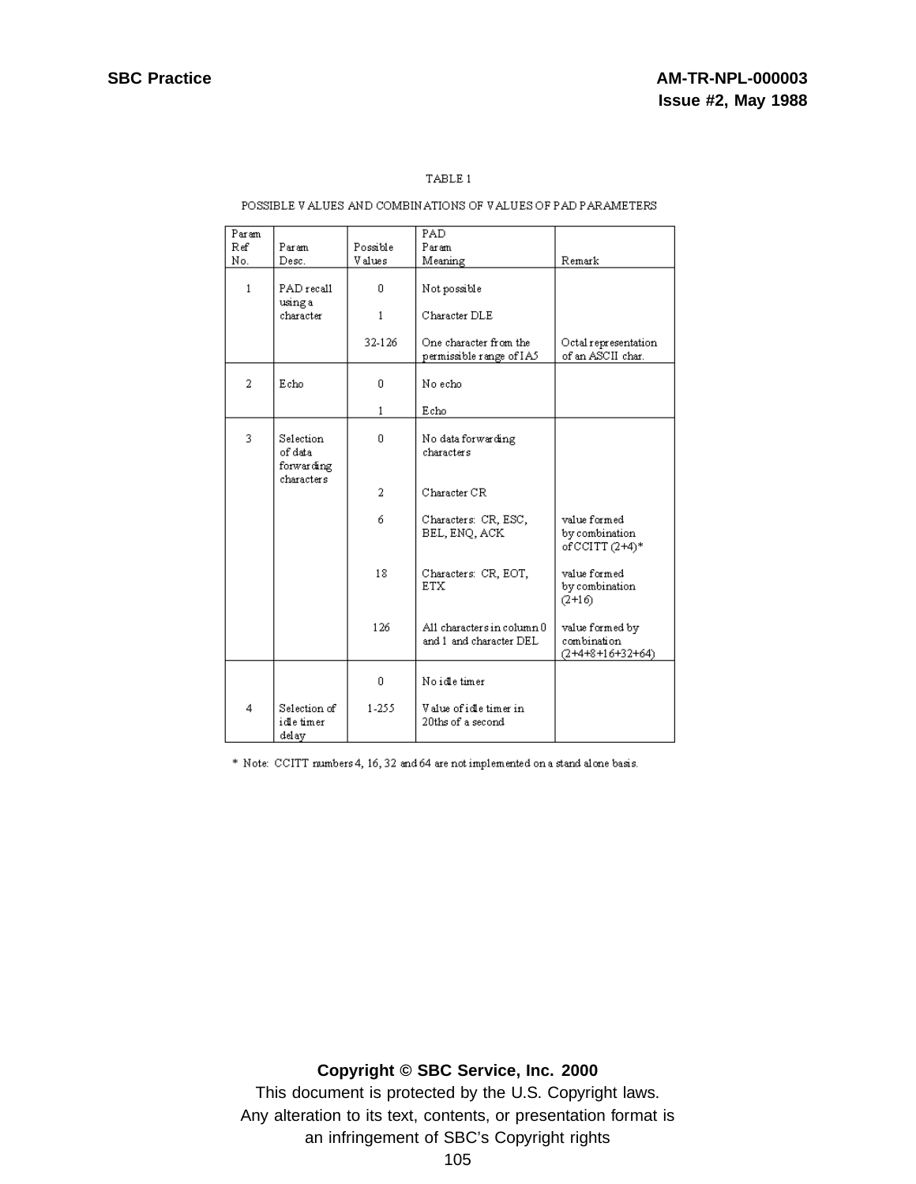TABLE 1

POSSIBLE VALUES AND COMBINATIONS OF VALUES OF PAD PARAMETERS

| Param Ref No. | Param Desc. | Possible Values | PAD Param Meaning | Remark |
|---|---|---|---|---|
| 1 | PAD recall using a character | 0 | Not possible | |
| | | 1 | Character DLE | |
| | | 32-126 | One character from the permissible range of IA5 | Octal representation of an ASCII char. |
| 2 | Echo | 0 | No echo | |
| | | 1 | Echo | |
| 3 | Selection of data forwarding characters | 0 | No data forwarding characters | |
| | | 2 | Character CR | |
| | | 6 | Characters: CR, ESC, BEL, ENQ, ACK | value formed by combination of CCITT (2+4)* |
| | | 18 | Characters: CR, EOT, ETX | value formed by combination (2+16) |
| | | 126 | All characters in column 0 and 1 and character DEL | value formed by combination (2+4+8+16+32+64) |
| 4 | Selection of idle timer delay | 0 | No idle timer | |
| | | 1-255 | Value of idle timer in 20ths of a second | |

* Note: CCITT numbers 4, 16, 32 and 64 are not implemented on a stand alone basis.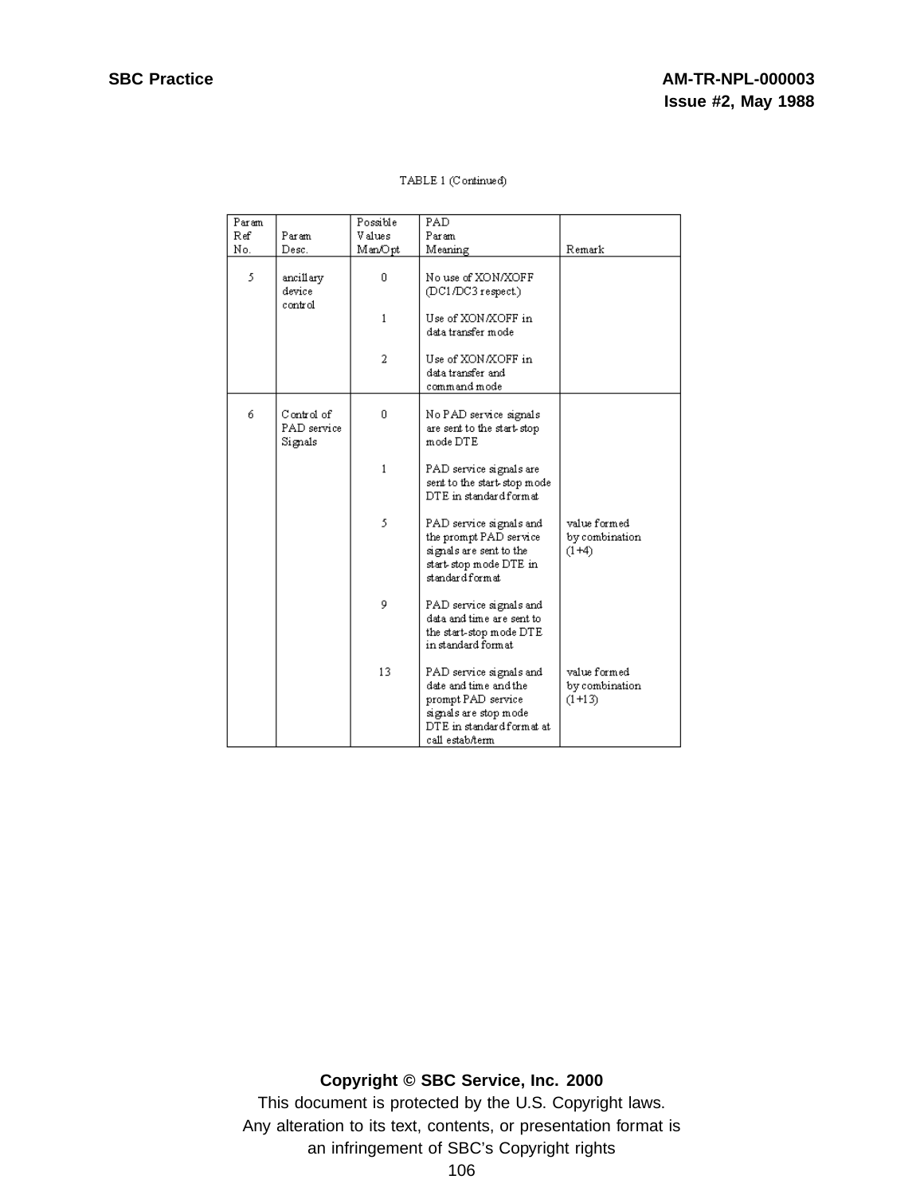TABLE 1 (Continued)

| Param Ref No. | Param Desc. | Possible Values Man/Opt | PAD Param Meaning | Remark |
|---|---|---|---|---|
| 5 | ancillary device control | 0 | No use of XON/XOFF (DC1/DC3 respect.) | |
| | | 1 | Use of XON/XOFF in data transfer mode | |
| | | 2 | Use of XON/XOFF in data transfer and command mode | |
| 6 | Control of PAD service Signals | 0 | No PAD service signals are sent to the start-stop mode DTE | |
| | | 1 | PAD service signals are sent to the start-stop mode DTE in standard format | |
| | | 5 | PAD service signals and the prompt PAD service signals are sent to the start-stop mode DTE in standard format | value formed by combination (1+4) |
| | | 9 | PAD service signals and data and time are sent to the start-stop mode DTE in standard format | |
| | | 13 | PAD service signals and date and time and the prompt PAD service signals are stop mode DTE in standard format at call estab/term | value formed by combination (1+13) |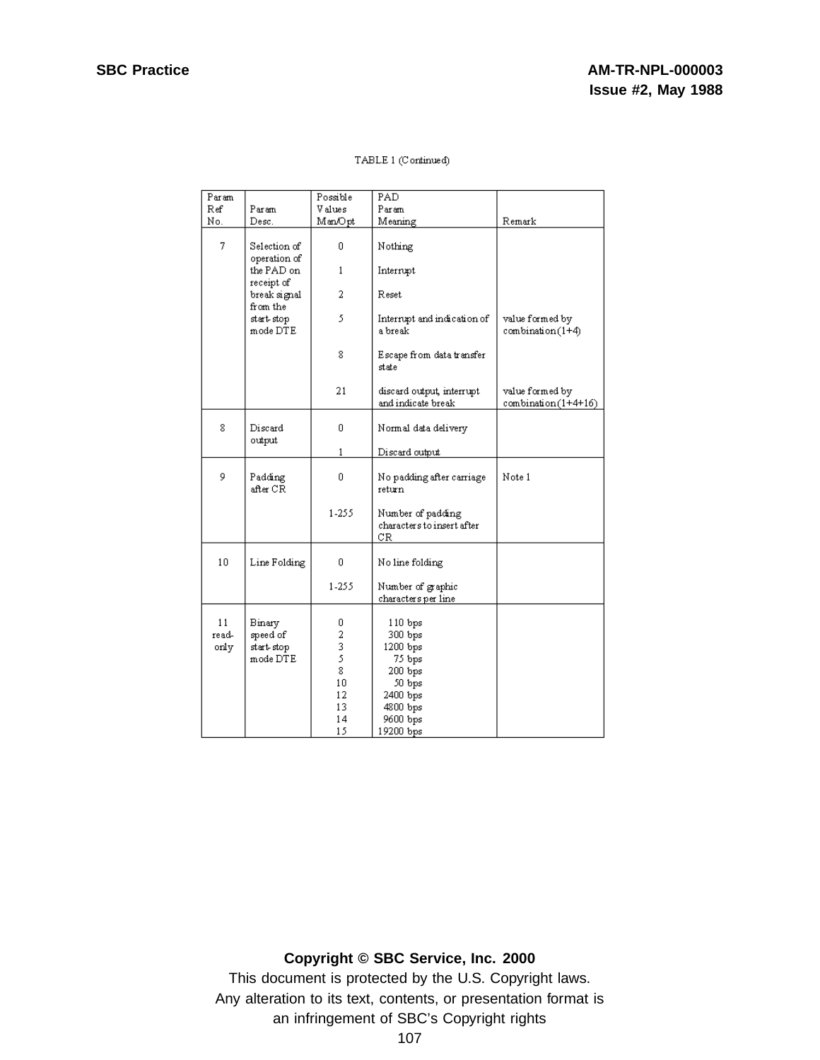TABLE 1 (Continued)

| Param Ref No. | Param Desc. | Possible Values Man/Opt | PAD Param Meaning | Remark |
|---|---|---|---|---|
| 7 | Selection of operation of the PAD on receipt of break signal from the start-stop mode DTE | 0 | Nothing | |
| | | 1 | Interrupt | |
| | | 2 | Reset | |
| | | 5 | Interrupt and indication of a break | value formed by combination(1+4) |
| | | 8 | Escape from data transfer state | |
| | | 21 | discard output, interrupt and indicate break | value formed by combination(1+4+16) |
| 8 | Discard output | 0 | Normal data delivery | |
| | | 1 | Discard output | |
| 9 | Padding after CR | 0 | No padding after carriage return | Note 1 |
| | | 1-255 | Number of padding characters to insert after CR | |
| 10 | Line Folding | 0 | No line folding | |
| | | 1-255 | Number of graphic characters per line | |
| 11 read-only | Binary speed of start-stop mode DTE | 0 | 110 bps | |
| | | 2 | 300 bps | |
| | | 3 | 1200 bps | |
| | | 5 | 75 bps | |
| | | 8 | 200 bps | |
| | | 10 | 50 bps | |
| | | 12 | 2400 bps | |
| | | 13 | 4800 bps | |
| | | 14 | 9600 bps | |
| | | 15 | 19200 bps | |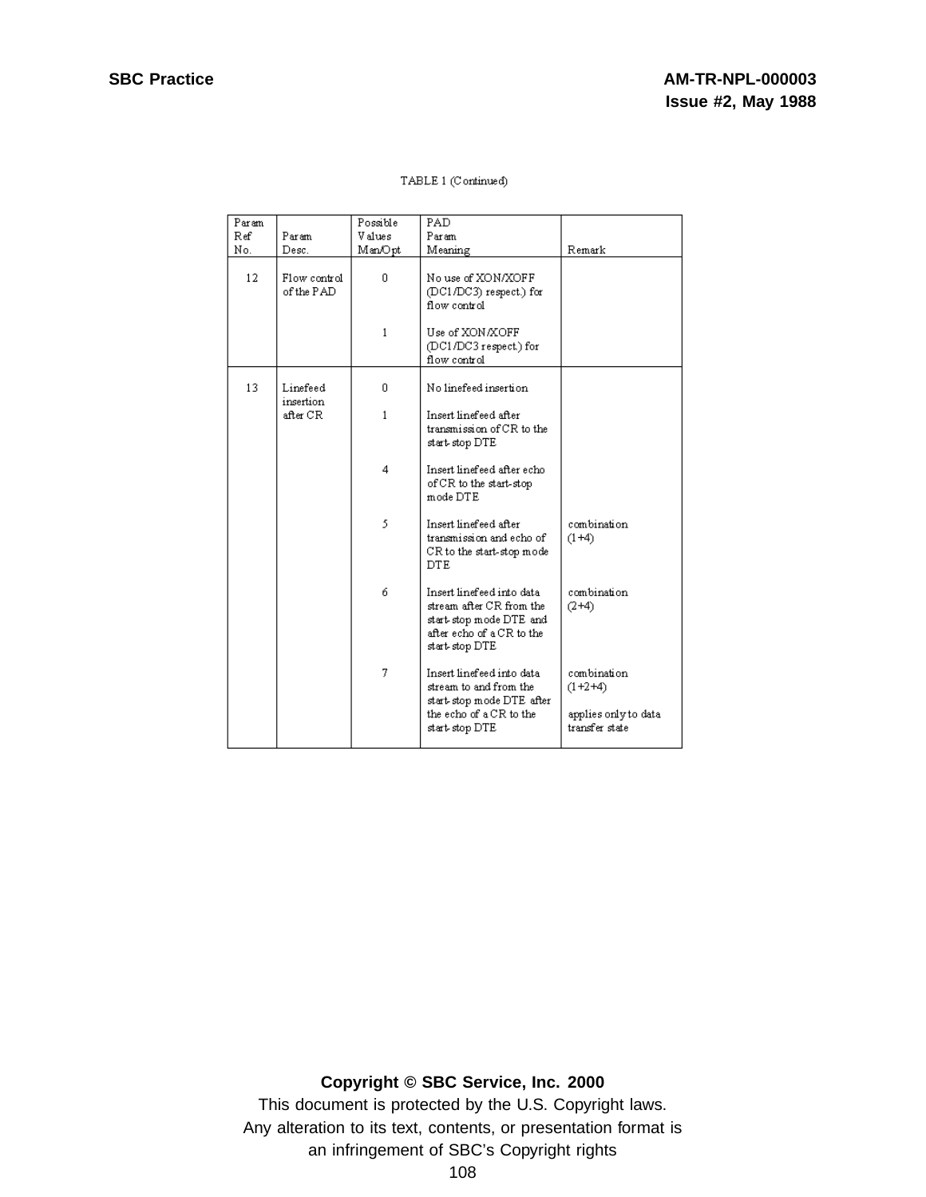TABLE 1 (Continued)

| Param Ref No. | Param Desc. | Possible Values Man/Opt | PAD Param Meaning | Remark |
|---|---|---|---|---|
| 12 | Flow control of the PAD | 0 | No use of XON/XOFF (DC1/DC3) respect.) for flow control | |
| | | 1 | Use of XON/XOFF (DC1/DC3 respect.) for flow control | |
| 13 | Linefeed insertion after CR | 0 | No linefeed insertion | |
| | | 1 | Insert linefeed after transmission of CR to the start-stop DTE | |
| | | 4 | Insert linefeed after echo of CR to the start-stop mode DTE | |
| | | 5 | Insert linefeed after transmission and echo of CR to the start-stop mode DTE | combination (1+4) |
| | | 6 | Insert linefeed into data stream after CR from the start-stop mode DTE and after echo of a CR to the start-stop DTE | combination (2+4) |
| | | 7 | Insert linefeed into data stream to and from the start-stop mode DTE after the echo of a CR to the start-stop DTE | combination (1+2+4) applies only to data transfer state |

**Copyright © SBC Service, Inc. 2000**

This document is protected by the U.S. Copyright laws. Any alteration to its text, contents, or presentation format is an infringement of SBC's Copyright rights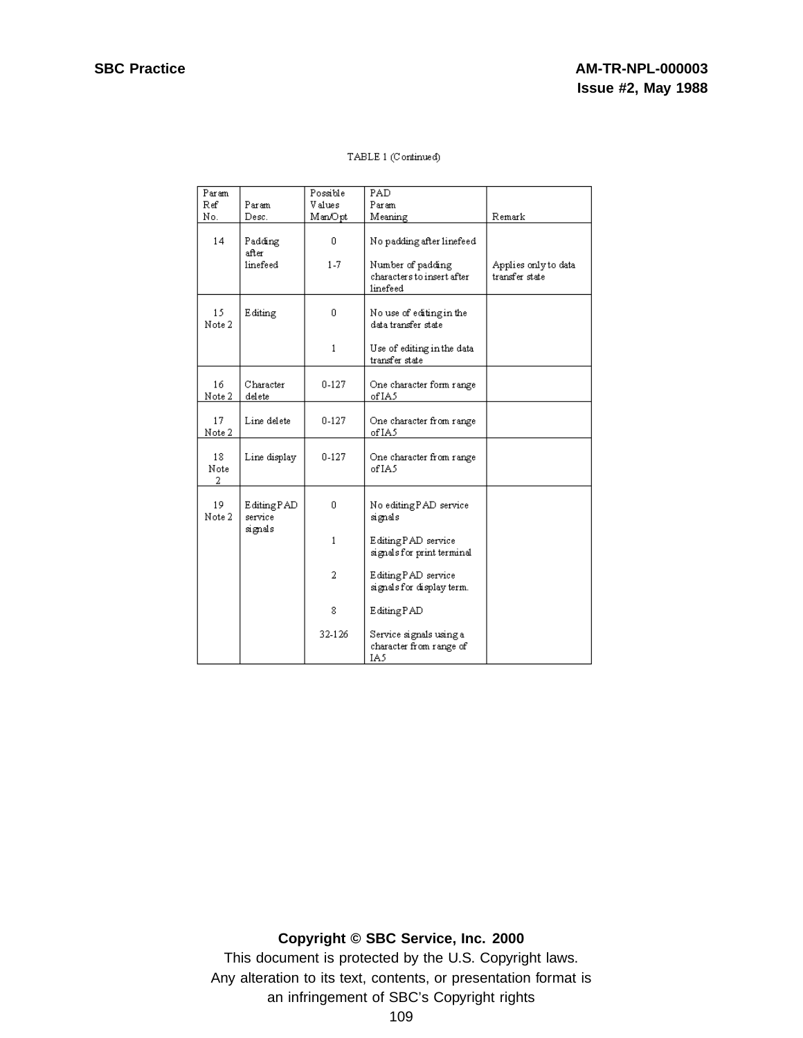TABLE 1 (Continued)

| Param Ref No. | Param Desc. | Possible Values Man/Opt | PAD Param Meaning | Remark |
|---|---|---|---|---|
| 14 | Padding after linefeed | 0 | No padding after linefeed | |
| | | 1-7 | Number of padding characters to insert after linefeed | Applies only to data transfer state |
| 15 Note 2 | Editing | 0 | No use of editing in the data transfer state | |
| | | 1 | Use of editing in the data transfer state | |
| 16 Note 2 | Character delete | 0-127 | One character form range of IA5 | |
| 17 Note 2 | Line delete | 0-127 | One character from range of IA5 | |
| 18 Note 2 | Line display | 0-127 | One character from range of IA5 | |
| 19 Note 2 | Editing PAD service signals | 0 | No editing PAD service signals | |
| | | 1 | Editing PAD service signals for print terminal | |
| | | 2 | Editing PAD service signals for display term. | |
| | | 8 | Editing PAD | |
| | | 32-126 | Service signals using a character from range of IA5 | |

**Copyright © SBC Service, Inc. 2000**

This document is protected by the U.S. Copyright laws.
Any alteration to its text, contents, or presentation format is an infringement of SBC's Copyright rights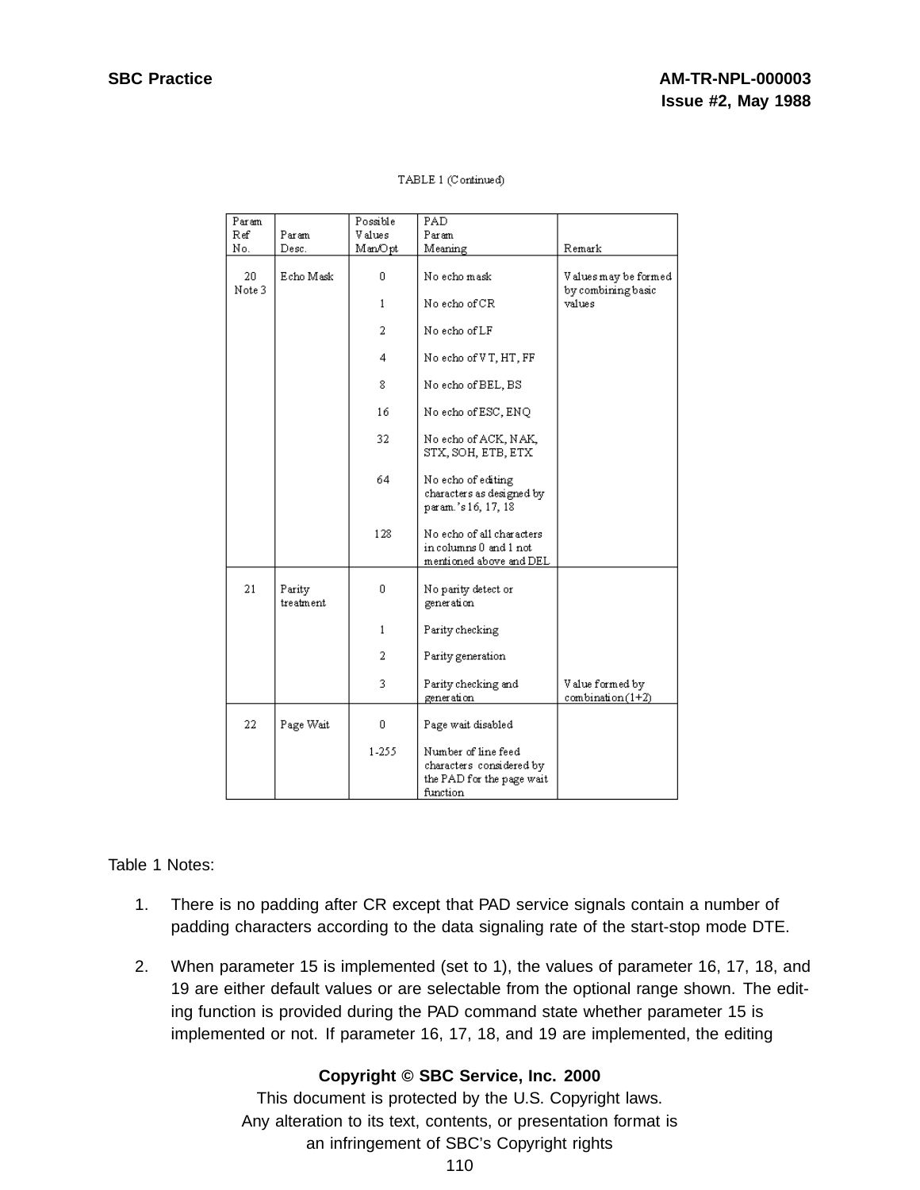TABLE 1 (Continued)

| Param Ref No. | Param Desc. | Possible Values Man/Opt | PAD Param Meaning | Remark |
|---|---|---|---|---|
| 20 Note 3 | Echo Mask | 0 | No echo mask | Values may be formed by combining basic values |
| | | 1 | No echo of CR | |
| | | 2 | No echo of LF | |
| | | 4 | No echo of VT, HT, FF | |
| | | 8 | No echo of BEL, BS | |
| | | 16 | No echo of ESC, ENQ | |
| | | 32 | No echo of ACK, NAK, STX, SOH, ETB, ETX | |
| | | 64 | No echo of editing characters as designed by param.'s 16, 17, 18 | |
| | | 128 | No echo of all characters in columns 0 and 1 not mentioned above and DEL | |
| 21 | Parity treatment | 0 | No parity detect or generation | |
| | | 1 | Parity checking | |
| | | 2 | Parity generation | |
| | | 3 | Parity checking and generation | Value formed by combination (1+2) |
| 22 | Page Wait | 0 | Page wait disabled | |
| | | 1-255 | Number of line feed characters considered by the PAD for the page wait function | |

Table 1 Notes:

1. There is no padding after CR except that PAD service signals contain a number of padding characters according to the data signaling rate of the start-stop mode DTE.

2. When parameter 15 is implemented (set to 1), the values of parameter 16, 17, 18, and 19 are either default values or are selectable from the optional range shown. The editing function is provided during the PAD command state whether parameter 15 is implemented or not. If parameter 16, 17, 18, and 19 are implemented, the editing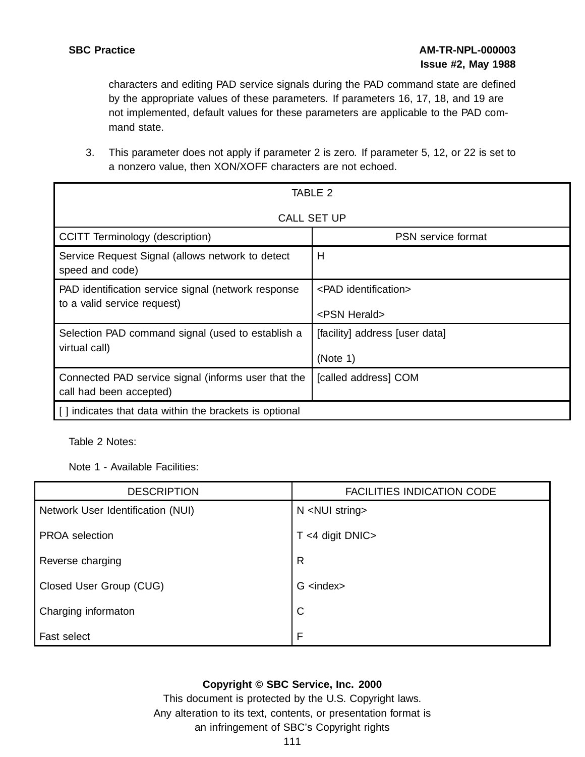characters and editing PAD service signals during the PAD command state are defined by the appropriate values of these parameters. If parameters 16, 17, 18, and 19 are not implemented, default values for these parameters are applicable to the PAD command state.

3. This parameter does not apply if parameter 2 is zero. If parameter 5, 12, or 22 is set to a nonzero value, then XON/XOFF characters are not echoed.

TABLE 2

CALL SET UP

| CCITT Terminology (description) | PSN service format |
|---|---|
| Service Request Signal (allows network to detect speed and code) | H |
| PAD identification service signal (network response to a valid service request) | <PAD identification><br><br><PSN Herald> |
| Selection PAD command signal (used to establish a virtual call) | [facility] address [user data]<br><br>(Note 1) |
| Connected PAD service signal (informs user that the call had been accepted) | [called address] COM |
| [ ] indicates that data within the brackets is optional | |

Table 2 Notes:

Note 1 - Available Facilities:

| DESCRIPTION | FACILITIES INDICATION CODE |
|---|---|
| Network User Identification (NUI) | N <NUI string> |
| PROA selection | T <4 digit DNIC> |
| Reverse charging | R |
| Closed User Group (CUG) | G <index> |
| Charging informaton | C |
| Fast select | F |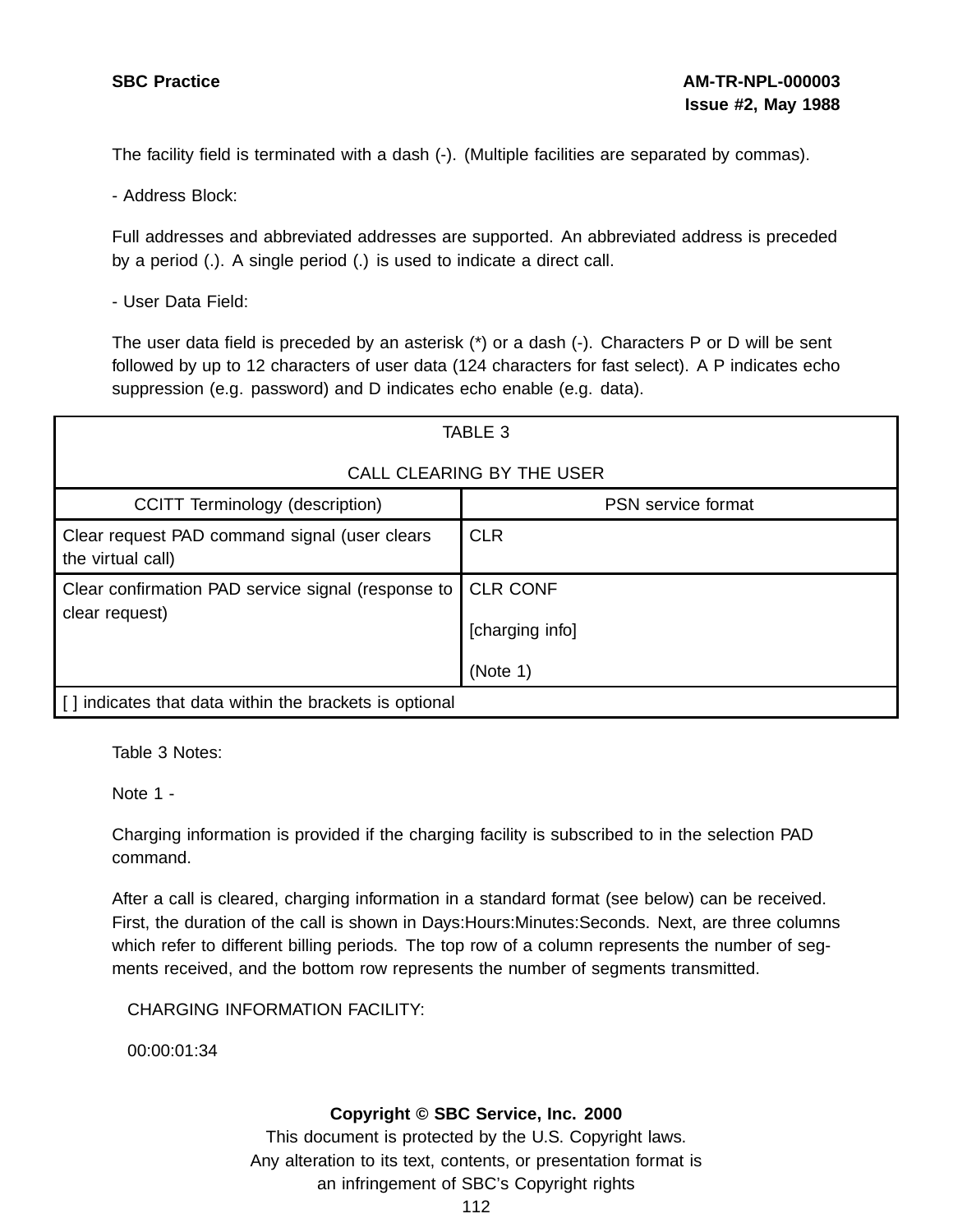The facility field is terminated with a dash (-). (Multiple facilities are separated by commas).

- Address Block:

Full addresses and abbreviated addresses are supported. An abbreviated address is preceded by a period (.). A single period (.) is used to indicate a direct call.

- User Data Field:

The user data field is preceded by an asterisk (*) or a dash (-). Characters P or D will be sent followed by up to 12 characters of user data (124 characters for fast select). A P indicates echo suppression (e.g. password) and D indicates echo enable (e.g. data).

TABLE 3

CALL CLEARING BY THE USER

| CCITT Terminology (description) | PSN service format |
| --- | --- |
| Clear request PAD command signal (user clears the virtual call) | CLR |
| Clear confirmation PAD service signal (response to clear request) | CLR CONF<br><br>[charging info]<br><br>(Note 1) |
| [ ] indicates that data within the brackets is optional | |

Table 3 Notes:

Note 1 -

Charging information is provided if the charging facility is subscribed to in the selection PAD command.

After a call is cleared, charging information in a standard format (see below) can be received. First, the duration of the call is shown in Days:Hours:Minutes:Seconds. Next, are three columns which refer to different billing periods. The top row of a column represents the number of segments received, and the bottom row represents the number of segments transmitted.

```
CHARGING INFORMATION FACILITY:

00:00:01:34
```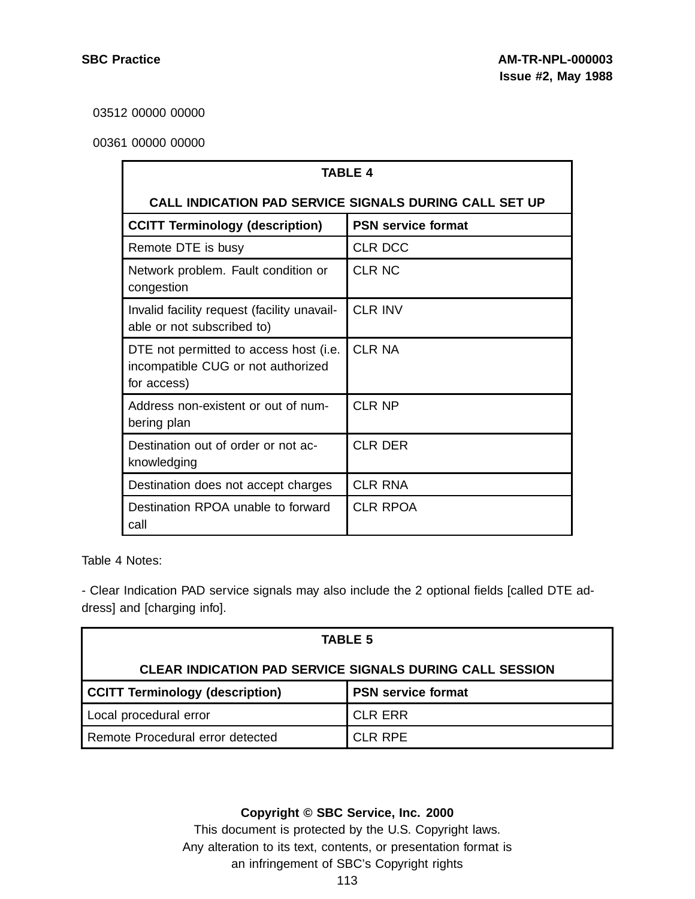03512 00000 00000

00361 00000 00000

| TABLE 4<br>CALL INDICATION PAD SERVICE SIGNALS DURING CALL SET UP | |
|---|---|
| **CCITT Terminology (description)** | **PSN service format** |
| Remote DTE is busy | CLR DCC |
| Network problem. Fault condition or congestion | CLR NC |
| Invalid facility request (facility unavailable or not subscribed to) | CLR INV |
| DTE not permitted to access host (i.e. incompatible CUG or not authorized for access) | CLR NA |
| Address non-existent or out of numbering plan | CLR NP |
| Destination out of order or not acknowledging | CLR DER |
| Destination does not accept charges | CLR RNA |
| Destination RPOA unable to forward call | CLR RPOA |

Table 4 Notes:

- Clear Indication PAD service signals may also include the 2 optional fields [called DTE address] and [charging info].

| TABLE 5<br>CLEAR INDICATION PAD SERVICE SIGNALS DURING CALL SESSION | |
|---|---|
| **CCITT Terminology (description)** | **PSN service format** |
| Local procedural error | CLR ERR |
| Remote Procedural error detected | CLR RPE |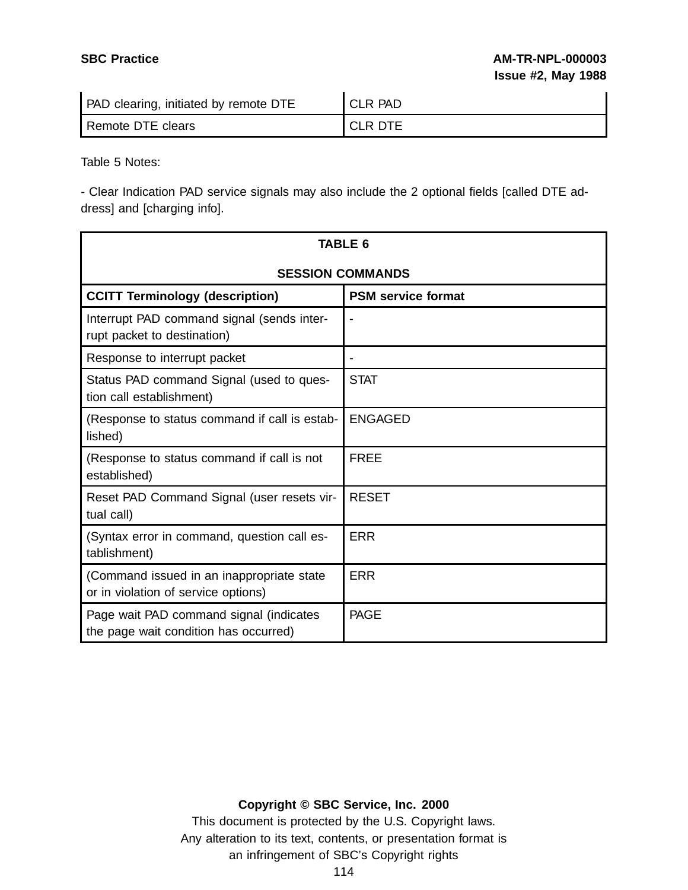| | |
|---|---|
| PAD clearing, initiated by remote DTE | CLR PAD |
| Remote DTE clears | CLR DTE |

Table 5 Notes:

- Clear Indication PAD service signals may also include the 2 optional fields [called DTE address] and [charging info].

**TABLE 6**

**SESSION COMMANDS**

| CCITT Terminology (description) | PSM service format |
|---|---|
| Interrupt PAD command signal (sends interrupt packet to destination) | - |
| Response to interrupt packet | - |
| Status PAD command Signal (used to question call establishment) | STAT |
| (Response to status command if call is established) | ENGAGED |
| (Response to status command if call is not established) | FREE |
| Reset PAD Command Signal (user resets virtual call) | RESET |
| (Syntax error in command, question call establishment) | ERR |
| (Command issued in an inappropriate state or in violation of service options) | ERR |
| Page wait PAD command signal (indicates the page wait condition has occurred) | PAGE |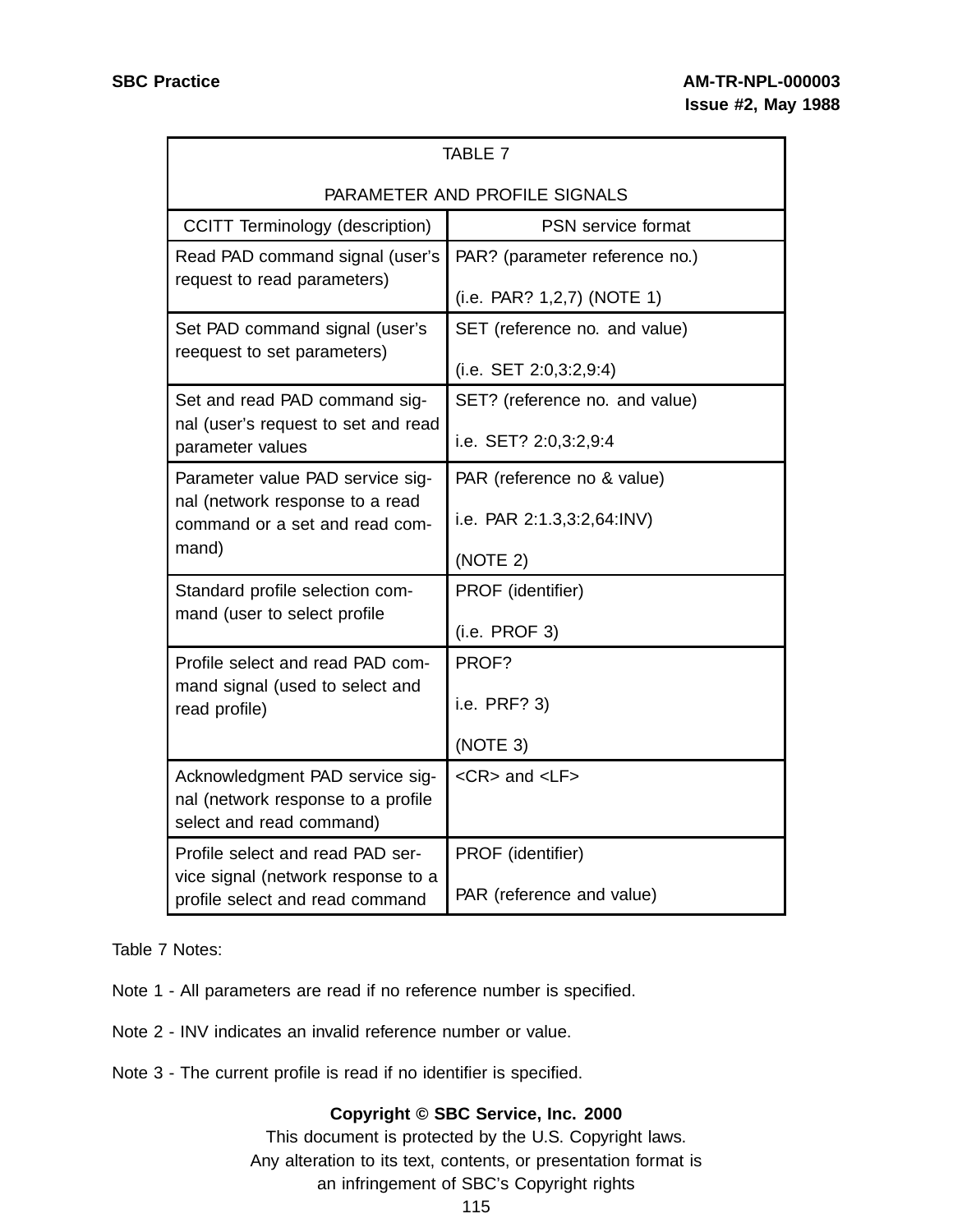| TABLE 7<br><br>PARAMETER AND PROFILE SIGNALS | |
|---|---|
| CCITT Terminology (description) | PSN service format |
| Read PAD command signal (user's request to read parameters) | PAR? (parameter reference no.)<br><br>(i.e. PAR? 1,2,7) (NOTE 1) |
| Set PAD command signal (user's reequest to set parameters) | SET (reference no. and value)<br><br>(i.e. SET 2:0,3:2,9:4) |
| Set and read PAD command signal (user's request to set and read parameter values | SET? (reference no. and value)<br><br>i.e. SET? 2:0,3:2,9:4 |
| Parameter value PAD service signal (network response to a read command or a set and read command) | PAR (reference no & value)<br><br>i.e. PAR 2:1.3,3:2,64:INV)<br><br>(NOTE 2) |
| Standard profile selection command (user to select profile | PROF (identifier)<br><br>(i.e. PROF 3) |
| Profile select and read PAD command signal (used to select and read profile) | PROF?<br><br>i.e. PRF? 3)<br><br>(NOTE 3) |
| Acknowledgment PAD service signal (network response to a profile select and read command) | <CR> and <LF> |
| Profile select and read PAD service signal (network response to a profile select and read command | PROF (identifier)<br><br>PAR (reference and value) |

Table 7 Notes:

Note 1 - All parameters are read if no reference number is specified.

Note 2 - INV indicates an invalid reference number or value.

Note 3 - The current profile is read if no identifier is specified.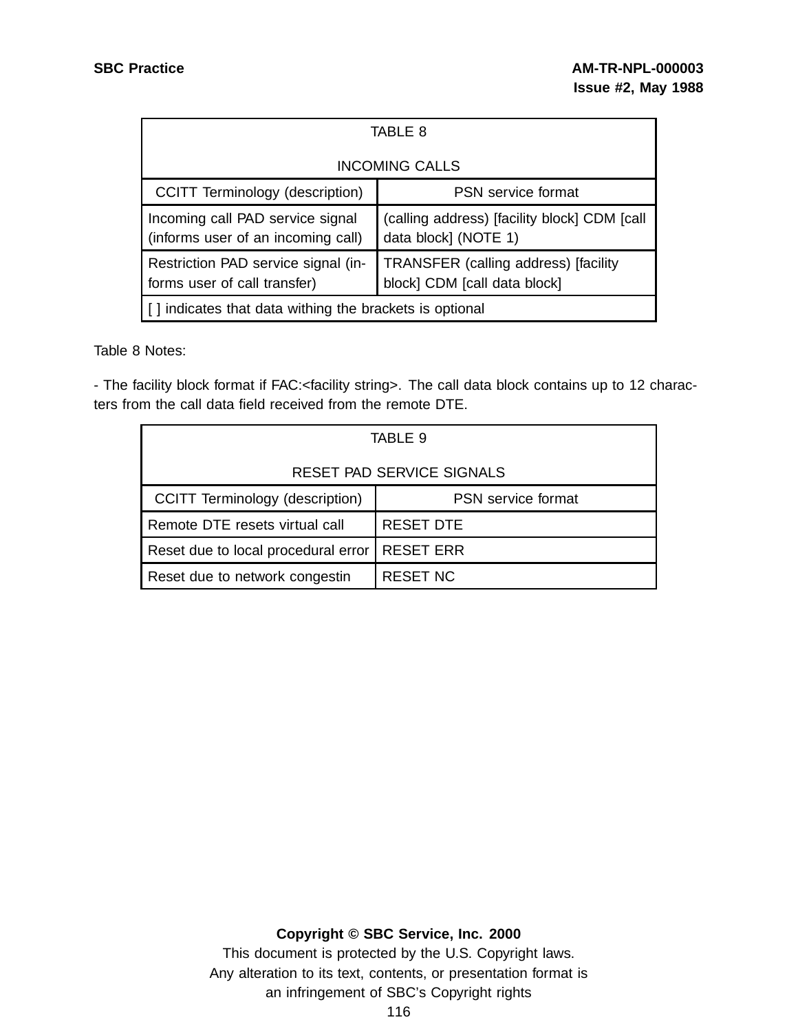| TABLE 8 INCOMING CALLS | |
|---|---|
| CCITT Terminology (description) | PSN service format |
| Incoming call PAD service signal (informs user of an incoming call) | (calling address) [facility block] CDM [call data block] (NOTE 1) |
| Restriction PAD service signal (informs user of call transfer) | TRANSFER (calling address) [facility block] CDM [call data block] |
| [ ] indicates that data withing the brackets is optional | |

Table 8 Notes:

- The facility block format if FAC:<facility string>. The call data block contains up to 12 characters from the call data field received from the remote DTE.

| TABLE 9 RESET PAD SERVICE SIGNALS | |
|---|---|
| CCITT Terminology (description) | PSN service format |
| Remote DTE resets virtual call | RESET DTE |
| Reset due to local procedural error | RESET ERR |
| Reset due to network congestin | RESET NC |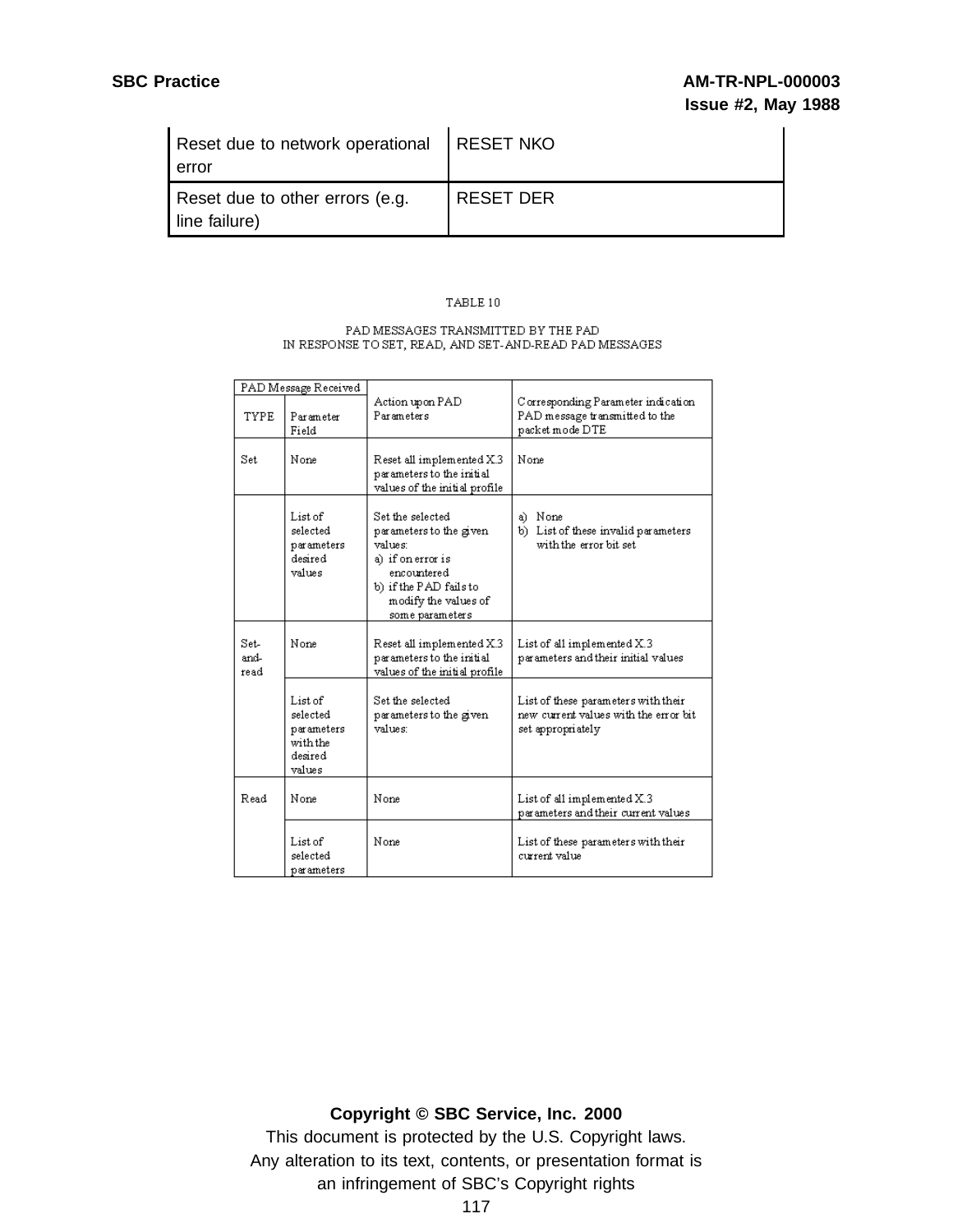| | |
|---|---|
| Reset due to network operational error | RESET NKO |
| Reset due to other errors (e.g. line failure) | RESET DER |

TABLE 10

PAD MESSAGES TRANSMITTED BY THE PAD
IN RESPONSE TO SET, READ, AND SET-AND-READ PAD MESSAGES

| PAD Message Received | | Action upon PAD Parameters | Corresponding Parameter indication PAD message transmitted to the packet mode DTE |
|---|---|---|---|
| TYPE | Parameter Field | | |
| Set | None | Reset all implemented X.3 parameters to the initial values of the initial profile | None |
| | List of selected parameters desired values | Set the selected parameters to the given values:<br>a) if on error is encountered<br>b) if the PAD fails to modify the values of some parameters | a) None<br>b) List of these invalid parameters with the error bit set |
| Set-and-read | None | Reset all implemented X.3 parameters to the initial values of the initial profile | List of all implemented X.3 parameters and their initial values |
| | List of selected parameters with the desired values | Set the selected parameters to the given values: | List of these parameters with their new current values with the error bit set appropriately |
| Read | None | None | List of all implemented X.3 parameters and their current values |
| | List of selected parameters | None | List of these parameters with their current value |